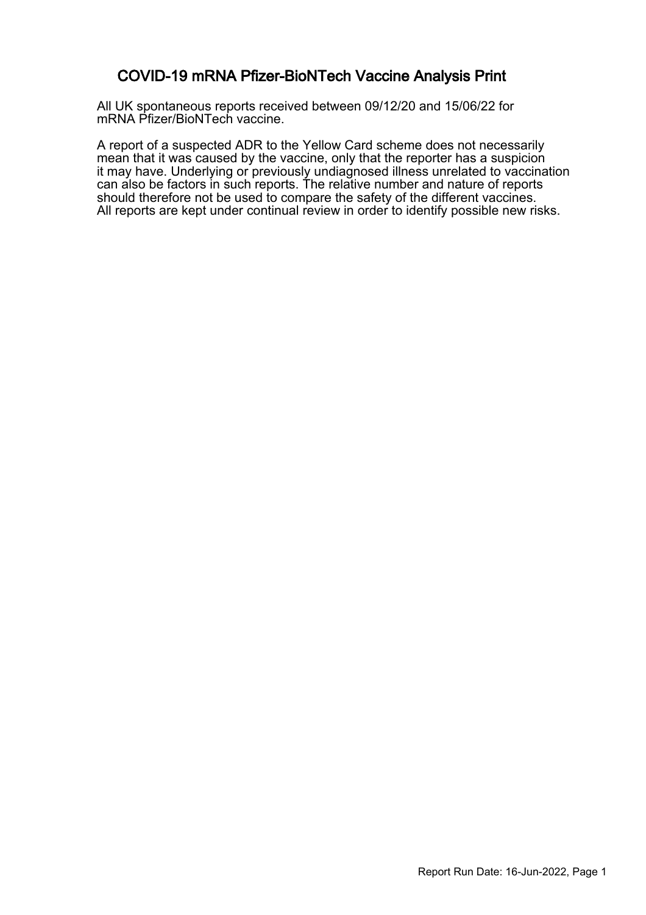# COVID-19 mRNA Pfizer-BioNTech Vaccine Analysis Print

All UK spontaneous reports received between 09/12/20 and 15/06/22 for mRNA Pfizer/BioNTech vaccine.

A report of a suspected ADR to the Yellow Card scheme does not necessarily mean that it was caused by the vaccine, only that the reporter has a suspicion it may have. Underlying or previously undiagnosed illness unrelated to vaccination can also be factors in such reports. The relative number and nature of reports should therefore not be used to compare the safety of the different vaccines. All reports are kept under continual review in order to identify possible new risks.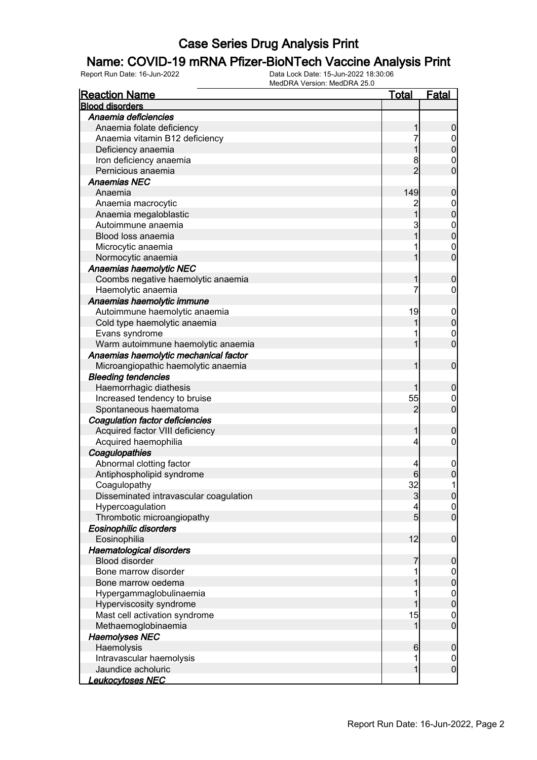# Case Series Drug Analysis Print

## Name: COVID-19 mRNA Pfizer-BioNTech Vaccine Analysis Print

Report Run Date: 16-Jun-2022  
Data Lock Date: 15-Jun-2022 18:30:06  
MedDRA Version: MedDRA 25.0

| Reaction Name | Total | Fatal |
|---|---|---|
| **Blood disorders** | | |
| *Anaemia deficiencies* | | |
| Anaemia folate deficiency | 1 | 0 |
| Anaemia vitamin B12 deficiency | 7 | 0 |
| Deficiency anaemia | 1 | 0 |
| Iron deficiency anaemia | 8 | 0 |
| Pernicious anaemia | 2 | 0 |
| *Anaemias NEC* | | |
| Anaemia | 149 | 0 |
| Anaemia macrocytic | 2 | 0 |
| Anaemia megaloblastic | 1 | 0 |
| Autoimmune anaemia | 3 | 0 |
| Blood loss anaemia | 1 | 0 |
| Microcytic anaemia | 1 | 0 |
| Normocytic anaemia | 1 | 0 |
| *Anaemias haemolytic NEC* | | |
| Coombs negative haemolytic anaemia | 1 | 0 |
| Haemolytic anaemia | 7 | 0 |
| *Anaemias haemolytic immune* | | |
| Autoimmune haemolytic anaemia | 19 | 0 |
| Cold type haemolytic anaemia | 1 | 0 |
| Evans syndrome | 1 | 0 |
| Warm autoimmune haemolytic anaemia | 1 | 0 |
| *Anaemias haemolytic mechanical factor* | | |
| Microangiopathic haemolytic anaemia | 1 | 0 |
| *Bleeding tendencies* | | |
| Haemorrhagic diathesis | 1 | 0 |
| Increased tendency to bruise | 55 | 0 |
| Spontaneous haematoma | 2 | 0 |
| *Coagulation factor deficiencies* | | |
| Acquired factor VIII deficiency | 1 | 0 |
| Acquired haemophilia | 4 | 0 |
| *Coagulopathies* | | |
| Abnormal clotting factor | 4 | 0 |
| Antiphospholipid syndrome | 6 | 0 |
| Coagulopathy | 32 | 1 |
| Disseminated intravascular coagulation | 3 | 0 |
| Hypercoagulation | 4 | 0 |
| Thrombotic microangiopathy | 5 | 0 |
| *Eosinophilic disorders* | | |
| Eosinophilia | 12 | 0 |
| *Haematological disorders* | | |
| Blood disorder | 7 | 0 |
| Bone marrow disorder | 1 | 0 |
| Bone marrow oedema | 1 | 0 |
| Hypergammaglobulinaemia | 1 | 0 |
| Hyperviscosity syndrome | 1 | 0 |
| Mast cell activation syndrome | 15 | 0 |
| Methaemoglobinaemia | 1 | 0 |
| *Haemolyses NEC* | | |
| Haemolysis | 6 | 0 |
| Intravascular haemolysis | 1 | 0 |
| Jaundice acholuric | 1 | 0 |
| *Leukocytoses NEC* | | |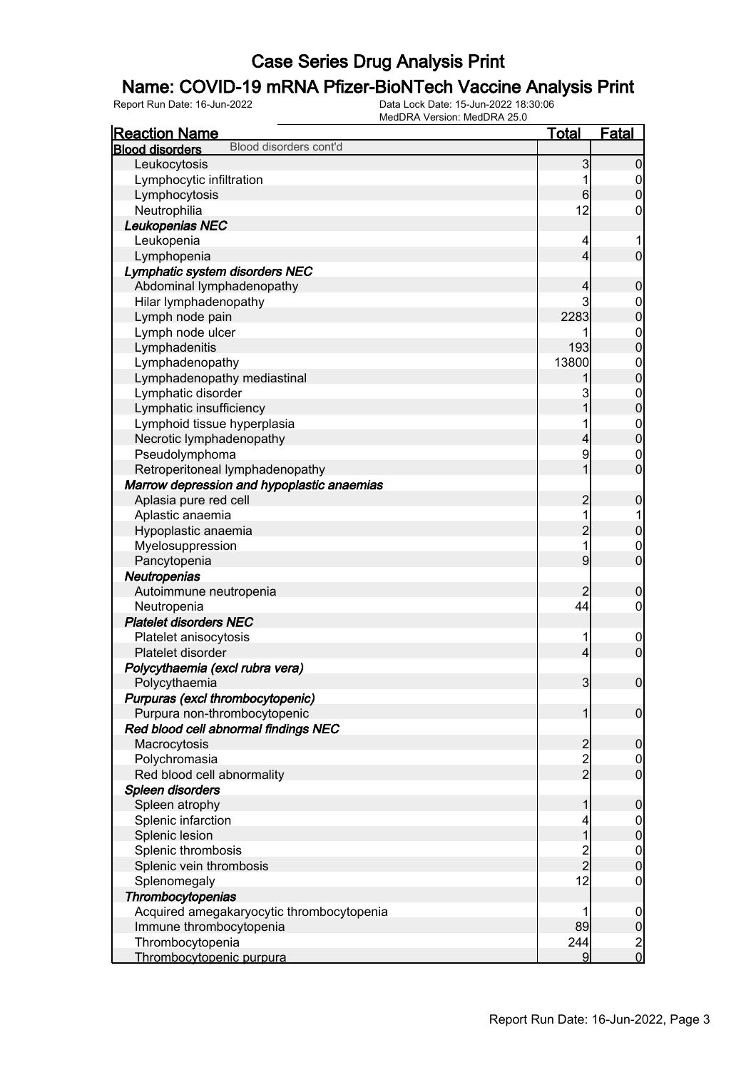# Case Series Drug Analysis Print

## Name: COVID-19 mRNA Pfizer-BioNTech Vaccine Analysis Print

Report Run Date: 16-Jun-2022    Data Lock Date: 15-Jun-2022 18:30:06
MedDRA Version: MedDRA 25.0

| Reaction Name | Total | Fatal |
|---|---|---|
| **Blood disorders** Blood disorders cont'd | | |
| Leukocytosis | 3 | 0 |
| Lymphocytic infiltration | 1 | 0 |
| Lymphocytosis | 6 | 0 |
| Neutrophilia | 12 | 0 |
| ***Leukopenias NEC*** | | |
| Leukopenia | 4 | 1 |
| Lymphopenia | 4 | 0 |
| ***Lymphatic system disorders NEC*** | | |
| Abdominal lymphadenopathy | 4 | 0 |
| Hilar lymphadenopathy | 3 | 0 |
| Lymph node pain | 2283 | 0 |
| Lymph node ulcer | 1 | 0 |
| Lymphadenitis | 193 | 0 |
| Lymphadenopathy | 13800 | 0 |
| Lymphadenopathy mediastinal | 1 | 0 |
| Lymphatic disorder | 3 | 0 |
| Lymphatic insufficiency | 1 | 0 |
| Lymphoid tissue hyperplasia | 1 | 0 |
| Necrotic lymphadenopathy | 4 | 0 |
| Pseudolymphoma | 9 | 0 |
| Retroperitoneal lymphadenopathy | 1 | 0 |
| ***Marrow depression and hypoplastic anaemias*** | | |
| Aplasia pure red cell | 2 | 0 |
| Aplastic anaemia | 1 | 1 |
| Hypoplastic anaemia | 2 | 0 |
| Myelosuppression | 1 | 0 |
| Pancytopenia | 9 | 0 |
| ***Neutropenias*** | | |
| Autoimmune neutropenia | 2 | 0 |
| Neutropenia | 44 | 0 |
| ***Platelet disorders NEC*** | | |
| Platelet anisocytosis | 1 | 0 |
| Platelet disorder | 4 | 0 |
| ***Polycythaemia (excl rubra vera)*** | | |
| Polycythaemia | 3 | 0 |
| ***Purpuras (excl thrombocytopenic)*** | | |
| Purpura non-thrombocytopenic | 1 | 0 |
| ***Red blood cell abnormal findings NEC*** | | |
| Macrocytosis | 2 | 0 |
| Polychromasia | 2 | 0 |
| Red blood cell abnormality | 2 | 0 |
| ***Spleen disorders*** | | |
| Spleen atrophy | 1 | 0 |
| Splenic infarction | 4 | 0 |
| Splenic lesion | 1 | 0 |
| Splenic thrombosis | 2 | 0 |
| Splenic vein thrombosis | 2 | 0 |
| Splenomegaly | 12 | 0 |
| ***Thrombocytopenias*** | | |
| Acquired amegakaryocytic thrombocytopenia | 1 | 0 |
| Immune thrombocytopenia | 89 | 0 |
| Thrombocytopenia | 244 | 2 |
| Thrombocytopenic purpura | 9 | 0 |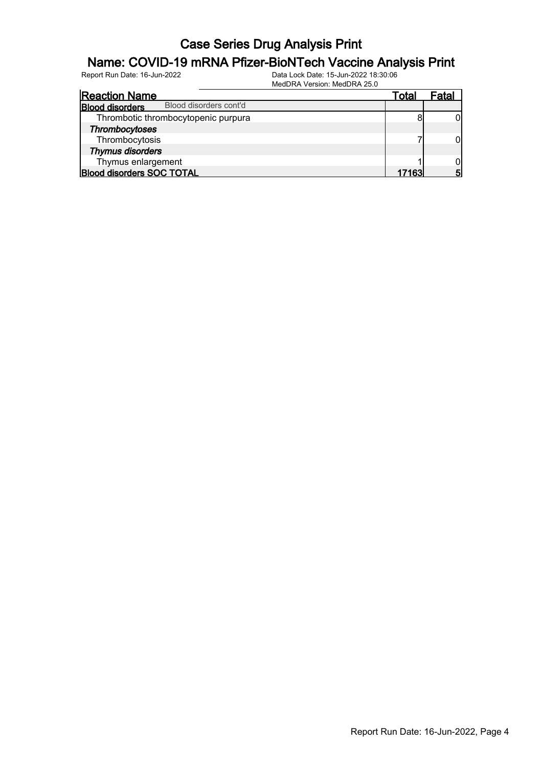# Case Series Drug Analysis Print

## Name: COVID-19 mRNA Pfizer-BioNTech Vaccine Analysis Print

Report Run Date: 16-Jun-2022

Data Lock Date: 15-Jun-2022 18:30:06

MedDRA Version: MedDRA 25.0

| Reaction Name | Total | Fatal |
|---|---|---|
| **Blood disorders** Blood disorders cont'd | | |
| Thrombotic thrombocytopenic purpura | 8 | 0 |
| ***Thrombocytoses*** | | |
| Thrombocytosis | 7 | 0 |
| ***Thymus disorders*** | | |
| Thymus enlargement | 1 | 0 |
| **Blood disorders SOC TOTAL** | **17163** | **5** |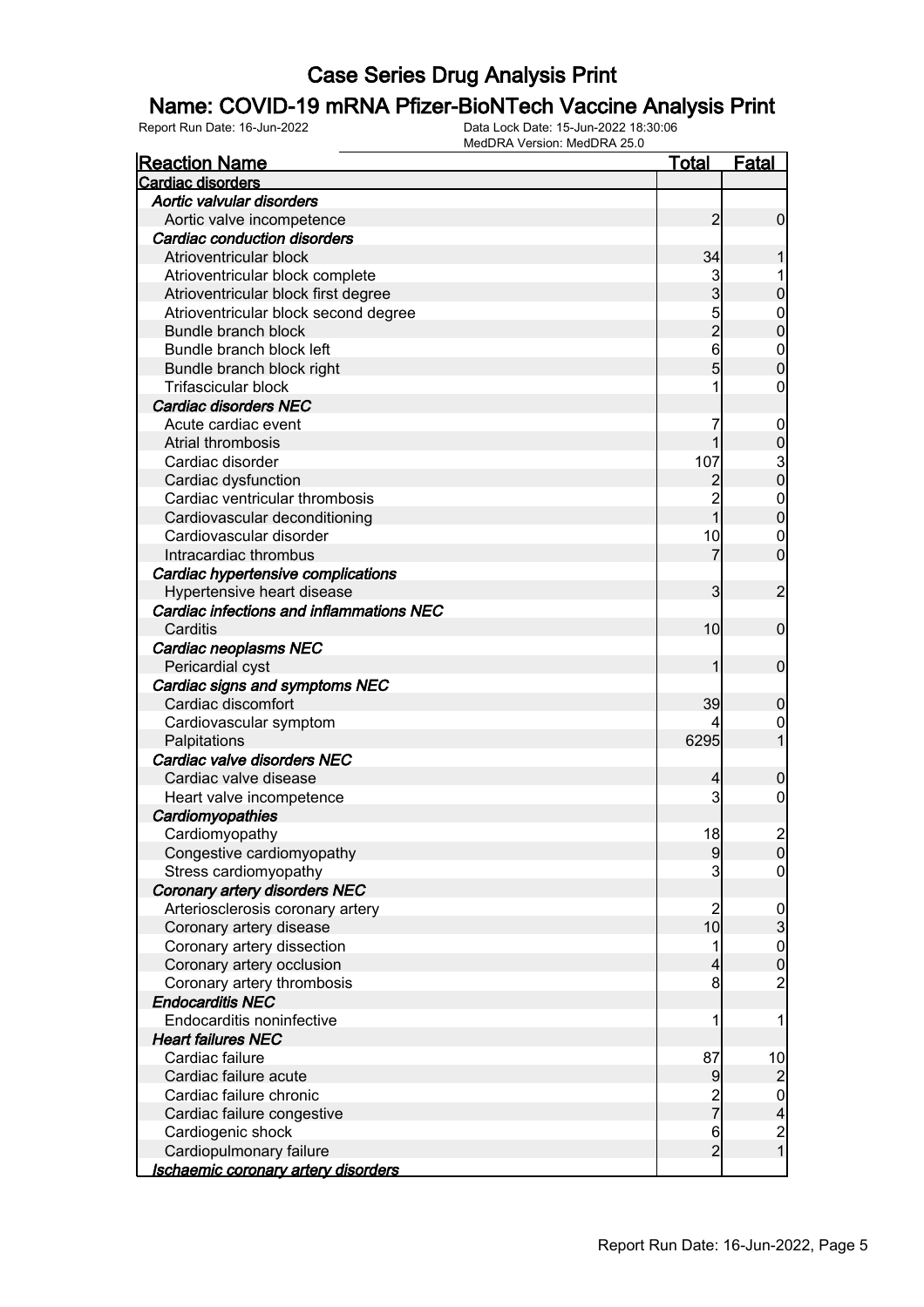# Case Series Drug Analysis Print

## Name: COVID-19 mRNA Pfizer-BioNTech Vaccine Analysis Print

Report Run Date: 16-Jun-2022 | Data Lock Date: 15-Jun-2022 18:30:06 | MedDRA Version: MedDRA 25.0

| Reaction Name | Total | Fatal |
|---|---|---|
| **Cardiac disorders** | | |
| ***Aortic valvular disorders*** | | |
| Aortic valve incompetence | 2 | 0 |
| ***Cardiac conduction disorders*** | | |
| Atrioventricular block | 34 | 1 |
| Atrioventricular block complete | 3 | 1 |
| Atrioventricular block first degree | 3 | 0 |
| Atrioventricular block second degree | 5 | 0 |
| Bundle branch block | 2 | 0 |
| Bundle branch block left | 6 | 0 |
| Bundle branch block right | 5 | 0 |
| Trifascicular block | 1 | 0 |
| ***Cardiac disorders NEC*** | | |
| Acute cardiac event | 7 | 0 |
| Atrial thrombosis | 1 | 0 |
| Cardiac disorder | 107 | 3 |
| Cardiac dysfunction | 2 | 0 |
| Cardiac ventricular thrombosis | 2 | 0 |
| Cardiovascular deconditioning | 1 | 0 |
| Cardiovascular disorder | 10 | 0 |
| Intracardiac thrombus | 7 | 0 |
| ***Cardiac hypertensive complications*** | | |
| Hypertensive heart disease | 3 | 2 |
| ***Cardiac infections and inflammations NEC*** | | |
| Carditis | 10 | 0 |
| ***Cardiac neoplasms NEC*** | | |
| Pericardial cyst | 1 | 0 |
| ***Cardiac signs and symptoms NEC*** | | |
| Cardiac discomfort | 39 | 0 |
| Cardiovascular symptom | 4 | 0 |
| Palpitations | 6295 | 1 |
| ***Cardiac valve disorders NEC*** | | |
| Cardiac valve disease | 4 | 0 |
| Heart valve incompetence | 3 | 0 |
| ***Cardiomyopathies*** | | |
| Cardiomyopathy | 18 | 2 |
| Congestive cardiomyopathy | 9 | 0 |
| Stress cardiomyopathy | 3 | 0 |
| ***Coronary artery disorders NEC*** | | |
| Arteriosclerosis coronary artery | 2 | 0 |
| Coronary artery disease | 10 | 3 |
| Coronary artery dissection | 1 | 0 |
| Coronary artery occlusion | 4 | 0 |
| Coronary artery thrombosis | 8 | 2 |
| ***Endocarditis NEC*** | | |
| Endocarditis noninfective | 1 | 1 |
| ***Heart failures NEC*** | | |
| Cardiac failure | 87 | 10 |
| Cardiac failure acute | 9 | 2 |
| Cardiac failure chronic | 2 | 0 |
| Cardiac failure congestive | 7 | 4 |
| Cardiogenic shock | 6 | 2 |
| Cardiopulmonary failure | 2 | 1 |
| ***Ischaemic coronary artery disorders*** | | |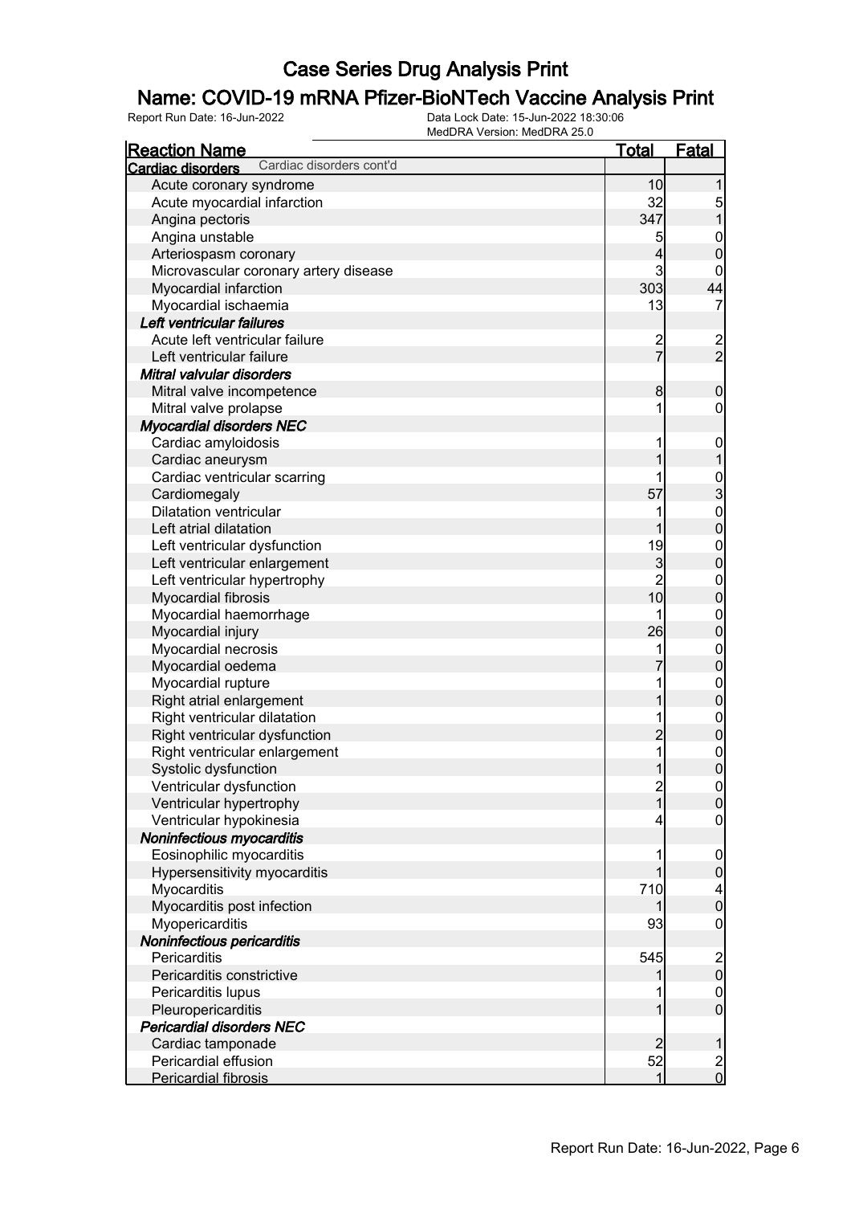# Case Series Drug Analysis Print

## Name: COVID-19 mRNA Pfizer-BioNTech Vaccine Analysis Print

Report Run Date: 16-Jun-2022 | Data Lock Date: 15-Jun-2022 18:30:06 | MedDRA Version: MedDRA 25.0

| Reaction Name | Total | Fatal |
|---|---|---|
| **Cardiac disorders** Cardiac disorders cont'd | | |
| Acute coronary syndrome | 10 | 1 |
| Acute myocardial infarction | 32 | 5 |
| Angina pectoris | 347 | 1 |
| Angina unstable | 5 | 0 |
| Arteriospasm coronary | 4 | 0 |
| Microvascular coronary artery disease | 3 | 0 |
| Myocardial infarction | 303 | 44 |
| Myocardial ischaemia | 13 | 7 |
| ***Left ventricular failures*** | | |
| Acute left ventricular failure | 2 | 2 |
| Left ventricular failure | 7 | 2 |
| ***Mitral valvular disorders*** | | |
| Mitral valve incompetence | 8 | 0 |
| Mitral valve prolapse | 1 | 0 |
| ***Myocardial disorders NEC*** | | |
| Cardiac amyloidosis | 1 | 0 |
| Cardiac aneurysm | 1 | 1 |
| Cardiac ventricular scarring | 1 | 0 |
| Cardiomegaly | 57 | 3 |
| Dilatation ventricular | 1 | 0 |
| Left atrial dilatation | 1 | 0 |
| Left ventricular dysfunction | 19 | 0 |
| Left ventricular enlargement | 3 | 0 |
| Left ventricular hypertrophy | 2 | 0 |
| Myocardial fibrosis | 10 | 0 |
| Myocardial haemorrhage | 1 | 0 |
| Myocardial injury | 26 | 0 |
| Myocardial necrosis | 1 | 0 |
| Myocardial oedema | 7 | 0 |
| Myocardial rupture | 1 | 0 |
| Right atrial enlargement | 1 | 0 |
| Right ventricular dilatation | 1 | 0 |
| Right ventricular dysfunction | 2 | 0 |
| Right ventricular enlargement | 1 | 0 |
| Systolic dysfunction | 1 | 0 |
| Ventricular dysfunction | 2 | 0 |
| Ventricular hypertrophy | 1 | 0 |
| Ventricular hypokinesia | 4 | 0 |
| ***Noninfectious myocarditis*** | | |
| Eosinophilic myocarditis | 1 | 0 |
| Hypersensitivity myocarditis | 1 | 0 |
| Myocarditis | 710 | 4 |
| Myocarditis post infection | 1 | 0 |
| Myopericarditis | 93 | 0 |
| ***Noninfectious pericarditis*** | | |
| Pericarditis | 545 | 2 |
| Pericarditis constrictive | 1 | 0 |
| Pericarditis lupus | 1 | 0 |
| Pleuropericarditis | 1 | 0 |
| ***Pericardial disorders NEC*** | | |
| Cardiac tamponade | 2 | 1 |
| Pericardial effusion | 52 | 2 |
| Pericardial fibrosis | 1 | 0 |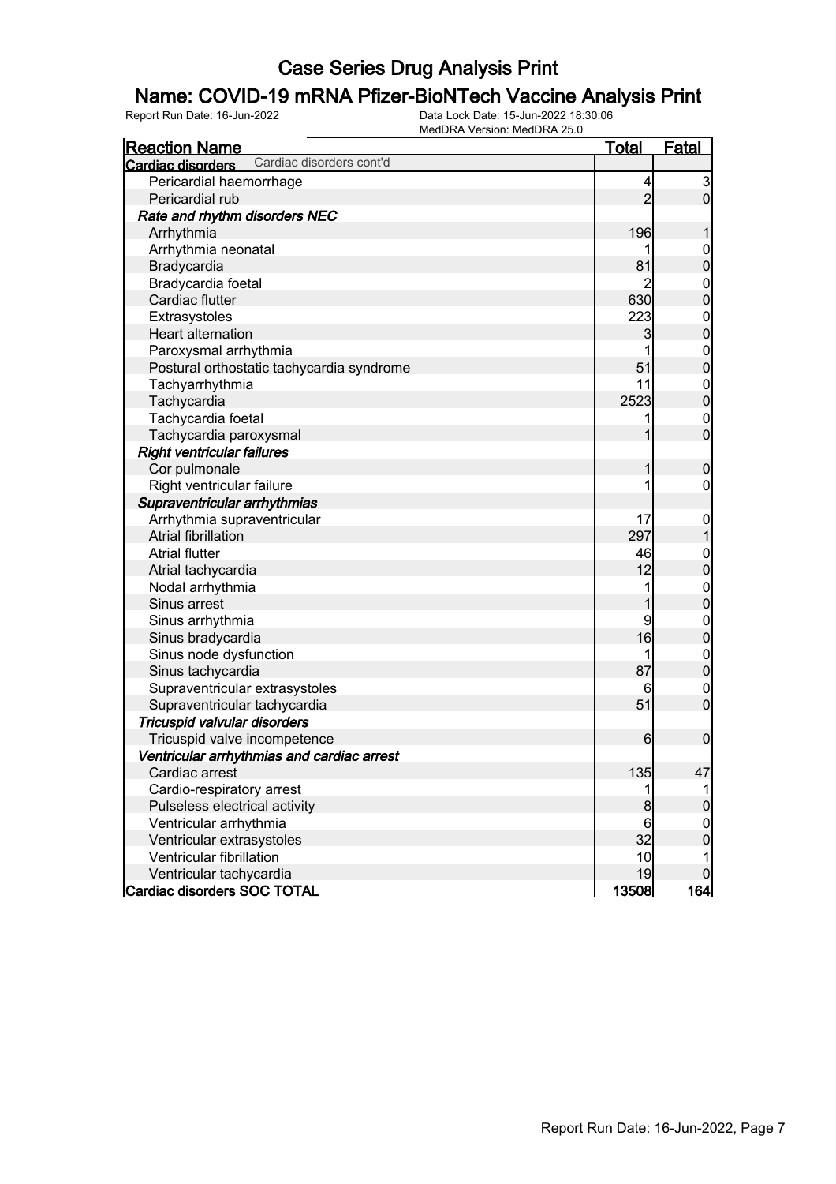# Case Series Drug Analysis Print

## Name: COVID-19 mRNA Pfizer-BioNTech Vaccine Analysis Print

Report Run Date: 16-Jun-2022

Data Lock Date: 15-Jun-2022 18:30:06
MedDRA Version: MedDRA 25.0

| Reaction Name | Total | Fatal |
|---|---|---|
| **Cardiac disorders** Cardiac disorders cont'd | | |
| Pericardial haemorrhage | 4 | 3 |
| Pericardial rub | 2 | 0 |
| ***Rate and rhythm disorders NEC*** | | |
| Arrhythmia | 196 | 1 |
| Arrhythmia neonatal | 1 | 0 |
| Bradycardia | 81 | 0 |
| Bradycardia foetal | 2 | 0 |
| Cardiac flutter | 630 | 0 |
| Extrasystoles | 223 | 0 |
| Heart alternation | 3 | 0 |
| Paroxysmal arrhythmia | 1 | 0 |
| Postural orthostatic tachycardia syndrome | 51 | 0 |
| Tachyarrhythmia | 11 | 0 |
| Tachycardia | 2523 | 0 |
| Tachycardia foetal | 1 | 0 |
| Tachycardia paroxysmal | 1 | 0 |
| ***Right ventricular failures*** | | |
| Cor pulmonale | 1 | 0 |
| Right ventricular failure | 1 | 0 |
| ***Supraventricular arrhythmias*** | | |
| Arrhythmia supraventricular | 17 | 0 |
| Atrial fibrillation | 297 | 1 |
| Atrial flutter | 46 | 0 |
| Atrial tachycardia | 12 | 0 |
| Nodal arrhythmia | 1 | 0 |
| Sinus arrest | 1 | 0 |
| Sinus arrhythmia | 9 | 0 |
| Sinus bradycardia | 16 | 0 |
| Sinus node dysfunction | 1 | 0 |
| Sinus tachycardia | 87 | 0 |
| Supraventricular extrasystoles | 6 | 0 |
| Supraventricular tachycardia | 51 | 0 |
| ***Tricuspid valvular disorders*** | | |
| Tricuspid valve incompetence | 6 | 0 |
| ***Ventricular arrhythmias and cardiac arrest*** | | |
| Cardiac arrest | 135 | 47 |
| Cardio-respiratory arrest | 1 | 1 |
| Pulseless electrical activity | 8 | 0 |
| Ventricular arrhythmia | 6 | 0 |
| Ventricular extrasystoles | 32 | 0 |
| Ventricular fibrillation | 10 | 1 |
| Ventricular tachycardia | 19 | 0 |
| **Cardiac disorders SOC TOTAL** | **13508** | **164** |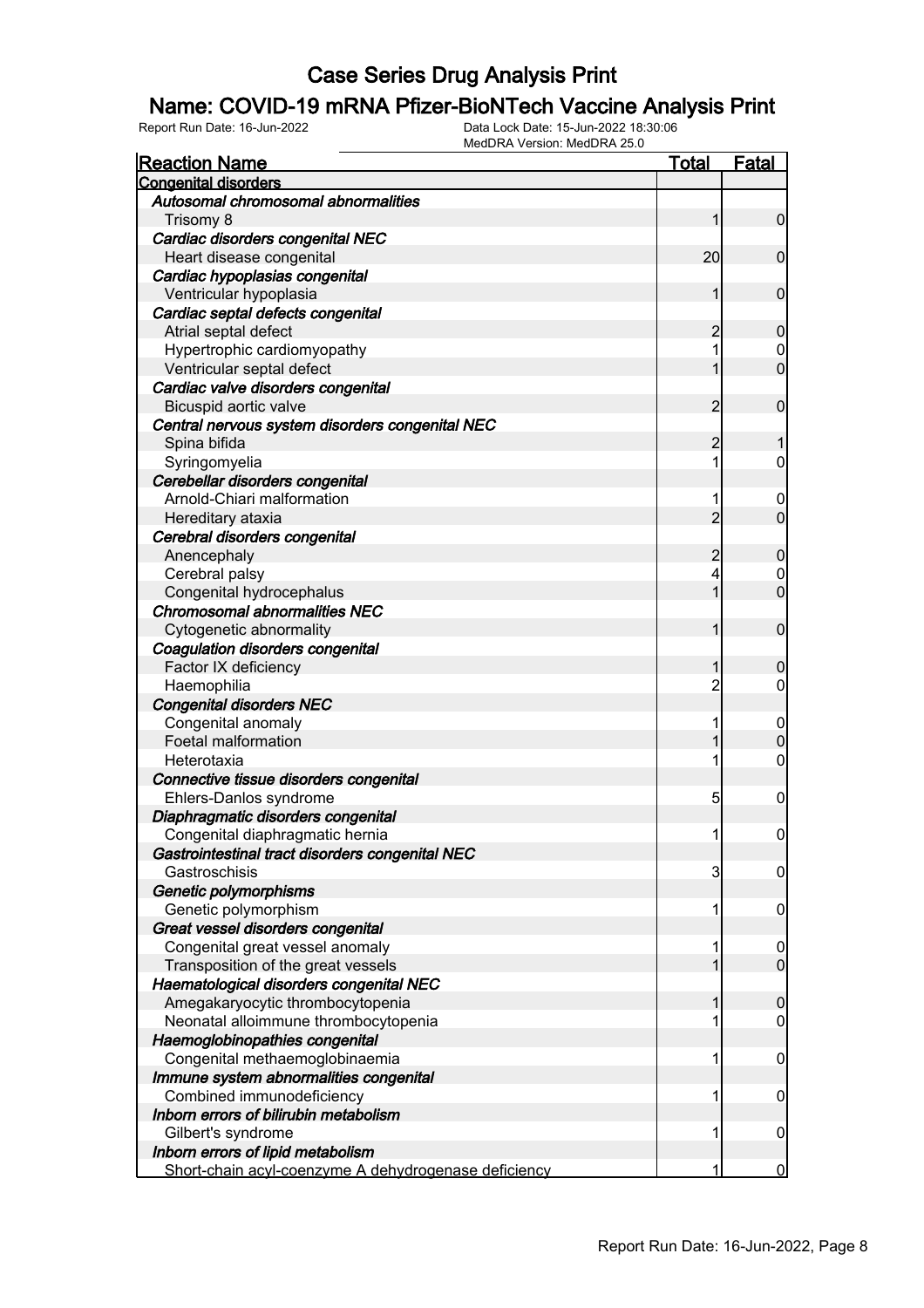# Case Series Drug Analysis Print

## Name: COVID-19 mRNA Pfizer-BioNTech Vaccine Analysis Print

Report Run Date: 16-Jun-2022 | Data Lock Date: 15-Jun-2022 18:30:06 | MedDRA Version: MedDRA 25.0

| Reaction Name | Total | Fatal |
|---|---|---|
| **Congenital disorders** | | |
| *Autosomal chromosomal abnormalities* | | |
| Trisomy 8 | 1 | 0 |
| *Cardiac disorders congenital NEC* | | |
| Heart disease congenital | 20 | 0 |
| *Cardiac hypoplasias congenital* | | |
| Ventricular hypoplasia | 1 | 0 |
| *Cardiac septal defects congenital* | | |
| Atrial septal defect | 2 | 0 |
| Hypertrophic cardiomyopathy | 1 | 0 |
| Ventricular septal defect | 1 | 0 |
| *Cardiac valve disorders congenital* | | |
| Bicuspid aortic valve | 2 | 0 |
| *Central nervous system disorders congenital NEC* | | |
| Spina bifida | 2 | 1 |
| Syringomyelia | 1 | 0 |
| *Cerebellar disorders congenital* | | |
| Arnold-Chiari malformation | 1 | 0 |
| Hereditary ataxia | 2 | 0 |
| *Cerebral disorders congenital* | | |
| Anencephaly | 2 | 0 |
| Cerebral palsy | 4 | 0 |
| Congenital hydrocephalus | 1 | 0 |
| *Chromosomal abnormalities NEC* | | |
| Cytogenetic abnormality | 1 | 0 |
| *Coagulation disorders congenital* | | |
| Factor IX deficiency | 1 | 0 |
| Haemophilia | 2 | 0 |
| *Congenital disorders NEC* | | |
| Congenital anomaly | 1 | 0 |
| Foetal malformation | 1 | 0 |
| Heterotaxia | 1 | 0 |
| *Connective tissue disorders congenital* | | |
| Ehlers-Danlos syndrome | 5 | 0 |
| *Diaphragmatic disorders congenital* | | |
| Congenital diaphragmatic hernia | 1 | 0 |
| *Gastrointestinal tract disorders congenital NEC* | | |
| Gastroschisis | 3 | 0 |
| *Genetic polymorphisms* | | |
| Genetic polymorphism | 1 | 0 |
| *Great vessel disorders congenital* | | |
| Congenital great vessel anomaly | 1 | 0 |
| Transposition of the great vessels | 1 | 0 |
| *Haematological disorders congenital NEC* | | |
| Amegakaryocytic thrombocytopenia | 1 | 0 |
| Neonatal alloimmune thrombocytopenia | 1 | 0 |
| *Haemoglobinopathies congenital* | | |
| Congenital methaemoglobinaemia | 1 | 0 |
| *Immune system abnormalities congenital* | | |
| Combined immunodeficiency | 1 | 0 |
| *Inborn errors of bilirubin metabolism* | | |
| Gilbert's syndrome | 1 | 0 |
| *Inborn errors of lipid metabolism* | | |
| Short-chain acyl-coenzyme A dehydrogenase deficiency | 1 | 0 |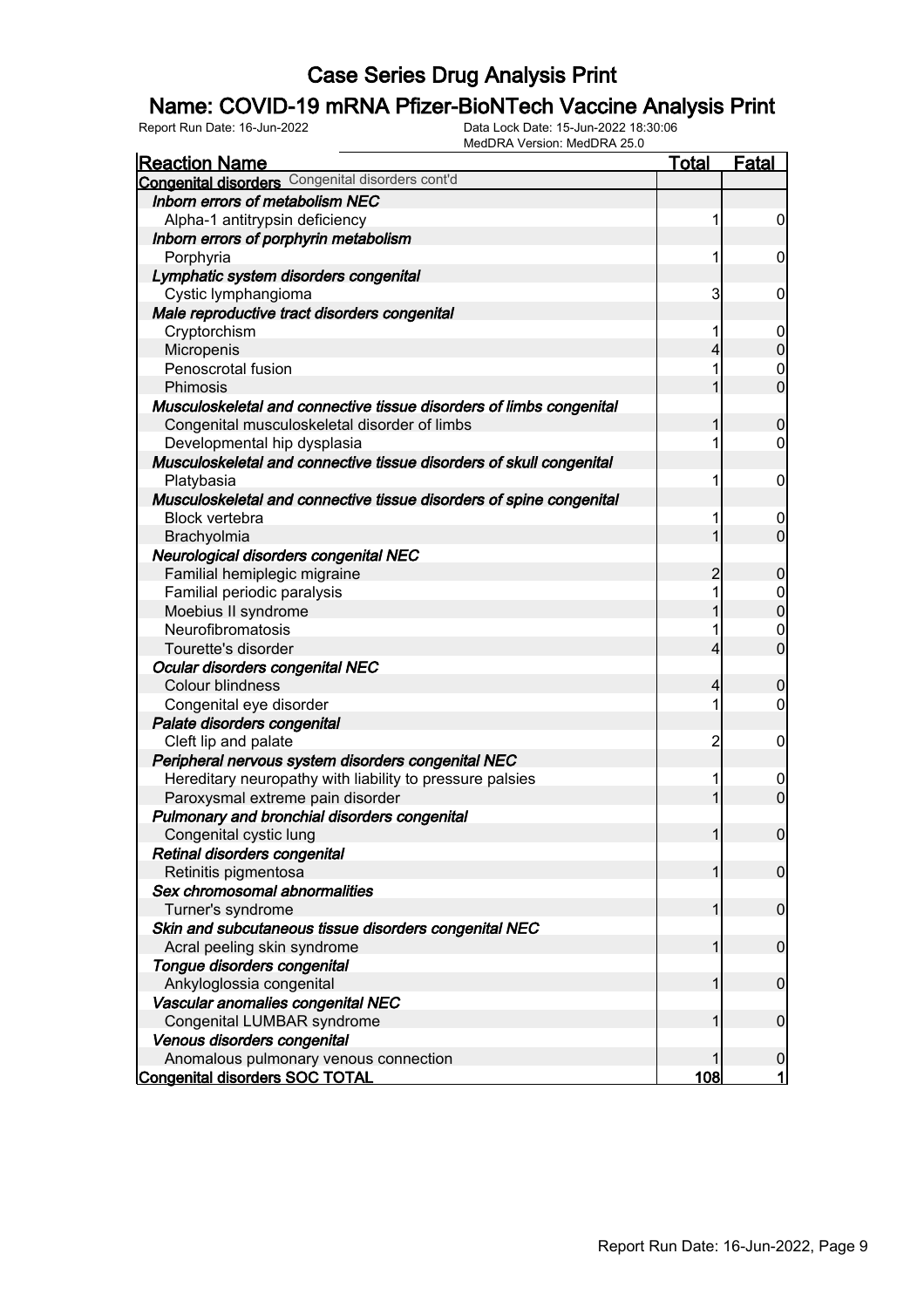# Case Series Drug Analysis Print

## Name: COVID-19 mRNA Pfizer-BioNTech Vaccine Analysis Print

Report Run Date: 16-Jun-2022

Data Lock Date: 15-Jun-2022 18:30:06
MedDRA Version: MedDRA 25.0

| Reaction Name | Total | Fatal |
|---|---|---|
| **Congenital disorders** Congenital disorders cont'd | | |
| ***Inborn errors of metabolism NEC*** | | |
| Alpha-1 antitrypsin deficiency | 1 | 0 |
| ***Inborn errors of porphyrin metabolism*** | | |
| Porphyria | 1 | 0 |
| ***Lymphatic system disorders congenital*** | | |
| Cystic lymphangioma | 3 | 0 |
| ***Male reproductive tract disorders congenital*** | | |
| Cryptorchism | 1 | 0 |
| Micropenis | 4 | 0 |
| Penoscrotal fusion | 1 | 0 |
| Phimosis | 1 | 0 |
| ***Musculoskeletal and connective tissue disorders of limbs congenital*** | | |
| Congenital musculoskeletal disorder of limbs | 1 | 0 |
| Developmental hip dysplasia | 1 | 0 |
| ***Musculoskeletal and connective tissue disorders of skull congenital*** | | |
| Platybasia | 1 | 0 |
| ***Musculoskeletal and connective tissue disorders of spine congenital*** | | |
| Block vertebra | 1 | 0 |
| Brachyolmia | 1 | 0 |
| ***Neurological disorders congenital NEC*** | | |
| Familial hemiplegic migraine | 2 | 0 |
| Familial periodic paralysis | 1 | 0 |
| Moebius II syndrome | 1 | 0 |
| Neurofibromatosis | 1 | 0 |
| Tourette's disorder | 4 | 0 |
| ***Ocular disorders congenital NEC*** | | |
| Colour blindness | 4 | 0 |
| Congenital eye disorder | 1 | 0 |
| ***Palate disorders congenital*** | | |
| Cleft lip and palate | 2 | 0 |
| ***Peripheral nervous system disorders congenital NEC*** | | |
| Hereditary neuropathy with liability to pressure palsies | 1 | 0 |
| Paroxysmal extreme pain disorder | 1 | 0 |
| ***Pulmonary and bronchial disorders congenital*** | | |
| Congenital cystic lung | 1 | 0 |
| ***Retinal disorders congenital*** | | |
| Retinitis pigmentosa | 1 | 0 |
| ***Sex chromosomal abnormalities*** | | |
| Turner's syndrome | 1 | 0 |
| ***Skin and subcutaneous tissue disorders congenital NEC*** | | |
| Acral peeling skin syndrome | 1 | 0 |
| ***Tongue disorders congenital*** | | |
| Ankyloglossia congenital | 1 | 0 |
| ***Vascular anomalies congenital NEC*** | | |
| Congenital LUMBAR syndrome | 1 | 0 |
| ***Venous disorders congenital*** | | |
| Anomalous pulmonary venous connection | 1 | 0 |
| **Congenital disorders SOC TOTAL** | **108** | **1** |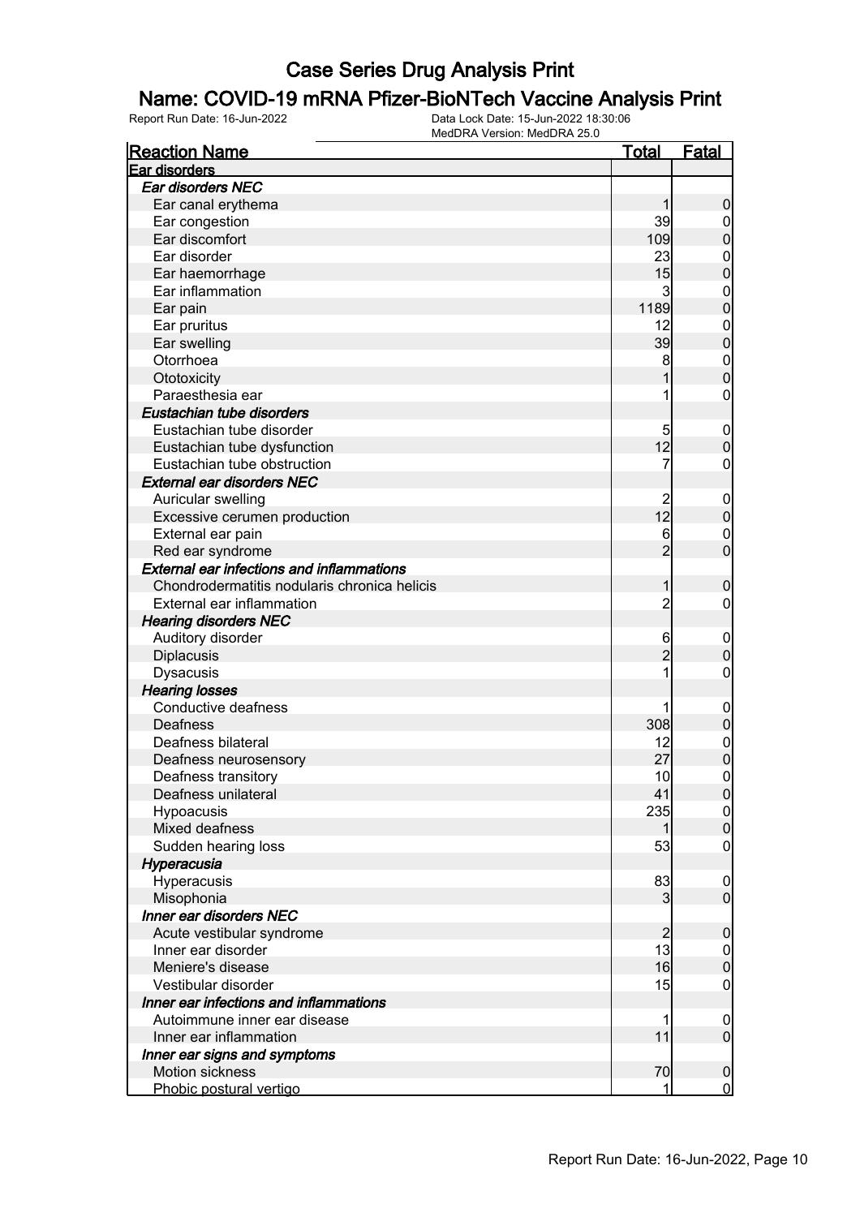# Case Series Drug Analysis Print

## Name: COVID-19 mRNA Pfizer-BioNTech Vaccine Analysis Print

Report Run Date: 16-Jun-2022 | Data Lock Date: 15-Jun-2022 18:30:06 | MedDRA Version: MedDRA 25.0

| Reaction Name | Total | Fatal |
|---|---|---|
| **Ear disorders** | | |
| ***Ear disorders NEC*** | | |
| Ear canal erythema | 1 | 0 |
| Ear congestion | 39 | 0 |
| Ear discomfort | 109 | 0 |
| Ear disorder | 23 | 0 |
| Ear haemorrhage | 15 | 0 |
| Ear inflammation | 3 | 0 |
| Ear pain | 1189 | 0 |
| Ear pruritus | 12 | 0 |
| Ear swelling | 39 | 0 |
| Otorrhoea | 8 | 0 |
| Ototoxicity | 1 | 0 |
| Paraesthesia ear | 1 | 0 |
| ***Eustachian tube disorders*** | | |
| Eustachian tube disorder | 5 | 0 |
| Eustachian tube dysfunction | 12 | 0 |
| Eustachian tube obstruction | 7 | 0 |
| ***External ear disorders NEC*** | | |
| Auricular swelling | 2 | 0 |
| Excessive cerumen production | 12 | 0 |
| External ear pain | 6 | 0 |
| Red ear syndrome | 2 | 0 |
| ***External ear infections and inflammations*** | | |
| Chondrodermatitis nodularis chronica helicis | 1 | 0 |
| External ear inflammation | 2 | 0 |
| ***Hearing disorders NEC*** | | |
| Auditory disorder | 6 | 0 |
| Diplacusis | 2 | 0 |
| Dysacusis | 1 | 0 |
| ***Hearing losses*** | | |
| Conductive deafness | 1 | 0 |
| Deafness | 308 | 0 |
| Deafness bilateral | 12 | 0 |
| Deafness neurosensory | 27 | 0 |
| Deafness transitory | 10 | 0 |
| Deafness unilateral | 41 | 0 |
| Hypoacusis | 235 | 0 |
| Mixed deafness | 1 | 0 |
| Sudden hearing loss | 53 | 0 |
| ***Hyperacusia*** | | |
| Hyperacusis | 83 | 0 |
| Misophonia | 3 | 0 |
| ***Inner ear disorders NEC*** | | |
| Acute vestibular syndrome | 2 | 0 |
| Inner ear disorder | 13 | 0 |
| Meniere's disease | 16 | 0 |
| Vestibular disorder | 15 | 0 |
| ***Inner ear infections and inflammations*** | | |
| Autoimmune inner ear disease | 1 | 0 |
| Inner ear inflammation | 11 | 0 |
| ***Inner ear signs and symptoms*** | | |
| Motion sickness | 70 | 0 |
| Phobic postural vertigo | 1 | 0 |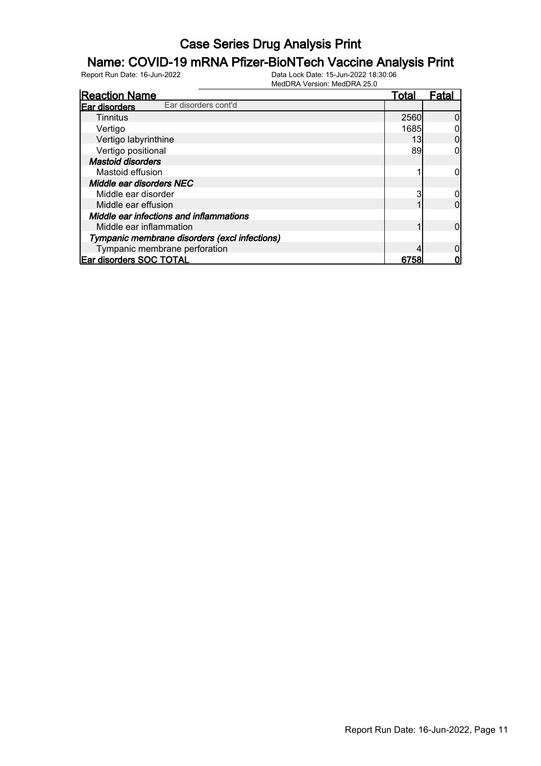# Case Series Drug Analysis Print

## Name: COVID-19 mRNA Pfizer-BioNTech Vaccine Analysis Print

Report Run Date: 16-Jun-2022

Data Lock Date: 15-Jun-2022 18:30:06
MedDRA Version: MedDRA 25.0

| Reaction Name | Total | Fatal |
|---|---|---|
| **Ear disorders** Ear disorders cont'd | | |
| Tinnitus | 2560 | 0 |
| Vertigo | 1685 | 0 |
| Vertigo labyrinthine | 13 | 0 |
| Vertigo positional | 89 | 0 |
| ***Mastoid disorders*** | | |
| Mastoid effusion | 1 | 0 |
| ***Middle ear disorders NEC*** | | |
| Middle ear disorder | 3 | 0 |
| Middle ear effusion | 1 | 0 |
| ***Middle ear infections and inflammations*** | | |
| Middle ear inflammation | 1 | 0 |
| ***Tympanic membrane disorders (excl infections)*** | | |
| Tympanic membrane perforation | 4 | 0 |
| **Ear disorders SOC TOTAL** | **6758** | **0** |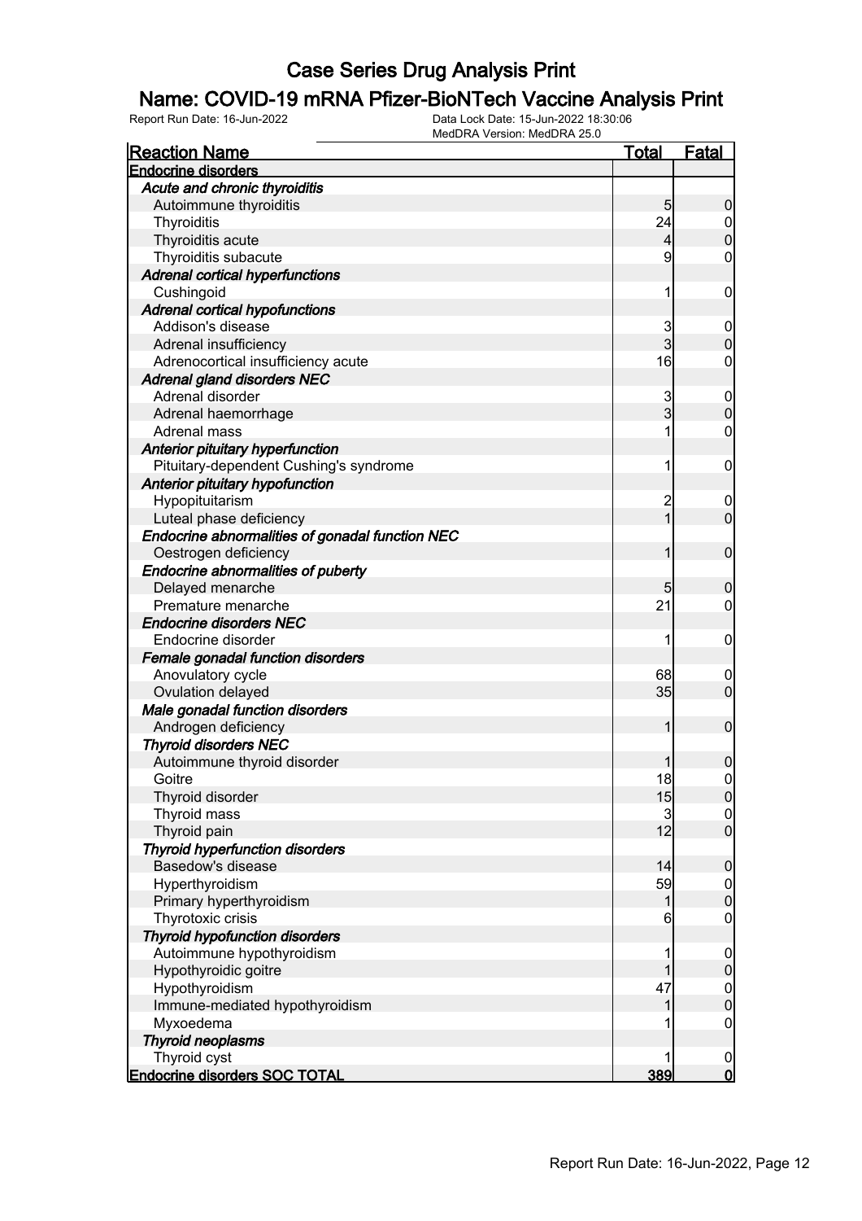# Case Series Drug Analysis Print

## Name: COVID-19 mRNA Pfizer-BioNTech Vaccine Analysis Print

Report Run Date: 16-Jun-2022    Data Lock Date: 15-Jun-2022 18:30:06
MedDRA Version: MedDRA 25.0

| Reaction Name | Total | Fatal |
|---|---|---|
| **Endocrine disorders** | | |
| ***Acute and chronic thyroiditis*** | | |
| Autoimmune thyroiditis | 5 | 0 |
| Thyroiditis | 24 | 0 |
| Thyroiditis acute | 4 | 0 |
| Thyroiditis subacute | 9 | 0 |
| ***Adrenal cortical hyperfunctions*** | | |
| Cushingoid | 1 | 0 |
| ***Adrenal cortical hypofunctions*** | | |
| Addison's disease | 3 | 0 |
| Adrenal insufficiency | 3 | 0 |
| Adrenocortical insufficiency acute | 16 | 0 |
| ***Adrenal gland disorders NEC*** | | |
| Adrenal disorder | 3 | 0 |
| Adrenal haemorrhage | 3 | 0 |
| Adrenal mass | 1 | 0 |
| ***Anterior pituitary hyperfunction*** | | |
| Pituitary-dependent Cushing's syndrome | 1 | 0 |
| ***Anterior pituitary hypofunction*** | | |
| Hypopituitarism | 2 | 0 |
| Luteal phase deficiency | 1 | 0 |
| ***Endocrine abnormalities of gonadal function NEC*** | | |
| Oestrogen deficiency | 1 | 0 |
| ***Endocrine abnormalities of puberty*** | | |
| Delayed menarche | 5 | 0 |
| Premature menarche | 21 | 0 |
| ***Endocrine disorders NEC*** | | |
| Endocrine disorder | 1 | 0 |
| ***Female gonadal function disorders*** | | |
| Anovulatory cycle | 68 | 0 |
| Ovulation delayed | 35 | 0 |
| ***Male gonadal function disorders*** | | |
| Androgen deficiency | 1 | 0 |
| ***Thyroid disorders NEC*** | | |
| Autoimmune thyroid disorder | 1 | 0 |
| Goitre | 18 | 0 |
| Thyroid disorder | 15 | 0 |
| Thyroid mass | 3 | 0 |
| Thyroid pain | 12 | 0 |
| ***Thyroid hyperfunction disorders*** | | |
| Basedow's disease | 14 | 0 |
| Hyperthyroidism | 59 | 0 |
| Primary hyperthyroidism | 1 | 0 |
| Thyrotoxic crisis | 6 | 0 |
| ***Thyroid hypofunction disorders*** | | |
| Autoimmune hypothyroidism | 1 | 0 |
| Hypothyroidic goitre | 1 | 0 |
| Hypothyroidism | 47 | 0 |
| Immune-mediated hypothyroidism | 1 | 0 |
| Myxoedema | 1 | 0 |
| ***Thyroid neoplasms*** | | |
| Thyroid cyst | 1 | 0 |
| **Endocrine disorders SOC TOTAL** | **389** | **0** |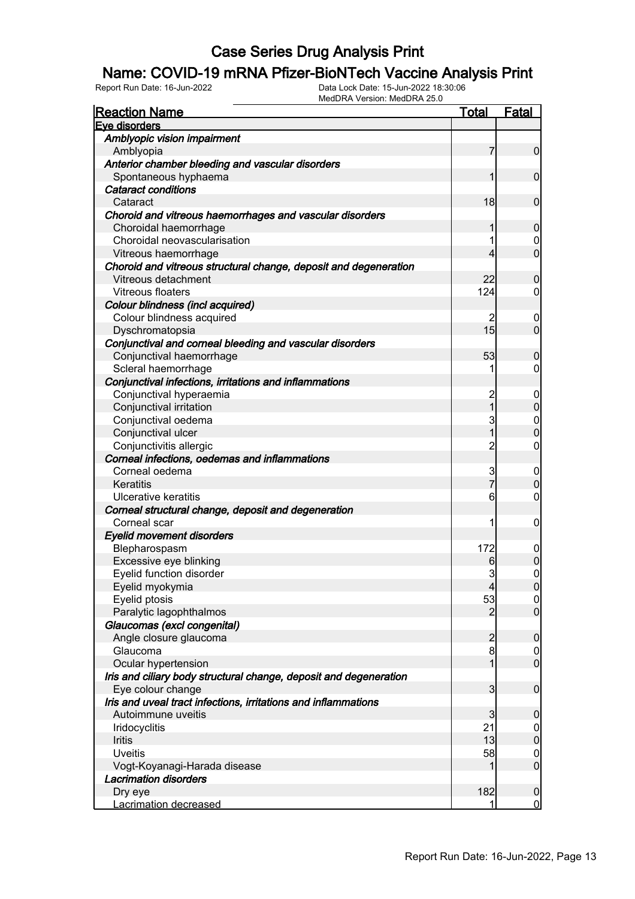# Case Series Drug Analysis Print

## Name: COVID-19 mRNA Pfizer-BioNTech Vaccine Analysis Print

Report Run Date: 16-Jun-2022    Data Lock Date: 15-Jun-2022 18:30:06
MedDRA Version: MedDRA 25.0

| Reaction Name | Total | Fatal |
|---|---|---|
| **Eye disorders** | | |
| ***Amblyopic vision impairment*** | | |
| Amblyopia | 7 | 0 |
| ***Anterior chamber bleeding and vascular disorders*** | | |
| Spontaneous hyphaema | 1 | 0 |
| ***Cataract conditions*** | | |
| Cataract | 18 | 0 |
| ***Choroid and vitreous haemorrhages and vascular disorders*** | | |
| Choroidal haemorrhage | 1 | 0 |
| Choroidal neovascularisation | 1 | 0 |
| Vitreous haemorrhage | 4 | 0 |
| ***Choroid and vitreous structural change, deposit and degeneration*** | | |
| Vitreous detachment | 22 | 0 |
| Vitreous floaters | 124 | 0 |
| ***Colour blindness (incl acquired)*** | | |
| Colour blindness acquired | 2 | 0 |
| Dyschromatopsia | 15 | 0 |
| ***Conjunctival and corneal bleeding and vascular disorders*** | | |
| Conjunctival haemorrhage | 53 | 0 |
| Scleral haemorrhage | 1 | 0 |
| ***Conjunctival infections, irritations and inflammations*** | | |
| Conjunctival hyperaemia | 2 | 0 |
| Conjunctival irritation | 1 | 0 |
| Conjunctival oedema | 3 | 0 |
| Conjunctival ulcer | 1 | 0 |
| Conjunctivitis allergic | 2 | 0 |
| ***Corneal infections, oedemas and inflammations*** | | |
| Corneal oedema | 3 | 0 |
| Keratitis | 7 | 0 |
| Ulcerative keratitis | 6 | 0 |
| ***Corneal structural change, deposit and degeneration*** | | |
| Corneal scar | 1 | 0 |
| ***Eyelid movement disorders*** | | |
| Blepharospasm | 172 | 0 |
| Excessive eye blinking | 6 | 0 |
| Eyelid function disorder | 3 | 0 |
| Eyelid myokymia | 4 | 0 |
| Eyelid ptosis | 53 | 0 |
| Paralytic lagophthalmos | 2 | 0 |
| ***Glaucomas (excl congenital)*** | | |
| Angle closure glaucoma | 2 | 0 |
| Glaucoma | 8 | 0 |
| Ocular hypertension | 1 | 0 |
| ***Iris and ciliary body structural change, deposit and degeneration*** | | |
| Eye colour change | 3 | 0 |
| ***Iris and uveal tract infections, irritations and inflammations*** | | |
| Autoimmune uveitis | 3 | 0 |
| Iridocyclitis | 21 | 0 |
| Iritis | 13 | 0 |
| Uveitis | 58 | 0 |
| Vogt-Koyanagi-Harada disease | 1 | 0 |
| ***Lacrimation disorders*** | | |
| Dry eye | 182 | 0 |
| Lacrimation decreased | 1 | 0 |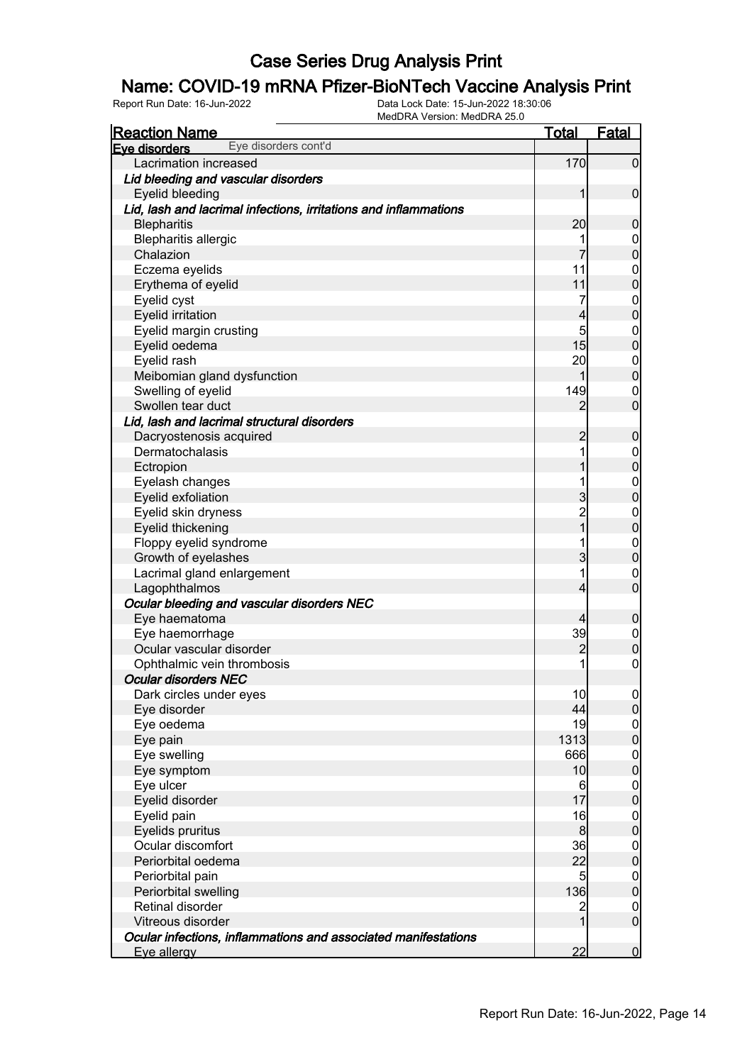# Case Series Drug Analysis Print

## Name: COVID-19 mRNA Pfizer-BioNTech Vaccine Analysis Print

Report Run Date: 16-Jun-2022    Data Lock Date: 15-Jun-2022 18:30:06
MedDRA Version: MedDRA 25.0

| Reaction Name | Total | Fatal |
|---|---|---|
| **Eye disorders** Eye disorders cont'd | | |
| Lacrimation increased | 170 | 0 |
| ***Lid bleeding and vascular disorders*** | | |
| Eyelid bleeding | 1 | 0 |
| ***Lid, lash and lacrimal infections, irritations and inflammations*** | | |
| Blepharitis | 20 | 0 |
| Blepharitis allergic | 1 | 0 |
| Chalazion | 7 | 0 |
| Eczema eyelids | 11 | 0 |
| Erythema of eyelid | 11 | 0 |
| Eyelid cyst | 7 | 0 |
| Eyelid irritation | 4 | 0 |
| Eyelid margin crusting | 5 | 0 |
| Eyelid oedema | 15 | 0 |
| Eyelid rash | 20 | 0 |
| Meibomian gland dysfunction | 1 | 0 |
| Swelling of eyelid | 149 | 0 |
| Swollen tear duct | 2 | 0 |
| ***Lid, lash and lacrimal structural disorders*** | | |
| Dacryostenosis acquired | 2 | 0 |
| Dermatochalasis | 1 | 0 |
| Ectropion | 1 | 0 |
| Eyelash changes | 1 | 0 |
| Eyelid exfoliation | 3 | 0 |
| Eyelid skin dryness | 2 | 0 |
| Eyelid thickening | 1 | 0 |
| Floppy eyelid syndrome | 1 | 0 |
| Growth of eyelashes | 3 | 0 |
| Lacrimal gland enlargement | 1 | 0 |
| Lagophthalmos | 4 | 0 |
| ***Ocular bleeding and vascular disorders NEC*** | | |
| Eye haematoma | 4 | 0 |
| Eye haemorrhage | 39 | 0 |
| Ocular vascular disorder | 2 | 0 |
| Ophthalmic vein thrombosis | 1 | 0 |
| ***Ocular disorders NEC*** | | |
| Dark circles under eyes | 10 | 0 |
| Eye disorder | 44 | 0 |
| Eye oedema | 19 | 0 |
| Eye pain | 1313 | 0 |
| Eye swelling | 666 | 0 |
| Eye symptom | 10 | 0 |
| Eye ulcer | 6 | 0 |
| Eyelid disorder | 17 | 0 |
| Eyelid pain | 16 | 0 |
| Eyelids pruritus | 8 | 0 |
| Ocular discomfort | 36 | 0 |
| Periorbital oedema | 22 | 0 |
| Periorbital pain | 5 | 0 |
| Periorbital swelling | 136 | 0 |
| Retinal disorder | 2 | 0 |
| Vitreous disorder | 1 | 0 |
| ***Ocular infections, inflammations and associated manifestations*** | | |
| Eye allergy | 22 | 0 |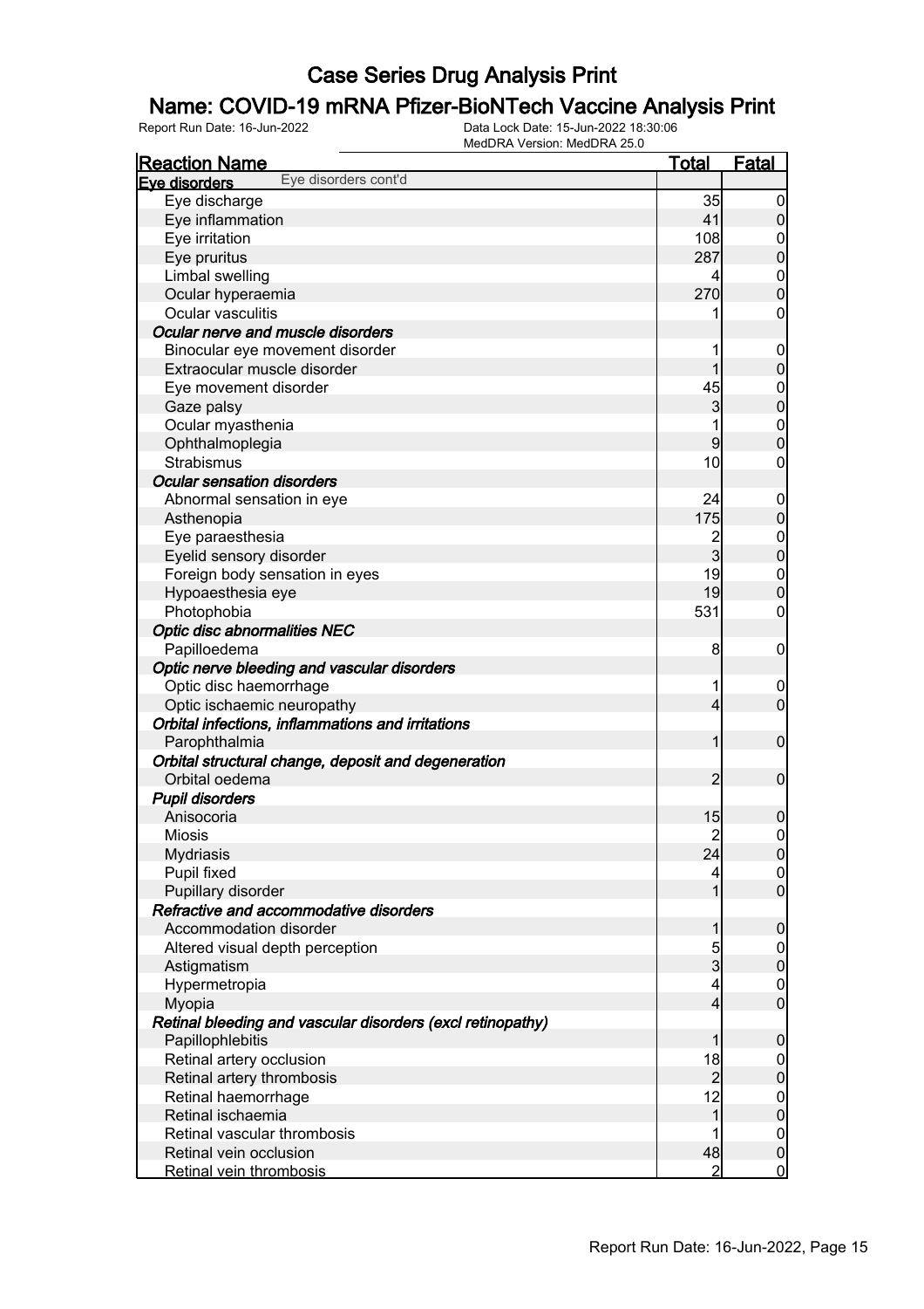# Case Series Drug Analysis Print

## Name: COVID-19 mRNA Pfizer-BioNTech Vaccine Analysis Print

Report Run Date: 16-Jun-2022    Data Lock Date: 15-Jun-2022 18:30:06
MedDRA Version: MedDRA 25.0

| Reaction Name | Total | Fatal |
|---|---|---|
| **Eye disorders** Eye disorders cont'd | | |
| Eye discharge | 35 | 0 |
| Eye inflammation | 41 | 0 |
| Eye irritation | 108 | 0 |
| Eye pruritus | 287 | 0 |
| Limbal swelling | 4 | 0 |
| Ocular hyperaemia | 270 | 0 |
| Ocular vasculitis | 1 | 0 |
| ***Ocular nerve and muscle disorders*** | | |
| Binocular eye movement disorder | 1 | 0 |
| Extraocular muscle disorder | 1 | 0 |
| Eye movement disorder | 45 | 0 |
| Gaze palsy | 3 | 0 |
| Ocular myasthenia | 1 | 0 |
| Ophthalmoplegia | 9 | 0 |
| Strabismus | 10 | 0 |
| ***Ocular sensation disorders*** | | |
| Abnormal sensation in eye | 24 | 0 |
| Asthenopia | 175 | 0 |
| Eye paraesthesia | 2 | 0 |
| Eyelid sensory disorder | 3 | 0 |
| Foreign body sensation in eyes | 19 | 0 |
| Hypoaesthesia eye | 19 | 0 |
| Photophobia | 531 | 0 |
| ***Optic disc abnormalities NEC*** | | |
| Papilloedema | 8 | 0 |
| ***Optic nerve bleeding and vascular disorders*** | | |
| Optic disc haemorrhage | 1 | 0 |
| Optic ischaemic neuropathy | 4 | 0 |
| ***Orbital infections, inflammations and irritations*** | | |
| Parophthalmia | 1 | 0 |
| ***Orbital structural change, deposit and degeneration*** | | |
| Orbital oedema | 2 | 0 |
| ***Pupil disorders*** | | |
| Anisocoria | 15 | 0 |
| Miosis | 2 | 0 |
| Mydriasis | 24 | 0 |
| Pupil fixed | 4 | 0 |
| Pupillary disorder | 1 | 0 |
| ***Refractive and accommodative disorders*** | | |
| Accommodation disorder | 1 | 0 |
| Altered visual depth perception | 5 | 0 |
| Astigmatism | 3 | 0 |
| Hypermetropia | 4 | 0 |
| Myopia | 4 | 0 |
| ***Retinal bleeding and vascular disorders (excl retinopathy)*** | | |
| Papillophlebitis | 1 | 0 |
| Retinal artery occlusion | 18 | 0 |
| Retinal artery thrombosis | 2 | 0 |
| Retinal haemorrhage | 12 | 0 |
| Retinal ischaemia | 1 | 0 |
| Retinal vascular thrombosis | 1 | 0 |
| Retinal vein occlusion | 48 | 0 |
| Retinal vein thrombosis | 2 | 0 |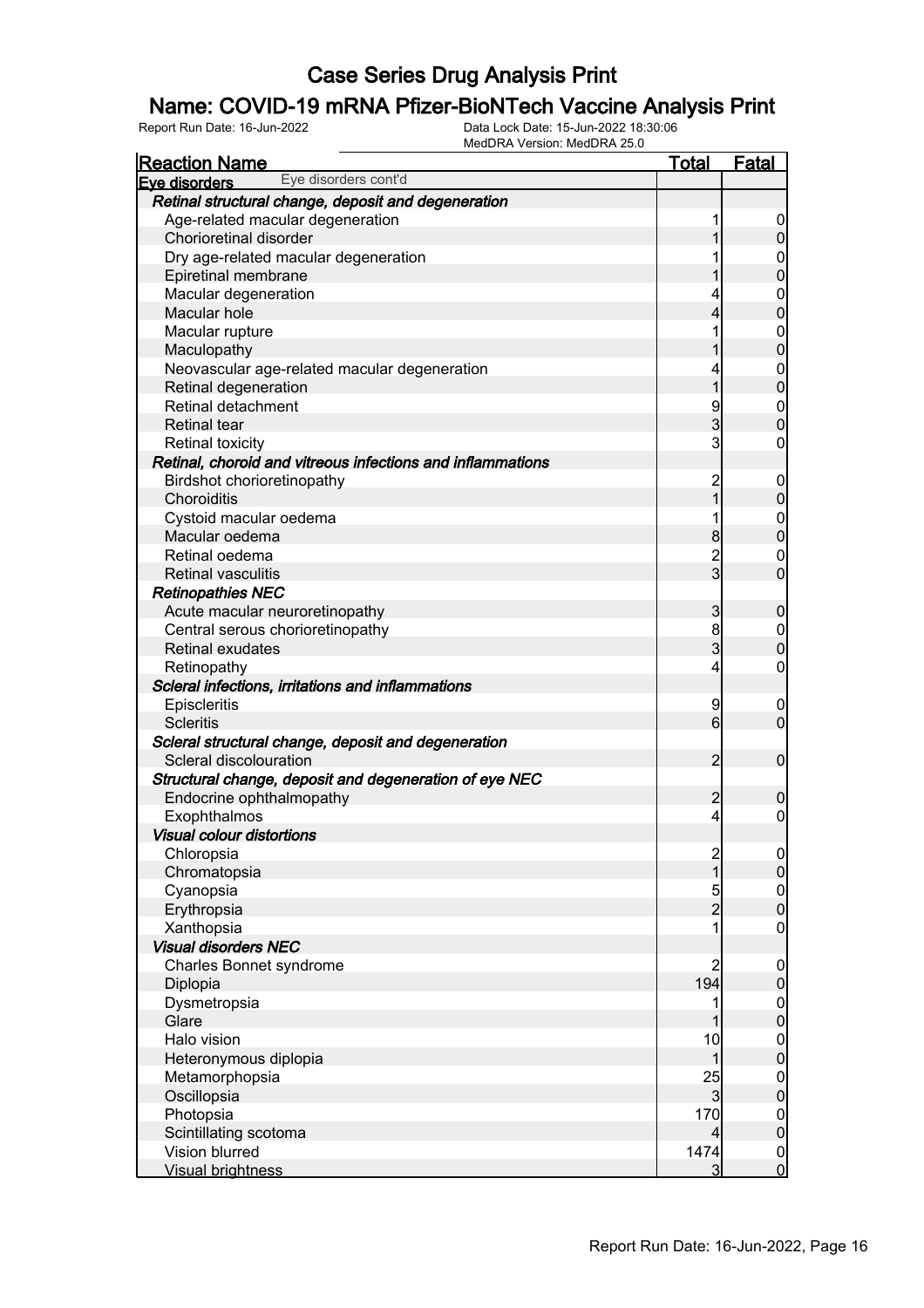# Case Series Drug Analysis Print

## Name: COVID-19 mRNA Pfizer-BioNTech Vaccine Analysis Print

Report Run Date: 16-Jun-2022 | Data Lock Date: 15-Jun-2022 18:30:06 | MedDRA Version: MedDRA 25.0

| Reaction Name | Total | Fatal |
|---|---|---|
| **Eye disorders** Eye disorders cont'd | | |
| ***Retinal structural change, deposit and degeneration*** | | |
| Age-related macular degeneration | 1 | 0 |
| Chorioretinal disorder | 1 | 0 |
| Dry age-related macular degeneration | 1 | 0 |
| Epiretinal membrane | 1 | 0 |
| Macular degeneration | 4 | 0 |
| Macular hole | 4 | 0 |
| Macular rupture | 1 | 0 |
| Maculopathy | 1 | 0 |
| Neovascular age-related macular degeneration | 4 | 0 |
| Retinal degeneration | 1 | 0 |
| Retinal detachment | 9 | 0 |
| Retinal tear | 3 | 0 |
| Retinal toxicity | 3 | 0 |
| ***Retinal, choroid and vitreous infections and inflammations*** | | |
| Birdshot chorioretinopathy | 2 | 0 |
| Choroiditis | 1 | 0 |
| Cystoid macular oedema | 1 | 0 |
| Macular oedema | 8 | 0 |
| Retinal oedema | 2 | 0 |
| Retinal vasculitis | 3 | 0 |
| ***Retinopathies NEC*** | | |
| Acute macular neuroretinopathy | 3 | 0 |
| Central serous chorioretinopathy | 8 | 0 |
| Retinal exudates | 3 | 0 |
| Retinopathy | 4 | 0 |
| ***Scleral infections, irritations and inflammations*** | | |
| Episcleritis | 9 | 0 |
| Scleritis | 6 | 0 |
| ***Scleral structural change, deposit and degeneration*** | | |
| Scleral discolouration | 2 | 0 |
| ***Structural change, deposit and degeneration of eye NEC*** | | |
| Endocrine ophthalmopathy | 2 | 0 |
| Exophthalmos | 4 | 0 |
| ***Visual colour distortions*** | | |
| Chloropsia | 2 | 0 |
| Chromatopsia | 1 | 0 |
| Cyanopsia | 5 | 0 |
| Erythropsia | 2 | 0 |
| Xanthopsia | 1 | 0 |
| ***Visual disorders NEC*** | | |
| Charles Bonnet syndrome | 2 | 0 |
| Diplopia | 194 | 0 |
| Dysmetropsia | 1 | 0 |
| Glare | 1 | 0 |
| Halo vision | 10 | 0 |
| Heteronymous diplopia | 1 | 0 |
| Metamorphopsia | 25 | 0 |
| Oscillopsia | 3 | 0 |
| Photopsia | 170 | 0 |
| Scintillating scotoma | 4 | 0 |
| Vision blurred | 1474 | 0 |
| Visual brightness | 3 | 0 |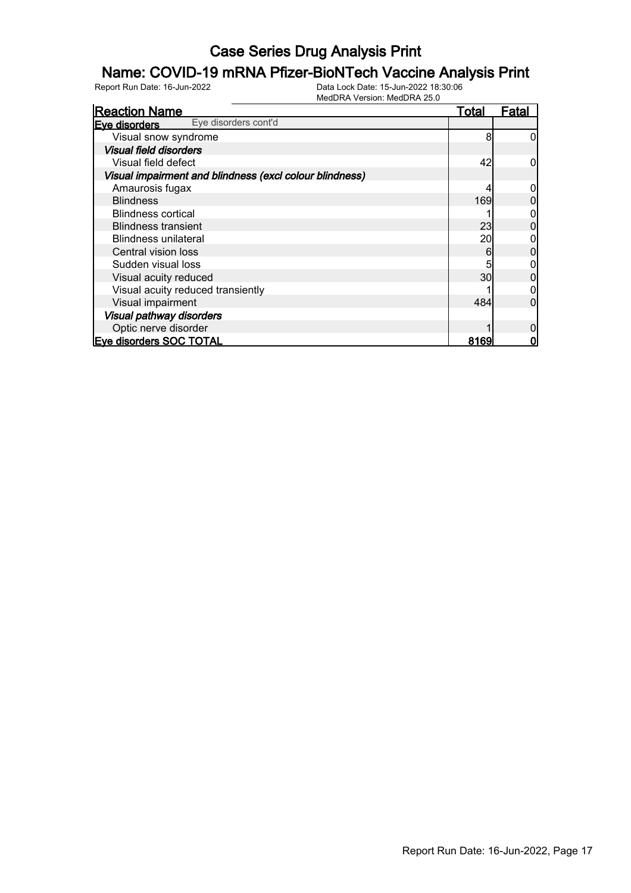# Case Series Drug Analysis Print

## Name: COVID-19 mRNA Pfizer-BioNTech Vaccine Analysis Print

Report Run Date: 16-Jun-2022    Data Lock Date: 15-Jun-2022 18:30:06
MedDRA Version: MedDRA 25.0

| Reaction Name | Total | Fatal |
|---|---|---|
| **Eye disorders** Eye disorders cont'd | | |
| Visual snow syndrome | 8 | 0 |
| ***Visual field disorders*** | | |
| Visual field defect | 42 | 0 |
| ***Visual impairment and blindness (excl colour blindness)*** | | |
| Amaurosis fugax | 4 | 0 |
| Blindness | 169 | 0 |
| Blindness cortical | 1 | 0 |
| Blindness transient | 23 | 0 |
| Blindness unilateral | 20 | 0 |
| Central vision loss | 6 | 0 |
| Sudden visual loss | 5 | 0 |
| Visual acuity reduced | 30 | 0 |
| Visual acuity reduced transiently | 1 | 0 |
| Visual impairment | 484 | 0 |
| ***Visual pathway disorders*** | | |
| Optic nerve disorder | 1 | 0 |
| **Eye disorders SOC TOTAL** | **8169** | **0** |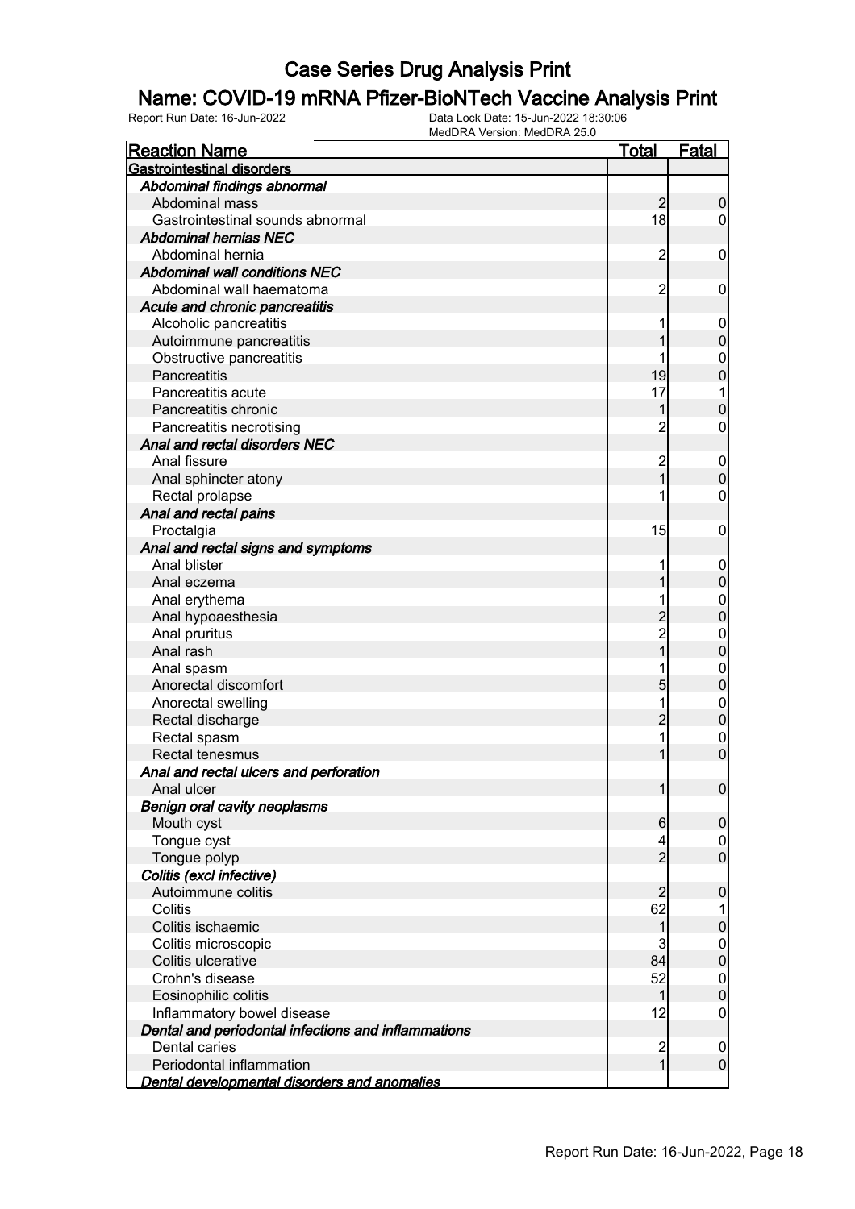# Case Series Drug Analysis Print

## Name: COVID-19 mRNA Pfizer-BioNTech Vaccine Analysis Print

Report Run Date: 16-Jun-2022    Data Lock Date: 15-Jun-2022 18:30:06
MedDRA Version: MedDRA 25.0

| Reaction Name | Total | Fatal |
|---|---|---|
| **Gastrointestinal disorders** | | |
| ***Abdominal findings abnormal*** | | |
| Abdominal mass | 2 | 0 |
| Gastrointestinal sounds abnormal | 18 | 0 |
| ***Abdominal hernias NEC*** | | |
| Abdominal hernia | 2 | 0 |
| ***Abdominal wall conditions NEC*** | | |
| Abdominal wall haematoma | 2 | 0 |
| ***Acute and chronic pancreatitis*** | | |
| Alcoholic pancreatitis | 1 | 0 |
| Autoimmune pancreatitis | 1 | 0 |
| Obstructive pancreatitis | 1 | 0 |
| Pancreatitis | 19 | 0 |
| Pancreatitis acute | 17 | 1 |
| Pancreatitis chronic | 1 | 0 |
| Pancreatitis necrotising | 2 | 0 |
| ***Anal and rectal disorders NEC*** | | |
| Anal fissure | 2 | 0 |
| Anal sphincter atony | 1 | 0 |
| Rectal prolapse | 1 | 0 |
| ***Anal and rectal pains*** | | |
| Proctalgia | 15 | 0 |
| ***Anal and rectal signs and symptoms*** | | |
| Anal blister | 1 | 0 |
| Anal eczema | 1 | 0 |
| Anal erythema | 1 | 0 |
| Anal hypoaesthesia | 2 | 0 |
| Anal pruritus | 2 | 0 |
| Anal rash | 1 | 0 |
| Anal spasm | 1 | 0 |
| Anorectal discomfort | 5 | 0 |
| Anorectal swelling | 1 | 0 |
| Rectal discharge | 2 | 0 |
| Rectal spasm | 1 | 0 |
| Rectal tenesmus | 1 | 0 |
| ***Anal and rectal ulcers and perforation*** | | |
| Anal ulcer | 1 | 0 |
| ***Benign oral cavity neoplasms*** | | |
| Mouth cyst | 6 | 0 |
| Tongue cyst | 4 | 0 |
| Tongue polyp | 2 | 0 |
| ***Colitis (excl infective)*** | | |
| Autoimmune colitis | 2 | 0 |
| Colitis | 62 | 1 |
| Colitis ischaemic | 1 | 0 |
| Colitis microscopic | 3 | 0 |
| Colitis ulcerative | 84 | 0 |
| Crohn's disease | 52 | 0 |
| Eosinophilic colitis | 1 | 0 |
| Inflammatory bowel disease | 12 | 0 |
| ***Dental and periodontal infections and inflammations*** | | |
| Dental caries | 2 | 0 |
| Periodontal inflammation | 1 | 0 |
| ***Dental developmental disorders and anomalies*** | | |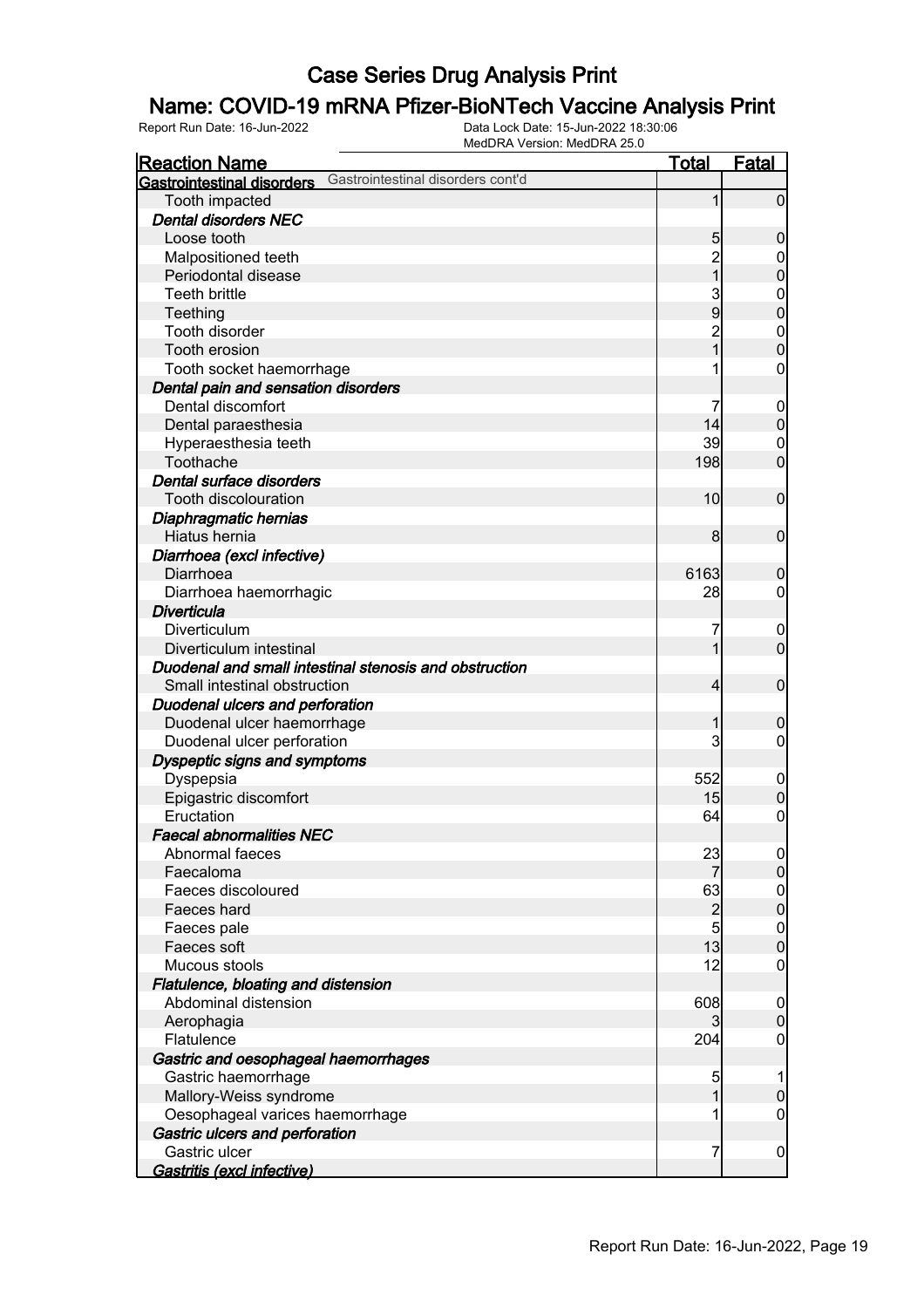# Case Series Drug Analysis Print

## Name: COVID-19 mRNA Pfizer-BioNTech Vaccine Analysis Print

Report Run Date: 16-Jun-2022    Data Lock Date: 15-Jun-2022 18:30:06
MedDRA Version: MedDRA 25.0

| Reaction Name | Total | Fatal |
|---|---|---|
| **Gastrointestinal disorders** Gastrointestinal disorders cont'd | | |
| Tooth impacted | 1 | 0 |
| ***Dental disorders NEC*** | | |
| Loose tooth | 5 | 0 |
| Malpositioned teeth | 2 | 0 |
| Periodontal disease | 1 | 0 |
| Teeth brittle | 3 | 0 |
| Teething | 9 | 0 |
| Tooth disorder | 2 | 0 |
| Tooth erosion | 1 | 0 |
| Tooth socket haemorrhage | 1 | 0 |
| ***Dental pain and sensation disorders*** | | |
| Dental discomfort | 7 | 0 |
| Dental paraesthesia | 14 | 0 |
| Hyperaesthesia teeth | 39 | 0 |
| Toothache | 198 | 0 |
| ***Dental surface disorders*** | | |
| Tooth discolouration | 10 | 0 |
| ***Diaphragmatic hernias*** | | |
| Hiatus hernia | 8 | 0 |
| ***Diarrhoea (excl infective)*** | | |
| Diarrhoea | 6163 | 0 |
| Diarrhoea haemorrhagic | 28 | 0 |
| ***Diverticula*** | | |
| Diverticulum | 7 | 0 |
| Diverticulum intestinal | 1 | 0 |
| ***Duodenal and small intestinal stenosis and obstruction*** | | |
| Small intestinal obstruction | 4 | 0 |
| ***Duodenal ulcers and perforation*** | | |
| Duodenal ulcer haemorrhage | 1 | 0 |
| Duodenal ulcer perforation | 3 | 0 |
| ***Dyspeptic signs and symptoms*** | | |
| Dyspepsia | 552 | 0 |
| Epigastric discomfort | 15 | 0 |
| Eructation | 64 | 0 |
| ***Faecal abnormalities NEC*** | | |
| Abnormal faeces | 23 | 0 |
| Faecaloma | 7 | 0 |
| Faeces discoloured | 63 | 0 |
| Faeces hard | 2 | 0 |
| Faeces pale | 5 | 0 |
| Faeces soft | 13 | 0 |
| Mucous stools | 12 | 0 |
| ***Flatulence, bloating and distension*** | | |
| Abdominal distension | 608 | 0 |
| Aerophagia | 3 | 0 |
| Flatulence | 204 | 0 |
| ***Gastric and oesophageal haemorrhages*** | | |
| Gastric haemorrhage | 5 | 1 |
| Mallory-Weiss syndrome | 1 | 0 |
| Oesophageal varices haemorrhage | 1 | 0 |
| ***Gastric ulcers and perforation*** | | |
| Gastric ulcer | 7 | 0 |
| ***Gastritis (excl infective)*** | | |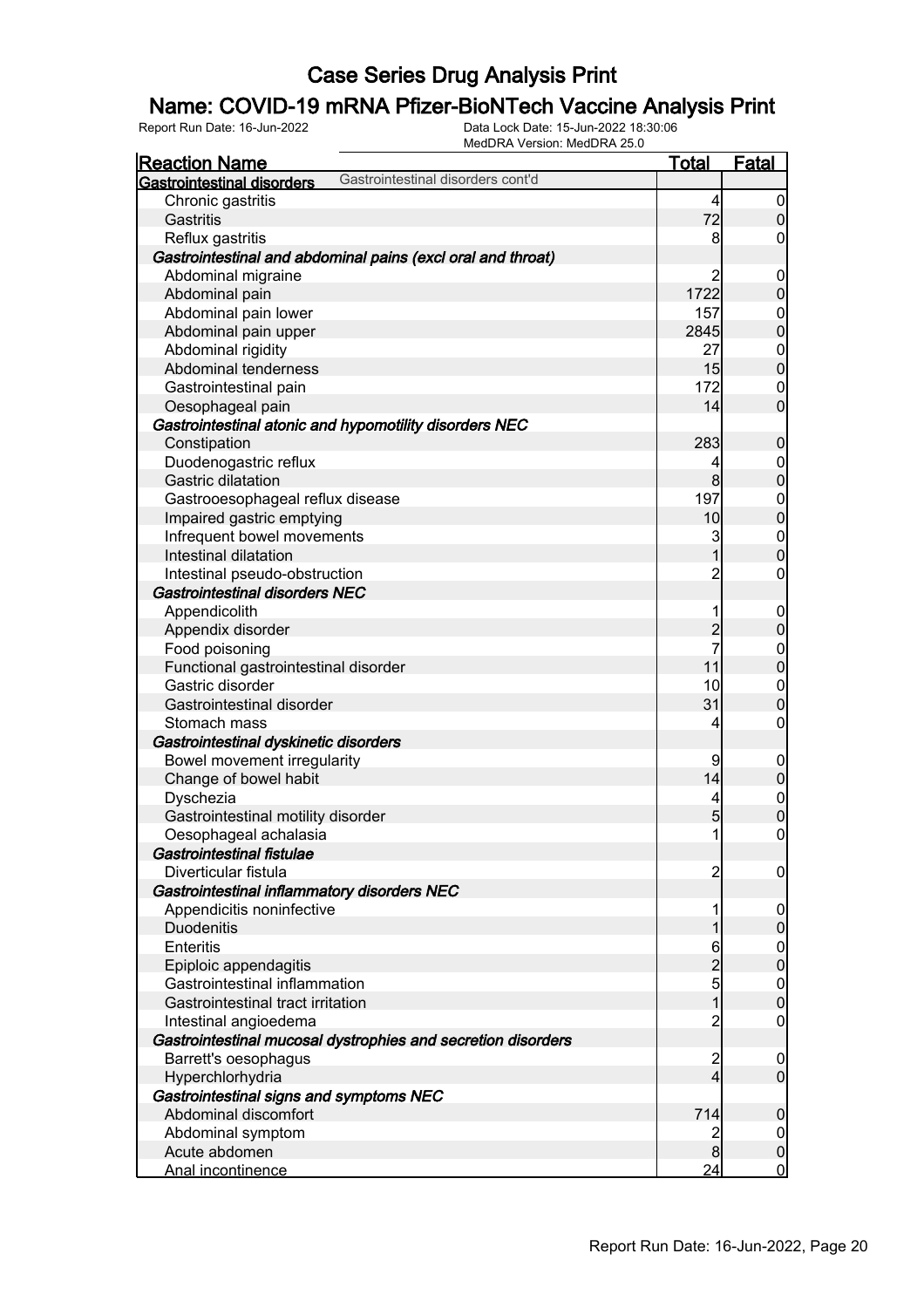# Case Series Drug Analysis Print

## Name: COVID-19 mRNA Pfizer-BioNTech Vaccine Analysis Print

Report Run Date: 16-Jun-2022 | Data Lock Date: 15-Jun-2022 18:30:06 | MedDRA Version: MedDRA 25.0

| Reaction Name | Total | Fatal |
|---|---|---|
| **Gastrointestinal disorders** Gastrointestinal disorders cont'd | | |
| Chronic gastritis | 4 | 0 |
| Gastritis | 72 | 0 |
| Reflux gastritis | 8 | 0 |
| ***Gastrointestinal and abdominal pains (excl oral and throat)*** | | |
| Abdominal migraine | 2 | 0 |
| Abdominal pain | 1722 | 0 |
| Abdominal pain lower | 157 | 0 |
| Abdominal pain upper | 2845 | 0 |
| Abdominal rigidity | 27 | 0 |
| Abdominal tenderness | 15 | 0 |
| Gastrointestinal pain | 172 | 0 |
| Oesophageal pain | 14 | 0 |
| ***Gastrointestinal atonic and hypomotility disorders NEC*** | | |
| Constipation | 283 | 0 |
| Duodenogastric reflux | 4 | 0 |
| Gastric dilatation | 8 | 0 |
| Gastrooesophageal reflux disease | 197 | 0 |
| Impaired gastric emptying | 10 | 0 |
| Infrequent bowel movements | 3 | 0 |
| Intestinal dilatation | 1 | 0 |
| Intestinal pseudo-obstruction | 2 | 0 |
| ***Gastrointestinal disorders NEC*** | | |
| Appendicolith | 1 | 0 |
| Appendix disorder | 2 | 0 |
| Food poisoning | 7 | 0 |
| Functional gastrointestinal disorder | 11 | 0 |
| Gastric disorder | 10 | 0 |
| Gastrointestinal disorder | 31 | 0 |
| Stomach mass | 4 | 0 |
| ***Gastrointestinal dyskinetic disorders*** | | |
| Bowel movement irregularity | 9 | 0 |
| Change of bowel habit | 14 | 0 |
| Dyschezia | 4 | 0 |
| Gastrointestinal motility disorder | 5 | 0 |
| Oesophageal achalasia | 1 | 0 |
| ***Gastrointestinal fistulae*** | | |
| Diverticular fistula | 2 | 0 |
| ***Gastrointestinal inflammatory disorders NEC*** | | |
| Appendicitis noninfective | 1 | 0 |
| Duodenitis | 1 | 0 |
| Enteritis | 6 | 0 |
| Epiploic appendagitis | 2 | 0 |
| Gastrointestinal inflammation | 5 | 0 |
| Gastrointestinal tract irritation | 1 | 0 |
| Intestinal angioedema | 2 | 0 |
| ***Gastrointestinal mucosal dystrophies and secretion disorders*** | | |
| Barrett's oesophagus | 2 | 0 |
| Hyperchlorhydria | 4 | 0 |
| ***Gastrointestinal signs and symptoms NEC*** | | |
| Abdominal discomfort | 714 | 0 |
| Abdominal symptom | 2 | 0 |
| Acute abdomen | 8 | 0 |
| Anal incontinence | 24 | 0 |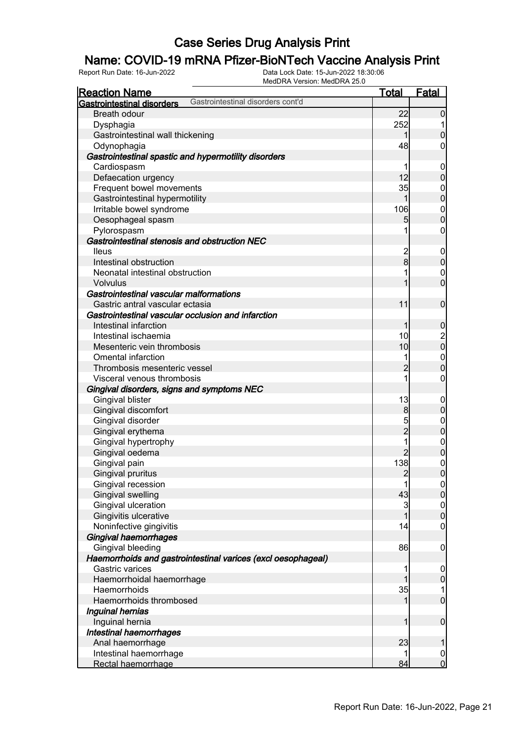# Case Series Drug Analysis Print

## Name: COVID-19 mRNA Pfizer-BioNTech Vaccine Analysis Print

Report Run Date: 16-Jun-2022 | Data Lock Date: 15-Jun-2022 18:30:06 | MedDRA Version: MedDRA 25.0

| Reaction Name | Total | Fatal |
|---|---|---|
| **Gastrointestinal disorders** Gastrointestinal disorders cont'd | | |
| Breath odour | 22 | 0 |
| Dysphagia | 252 | 1 |
| Gastrointestinal wall thickening | 1 | 0 |
| Odynophagia | 48 | 0 |
| ***Gastrointestinal spastic and hypermotility disorders*** | | |
| Cardiospasm | 1 | 0 |
| Defaecation urgency | 12 | 0 |
| Frequent bowel movements | 35 | 0 |
| Gastrointestinal hypermotility | 1 | 0 |
| Irritable bowel syndrome | 106 | 0 |
| Oesophageal spasm | 5 | 0 |
| Pylorospasm | 1 | 0 |
| ***Gastrointestinal stenosis and obstruction NEC*** | | |
| Ileus | 2 | 0 |
| Intestinal obstruction | 8 | 0 |
| Neonatal intestinal obstruction | 1 | 0 |
| Volvulus | 1 | 0 |
| ***Gastrointestinal vascular malformations*** | | |
| Gastric antral vascular ectasia | 11 | 0 |
| ***Gastrointestinal vascular occlusion and infarction*** | | |
| Intestinal infarction | 1 | 0 |
| Intestinal ischaemia | 10 | 2 |
| Mesenteric vein thrombosis | 10 | 0 |
| Omental infarction | 1 | 0 |
| Thrombosis mesenteric vessel | 2 | 0 |
| Visceral venous thrombosis | 1 | 0 |
| ***Gingival disorders, signs and symptoms NEC*** | | |
| Gingival blister | 13 | 0 |
| Gingival discomfort | 8 | 0 |
| Gingival disorder | 5 | 0 |
| Gingival erythema | 2 | 0 |
| Gingival hypertrophy | 1 | 0 |
| Gingival oedema | 2 | 0 |
| Gingival pain | 138 | 0 |
| Gingival pruritus | 2 | 0 |
| Gingival recession | 1 | 0 |
| Gingival swelling | 43 | 0 |
| Gingival ulceration | 3 | 0 |
| Gingivitis ulcerative | 1 | 0 |
| Noninfective gingivitis | 14 | 0 |
| ***Gingival haemorrhages*** | | |
| Gingival bleeding | 86 | 0 |
| ***Haemorrhoids and gastrointestinal varices (excl oesophageal)*** | | |
| Gastric varices | 1 | 0 |
| Haemorrhoidal haemorrhage | 1 | 0 |
| Haemorrhoids | 35 | 1 |
| Haemorrhoids thrombosed | 1 | 0 |
| ***Inguinal hernias*** | | |
| Inguinal hernia | 1 | 0 |
| ***Intestinal haemorrhages*** | | |
| Anal haemorrhage | 23 | 1 |
| Intestinal haemorrhage | 1 | 0 |
| Rectal haemorrhage | 84 | 0 |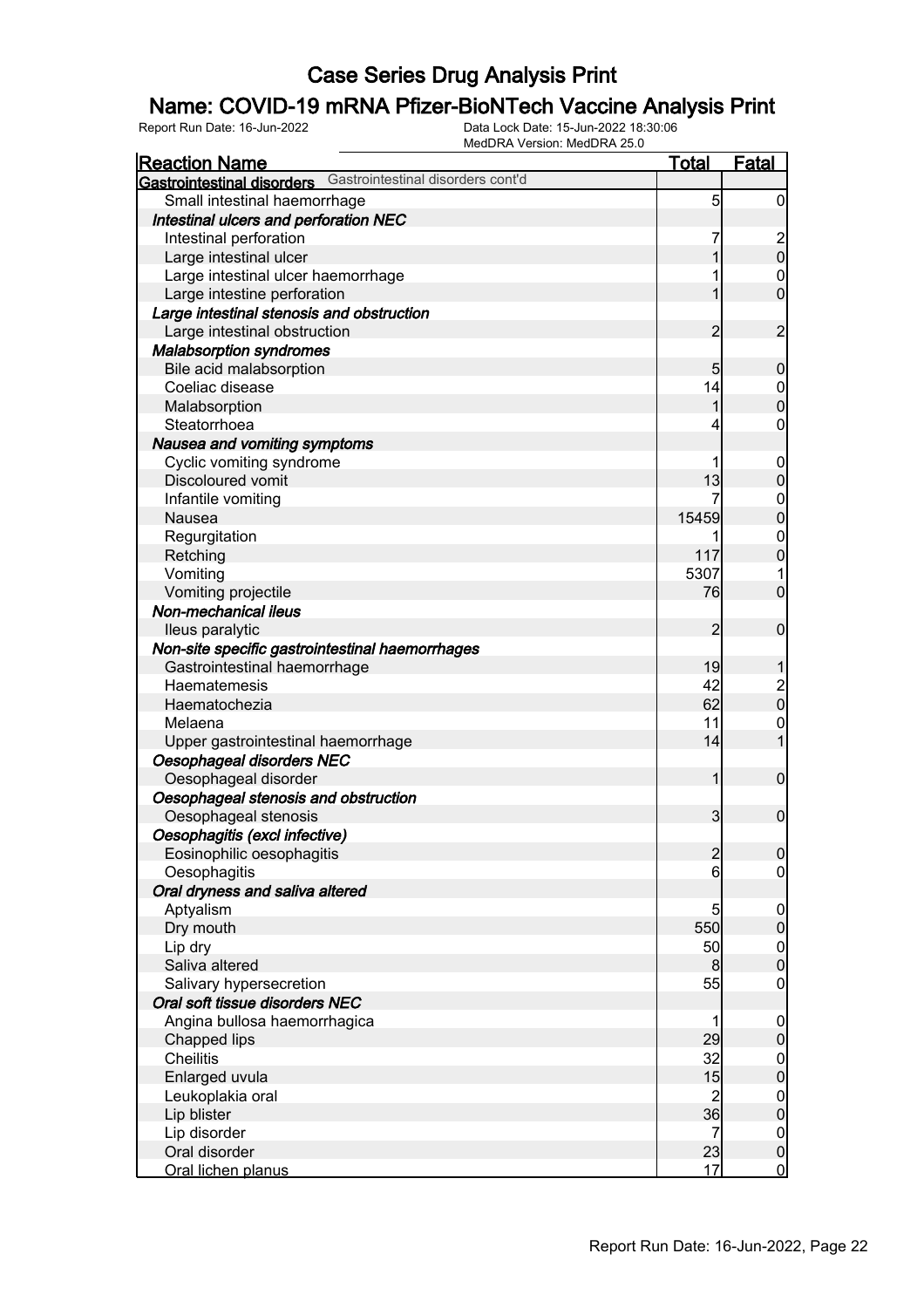# Case Series Drug Analysis Print

## Name: COVID-19 mRNA Pfizer-BioNTech Vaccine Analysis Print

Report Run Date: 16-Jun-2022

Data Lock Date: 15-Jun-2022 18:30:06
MedDRA Version: MedDRA 25.0

| Reaction Name | Total | Fatal |
|---|---|---|
| **Gastrointestinal disorders** Gastrointestinal disorders cont'd | | |
| Small intestinal haemorrhage | 5 | 0 |
| ***Intestinal ulcers and perforation NEC*** | | |
| Intestinal perforation | 7 | 2 |
| Large intestinal ulcer | 1 | 0 |
| Large intestinal ulcer haemorrhage | 1 | 0 |
| Large intestine perforation | 1 | 0 |
| ***Large intestinal stenosis and obstruction*** | | |
| Large intestinal obstruction | 2 | 2 |
| ***Malabsorption syndromes*** | | |
| Bile acid malabsorption | 5 | 0 |
| Coeliac disease | 14 | 0 |
| Malabsorption | 1 | 0 |
| Steatorrhoea | 4 | 0 |
| ***Nausea and vomiting symptoms*** | | |
| Cyclic vomiting syndrome | 1 | 0 |
| Discoloured vomit | 13 | 0 |
| Infantile vomiting | 7 | 0 |
| Nausea | 15459 | 0 |
| Regurgitation | 1 | 0 |
| Retching | 117 | 0 |
| Vomiting | 5307 | 1 |
| Vomiting projectile | 76 | 0 |
| ***Non-mechanical ileus*** | | |
| Ileus paralytic | 2 | 0 |
| ***Non-site specific gastrointestinal haemorrhages*** | | |
| Gastrointestinal haemorrhage | 19 | 1 |
| Haematemesis | 42 | 2 |
| Haematochezia | 62 | 0 |
| Melaena | 11 | 0 |
| Upper gastrointestinal haemorrhage | 14 | 1 |
| ***Oesophageal disorders NEC*** | | |
| Oesophageal disorder | 1 | 0 |
| ***Oesophageal stenosis and obstruction*** | | |
| Oesophageal stenosis | 3 | 0 |
| ***Oesophagitis (excl infective)*** | | |
| Eosinophilic oesophagitis | 2 | 0 |
| Oesophagitis | 6 | 0 |
| ***Oral dryness and saliva altered*** | | |
| Aptyalism | 5 | 0 |
| Dry mouth | 550 | 0 |
| Lip dry | 50 | 0 |
| Saliva altered | 8 | 0 |
| Salivary hypersecretion | 55 | 0 |
| ***Oral soft tissue disorders NEC*** | | |
| Angina bullosa haemorrhagica | 1 | 0 |
| Chapped lips | 29 | 0 |
| Cheilitis | 32 | 0 |
| Enlarged uvula | 15 | 0 |
| Leukoplakia oral | 2 | 0 |
| Lip blister | 36 | 0 |
| Lip disorder | 7 | 0 |
| Oral disorder | 23 | 0 |
| Oral lichen planus | 17 | 0 |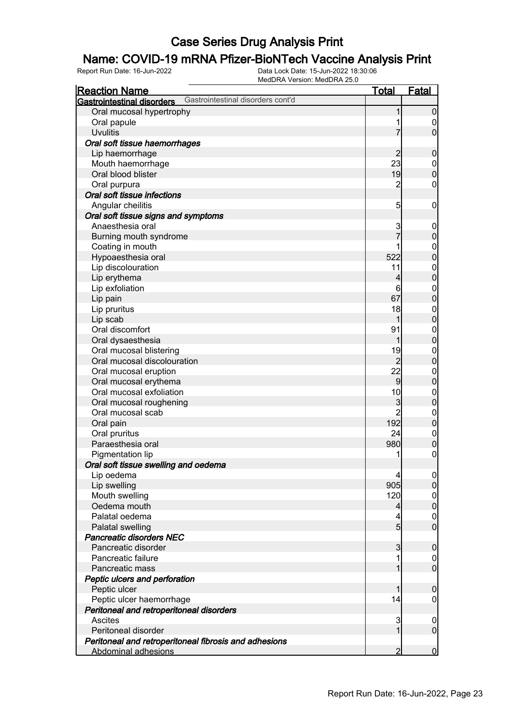# Case Series Drug Analysis Print

## Name: COVID-19 mRNA Pfizer-BioNTech Vaccine Analysis Print

Report Run Date: 16-Jun-2022    Data Lock Date: 15-Jun-2022 18:30:06
MedDRA Version: MedDRA 25.0

| Reaction Name | Total | Fatal |
|---|---|---|
| **Gastrointestinal disorders** Gastrointestinal disorders cont'd | | |
| Oral mucosal hypertrophy | 1 | 0 |
| Oral papule | 1 | 0 |
| Uvulitis | 7 | 0 |
| ***Oral soft tissue haemorrhages*** | | |
| Lip haemorrhage | 2 | 0 |
| Mouth haemorrhage | 23 | 0 |
| Oral blood blister | 19 | 0 |
| Oral purpura | 2 | 0 |
| ***Oral soft tissue infections*** | | |
| Angular cheilitis | 5 | 0 |
| ***Oral soft tissue signs and symptoms*** | | |
| Anaesthesia oral | 3 | 0 |
| Burning mouth syndrome | 7 | 0 |
| Coating in mouth | 1 | 0 |
| Hypoaesthesia oral | 522 | 0 |
| Lip discolouration | 11 | 0 |
| Lip erythema | 4 | 0 |
| Lip exfoliation | 6 | 0 |
| Lip pain | 67 | 0 |
| Lip pruritus | 18 | 0 |
| Lip scab | 1 | 0 |
| Oral discomfort | 91 | 0 |
| Oral dysaesthesia | 1 | 0 |
| Oral mucosal blistering | 19 | 0 |
| Oral mucosal discolouration | 2 | 0 |
| Oral mucosal eruption | 22 | 0 |
| Oral mucosal erythema | 9 | 0 |
| Oral mucosal exfoliation | 10 | 0 |
| Oral mucosal roughening | 3 | 0 |
| Oral mucosal scab | 2 | 0 |
| Oral pain | 192 | 0 |
| Oral pruritus | 24 | 0 |
| Paraesthesia oral | 980 | 0 |
| Pigmentation lip | 1 | 0 |
| ***Oral soft tissue swelling and oedema*** | | |
| Lip oedema | 4 | 0 |
| Lip swelling | 905 | 0 |
| Mouth swelling | 120 | 0 |
| Oedema mouth | 4 | 0 |
| Palatal oedema | 4 | 0 |
| Palatal swelling | 5 | 0 |
| ***Pancreatic disorders NEC*** | | |
| Pancreatic disorder | 3 | 0 |
| Pancreatic failure | 1 | 0 |
| Pancreatic mass | 1 | 0 |
| ***Peptic ulcers and perforation*** | | |
| Peptic ulcer | 1 | 0 |
| Peptic ulcer haemorrhage | 14 | 0 |
| ***Peritoneal and retroperitoneal disorders*** | | |
| Ascites | 3 | 0 |
| Peritoneal disorder | 1 | 0 |
| ***Peritoneal and retroperitoneal fibrosis and adhesions*** | | |
| Abdominal adhesions | 2 | 0 |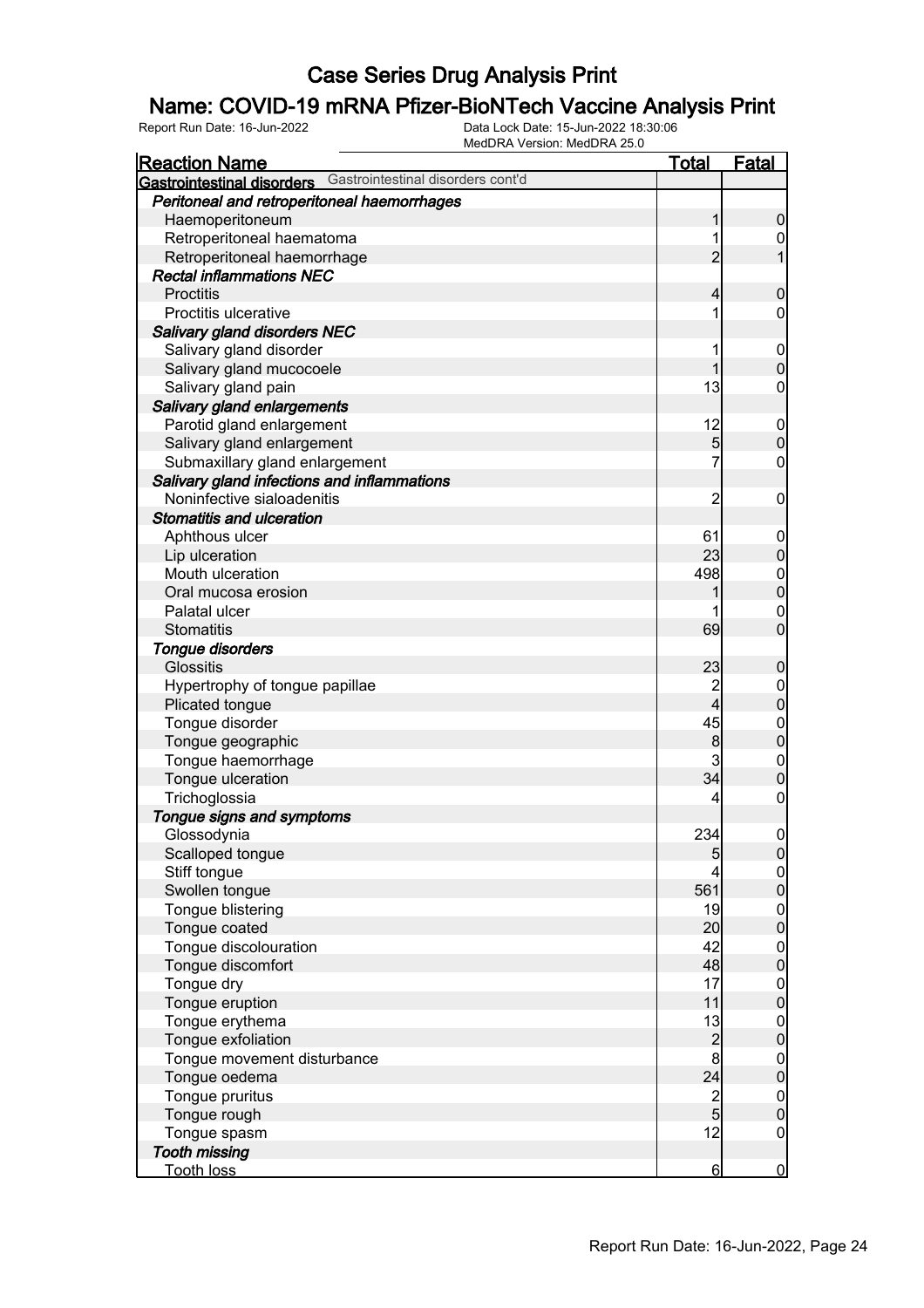# Case Series Drug Analysis Print

## Name: COVID-19 mRNA Pfizer-BioNTech Vaccine Analysis Print

Report Run Date: 16-Jun-2022
Data Lock Date: 15-Jun-2022 18:30:06
MedDRA Version: MedDRA 25.0

| Reaction Name | Total | Fatal |
|---|---|---|
| **Gastrointestinal disorders** Gastrointestinal disorders cont'd | | |
| ***Peritoneal and retroperitoneal haemorrhages*** | | |
| Haemoperitoneum | 1 | 0 |
| Retroperitoneal haematoma | 1 | 0 |
| Retroperitoneal haemorrhage | 2 | 1 |
| ***Rectal inflammations NEC*** | | |
| Proctitis | 4 | 0 |
| Proctitis ulcerative | 1 | 0 |
| ***Salivary gland disorders NEC*** | | |
| Salivary gland disorder | 1 | 0 |
| Salivary gland mucocoele | 1 | 0 |
| Salivary gland pain | 13 | 0 |
| ***Salivary gland enlargements*** | | |
| Parotid gland enlargement | 12 | 0 |
| Salivary gland enlargement | 5 | 0 |
| Submaxillary gland enlargement | 7 | 0 |
| ***Salivary gland infections and inflammations*** | | |
| Noninfective sialoadenitis | 2 | 0 |
| ***Stomatitis and ulceration*** | | |
| Aphthous ulcer | 61 | 0 |
| Lip ulceration | 23 | 0 |
| Mouth ulceration | 498 | 0 |
| Oral mucosa erosion | 1 | 0 |
| Palatal ulcer | 1 | 0 |
| Stomatitis | 69 | 0 |
| ***Tongue disorders*** | | |
| Glossitis | 23 | 0 |
| Hypertrophy of tongue papillae | 2 | 0 |
| Plicated tongue | 4 | 0 |
| Tongue disorder | 45 | 0 |
| Tongue geographic | 8 | 0 |
| Tongue haemorrhage | 3 | 0 |
| Tongue ulceration | 34 | 0 |
| Trichoglossia | 4 | 0 |
| ***Tongue signs and symptoms*** | | |
| Glossodynia | 234 | 0 |
| Scalloped tongue | 5 | 0 |
| Stiff tongue | 4 | 0 |
| Swollen tongue | 561 | 0 |
| Tongue blistering | 19 | 0 |
| Tongue coated | 20 | 0 |
| Tongue discolouration | 42 | 0 |
| Tongue discomfort | 48 | 0 |
| Tongue dry | 17 | 0 |
| Tongue eruption | 11 | 0 |
| Tongue erythema | 13 | 0 |
| Tongue exfoliation | 2 | 0 |
| Tongue movement disturbance | 8 | 0 |
| Tongue oedema | 24 | 0 |
| Tongue pruritus | 2 | 0 |
| Tongue rough | 5 | 0 |
| Tongue spasm | 12 | 0 |
| ***Tooth missing*** | | |
| Tooth loss | 6 | 0 |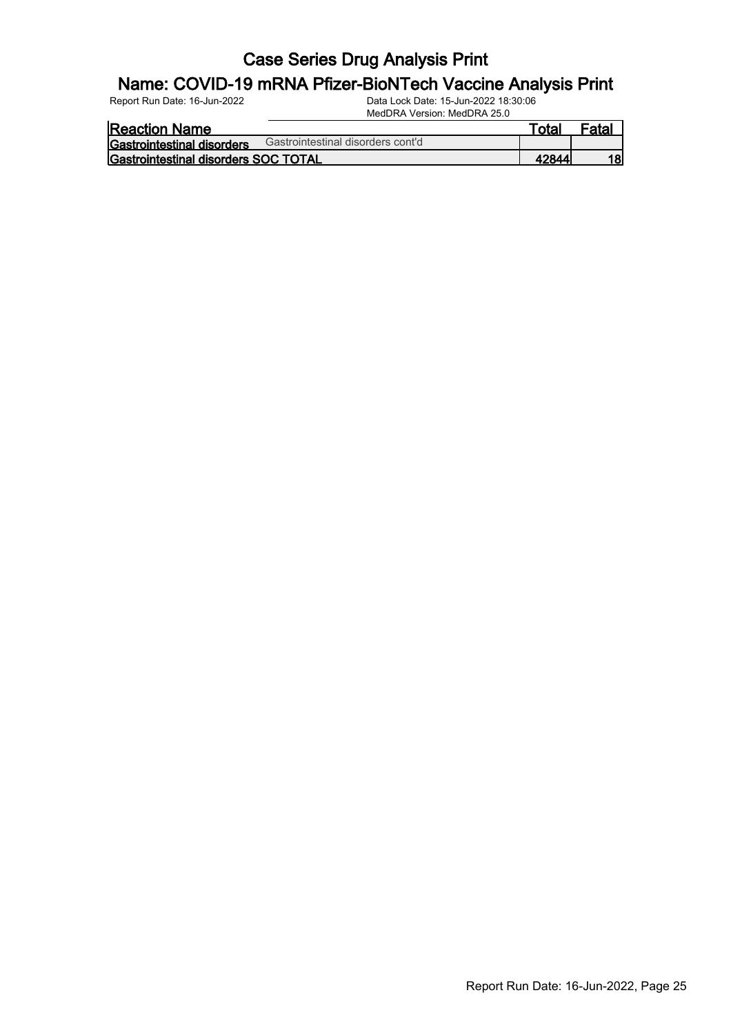# Case Series Drug Analysis Print

## Name: COVID-19 mRNA Pfizer-BioNTech Vaccine Analysis Print

Report Run Date: 16-Jun-2022 | Data Lock Date: 15-Jun-2022 18:30:06 | MedDRA Version: MedDRA 25.0

| Reaction Name | | Total | Fatal |
|---|---|---|---|
| **Gastrointestinal disorders** | Gastrointestinal disorders cont'd | | |
| **Gastrointestinal disorders SOC TOTAL** | | **42844** | **18** |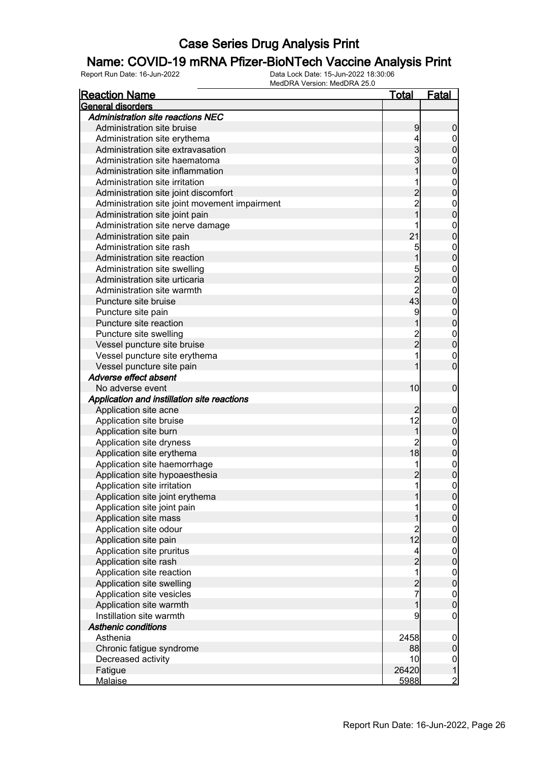# Case Series Drug Analysis Print

## Name: COVID-19 mRNA Pfizer-BioNTech Vaccine Analysis Print

Report Run Date: 16-Jun-2022 | Data Lock Date: 15-Jun-2022 18:30:06 | MedDRA Version: MedDRA 25.0

| Reaction Name | Total | Fatal |
|---|---|---|
| **General disorders** | | |
| ***Administration site reactions NEC*** | | |
| Administration site bruise | 9 | 0 |
| Administration site erythema | 4 | 0 |
| Administration site extravasation | 3 | 0 |
| Administration site haematoma | 3 | 0 |
| Administration site inflammation | 1 | 0 |
| Administration site irritation | 1 | 0 |
| Administration site joint discomfort | 2 | 0 |
| Administration site joint movement impairment | 2 | 0 |
| Administration site joint pain | 1 | 0 |
| Administration site nerve damage | 1 | 0 |
| Administration site pain | 21 | 0 |
| Administration site rash | 5 | 0 |
| Administration site reaction | 1 | 0 |
| Administration site swelling | 5 | 0 |
| Administration site urticaria | 2 | 0 |
| Administration site warmth | 2 | 0 |
| Puncture site bruise | 43 | 0 |
| Puncture site pain | 9 | 0 |
| Puncture site reaction | 1 | 0 |
| Puncture site swelling | 2 | 0 |
| Vessel puncture site bruise | 2 | 0 |
| Vessel puncture site erythema | 1 | 0 |
| Vessel puncture site pain | 1 | 0 |
| ***Adverse effect absent*** | | |
| No adverse event | 10 | 0 |
| ***Application and instillation site reactions*** | | |
| Application site acne | 2 | 0 |
| Application site bruise | 12 | 0 |
| Application site burn | 1 | 0 |
| Application site dryness | 2 | 0 |
| Application site erythema | 18 | 0 |
| Application site haemorrhage | 1 | 0 |
| Application site hypoaesthesia | 2 | 0 |
| Application site irritation | 1 | 0 |
| Application site joint erythema | 1 | 0 |
| Application site joint pain | 1 | 0 |
| Application site mass | 1 | 0 |
| Application site odour | 2 | 0 |
| Application site pain | 12 | 0 |
| Application site pruritus | 4 | 0 |
| Application site rash | 2 | 0 |
| Application site reaction | 1 | 0 |
| Application site swelling | 2 | 0 |
| Application site vesicles | 7 | 0 |
| Application site warmth | 1 | 0 |
| Instillation site warmth | 9 | 0 |
| ***Asthenic conditions*** | | |
| Asthenia | 2458 | 0 |
| Chronic fatigue syndrome | 88 | 0 |
| Decreased activity | 10 | 0 |
| Fatigue | 26420 | 1 |
| Malaise | 5988 | 2 |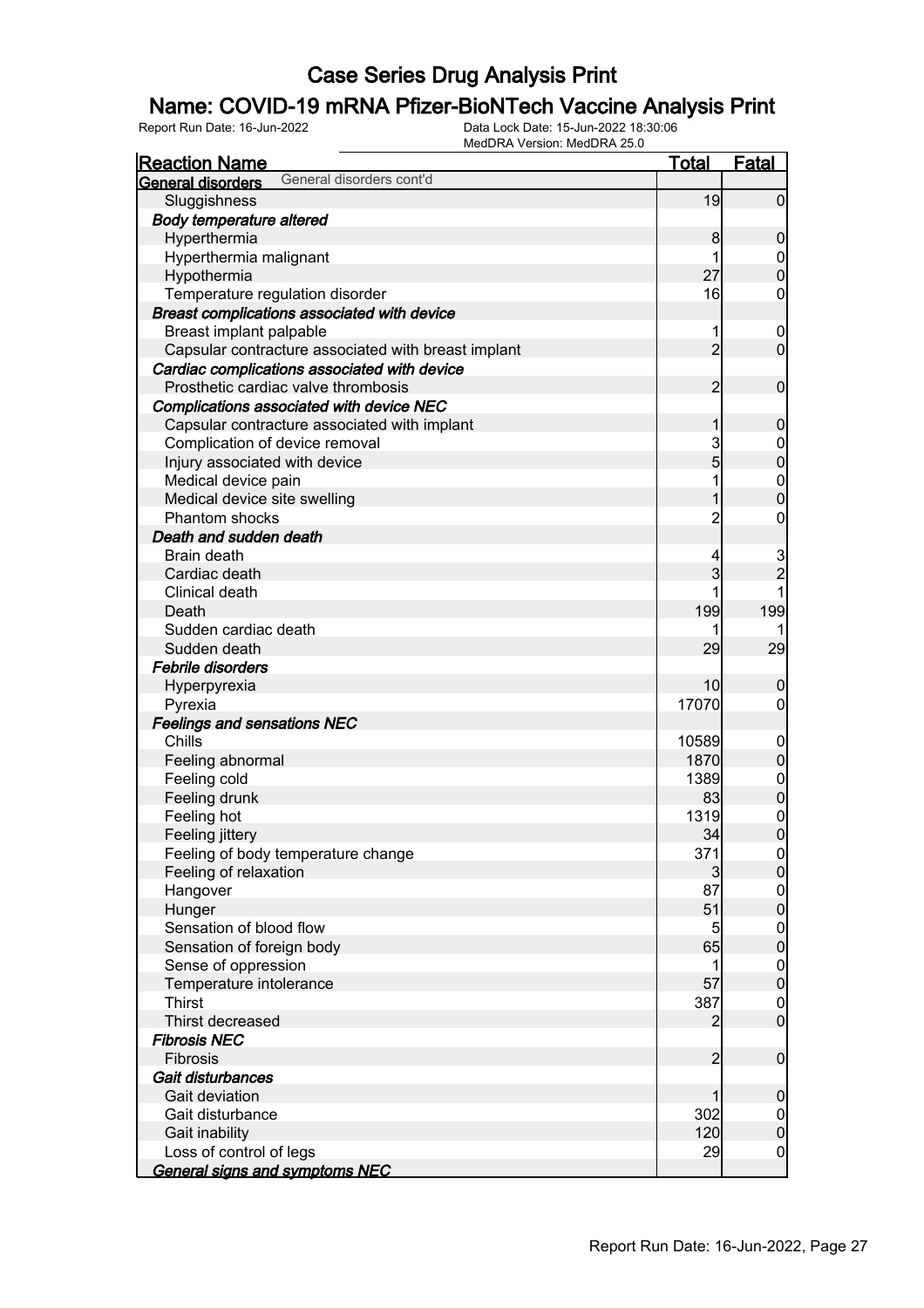# Case Series Drug Analysis Print

## Name: COVID-19 mRNA Pfizer-BioNTech Vaccine Analysis Print

Report Run Date: 16-Jun-2022

Data Lock Date: 15-Jun-2022 18:30:06
MedDRA Version: MedDRA 25.0

| Reaction Name | Total | Fatal |
|---|---|---|
| **General disorders** General disorders cont'd | | |
| Sluggishness | 19 | 0 |
| ***Body temperature altered*** | | |
| Hyperthermia | 8 | 0 |
| Hyperthermia malignant | 1 | 0 |
| Hypothermia | 27 | 0 |
| Temperature regulation disorder | 16 | 0 |
| ***Breast complications associated with device*** | | |
| Breast implant palpable | 1 | 0 |
| Capsular contracture associated with breast implant | 2 | 0 |
| ***Cardiac complications associated with device*** | | |
| Prosthetic cardiac valve thrombosis | 2 | 0 |
| ***Complications associated with device NEC*** | | |
| Capsular contracture associated with implant | 1 | 0 |
| Complication of device removal | 3 | 0 |
| Injury associated with device | 5 | 0 |
| Medical device pain | 1 | 0 |
| Medical device site swelling | 1 | 0 |
| Phantom shocks | 2 | 0 |
| ***Death and sudden death*** | | |
| Brain death | 4 | 3 |
| Cardiac death | 3 | 2 |
| Clinical death | 1 | 1 |
| Death | 199 | 199 |
| Sudden cardiac death | 1 | 1 |
| Sudden death | 29 | 29 |
| ***Febrile disorders*** | | |
| Hyperpyrexia | 10 | 0 |
| Pyrexia | 17070 | 0 |
| ***Feelings and sensations NEC*** | | |
| Chills | 10589 | 0 |
| Feeling abnormal | 1870 | 0 |
| Feeling cold | 1389 | 0 |
| Feeling drunk | 83 | 0 |
| Feeling hot | 1319 | 0 |
| Feeling jittery | 34 | 0 |
| Feeling of body temperature change | 371 | 0 |
| Feeling of relaxation | 3 | 0 |
| Hangover | 87 | 0 |
| Hunger | 51 | 0 |
| Sensation of blood flow | 5 | 0 |
| Sensation of foreign body | 65 | 0 |
| Sense of oppression | 1 | 0 |
| Temperature intolerance | 57 | 0 |
| Thirst | 387 | 0 |
| Thirst decreased | 2 | 0 |
| ***Fibrosis NEC*** | | |
| Fibrosis | 2 | 0 |
| ***Gait disturbances*** | | |
| Gait deviation | 1 | 0 |
| Gait disturbance | 302 | 0 |
| Gait inability | 120 | 0 |
| Loss of control of legs | 29 | 0 |
| ***General signs and symptoms NEC*** | | |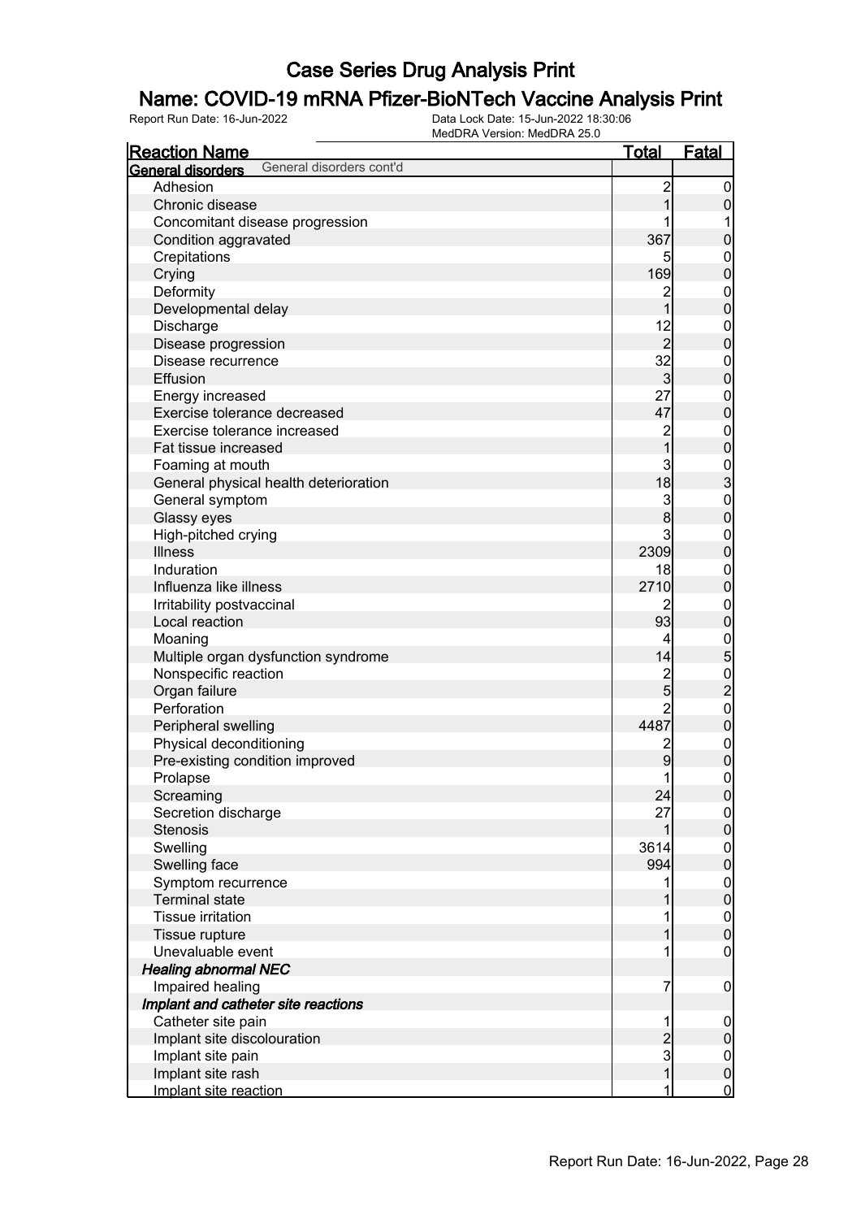# Case Series Drug Analysis Print

## Name: COVID-19 mRNA Pfizer-BioNTech Vaccine Analysis Print

Report Run Date: 16-Jun-2022    Data Lock Date: 15-Jun-2022 18:30:06
MedDRA Version: MedDRA 25.0

| Reaction Name | Total | Fatal |
|---|---|---|
| **General disorders** General disorders cont'd | | |
| Adhesion | 2 | 0 |
| Chronic disease | 1 | 0 |
| Concomitant disease progression | 1 | 1 |
| Condition aggravated | 367 | 0 |
| Crepitations | 5 | 0 |
| Crying | 169 | 0 |
| Deformity | 2 | 0 |
| Developmental delay | 1 | 0 |
| Discharge | 12 | 0 |
| Disease progression | 2 | 0 |
| Disease recurrence | 32 | 0 |
| Effusion | 3 | 0 |
| Energy increased | 27 | 0 |
| Exercise tolerance decreased | 47 | 0 |
| Exercise tolerance increased | 2 | 0 |
| Fat tissue increased | 1 | 0 |
| Foaming at mouth | 3 | 0 |
| General physical health deterioration | 18 | 3 |
| General symptom | 3 | 0 |
| Glassy eyes | 8 | 0 |
| High-pitched crying | 3 | 0 |
| Illness | 2309 | 0 |
| Induration | 18 | 0 |
| Influenza like illness | 2710 | 0 |
| Irritability postvaccinal | 2 | 0 |
| Local reaction | 93 | 0 |
| Moaning | 4 | 0 |
| Multiple organ dysfunction syndrome | 14 | 5 |
| Nonspecific reaction | 2 | 0 |
| Organ failure | 5 | 2 |
| Perforation | 2 | 0 |
| Peripheral swelling | 4487 | 0 |
| Physical deconditioning | 2 | 0 |
| Pre-existing condition improved | 9 | 0 |
| Prolapse | 1 | 0 |
| Screaming | 24 | 0 |
| Secretion discharge | 27 | 0 |
| Stenosis | 1 | 0 |
| Swelling | 3614 | 0 |
| Swelling face | 994 | 0 |
| Symptom recurrence | 1 | 0 |
| Terminal state | 1 | 0 |
| Tissue irritation | 1 | 0 |
| Tissue rupture | 1 | 0 |
| Unevaluable event | 1 | 0 |
| ***Healing abnormal NEC*** | | |
| Impaired healing | 7 | 0 |
| ***Implant and catheter site reactions*** | | |
| Catheter site pain | 1 | 0 |
| Implant site discolouration | 2 | 0 |
| Implant site pain | 3 | 0 |
| Implant site rash | 1 | 0 |
| Implant site reaction | 1 | 0 |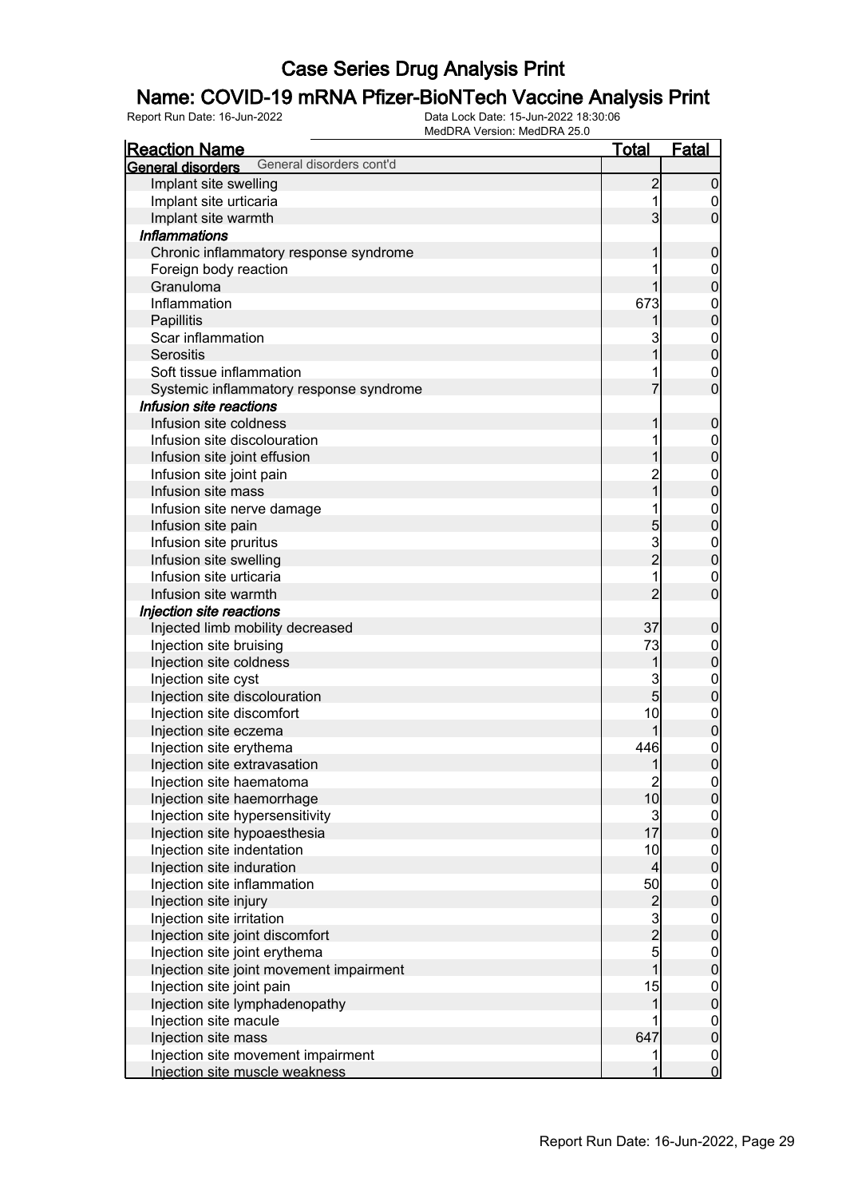# Case Series Drug Analysis Print

## Name: COVID-19 mRNA Pfizer-BioNTech Vaccine Analysis Print

Report Run Date: 16-Jun-2022    Data Lock Date: 15-Jun-2022 18:30:06
MedDRA Version: MedDRA 25.0

| Reaction Name | Total | Fatal |
|---|---|---|
| **General disorders** General disorders cont'd | | |
| Implant site swelling | 2 | 0 |
| Implant site urticaria | 1 | 0 |
| Implant site warmth | 3 | 0 |
| *Inflammations* | | |
| Chronic inflammatory response syndrome | 1 | 0 |
| Foreign body reaction | 1 | 0 |
| Granuloma | 1 | 0 |
| Inflammation | 673 | 0 |
| Papillitis | 1 | 0 |
| Scar inflammation | 3 | 0 |
| Serositis | 1 | 0 |
| Soft tissue inflammation | 1 | 0 |
| Systemic inflammatory response syndrome | 7 | 0 |
| *Infusion site reactions* | | |
| Infusion site coldness | 1 | 0 |
| Infusion site discolouration | 1 | 0 |
| Infusion site joint effusion | 1 | 0 |
| Infusion site joint pain | 2 | 0 |
| Infusion site mass | 1 | 0 |
| Infusion site nerve damage | 1 | 0 |
| Infusion site pain | 5 | 0 |
| Infusion site pruritus | 3 | 0 |
| Infusion site swelling | 2 | 0 |
| Infusion site urticaria | 1 | 0 |
| Infusion site warmth | 2 | 0 |
| *Injection site reactions* | | |
| Injected limb mobility decreased | 37 | 0 |
| Injection site bruising | 73 | 0 |
| Injection site coldness | 1 | 0 |
| Injection site cyst | 3 | 0 |
| Injection site discolouration | 5 | 0 |
| Injection site discomfort | 10 | 0 |
| Injection site eczema | 1 | 0 |
| Injection site erythema | 446 | 0 |
| Injection site extravasation | 1 | 0 |
| Injection site haematoma | 2 | 0 |
| Injection site haemorrhage | 10 | 0 |
| Injection site hypersensitivity | 3 | 0 |
| Injection site hypoaesthesia | 17 | 0 |
| Injection site indentation | 10 | 0 |
| Injection site induration | 4 | 0 |
| Injection site inflammation | 50 | 0 |
| Injection site injury | 2 | 0 |
| Injection site irritation | 3 | 0 |
| Injection site joint discomfort | 2 | 0 |
| Injection site joint erythema | 5 | 0 |
| Injection site joint movement impairment | 1 | 0 |
| Injection site joint pain | 15 | 0 |
| Injection site lymphadenopathy | 1 | 0 |
| Injection site macule | 1 | 0 |
| Injection site mass | 647 | 0 |
| Injection site movement impairment | 1 | 0 |
| Injection site muscle weakness | 1 | 0 |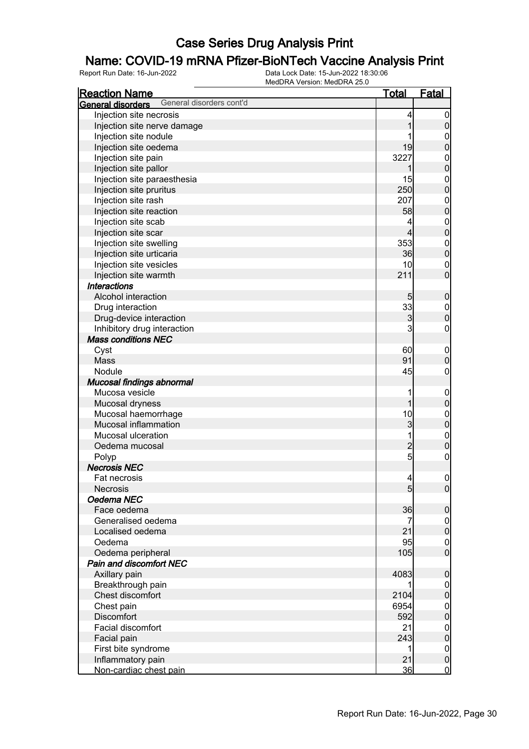# Case Series Drug Analysis Print

## Name: COVID-19 mRNA Pfizer-BioNTech Vaccine Analysis Print

Report Run Date: 16-Jun-2022    Data Lock Date: 15-Jun-2022 18:30:06
MedDRA Version: MedDRA 25.0

| Reaction Name | Total | Fatal |
|---|---|---|
| **General disorders** General disorders cont'd | | |
| Injection site necrosis | 4 | 0 |
| Injection site nerve damage | 1 | 0 |
| Injection site nodule | 1 | 0 |
| Injection site oedema | 19 | 0 |
| Injection site pain | 3227 | 0 |
| Injection site pallor | 1 | 0 |
| Injection site paraesthesia | 15 | 0 |
| Injection site pruritus | 250 | 0 |
| Injection site rash | 207 | 0 |
| Injection site reaction | 58 | 0 |
| Injection site scab | 4 | 0 |
| Injection site scar | 4 | 0 |
| Injection site swelling | 353 | 0 |
| Injection site urticaria | 36 | 0 |
| Injection site vesicles | 10 | 0 |
| Injection site warmth | 211 | 0 |
| ***Interactions*** | | |
| Alcohol interaction | 5 | 0 |
| Drug interaction | 33 | 0 |
| Drug-device interaction | 3 | 0 |
| Inhibitory drug interaction | 3 | 0 |
| ***Mass conditions NEC*** | | |
| Cyst | 60 | 0 |
| Mass | 91 | 0 |
| Nodule | 45 | 0 |
| ***Mucosal findings abnormal*** | | |
| Mucosa vesicle | 1 | 0 |
| Mucosal dryness | 1 | 0 |
| Mucosal haemorrhage | 10 | 0 |
| Mucosal inflammation | 3 | 0 |
| Mucosal ulceration | 1 | 0 |
| Oedema mucosal | 2 | 0 |
| Polyp | 5 | 0 |
| ***Necrosis NEC*** | | |
| Fat necrosis | 4 | 0 |
| Necrosis | 5 | 0 |
| ***Oedema NEC*** | | |
| Face oedema | 36 | 0 |
| Generalised oedema | 7 | 0 |
| Localised oedema | 21 | 0 |
| Oedema | 95 | 0 |
| Oedema peripheral | 105 | 0 |
| ***Pain and discomfort NEC*** | | |
| Axillary pain | 4083 | 0 |
| Breakthrough pain | 1 | 0 |
| Chest discomfort | 2104 | 0 |
| Chest pain | 6954 | 0 |
| Discomfort | 592 | 0 |
| Facial discomfort | 21 | 0 |
| Facial pain | 243 | 0 |
| First bite syndrome | 1 | 0 |
| Inflammatory pain | 21 | 0 |
| Non-cardiac chest pain | 36 | 0 |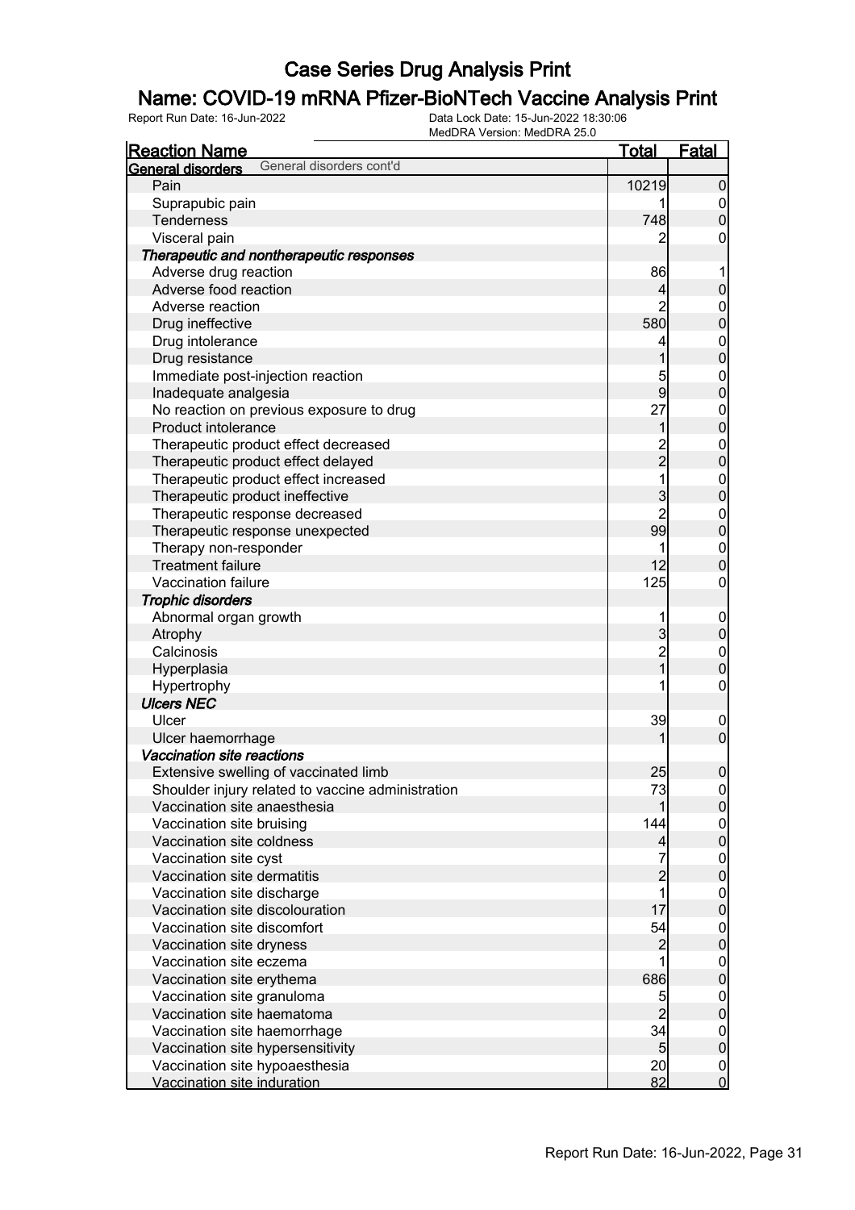# Case Series Drug Analysis Print

## Name: COVID-19 mRNA Pfizer-BioNTech Vaccine Analysis Print

Report Run Date: 16-Jun-2022 | Data Lock Date: 15-Jun-2022 18:30:06 | MedDRA Version: MedDRA 25.0

| Reaction Name | Total | Fatal |
|---|---|---|
| **General disorders** General disorders cont'd | | |
| Pain | 10219 | 0 |
| Suprapubic pain | 1 | 0 |
| Tenderness | 748 | 0 |
| Visceral pain | 2 | 0 |
| ***Therapeutic and nontherapeutic responses*** | | |
| Adverse drug reaction | 86 | 1 |
| Adverse food reaction | 4 | 0 |
| Adverse reaction | 2 | 0 |
| Drug ineffective | 580 | 0 |
| Drug intolerance | 4 | 0 |
| Drug resistance | 1 | 0 |
| Immediate post-injection reaction | 5 | 0 |
| Inadequate analgesia | 9 | 0 |
| No reaction on previous exposure to drug | 27 | 0 |
| Product intolerance | 1 | 0 |
| Therapeutic product effect decreased | 2 | 0 |
| Therapeutic product effect delayed | 2 | 0 |
| Therapeutic product effect increased | 1 | 0 |
| Therapeutic product ineffective | 3 | 0 |
| Therapeutic response decreased | 2 | 0 |
| Therapeutic response unexpected | 99 | 0 |
| Therapy non-responder | 1 | 0 |
| Treatment failure | 12 | 0 |
| Vaccination failure | 125 | 0 |
| ***Trophic disorders*** | | |
| Abnormal organ growth | 1 | 0 |
| Atrophy | 3 | 0 |
| Calcinosis | 2 | 0 |
| Hyperplasia | 1 | 0 |
| Hypertrophy | 1 | 0 |
| ***Ulcers NEC*** | | |
| Ulcer | 39 | 0 |
| Ulcer haemorrhage | 1 | 0 |
| ***Vaccination site reactions*** | | |
| Extensive swelling of vaccinated limb | 25 | 0 |
| Shoulder injury related to vaccine administration | 73 | 0 |
| Vaccination site anaesthesia | 1 | 0 |
| Vaccination site bruising | 144 | 0 |
| Vaccination site coldness | 4 | 0 |
| Vaccination site cyst | 7 | 0 |
| Vaccination site dermatitis | 2 | 0 |
| Vaccination site discharge | 1 | 0 |
| Vaccination site discolouration | 17 | 0 |
| Vaccination site discomfort | 54 | 0 |
| Vaccination site dryness | 2 | 0 |
| Vaccination site eczema | 1 | 0 |
| Vaccination site erythema | 686 | 0 |
| Vaccination site granuloma | 5 | 0 |
| Vaccination site haematoma | 2 | 0 |
| Vaccination site haemorrhage | 34 | 0 |
| Vaccination site hypersensitivity | 5 | 0 |
| Vaccination site hypoaesthesia | 20 | 0 |
| Vaccination site induration | 82 | 0 |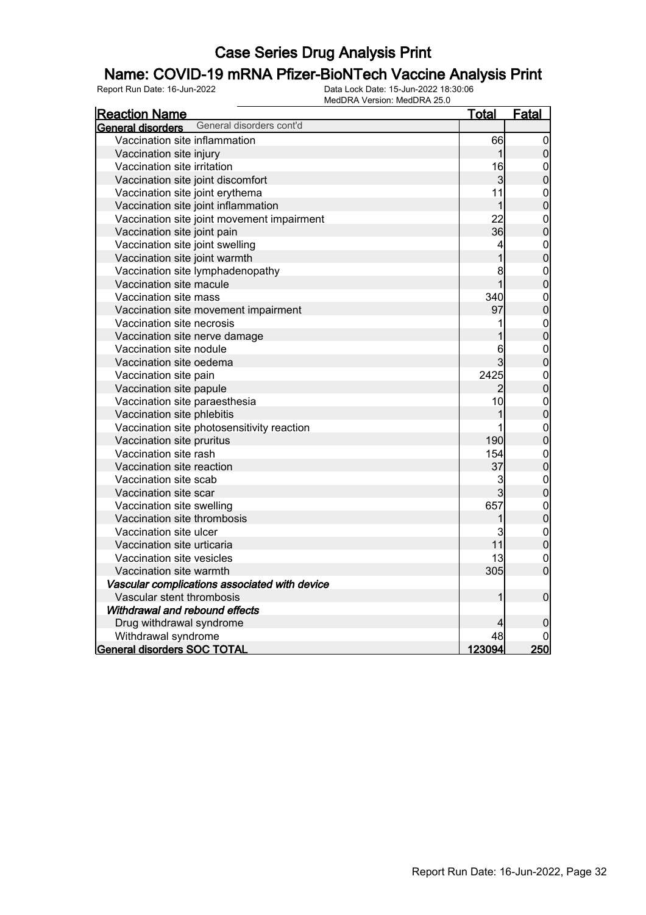# Case Series Drug Analysis Print

## Name: COVID-19 mRNA Pfizer-BioNTech Vaccine Analysis Print

Report Run Date: 16-Jun-2022

Data Lock Date: 15-Jun-2022 18:30:06
MedDRA Version: MedDRA 25.0

| Reaction Name | Total | Fatal |
|---|---|---|
| **General disorders** General disorders cont'd | | |
| Vaccination site inflammation | 66 | 0 |
| Vaccination site injury | 1 | 0 |
| Vaccination site irritation | 16 | 0 |
| Vaccination site joint discomfort | 3 | 0 |
| Vaccination site joint erythema | 11 | 0 |
| Vaccination site joint inflammation | 1 | 0 |
| Vaccination site joint movement impairment | 22 | 0 |
| Vaccination site joint pain | 36 | 0 |
| Vaccination site joint swelling | 4 | 0 |
| Vaccination site joint warmth | 1 | 0 |
| Vaccination site lymphadenopathy | 8 | 0 |
| Vaccination site macule | 1 | 0 |
| Vaccination site mass | 340 | 0 |
| Vaccination site movement impairment | 97 | 0 |
| Vaccination site necrosis | 1 | 0 |
| Vaccination site nerve damage | 1 | 0 |
| Vaccination site nodule | 6 | 0 |
| Vaccination site oedema | 3 | 0 |
| Vaccination site pain | 2425 | 0 |
| Vaccination site papule | 2 | 0 |
| Vaccination site paraesthesia | 10 | 0 |
| Vaccination site phlebitis | 1 | 0 |
| Vaccination site photosensitivity reaction | 1 | 0 |
| Vaccination site pruritus | 190 | 0 |
| Vaccination site rash | 154 | 0 |
| Vaccination site reaction | 37 | 0 |
| Vaccination site scab | 3 | 0 |
| Vaccination site scar | 3 | 0 |
| Vaccination site swelling | 657 | 0 |
| Vaccination site thrombosis | 1 | 0 |
| Vaccination site ulcer | 3 | 0 |
| Vaccination site urticaria | 11 | 0 |
| Vaccination site vesicles | 13 | 0 |
| Vaccination site warmth | 305 | 0 |
| *Vascular complications associated with device* | | |
| Vascular stent thrombosis | 1 | 0 |
| *Withdrawal and rebound effects* | | |
| Drug withdrawal syndrome | 4 | 0 |
| Withdrawal syndrome | 48 | 0 |
| **General disorders SOC TOTAL** | **123094** | **250** |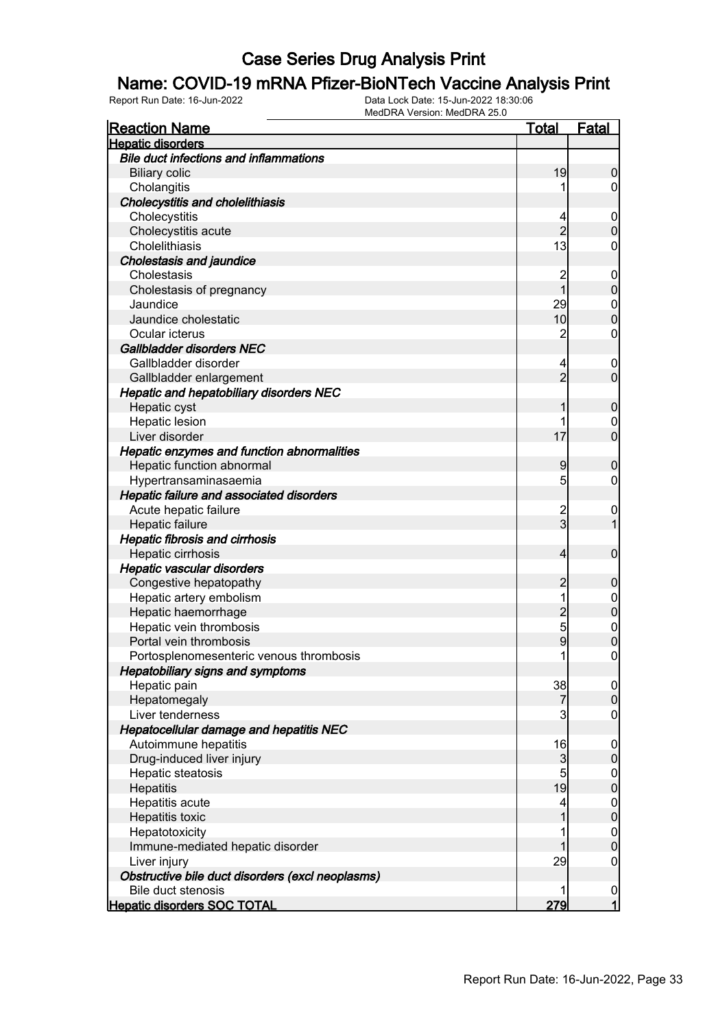# Case Series Drug Analysis Print

## Name: COVID-19 mRNA Pfizer-BioNTech Vaccine Analysis Print

Report Run Date: 16-Jun-2022　　Data Lock Date: 15-Jun-2022 18:30:06
MedDRA Version: MedDRA 25.0

| Reaction Name | Total | Fatal |
|---|---|---|
| **Hepatic disorders** | | |
| ***Bile duct infections and inflammations*** | | |
| Biliary colic | 19 | 0 |
| Cholangitis | 1 | 0 |
| ***Cholecystitis and cholelithiasis*** | | |
| Cholecystitis | 4 | 0 |
| Cholecystitis acute | 2 | 0 |
| Cholelithiasis | 13 | 0 |
| ***Cholestasis and jaundice*** | | |
| Cholestasis | 2 | 0 |
| Cholestasis of pregnancy | 1 | 0 |
| Jaundice | 29 | 0 |
| Jaundice cholestatic | 10 | 0 |
| Ocular icterus | 2 | 0 |
| ***Gallbladder disorders NEC*** | | |
| Gallbladder disorder | 4 | 0 |
| Gallbladder enlargement | 2 | 0 |
| ***Hepatic and hepatobiliary disorders NEC*** | | |
| Hepatic cyst | 1 | 0 |
| Hepatic lesion | 1 | 0 |
| Liver disorder | 17 | 0 |
| ***Hepatic enzymes and function abnormalities*** | | |
| Hepatic function abnormal | 9 | 0 |
| Hypertransaminasaemia | 5 | 0 |
| ***Hepatic failure and associated disorders*** | | |
| Acute hepatic failure | 2 | 0 |
| Hepatic failure | 3 | 1 |
| ***Hepatic fibrosis and cirrhosis*** | | |
| Hepatic cirrhosis | 4 | 0 |
| ***Hepatic vascular disorders*** | | |
| Congestive hepatopathy | 2 | 0 |
| Hepatic artery embolism | 1 | 0 |
| Hepatic haemorrhage | 2 | 0 |
| Hepatic vein thrombosis | 5 | 0 |
| Portal vein thrombosis | 9 | 0 |
| Portosplenomesenteric venous thrombosis | 1 | 0 |
| ***Hepatobiliary signs and symptoms*** | | |
| Hepatic pain | 38 | 0 |
| Hepatomegaly | 7 | 0 |
| Liver tenderness | 3 | 0 |
| ***Hepatocellular damage and hepatitis NEC*** | | |
| Autoimmune hepatitis | 16 | 0 |
| Drug-induced liver injury | 3 | 0 |
| Hepatic steatosis | 5 | 0 |
| Hepatitis | 19 | 0 |
| Hepatitis acute | 4 | 0 |
| Hepatitis toxic | 1 | 0 |
| Hepatotoxicity | 1 | 0 |
| Immune-mediated hepatic disorder | 1 | 0 |
| Liver injury | 29 | 0 |
| ***Obstructive bile duct disorders (excl neoplasms)*** | | |
| Bile duct stenosis | 1 | 0 |
| **Hepatic disorders SOC TOTAL** | **279** | **1** |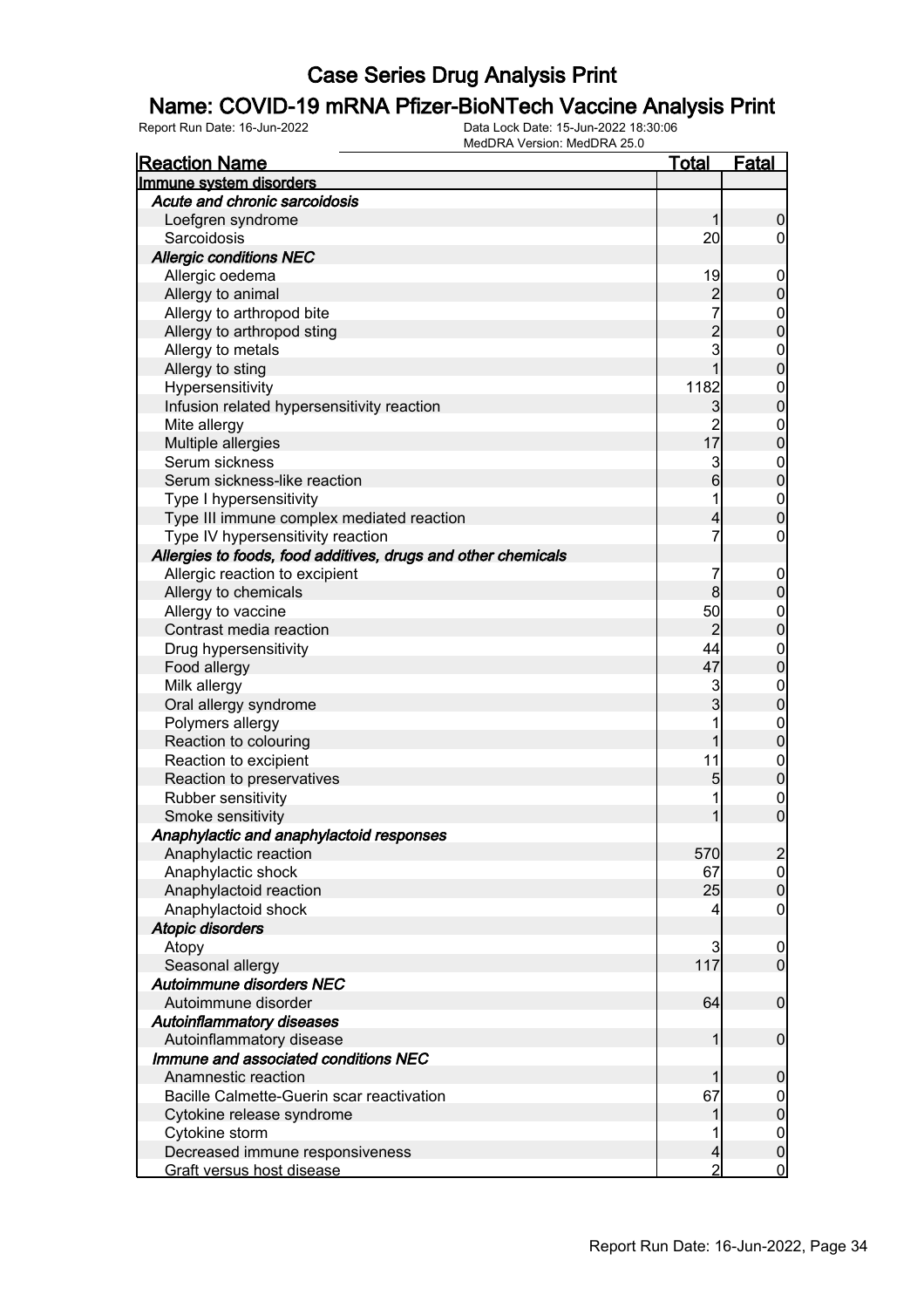# Case Series Drug Analysis Print

## Name: COVID-19 mRNA Pfizer-BioNTech Vaccine Analysis Print

Report Run Date: 16-Jun-2022    Data Lock Date: 15-Jun-2022 18:30:06
MedDRA Version: MedDRA 25.0

| Reaction Name | Total | Fatal |
|---|---|---|
| **Immune system disorders** | | |
| ***Acute and chronic sarcoidosis*** | | |
| Loefgren syndrome | 1 | 0 |
| Sarcoidosis | 20 | 0 |
| ***Allergic conditions NEC*** | | |
| Allergic oedema | 19 | 0 |
| Allergy to animal | 2 | 0 |
| Allergy to arthropod bite | 7 | 0 |
| Allergy to arthropod sting | 2 | 0 |
| Allergy to metals | 3 | 0 |
| Allergy to sting | 1 | 0 |
| Hypersensitivity | 1182 | 0 |
| Infusion related hypersensitivity reaction | 3 | 0 |
| Mite allergy | 2 | 0 |
| Multiple allergies | 17 | 0 |
| Serum sickness | 3 | 0 |
| Serum sickness-like reaction | 6 | 0 |
| Type I hypersensitivity | 1 | 0 |
| Type III immune complex mediated reaction | 4 | 0 |
| Type IV hypersensitivity reaction | 7 | 0 |
| ***Allergies to foods, food additives, drugs and other chemicals*** | | |
| Allergic reaction to excipient | 7 | 0 |
| Allergy to chemicals | 8 | 0 |
| Allergy to vaccine | 50 | 0 |
| Contrast media reaction | 2 | 0 |
| Drug hypersensitivity | 44 | 0 |
| Food allergy | 47 | 0 |
| Milk allergy | 3 | 0 |
| Oral allergy syndrome | 3 | 0 |
| Polymers allergy | 1 | 0 |
| Reaction to colouring | 1 | 0 |
| Reaction to excipient | 11 | 0 |
| Reaction to preservatives | 5 | 0 |
| Rubber sensitivity | 1 | 0 |
| Smoke sensitivity | 1 | 0 |
| ***Anaphylactic and anaphylactoid responses*** | | |
| Anaphylactic reaction | 570 | 2 |
| Anaphylactic shock | 67 | 0 |
| Anaphylactoid reaction | 25 | 0 |
| Anaphylactoid shock | 4 | 0 |
| ***Atopic disorders*** | | |
| Atopy | 3 | 0 |
| Seasonal allergy | 117 | 0 |
| ***Autoimmune disorders NEC*** | | |
| Autoimmune disorder | 64 | 0 |
| ***Autoinflammatory diseases*** | | |
| Autoinflammatory disease | 1 | 0 |
| ***Immune and associated conditions NEC*** | | |
| Anamnestic reaction | 1 | 0 |
| Bacille Calmette-Guerin scar reactivation | 67 | 0 |
| Cytokine release syndrome | 1 | 0 |
| Cytokine storm | 1 | 0 |
| Decreased immune responsiveness | 4 | 0 |
| Graft versus host disease | 2 | 0 |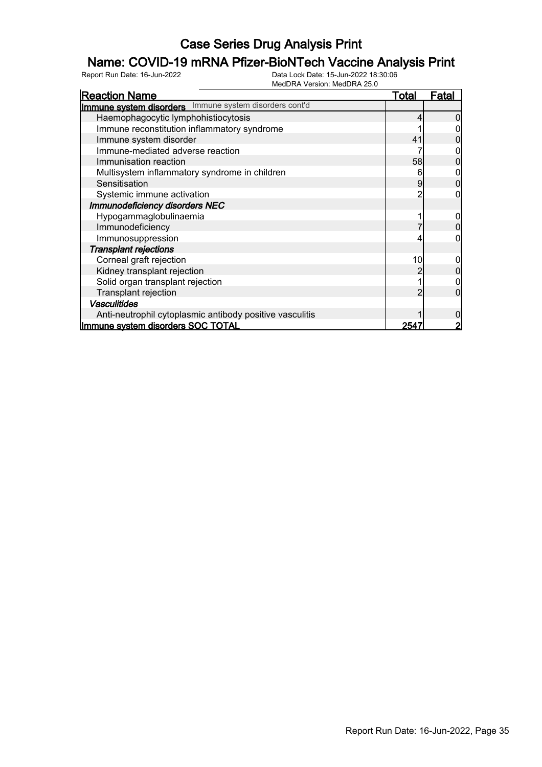# Case Series Drug Analysis Print

## Name: COVID-19 mRNA Pfizer-BioNTech Vaccine Analysis Print

Report Run Date: 16-Jun-2022    Data Lock Date: 15-Jun-2022 18:30:06
MedDRA Version: MedDRA 25.0

| Reaction Name | Total | Fatal |
|---|---|---|
| **Immune system disorders** Immune system disorders cont'd | | |
| Haemophagocytic lymphohistiocytosis | 4 | 0 |
| Immune reconstitution inflammatory syndrome | 1 | 0 |
| Immune system disorder | 41 | 0 |
| Immune-mediated adverse reaction | 7 | 0 |
| Immunisation reaction | 58 | 0 |
| Multisystem inflammatory syndrome in children | 6 | 0 |
| Sensitisation | 9 | 0 |
| Systemic immune activation | 2 | 0 |
| ***Immunodeficiency disorders NEC*** | | |
| Hypogammaglobulinaemia | 1 | 0 |
| Immunodeficiency | 7 | 0 |
| Immunosuppression | 4 | 0 |
| ***Transplant rejections*** | | |
| Corneal graft rejection | 10 | 0 |
| Kidney transplant rejection | 2 | 0 |
| Solid organ transplant rejection | 1 | 0 |
| Transplant rejection | 2 | 0 |
| ***Vasculitides*** | | |
| Anti-neutrophil cytoplasmic antibody positive vasculitis | 1 | 0 |
| **Immune system disorders SOC TOTAL** | **2547** | **2** |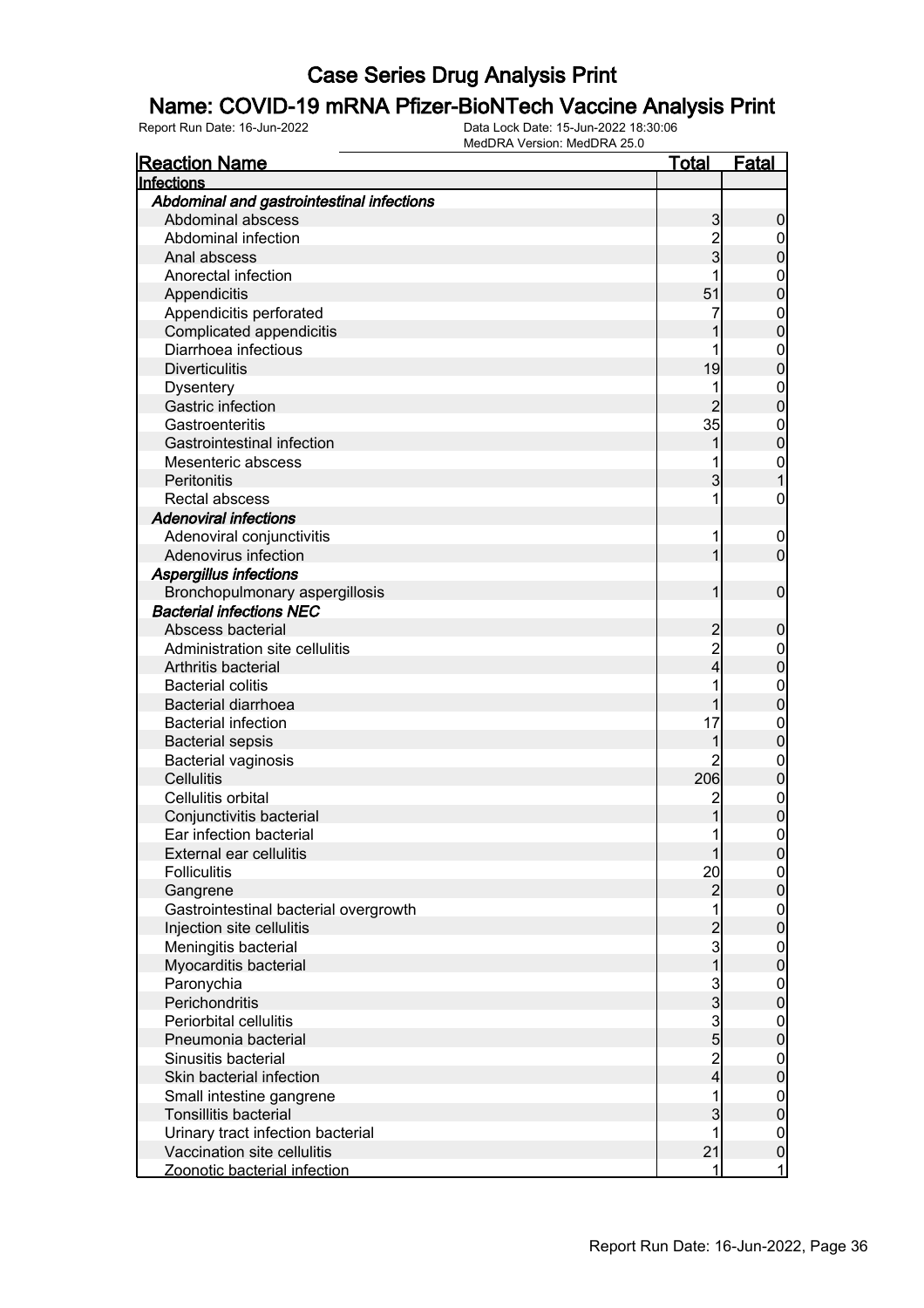# Case Series Drug Analysis Print

## Name: COVID-19 mRNA Pfizer-BioNTech Vaccine Analysis Print

Report Run Date: 16-Jun-2022

Data Lock Date: 15-Jun-2022 18:30:06
MedDRA Version: MedDRA 25.0

| Reaction Name | Total | Fatal |
|---|---|---|
| **Infections** | | |
| ***Abdominal and gastrointestinal infections*** | | |
| Abdominal abscess | 3 | 0 |
| Abdominal infection | 2 | 0 |
| Anal abscess | 3 | 0 |
| Anorectal infection | 1 | 0 |
| Appendicitis | 51 | 0 |
| Appendicitis perforated | 7 | 0 |
| Complicated appendicitis | 1 | 0 |
| Diarrhoea infectious | 1 | 0 |
| Diverticulitis | 19 | 0 |
| Dysentery | 1 | 0 |
| Gastric infection | 2 | 0 |
| Gastroenteritis | 35 | 0 |
| Gastrointestinal infection | 1 | 0 |
| Mesenteric abscess | 1 | 0 |
| Peritonitis | 3 | 1 |
| Rectal abscess | 1 | 0 |
| ***Adenoviral infections*** | | |
| Adenoviral conjunctivitis | 1 | 0 |
| Adenovirus infection | 1 | 0 |
| ***Aspergillus infections*** | | |
| Bronchopulmonary aspergillosis | 1 | 0 |
| ***Bacterial infections NEC*** | | |
| Abscess bacterial | 2 | 0 |
| Administration site cellulitis | 2 | 0 |
| Arthritis bacterial | 4 | 0 |
| Bacterial colitis | 1 | 0 |
| Bacterial diarrhoea | 1 | 0 |
| Bacterial infection | 17 | 0 |
| Bacterial sepsis | 1 | 0 |
| Bacterial vaginosis | 2 | 0 |
| Cellulitis | 206 | 0 |
| Cellulitis orbital | 2 | 0 |
| Conjunctivitis bacterial | 1 | 0 |
| Ear infection bacterial | 1 | 0 |
| External ear cellulitis | 1 | 0 |
| Folliculitis | 20 | 0 |
| Gangrene | 2 | 0 |
| Gastrointestinal bacterial overgrowth | 1 | 0 |
| Injection site cellulitis | 2 | 0 |
| Meningitis bacterial | 3 | 0 |
| Myocarditis bacterial | 1 | 0 |
| Paronychia | 3 | 0 |
| Perichondritis | 3 | 0 |
| Periorbital cellulitis | 3 | 0 |
| Pneumonia bacterial | 5 | 0 |
| Sinusitis bacterial | 2 | 0 |
| Skin bacterial infection | 4 | 0 |
| Small intestine gangrene | 1 | 0 |
| Tonsillitis bacterial | 3 | 0 |
| Urinary tract infection bacterial | 1 | 0 |
| Vaccination site cellulitis | 21 | 0 |
| Zoonotic bacterial infection | 1 | 1 |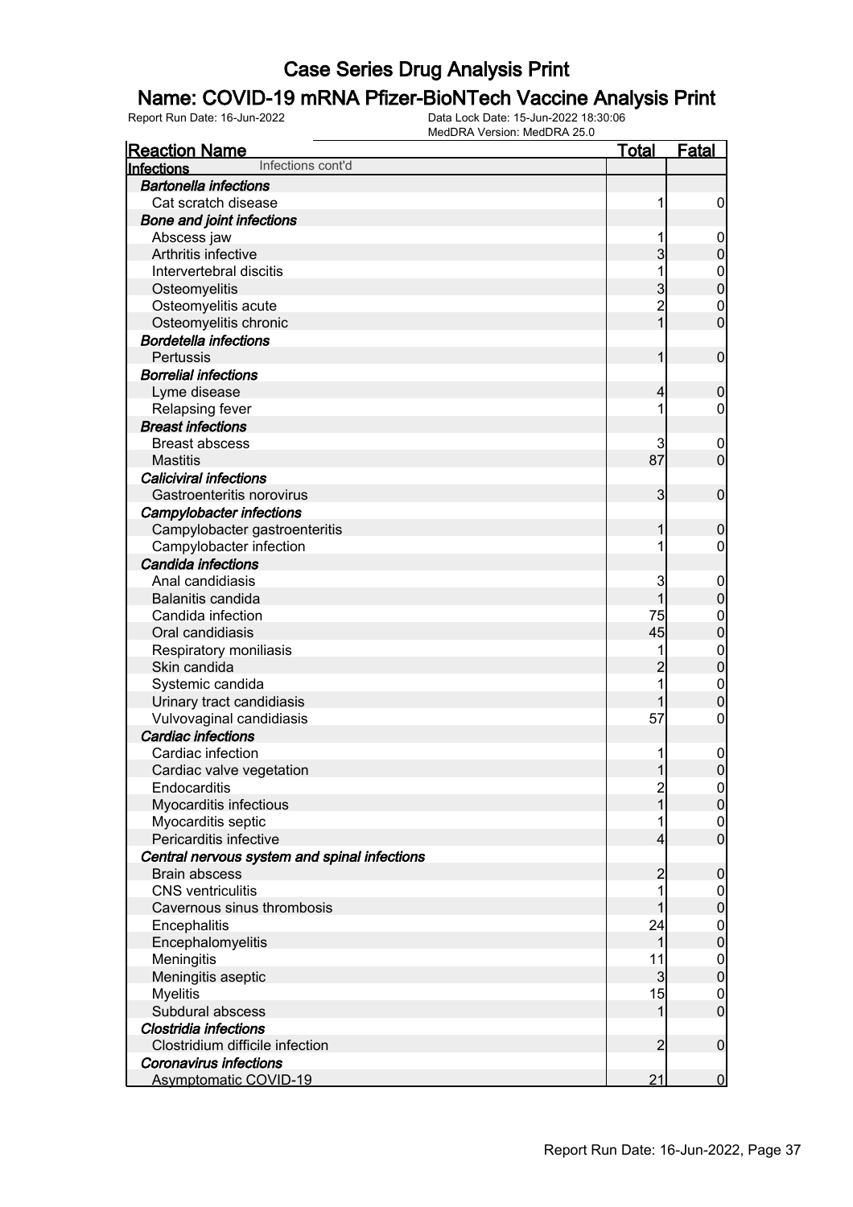# Case Series Drug Analysis Print

## Name: COVID-19 mRNA Pfizer-BioNTech Vaccine Analysis Print

Report Run Date: 16-Jun-2022    Data Lock Date: 15-Jun-2022 18:30:06
MedDRA Version: MedDRA 25.0

| Reaction Name | Total | Fatal |
| --- | --- | --- |
| **Infections** Infections cont'd | | |
| ***Bartonella infections*** | | |
| Cat scratch disease | 1 | 0 |
| ***Bone and joint infections*** | | |
| Abscess jaw | 1 | 0 |
| Arthritis infective | 3 | 0 |
| Intervertebral discitis | 1 | 0 |
| Osteomyelitis | 3 | 0 |
| Osteomyelitis acute | 2 | 0 |
| Osteomyelitis chronic | 1 | 0 |
| ***Bordetella infections*** | | |
| Pertussis | 1 | 0 |
| ***Borrelial infections*** | | |
| Lyme disease | 4 | 0 |
| Relapsing fever | 1 | 0 |
| ***Breast infections*** | | |
| Breast abscess | 3 | 0 |
| Mastitis | 87 | 0 |
| ***Caliciviral infections*** | | |
| Gastroenteritis norovirus | 3 | 0 |
| ***Campylobacter infections*** | | |
| Campylobacter gastroenteritis | 1 | 0 |
| Campylobacter infection | 1 | 0 |
| ***Candida infections*** | | |
| Anal candidiasis | 3 | 0 |
| Balanitis candida | 1 | 0 |
| Candida infection | 75 | 0 |
| Oral candidiasis | 45 | 0 |
| Respiratory moniliasis | 1 | 0 |
| Skin candida | 2 | 0 |
| Systemic candida | 1 | 0 |
| Urinary tract candidiasis | 1 | 0 |
| Vulvovaginal candidiasis | 57 | 0 |
| ***Cardiac infections*** | | |
| Cardiac infection | 1 | 0 |
| Cardiac valve vegetation | 1 | 0 |
| Endocarditis | 2 | 0 |
| Myocarditis infectious | 1 | 0 |
| Myocarditis septic | 1 | 0 |
| Pericarditis infective | 4 | 0 |
| ***Central nervous system and spinal infections*** | | |
| Brain abscess | 2 | 0 |
| CNS ventriculitis | 1 | 0 |
| Cavernous sinus thrombosis | 1 | 0 |
| Encephalitis | 24 | 0 |
| Encephalomyelitis | 1 | 0 |
| Meningitis | 11 | 0 |
| Meningitis aseptic | 3 | 0 |
| Myelitis | 15 | 0 |
| Subdural abscess | 1 | 0 |
| ***Clostridia infections*** | | |
| Clostridium difficile infection | 2 | 0 |
| ***Coronavirus infections*** | | |
| Asymptomatic COVID-19 | 21 | 0 |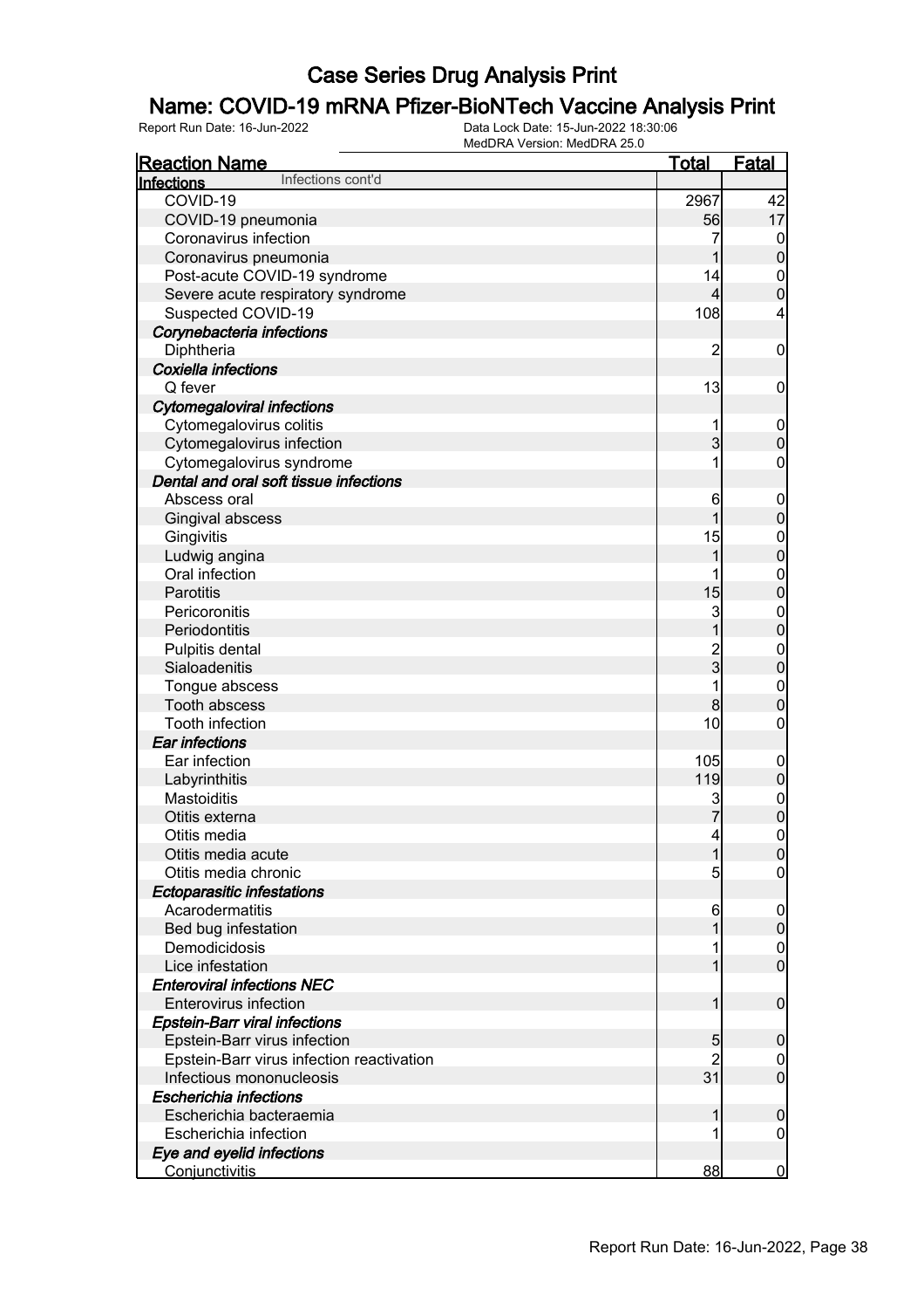# Case Series Drug Analysis Print

## Name: COVID-19 mRNA Pfizer-BioNTech Vaccine Analysis Print

Report Run Date: 16-Jun-2022    Data Lock Date: 15-Jun-2022 18:30:06
MedDRA Version: MedDRA 25.0

| Reaction Name | Total | Fatal |
|---|---|---|
| **Infections** Infections cont'd | | |
| COVID-19 | 2967 | 42 |
| COVID-19 pneumonia | 56 | 17 |
| Coronavirus infection | 7 | 0 |
| Coronavirus pneumonia | 1 | 0 |
| Post-acute COVID-19 syndrome | 14 | 0 |
| Severe acute respiratory syndrome | 4 | 0 |
| Suspected COVID-19 | 108 | 4 |
| ***Corynebacteria infections*** | | |
| Diphtheria | 2 | 0 |
| ***Coxiella infections*** | | |
| Q fever | 13 | 0 |
| ***Cytomegaloviral infections*** | | |
| Cytomegalovirus colitis | 1 | 0 |
| Cytomegalovirus infection | 3 | 0 |
| Cytomegalovirus syndrome | 1 | 0 |
| ***Dental and oral soft tissue infections*** | | |
| Abscess oral | 6 | 0 |
| Gingival abscess | 1 | 0 |
| Gingivitis | 15 | 0 |
| Ludwig angina | 1 | 0 |
| Oral infection | 1 | 0 |
| Parotitis | 15 | 0 |
| Pericoronitis | 3 | 0 |
| Periodontitis | 1 | 0 |
| Pulpitis dental | 2 | 0 |
| Sialoadenitis | 3 | 0 |
| Tongue abscess | 1 | 0 |
| Tooth abscess | 8 | 0 |
| Tooth infection | 10 | 0 |
| ***Ear infections*** | | |
| Ear infection | 105 | 0 |
| Labyrinthitis | 119 | 0 |
| Mastoiditis | 3 | 0 |
| Otitis externa | 7 | 0 |
| Otitis media | 4 | 0 |
| Otitis media acute | 1 | 0 |
| Otitis media chronic | 5 | 0 |
| ***Ectoparasitic infestations*** | | |
| Acarodermatitis | 6 | 0 |
| Bed bug infestation | 1 | 0 |
| Demodicidosis | 1 | 0 |
| Lice infestation | 1 | 0 |
| ***Enteroviral infections NEC*** | | |
| Enterovirus infection | 1 | 0 |
| ***Epstein-Barr viral infections*** | | |
| Epstein-Barr virus infection | 5 | 0 |
| Epstein-Barr virus infection reactivation | 2 | 0 |
| Infectious mononucleosis | 31 | 0 |
| ***Escherichia infections*** | | |
| Escherichia bacteraemia | 1 | 0 |
| Escherichia infection | 1 | 0 |
| ***Eye and eyelid infections*** | | |
| Conjunctivitis | 88 | 0 |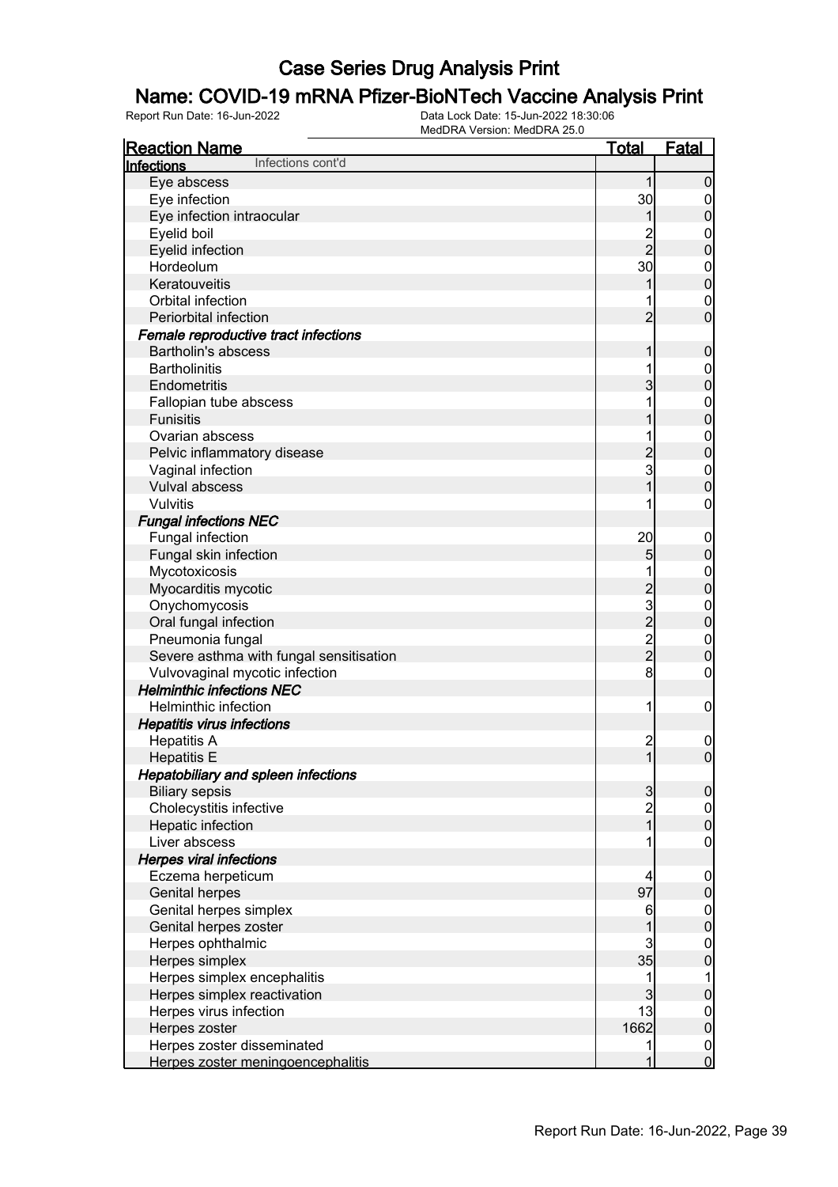# Case Series Drug Analysis Print

## Name: COVID-19 mRNA Pfizer-BioNTech Vaccine Analysis Print

Report Run Date: 16-Jun-2022    Data Lock Date: 15-Jun-2022 18:30:06
MedDRA Version: MedDRA 25.0

| Reaction Name | Total | Fatal |
|---|---|---|
| **Infections** Infections cont'd | | |
| Eye abscess | 1 | 0 |
| Eye infection | 30 | 0 |
| Eye infection intraocular | 1 | 0 |
| Eyelid boil | 2 | 0 |
| Eyelid infection | 2 | 0 |
| Hordeolum | 30 | 0 |
| Keratouveitis | 1 | 0 |
| Orbital infection | 1 | 0 |
| Periorbital infection | 2 | 0 |
| ***Female reproductive tract infections*** | | |
| Bartholin's abscess | 1 | 0 |
| Bartholinitis | 1 | 0 |
| Endometritis | 3 | 0 |
| Fallopian tube abscess | 1 | 0 |
| Funisitis | 1 | 0 |
| Ovarian abscess | 1 | 0 |
| Pelvic inflammatory disease | 2 | 0 |
| Vaginal infection | 3 | 0 |
| Vulval abscess | 1 | 0 |
| Vulvitis | 1 | 0 |
| ***Fungal infections NEC*** | | |
| Fungal infection | 20 | 0 |
| Fungal skin infection | 5 | 0 |
| Mycotoxicosis | 1 | 0 |
| Myocarditis mycotic | 2 | 0 |
| Onychomycosis | 3 | 0 |
| Oral fungal infection | 2 | 0 |
| Pneumonia fungal | 2 | 0 |
| Severe asthma with fungal sensitisation | 2 | 0 |
| Vulvovaginal mycotic infection | 8 | 0 |
| ***Helminthic infections NEC*** | | |
| Helminthic infection | 1 | 0 |
| ***Hepatitis virus infections*** | | |
| Hepatitis A | 2 | 0 |
| Hepatitis E | 1 | 0 |
| ***Hepatobiliary and spleen infections*** | | |
| Biliary sepsis | 3 | 0 |
| Cholecystitis infective | 2 | 0 |
| Hepatic infection | 1 | 0 |
| Liver abscess | 1 | 0 |
| ***Herpes viral infections*** | | |
| Eczema herpeticum | 4 | 0 |
| Genital herpes | 97 | 0 |
| Genital herpes simplex | 6 | 0 |
| Genital herpes zoster | 1 | 0 |
| Herpes ophthalmic | 3 | 0 |
| Herpes simplex | 35 | 0 |
| Herpes simplex encephalitis | 1 | 1 |
| Herpes simplex reactivation | 3 | 0 |
| Herpes virus infection | 13 | 0 |
| Herpes zoster | 1662 | 0 |
| Herpes zoster disseminated | 1 | 0 |
| Herpes zoster meningoencephalitis | 1 | 0 |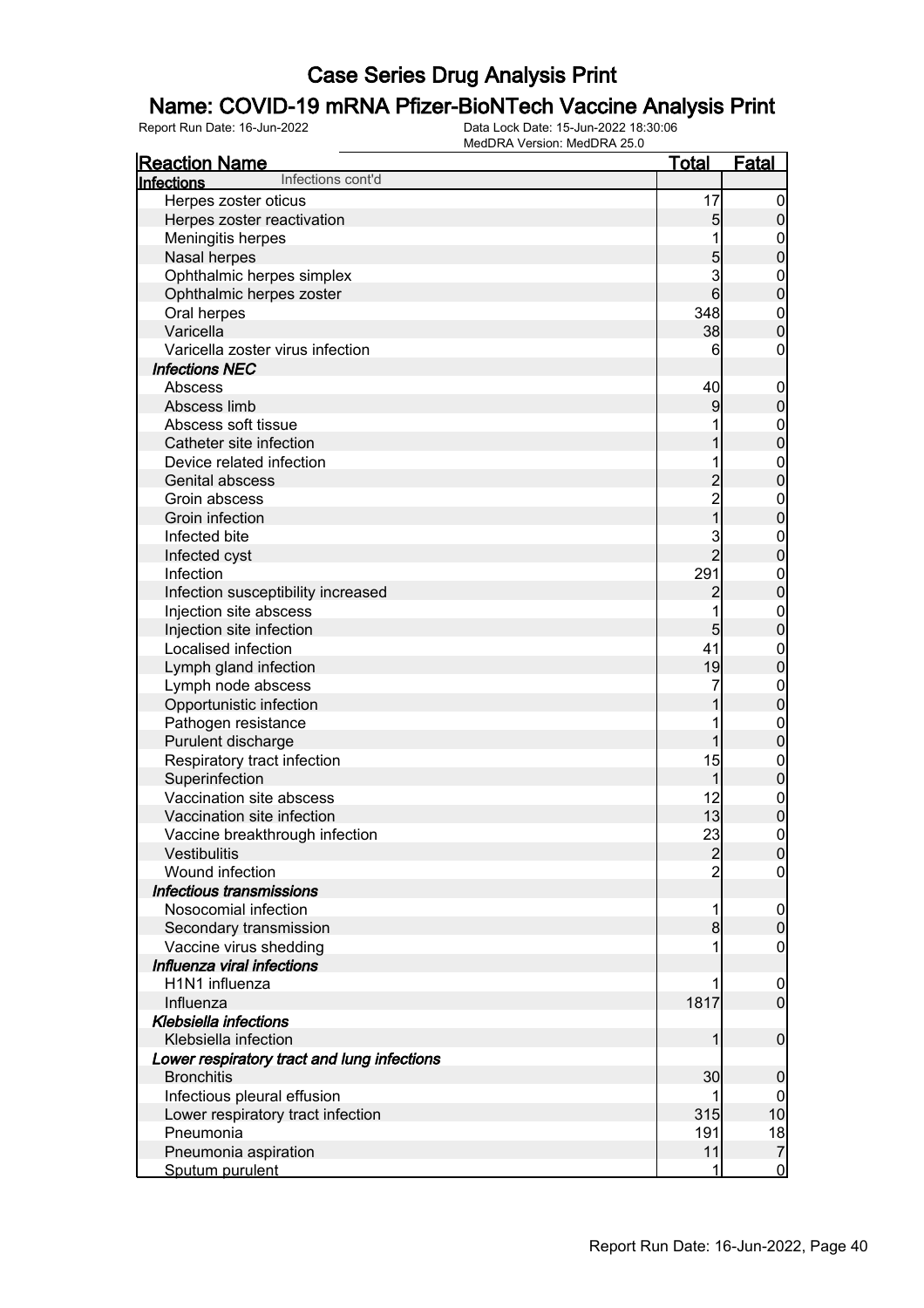# Case Series Drug Analysis Print

## Name: COVID-19 mRNA Pfizer-BioNTech Vaccine Analysis Print

Report Run Date: 16-Jun-2022 | Data Lock Date: 15-Jun-2022 18:30:06 | MedDRA Version: MedDRA 25.0

| Reaction Name | Total | Fatal |
|---|---|---|
| **Infections** Infections cont'd | | |
| Herpes zoster oticus | 17 | 0 |
| Herpes zoster reactivation | 5 | 0 |
| Meningitis herpes | 1 | 0 |
| Nasal herpes | 5 | 0 |
| Ophthalmic herpes simplex | 3 | 0 |
| Ophthalmic herpes zoster | 6 | 0 |
| Oral herpes | 348 | 0 |
| Varicella | 38 | 0 |
| Varicella zoster virus infection | 6 | 0 |
| ***Infections NEC*** | | |
| Abscess | 40 | 0 |
| Abscess limb | 9 | 0 |
| Abscess soft tissue | 1 | 0 |
| Catheter site infection | 1 | 0 |
| Device related infection | 1 | 0 |
| Genital abscess | 2 | 0 |
| Groin abscess | 2 | 0 |
| Groin infection | 1 | 0 |
| Infected bite | 3 | 0 |
| Infected cyst | 2 | 0 |
| Infection | 291 | 0 |
| Infection susceptibility increased | 2 | 0 |
| Injection site abscess | 1 | 0 |
| Injection site infection | 5 | 0 |
| Localised infection | 41 | 0 |
| Lymph gland infection | 19 | 0 |
| Lymph node abscess | 7 | 0 |
| Opportunistic infection | 1 | 0 |
| Pathogen resistance | 1 | 0 |
| Purulent discharge | 1 | 0 |
| Respiratory tract infection | 15 | 0 |
| Superinfection | 1 | 0 |
| Vaccination site abscess | 12 | 0 |
| Vaccination site infection | 13 | 0 |
| Vaccine breakthrough infection | 23 | 0 |
| Vestibulitis | 2 | 0 |
| Wound infection | 2 | 0 |
| ***Infectious transmissions*** | | |
| Nosocomial infection | 1 | 0 |
| Secondary transmission | 8 | 0 |
| Vaccine virus shedding | 1 | 0 |
| ***Influenza viral infections*** | | |
| H1N1 influenza | 1 | 0 |
| Influenza | 1817 | 0 |
| ***Klebsiella infections*** | | |
| Klebsiella infection | 1 | 0 |
| ***Lower respiratory tract and lung infections*** | | |
| Bronchitis | 30 | 0 |
| Infectious pleural effusion | 1 | 0 |
| Lower respiratory tract infection | 315 | 10 |
| Pneumonia | 191 | 18 |
| Pneumonia aspiration | 11 | 7 |
| Sputum purulent | 1 | 0 |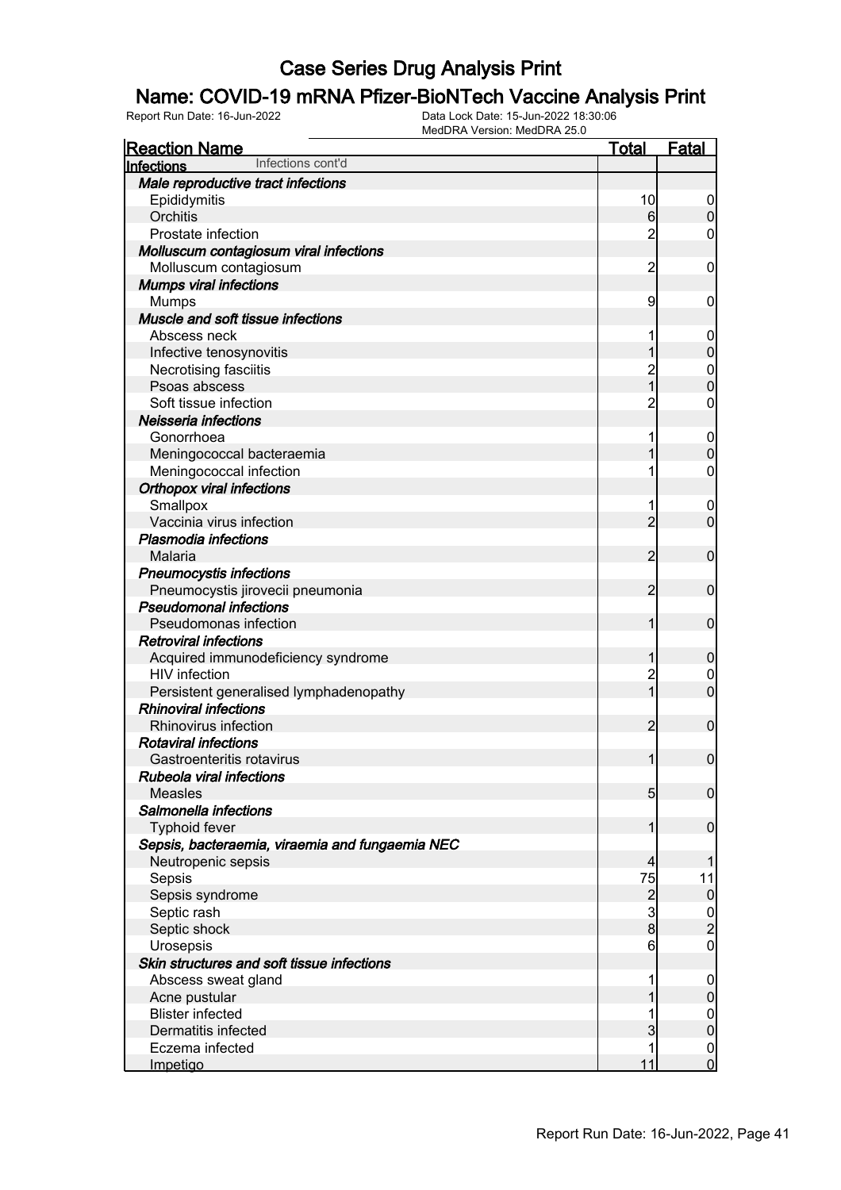# Case Series Drug Analysis Print

## Name: COVID-19 mRNA Pfizer-BioNTech Vaccine Analysis Print

Report Run Date: 16-Jun-2022

Data Lock Date: 15-Jun-2022 18:30:06
MedDRA Version: MedDRA 25.0

| Reaction Name | Total | Fatal |
|---|---|---|
| **Infections** Infections cont'd | | |
| ***Male reproductive tract infections*** | | |
| Epididymitis | 10 | 0 |
| Orchitis | 6 | 0 |
| Prostate infection | 2 | 0 |
| ***Molluscum contagiosum viral infections*** | | |
| Molluscum contagiosum | 2 | 0 |
| ***Mumps viral infections*** | | |
| Mumps | 9 | 0 |
| ***Muscle and soft tissue infections*** | | |
| Abscess neck | 1 | 0 |
| Infective tenosynovitis | 1 | 0 |
| Necrotising fasciitis | 2 | 0 |
| Psoas abscess | 1 | 0 |
| Soft tissue infection | 2 | 0 |
| ***Neisseria infections*** | | |
| Gonorrhoea | 1 | 0 |
| Meningococcal bacteraemia | 1 | 0 |
| Meningococcal infection | 1 | 0 |
| ***Orthopox viral infections*** | | |
| Smallpox | 1 | 0 |
| Vaccinia virus infection | 2 | 0 |
| ***Plasmodia infections*** | | |
| Malaria | 2 | 0 |
| ***Pneumocystis infections*** | | |
| Pneumocystis jirovecii pneumonia | 2 | 0 |
| ***Pseudomonal infections*** | | |
| Pseudomonas infection | 1 | 0 |
| ***Retroviral infections*** | | |
| Acquired immunodeficiency syndrome | 1 | 0 |
| HIV infection | 2 | 0 |
| Persistent generalised lymphadenopathy | 1 | 0 |
| ***Rhinoviral infections*** | | |
| Rhinovirus infection | 2 | 0 |
| ***Rotaviral infections*** | | |
| Gastroenteritis rotavirus | 1 | 0 |
| ***Rubeola viral infections*** | | |
| Measles | 5 | 0 |
| ***Salmonella infections*** | | |
| Typhoid fever | 1 | 0 |
| ***Sepsis, bacteraemia, viraemia and fungaemia NEC*** | | |
| Neutropenic sepsis | 4 | 1 |
| Sepsis | 75 | 11 |
| Sepsis syndrome | 2 | 0 |
| Septic rash | 3 | 0 |
| Septic shock | 8 | 2 |
| Urosepsis | 6 | 0 |
| ***Skin structures and soft tissue infections*** | | |
| Abscess sweat gland | 1 | 0 |
| Acne pustular | 1 | 0 |
| Blister infected | 1 | 0 |
| Dermatitis infected | 3 | 0 |
| Eczema infected | 1 | 0 |
| Impetigo | 11 | 0 |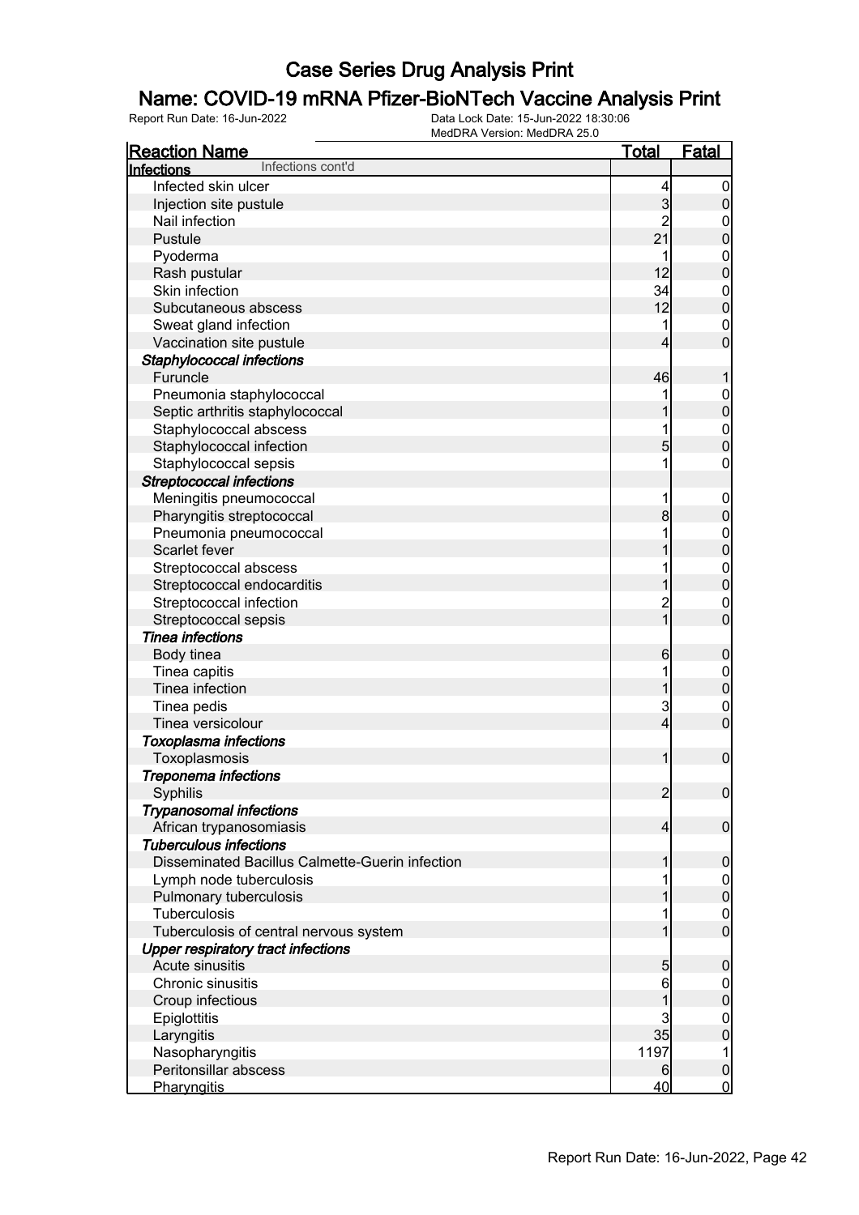# Case Series Drug Analysis Print

## Name: COVID-19 mRNA Pfizer-BioNTech Vaccine Analysis Print

Report Run Date: 16-Jun-2022 | Data Lock Date: 15-Jun-2022 18:30:06 | MedDRA Version: MedDRA 25.0

| Reaction Name | Total | Fatal |
|---|---|---|
| **Infections** Infections cont'd | | |
| Infected skin ulcer | 4 | 0 |
| Injection site pustule | 3 | 0 |
| Nail infection | 2 | 0 |
| Pustule | 21 | 0 |
| Pyoderma | 1 | 0 |
| Rash pustular | 12 | 0 |
| Skin infection | 34 | 0 |
| Subcutaneous abscess | 12 | 0 |
| Sweat gland infection | 1 | 0 |
| Vaccination site pustule | 4 | 0 |
| ***Staphylococcal infections*** | | |
| Furuncle | 46 | 1 |
| Pneumonia staphylococcal | 1 | 0 |
| Septic arthritis staphylococcal | 1 | 0 |
| Staphylococcal abscess | 1 | 0 |
| Staphylococcal infection | 5 | 0 |
| Staphylococcal sepsis | 1 | 0 |
| ***Streptococcal infections*** | | |
| Meningitis pneumococcal | 1 | 0 |
| Pharyngitis streptococcal | 8 | 0 |
| Pneumonia pneumococcal | 1 | 0 |
| Scarlet fever | 1 | 0 |
| Streptococcal abscess | 1 | 0 |
| Streptococcal endocarditis | 1 | 0 |
| Streptococcal infection | 2 | 0 |
| Streptococcal sepsis | 1 | 0 |
| ***Tinea infections*** | | |
| Body tinea | 6 | 0 |
| Tinea capitis | 1 | 0 |
| Tinea infection | 1 | 0 |
| Tinea pedis | 3 | 0 |
| Tinea versicolour | 4 | 0 |
| ***Toxoplasma infections*** | | |
| Toxoplasmosis | 1 | 0 |
| ***Treponema infections*** | | |
| Syphilis | 2 | 0 |
| ***Trypanosomal infections*** | | |
| African trypanosomiasis | 4 | 0 |
| ***Tuberculous infections*** | | |
| Disseminated Bacillus Calmette-Guerin infection | 1 | 0 |
| Lymph node tuberculosis | 1 | 0 |
| Pulmonary tuberculosis | 1 | 0 |
| Tuberculosis | 1 | 0 |
| Tuberculosis of central nervous system | 1 | 0 |
| ***Upper respiratory tract infections*** | | |
| Acute sinusitis | 5 | 0 |
| Chronic sinusitis | 6 | 0 |
| Croup infectious | 1 | 0 |
| Epiglottitis | 3 | 0 |
| Laryngitis | 35 | 0 |
| Nasopharyngitis | 1197 | 1 |
| Peritonsillar abscess | 6 | 0 |
| Pharyngitis | 40 | 0 |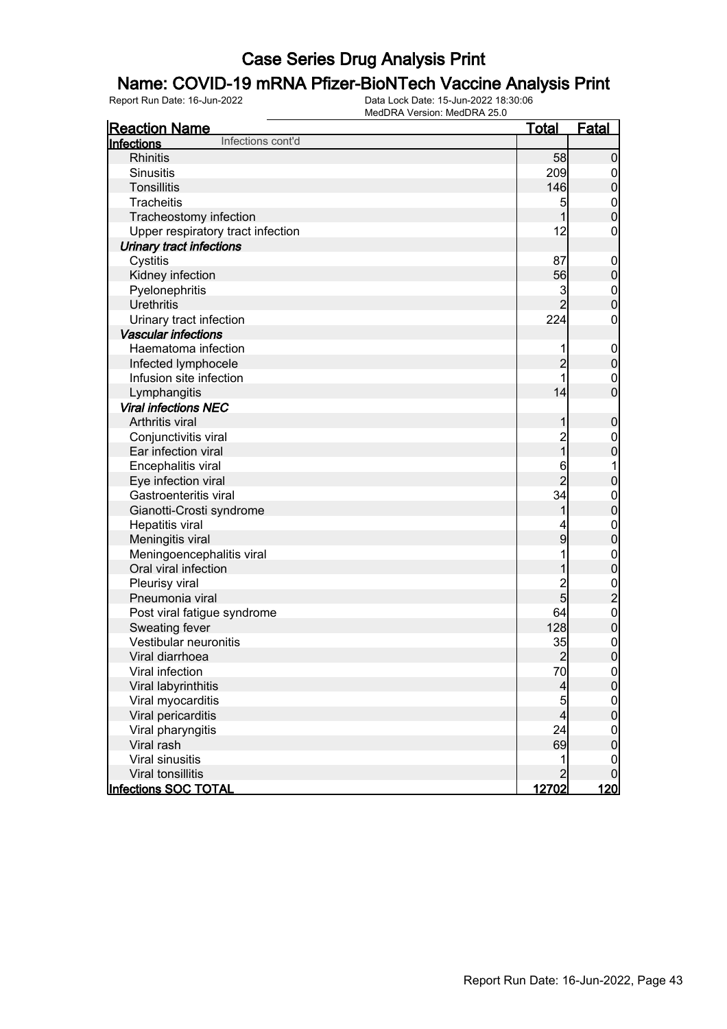# Case Series Drug Analysis Print

## Name: COVID-19 mRNA Pfizer-BioNTech Vaccine Analysis Print

Report Run Date: 16-Jun-2022
Data Lock Date: 15-Jun-2022 18:30:06
MedDRA Version: MedDRA 25.0

| Reaction Name | Total | Fatal |
|---|---|---|
| **Infections** Infections cont'd | | |
| Rhinitis | 58 | 0 |
| Sinusitis | 209 | 0 |
| Tonsillitis | 146 | 0 |
| Tracheitis | 5 | 0 |
| Tracheostomy infection | 1 | 0 |
| Upper respiratory tract infection | 12 | 0 |
| ***Urinary tract infections*** | | |
| Cystitis | 87 | 0 |
| Kidney infection | 56 | 0 |
| Pyelonephritis | 3 | 0 |
| Urethritis | 2 | 0 |
| Urinary tract infection | 224 | 0 |
| ***Vascular infections*** | | |
| Haematoma infection | 1 | 0 |
| Infected lymphocele | 2 | 0 |
| Infusion site infection | 1 | 0 |
| Lymphangitis | 14 | 0 |
| ***Viral infections NEC*** | | |
| Arthritis viral | 1 | 0 |
| Conjunctivitis viral | 2 | 0 |
| Ear infection viral | 1 | 0 |
| Encephalitis viral | 6 | 1 |
| Eye infection viral | 2 | 0 |
| Gastroenteritis viral | 34 | 0 |
| Gianotti-Crosti syndrome | 1 | 0 |
| Hepatitis viral | 4 | 0 |
| Meningitis viral | 9 | 0 |
| Meningoencephalitis viral | 1 | 0 |
| Oral viral infection | 1 | 0 |
| Pleurisy viral | 2 | 0 |
| Pneumonia viral | 5 | 2 |
| Post viral fatigue syndrome | 64 | 0 |
| Sweating fever | 128 | 0 |
| Vestibular neuronitis | 35 | 0 |
| Viral diarrhoea | 2 | 0 |
| Viral infection | 70 | 0 |
| Viral labyrinthitis | 4 | 0 |
| Viral myocarditis | 5 | 0 |
| Viral pericarditis | 4 | 0 |
| Viral pharyngitis | 24 | 0 |
| Viral rash | 69 | 0 |
| Viral sinusitis | 1 | 0 |
| Viral tonsillitis | 2 | 0 |
| **Infections SOC TOTAL** | **12702** | **120** |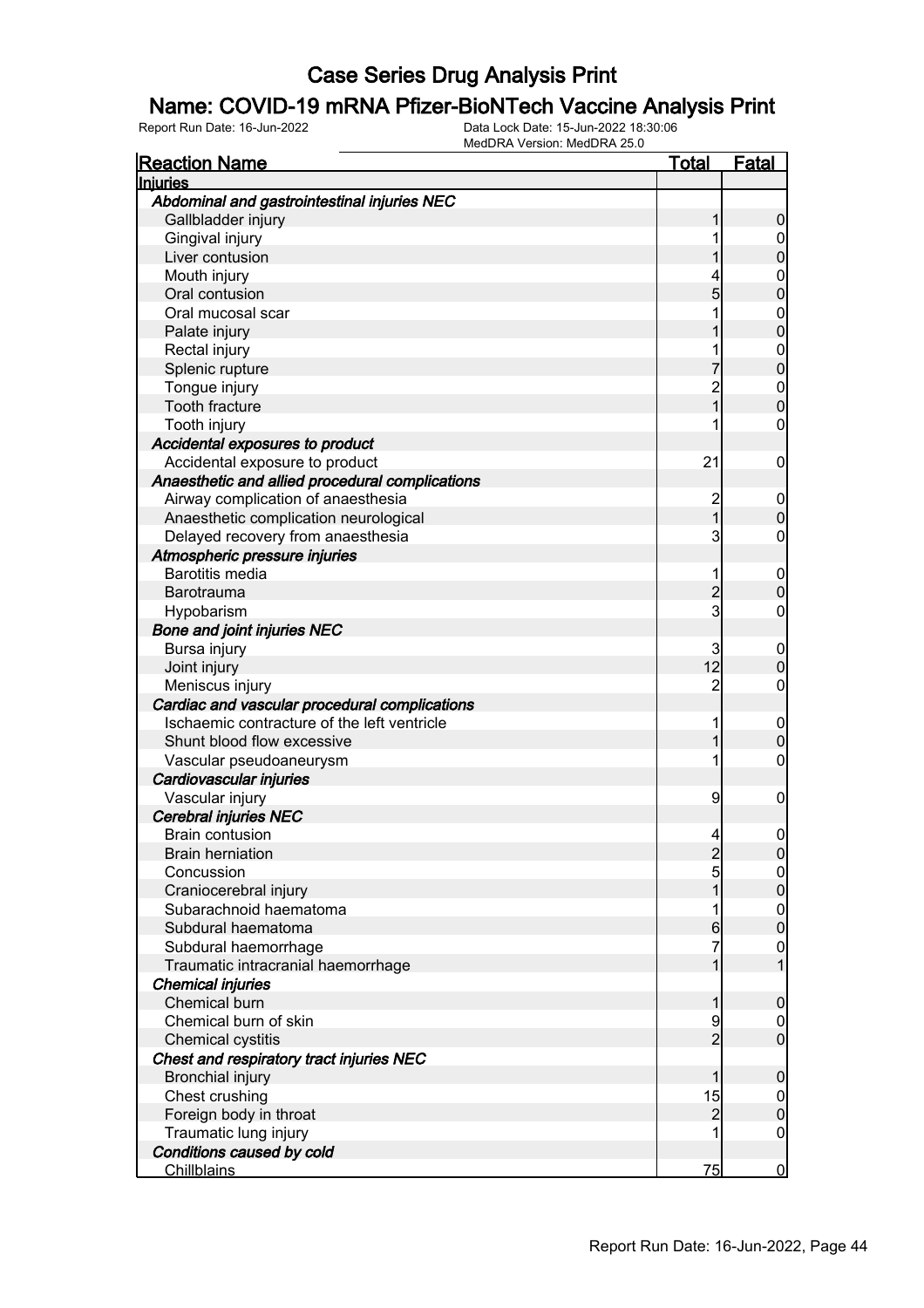# Case Series Drug Analysis Print

## Name: COVID-19 mRNA Pfizer-BioNTech Vaccine Analysis Print

Report Run Date: 16-Jun-2022    Data Lock Date: 15-Jun-2022 18:30:06
MedDRA Version: MedDRA 25.0

| Reaction Name | Total | Fatal |
|---|---|---|
| **Injuries** | | |
| ***Abdominal and gastrointestinal injuries NEC*** | | |
| Gallbladder injury | 1 | 0 |
| Gingival injury | 1 | 0 |
| Liver contusion | 1 | 0 |
| Mouth injury | 4 | 0 |
| Oral contusion | 5 | 0 |
| Oral mucosal scar | 1 | 0 |
| Palate injury | 1 | 0 |
| Rectal injury | 1 | 0 |
| Splenic rupture | 7 | 0 |
| Tongue injury | 2 | 0 |
| Tooth fracture | 1 | 0 |
| Tooth injury | 1 | 0 |
| ***Accidental exposures to product*** | | |
| Accidental exposure to product | 21 | 0 |
| ***Anaesthetic and allied procedural complications*** | | |
| Airway complication of anaesthesia | 2 | 0 |
| Anaesthetic complication neurological | 1 | 0 |
| Delayed recovery from anaesthesia | 3 | 0 |
| ***Atmospheric pressure injuries*** | | |
| Barotitis media | 1 | 0 |
| Barotrauma | 2 | 0 |
| Hypobarism | 3 | 0 |
| ***Bone and joint injuries NEC*** | | |
| Bursa injury | 3 | 0 |
| Joint injury | 12 | 0 |
| Meniscus injury | 2 | 0 |
| ***Cardiac and vascular procedural complications*** | | |
| Ischaemic contracture of the left ventricle | 1 | 0 |
| Shunt blood flow excessive | 1 | 0 |
| Vascular pseudoaneurysm | 1 | 0 |
| ***Cardiovascular injuries*** | | |
| Vascular injury | 9 | 0 |
| ***Cerebral injuries NEC*** | | |
| Brain contusion | 4 | 0 |
| Brain herniation | 2 | 0 |
| Concussion | 5 | 0 |
| Craniocerebral injury | 1 | 0 |
| Subarachnoid haematoma | 1 | 0 |
| Subdural haematoma | 6 | 0 |
| Subdural haemorrhage | 7 | 0 |
| Traumatic intracranial haemorrhage | 1 | 1 |
| ***Chemical injuries*** | | |
| Chemical burn | 1 | 0 |
| Chemical burn of skin | 9 | 0 |
| Chemical cystitis | 2 | 0 |
| ***Chest and respiratory tract injuries NEC*** | | |
| Bronchial injury | 1 | 0 |
| Chest crushing | 15 | 0 |
| Foreign body in throat | 2 | 0 |
| Traumatic lung injury | 1 | 0 |
| ***Conditions caused by cold*** | | |
| Chillblains | 75 | 0 |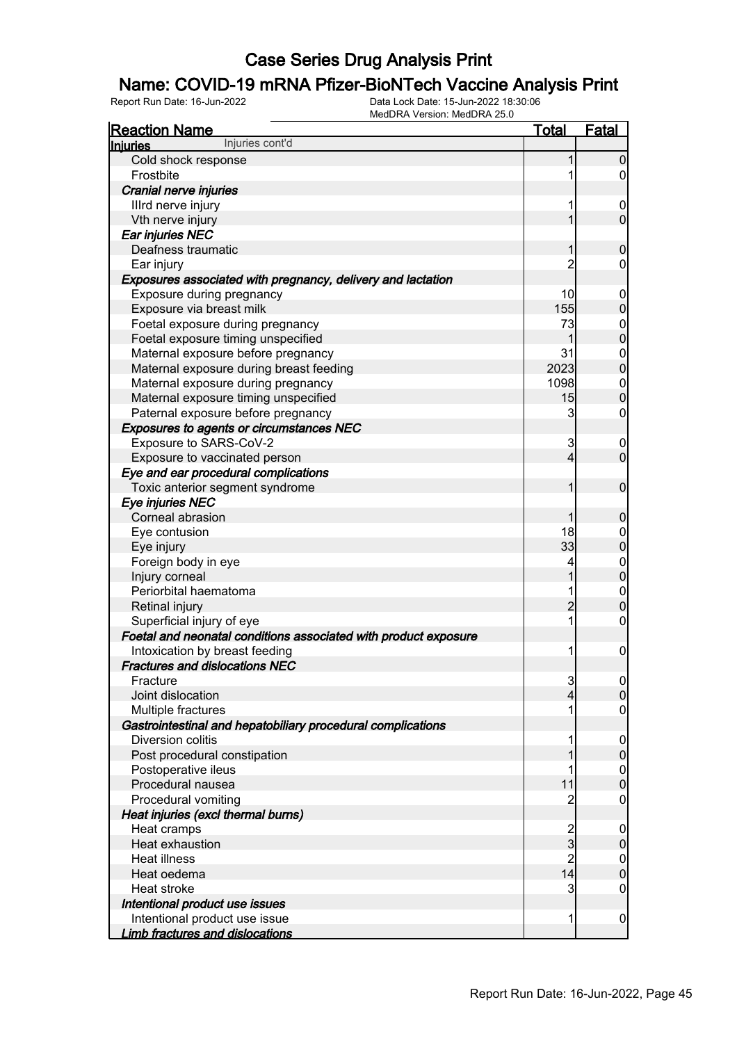# Case Series Drug Analysis Print

## Name: COVID-19 mRNA Pfizer-BioNTech Vaccine Analysis Print

Report Run Date: 16-Jun-2022
Data Lock Date: 15-Jun-2022 18:30:06
MedDRA Version: MedDRA 25.0

| Reaction Name | Total | Fatal |
|---|---|---|
| **Injuries** Injuries cont'd | | |
| Cold shock response | 1 | 0 |
| Frostbite | 1 | 0 |
| ***Cranial nerve injuries*** | | |
| IIIrd nerve injury | 1 | 0 |
| Vth nerve injury | 1 | 0 |
| ***Ear injuries NEC*** | | |
| Deafness traumatic | 1 | 0 |
| Ear injury | 2 | 0 |
| ***Exposures associated with pregnancy, delivery and lactation*** | | |
| Exposure during pregnancy | 10 | 0 |
| Exposure via breast milk | 155 | 0 |
| Foetal exposure during pregnancy | 73 | 0 |
| Foetal exposure timing unspecified | 1 | 0 |
| Maternal exposure before pregnancy | 31 | 0 |
| Maternal exposure during breast feeding | 2023 | 0 |
| Maternal exposure during pregnancy | 1098 | 0 |
| Maternal exposure timing unspecified | 15 | 0 |
| Paternal exposure before pregnancy | 3 | 0 |
| ***Exposures to agents or circumstances NEC*** | | |
| Exposure to SARS-CoV-2 | 3 | 0 |
| Exposure to vaccinated person | 4 | 0 |
| ***Eye and ear procedural complications*** | | |
| Toxic anterior segment syndrome | 1 | 0 |
| ***Eye injuries NEC*** | | |
| Corneal abrasion | 1 | 0 |
| Eye contusion | 18 | 0 |
| Eye injury | 33 | 0 |
| Foreign body in eye | 4 | 0 |
| Injury corneal | 1 | 0 |
| Periorbital haematoma | 1 | 0 |
| Retinal injury | 2 | 0 |
| Superficial injury of eye | 1 | 0 |
| ***Foetal and neonatal conditions associated with product exposure*** | | |
| Intoxication by breast feeding | 1 | 0 |
| ***Fractures and dislocations NEC*** | | |
| Fracture | 3 | 0 |
| Joint dislocation | 4 | 0 |
| Multiple fractures | 1 | 0 |
| ***Gastrointestinal and hepatobiliary procedural complications*** | | |
| Diversion colitis | 1 | 0 |
| Post procedural constipation | 1 | 0 |
| Postoperative ileus | 1 | 0 |
| Procedural nausea | 11 | 0 |
| Procedural vomiting | 2 | 0 |
| ***Heat injuries (excl thermal burns)*** | | |
| Heat cramps | 2 | 0 |
| Heat exhaustion | 3 | 0 |
| Heat illness | 2 | 0 |
| Heat oedema | 14 | 0 |
| Heat stroke | 3 | 0 |
| ***Intentional product use issues*** | | |
| Intentional product use issue | 1 | 0 |
| ***Limb fractures and dislocations*** | | |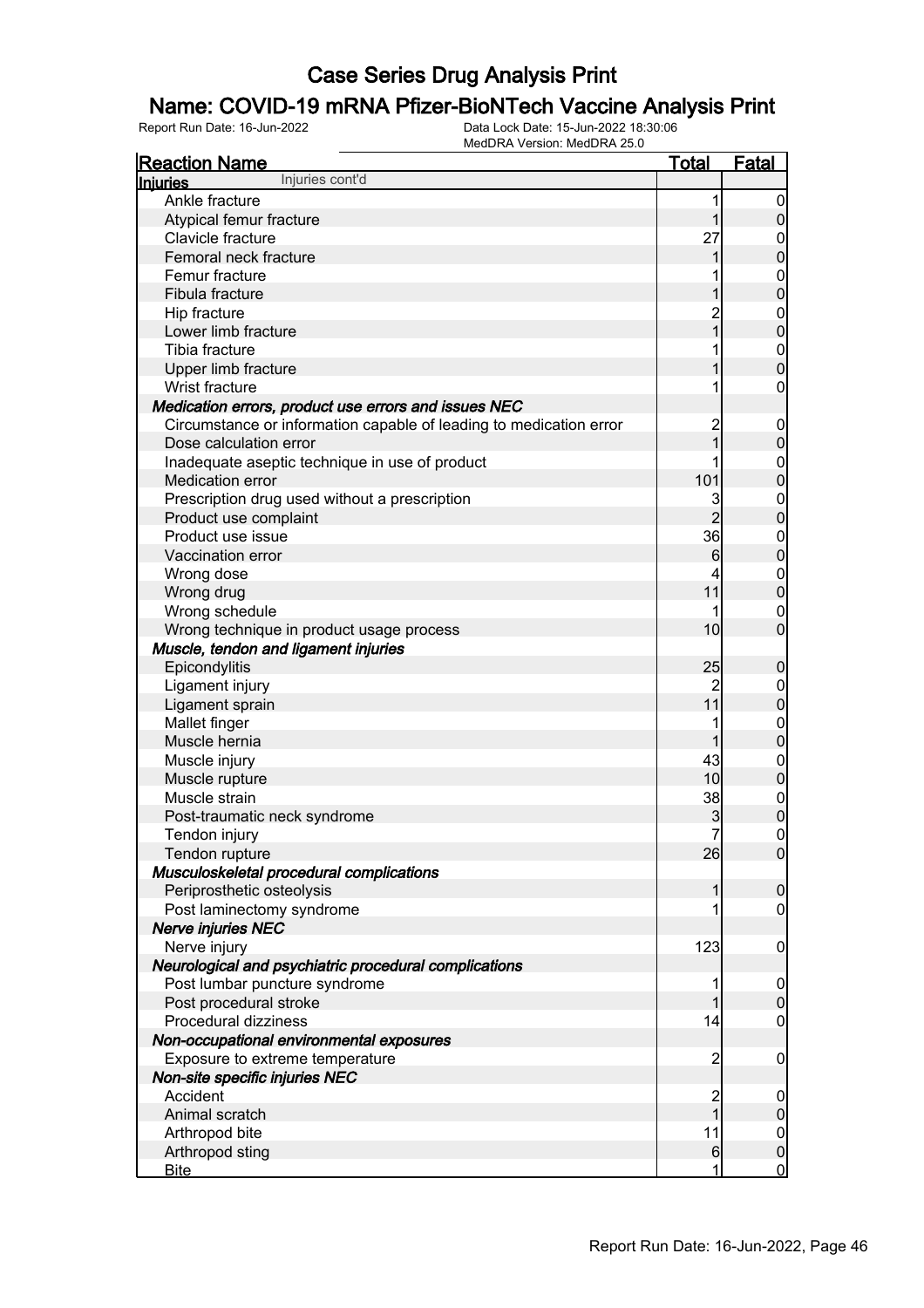# Case Series Drug Analysis Print

## Name: COVID-19 mRNA Pfizer-BioNTech Vaccine Analysis Print

Report Run Date: 16-Jun-2022

Data Lock Date: 15-Jun-2022 18:30:06
MedDRA Version: MedDRA 25.0

| Reaction Name | Total | Fatal |
|---|---|---|
| **Injuries** Injuries cont'd | | |
| Ankle fracture | 1 | 0 |
| Atypical femur fracture | 1 | 0 |
| Clavicle fracture | 27 | 0 |
| Femoral neck fracture | 1 | 0 |
| Femur fracture | 1 | 0 |
| Fibula fracture | 1 | 0 |
| Hip fracture | 2 | 0 |
| Lower limb fracture | 1 | 0 |
| Tibia fracture | 1 | 0 |
| Upper limb fracture | 1 | 0 |
| Wrist fracture | 1 | 0 |
| ***Medication errors, product use errors and issues NEC*** | | |
| Circumstance or information capable of leading to medication error | 2 | 0 |
| Dose calculation error | 1 | 0 |
| Inadequate aseptic technique in use of product | 1 | 0 |
| Medication error | 101 | 0 |
| Prescription drug used without a prescription | 3 | 0 |
| Product use complaint | 2 | 0 |
| Product use issue | 36 | 0 |
| Vaccination error | 6 | 0 |
| Wrong dose | 4 | 0 |
| Wrong drug | 11 | 0 |
| Wrong schedule | 1 | 0 |
| Wrong technique in product usage process | 10 | 0 |
| ***Muscle, tendon and ligament injuries*** | | |
| Epicondylitis | 25 | 0 |
| Ligament injury | 2 | 0 |
| Ligament sprain | 11 | 0 |
| Mallet finger | 1 | 0 |
| Muscle hernia | 1 | 0 |
| Muscle injury | 43 | 0 |
| Muscle rupture | 10 | 0 |
| Muscle strain | 38 | 0 |
| Post-traumatic neck syndrome | 3 | 0 |
| Tendon injury | 7 | 0 |
| Tendon rupture | 26 | 0 |
| ***Musculoskeletal procedural complications*** | | |
| Periprosthetic osteolysis | 1 | 0 |
| Post laminectomy syndrome | 1 | 0 |
| ***Nerve injuries NEC*** | | |
| Nerve injury | 123 | 0 |
| ***Neurological and psychiatric procedural complications*** | | |
| Post lumbar puncture syndrome | 1 | 0 |
| Post procedural stroke | 1 | 0 |
| Procedural dizziness | 14 | 0 |
| ***Non-occupational environmental exposures*** | | |
| Exposure to extreme temperature | 2 | 0 |
| ***Non-site specific injuries NEC*** | | |
| Accident | 2 | 0 |
| Animal scratch | 1 | 0 |
| Arthropod bite | 11 | 0 |
| Arthropod sting | 6 | 0 |
| Bite | 1 | 0 |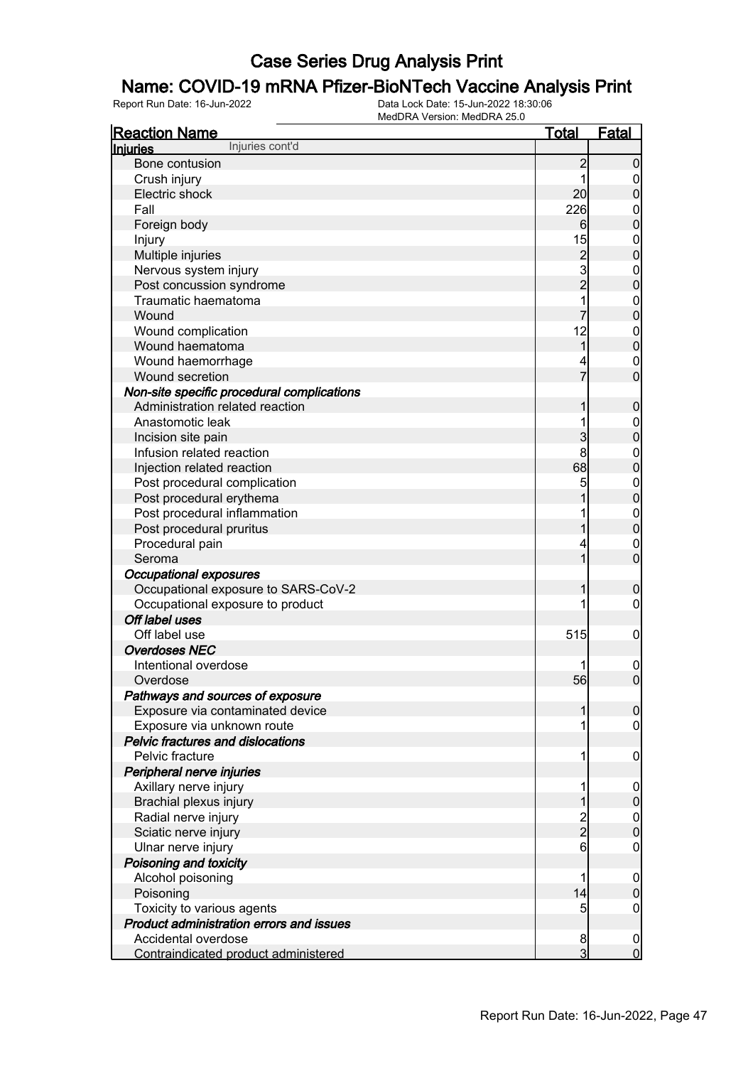# Case Series Drug Analysis Print

## Name: COVID-19 mRNA Pfizer-BioNTech Vaccine Analysis Print

Report Run Date: 16-Jun-2022    Data Lock Date: 15-Jun-2022 18:30:06
MedDRA Version: MedDRA 25.0

| Reaction Name | Total | Fatal |
|---|---|---|
| **Injuries** Injuries cont'd | | |
| Bone contusion | 2 | 0 |
| Crush injury | 1 | 0 |
| Electric shock | 20 | 0 |
| Fall | 226 | 0 |
| Foreign body | 6 | 0 |
| Injury | 15 | 0 |
| Multiple injuries | 2 | 0 |
| Nervous system injury | 3 | 0 |
| Post concussion syndrome | 2 | 0 |
| Traumatic haematoma | 1 | 0 |
| Wound | 7 | 0 |
| Wound complication | 12 | 0 |
| Wound haematoma | 1 | 0 |
| Wound haemorrhage | 4 | 0 |
| Wound secretion | 7 | 0 |
| ***Non-site specific procedural complications*** | | |
| Administration related reaction | 1 | 0 |
| Anastomotic leak | 1 | 0 |
| Incision site pain | 3 | 0 |
| Infusion related reaction | 8 | 0 |
| Injection related reaction | 68 | 0 |
| Post procedural complication | 5 | 0 |
| Post procedural erythema | 1 | 0 |
| Post procedural inflammation | 1 | 0 |
| Post procedural pruritus | 1 | 0 |
| Procedural pain | 4 | 0 |
| Seroma | 1 | 0 |
| ***Occupational exposures*** | | |
| Occupational exposure to SARS-CoV-2 | 1 | 0 |
| Occupational exposure to product | 1 | 0 |
| ***Off label uses*** | | |
| Off label use | 515 | 0 |
| ***Overdoses NEC*** | | |
| Intentional overdose | 1 | 0 |
| Overdose | 56 | 0 |
| ***Pathways and sources of exposure*** | | |
| Exposure via contaminated device | 1 | 0 |
| Exposure via unknown route | 1 | 0 |
| ***Pelvic fractures and dislocations*** | | |
| Pelvic fracture | 1 | 0 |
| ***Peripheral nerve injuries*** | | |
| Axillary nerve injury | 1 | 0 |
| Brachial plexus injury | 1 | 0 |
| Radial nerve injury | 2 | 0 |
| Sciatic nerve injury | 2 | 0 |
| Ulnar nerve injury | 6 | 0 |
| ***Poisoning and toxicity*** | | |
| Alcohol poisoning | 1 | 0 |
| Poisoning | 14 | 0 |
| Toxicity to various agents | 5 | 0 |
| ***Product administration errors and issues*** | | |
| Accidental overdose | 8 | 0 |
| Contraindicated product administered | 3 | 0 |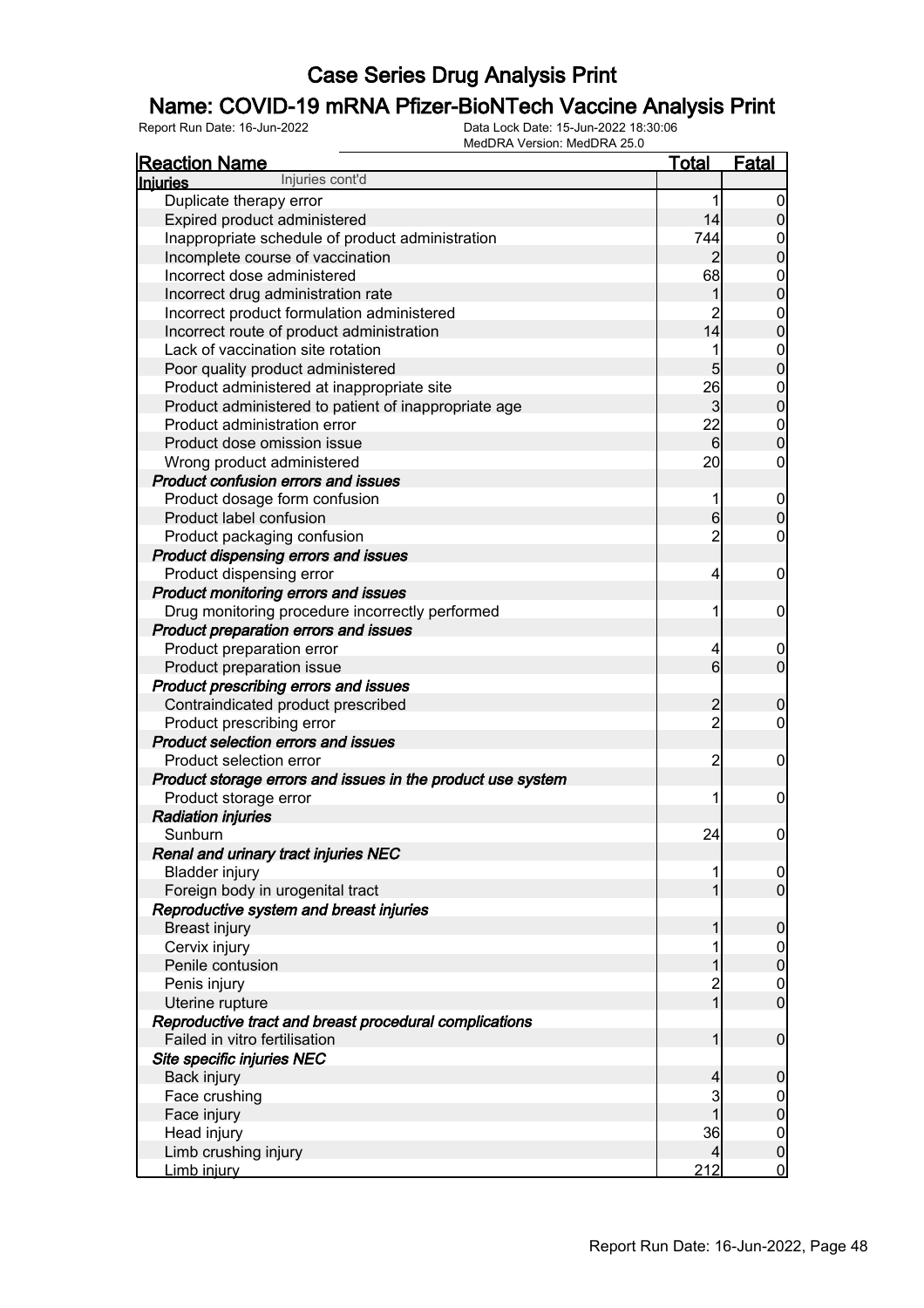# Case Series Drug Analysis Print

## Name: COVID-19 mRNA Pfizer-BioNTech Vaccine Analysis Print

Report Run Date: 16-Jun-2022 Data Lock Date: 15-Jun-2022 18:30:06
MedDRA Version: MedDRA 25.0

| Reaction Name | Total | Fatal |
|---|---|---|
| **Injuries** Injuries cont'd | | |
| Duplicate therapy error | 1 | 0 |
| Expired product administered | 14 | 0 |
| Inappropriate schedule of product administration | 744 | 0 |
| Incomplete course of vaccination | 2 | 0 |
| Incorrect dose administered | 68 | 0 |
| Incorrect drug administration rate | 1 | 0 |
| Incorrect product formulation administered | 2 | 0 |
| Incorrect route of product administration | 14 | 0 |
| Lack of vaccination site rotation | 1 | 0 |
| Poor quality product administered | 5 | 0 |
| Product administered at inappropriate site | 26 | 0 |
| Product administered to patient of inappropriate age | 3 | 0 |
| Product administration error | 22 | 0 |
| Product dose omission issue | 6 | 0 |
| Wrong product administered | 20 | 0 |
| ***Product confusion errors and issues*** | | |
| Product dosage form confusion | 1 | 0 |
| Product label confusion | 6 | 0 |
| Product packaging confusion | 2 | 0 |
| ***Product dispensing errors and issues*** | | |
| Product dispensing error | 4 | 0 |
| ***Product monitoring errors and issues*** | | |
| Drug monitoring procedure incorrectly performed | 1 | 0 |
| ***Product preparation errors and issues*** | | |
| Product preparation error | 4 | 0 |
| Product preparation issue | 6 | 0 |
| ***Product prescribing errors and issues*** | | |
| Contraindicated product prescribed | 2 | 0 |
| Product prescribing error | 2 | 0 |
| ***Product selection errors and issues*** | | |
| Product selection error | 2 | 0 |
| ***Product storage errors and issues in the product use system*** | | |
| Product storage error | 1 | 0 |
| ***Radiation injuries*** | | |
| Sunburn | 24 | 0 |
| ***Renal and urinary tract injuries NEC*** | | |
| Bladder injury | 1 | 0 |
| Foreign body in urogenital tract | 1 | 0 |
| ***Reproductive system and breast injuries*** | | |
| Breast injury | 1 | 0 |
| Cervix injury | 1 | 0 |
| Penile contusion | 1 | 0 |
| Penis injury | 2 | 0 |
| Uterine rupture | 1 | 0 |
| ***Reproductive tract and breast procedural complications*** | | |
| Failed in vitro fertilisation | 1 | 0 |
| ***Site specific injuries NEC*** | | |
| Back injury | 4 | 0 |
| Face crushing | 3 | 0 |
| Face injury | 1 | 0 |
| Head injury | 36 | 0 |
| Limb crushing injury | 4 | 0 |
| Limb injury | 212 | 0 |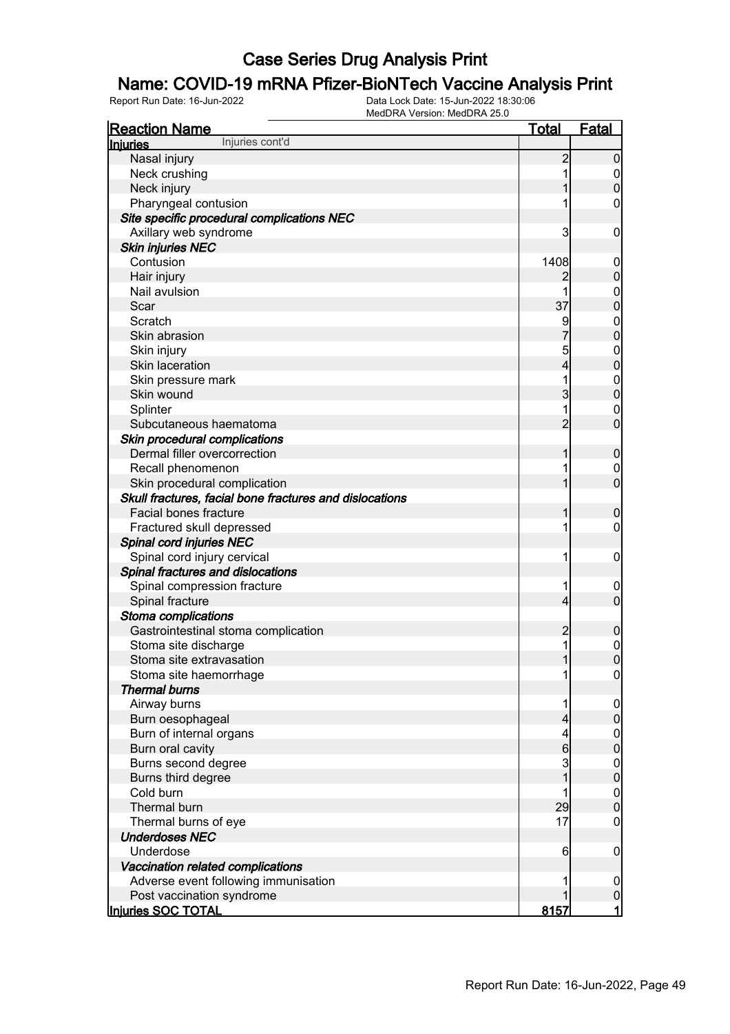# Case Series Drug Analysis Print

## Name: COVID-19 mRNA Pfizer-BioNTech Vaccine Analysis Print

Report Run Date: 16-Jun-2022 | Data Lock Date: 15-Jun-2022 18:30:06 | MedDRA Version: MedDRA 25.0

| Reaction Name | Total | Fatal |
|---|---|---|
| **Injuries** Injuries cont'd | | |
| Nasal injury | 2 | 0 |
| Neck crushing | 1 | 0 |
| Neck injury | 1 | 0 |
| Pharyngeal contusion | 1 | 0 |
| ***Site specific procedural complications NEC*** | | |
| Axillary web syndrome | 3 | 0 |
| ***Skin injuries NEC*** | | |
| Contusion | 1408 | 0 |
| Hair injury | 2 | 0 |
| Nail avulsion | 1 | 0 |
| Scar | 37 | 0 |
| Scratch | 9 | 0 |
| Skin abrasion | 7 | 0 |
| Skin injury | 5 | 0 |
| Skin laceration | 4 | 0 |
| Skin pressure mark | 1 | 0 |
| Skin wound | 3 | 0 |
| Splinter | 1 | 0 |
| Subcutaneous haematoma | 2 | 0 |
| ***Skin procedural complications*** | | |
| Dermal filler overcorrection | 1 | 0 |
| Recall phenomenon | 1 | 0 |
| Skin procedural complication | 1 | 0 |
| ***Skull fractures, facial bone fractures and dislocations*** | | |
| Facial bones fracture | 1 | 0 |
| Fractured skull depressed | 1 | 0 |
| ***Spinal cord injuries NEC*** | | |
| Spinal cord injury cervical | 1 | 0 |
| ***Spinal fractures and dislocations*** | | |
| Spinal compression fracture | 1 | 0 |
| Spinal fracture | 4 | 0 |
| ***Stoma complications*** | | |
| Gastrointestinal stoma complication | 2 | 0 |
| Stoma site discharge | 1 | 0 |
| Stoma site extravasation | 1 | 0 |
| Stoma site haemorrhage | 1 | 0 |
| ***Thermal burns*** | | |
| Airway burns | 1 | 0 |
| Burn oesophageal | 4 | 0 |
| Burn of internal organs | 4 | 0 |
| Burn oral cavity | 6 | 0 |
| Burns second degree | 3 | 0 |
| Burns third degree | 1 | 0 |
| Cold burn | 1 | 0 |
| Thermal burn | 29 | 0 |
| Thermal burns of eye | 17 | 0 |
| ***Underdoses NEC*** | | |
| Underdose | 6 | 0 |
| ***Vaccination related complications*** | | |
| Adverse event following immunisation | 1 | 0 |
| Post vaccination syndrome | 1 | 0 |
| **Injuries SOC TOTAL** | **8157** | **1** |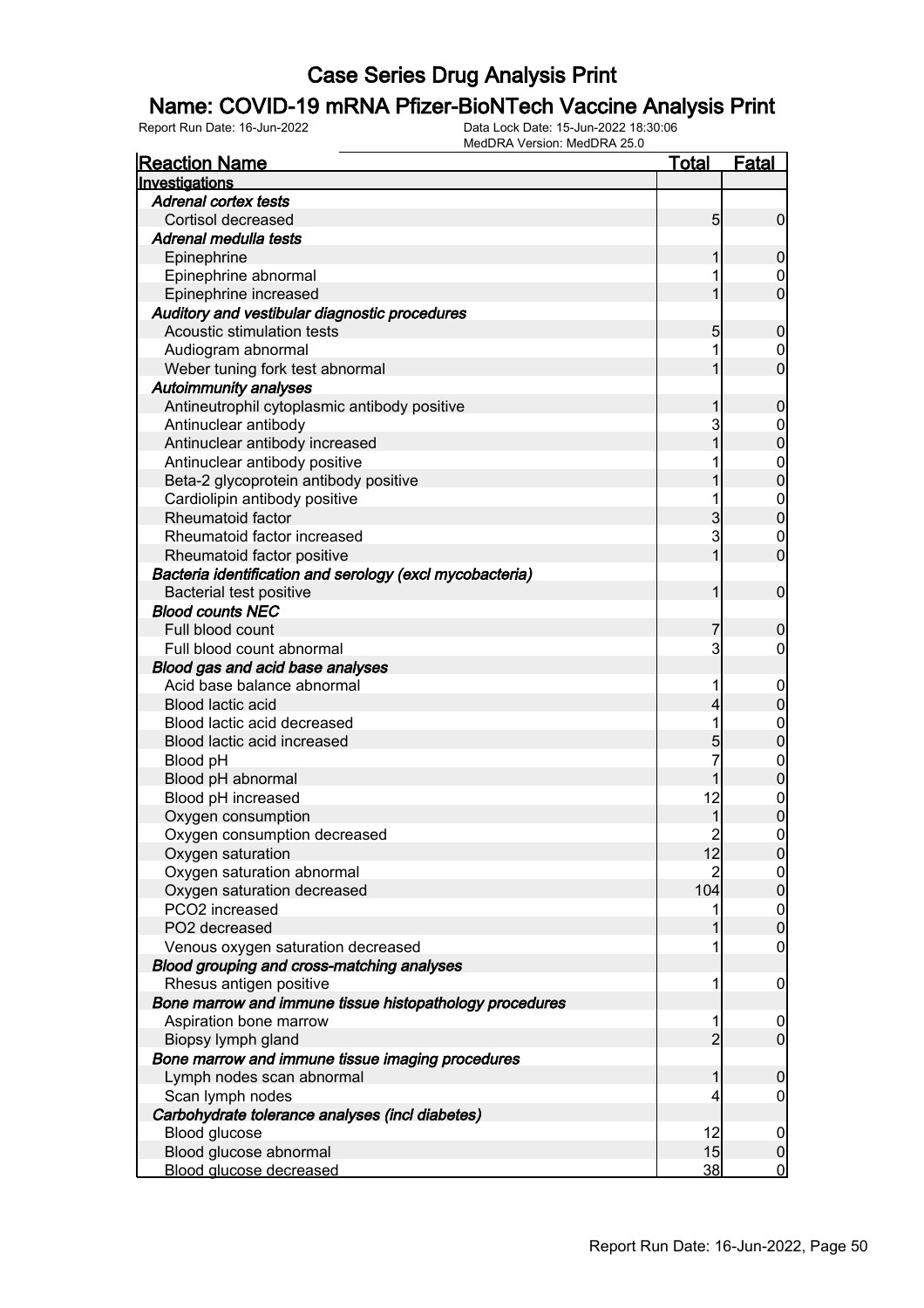# Case Series Drug Analysis Print

## Name: COVID-19 mRNA Pfizer-BioNTech Vaccine Analysis Print

Report Run Date: 16-Jun-2022    Data Lock Date: 15-Jun-2022 18:30:06
MedDRA Version: MedDRA 25.0

| Reaction Name | Total | Fatal |
|---|---|---|
| **Investigations** | | |
| ***Adrenal cortex tests*** | | |
| Cortisol decreased | 5 | 0 |
| ***Adrenal medulla tests*** | | |
| Epinephrine | 1 | 0 |
| Epinephrine abnormal | 1 | 0 |
| Epinephrine increased | 1 | 0 |
| ***Auditory and vestibular diagnostic procedures*** | | |
| Acoustic stimulation tests | 5 | 0 |
| Audiogram abnormal | 1 | 0 |
| Weber tuning fork test abnormal | 1 | 0 |
| ***Autoimmunity analyses*** | | |
| Antineutrophil cytoplasmic antibody positive | 1 | 0 |
| Antinuclear antibody | 3 | 0 |
| Antinuclear antibody increased | 1 | 0 |
| Antinuclear antibody positive | 1 | 0 |
| Beta-2 glycoprotein antibody positive | 1 | 0 |
| Cardiolipin antibody positive | 1 | 0 |
| Rheumatoid factor | 3 | 0 |
| Rheumatoid factor increased | 3 | 0 |
| Rheumatoid factor positive | 1 | 0 |
| ***Bacteria identification and serology (excl mycobacteria)*** | | |
| Bacterial test positive | 1 | 0 |
| ***Blood counts NEC*** | | |
| Full blood count | 7 | 0 |
| Full blood count abnormal | 3 | 0 |
| ***Blood gas and acid base analyses*** | | |
| Acid base balance abnormal | 1 | 0 |
| Blood lactic acid | 4 | 0 |
| Blood lactic acid decreased | 1 | 0 |
| Blood lactic acid increased | 5 | 0 |
| Blood pH | 7 | 0 |
| Blood pH abnormal | 1 | 0 |
| Blood pH increased | 12 | 0 |
| Oxygen consumption | 1 | 0 |
| Oxygen consumption decreased | 2 | 0 |
| Oxygen saturation | 12 | 0 |
| Oxygen saturation abnormal | 2 | 0 |
| Oxygen saturation decreased | 104 | 0 |
| PCO2 increased | 1 | 0 |
| PO2 decreased | 1 | 0 |
| Venous oxygen saturation decreased | 1 | 0 |
| ***Blood grouping and cross-matching analyses*** | | |
| Rhesus antigen positive | 1 | 0 |
| ***Bone marrow and immune tissue histopathology procedures*** | | |
| Aspiration bone marrow | 1 | 0 |
| Biopsy lymph gland | 2 | 0 |
| ***Bone marrow and immune tissue imaging procedures*** | | |
| Lymph nodes scan abnormal | 1 | 0 |
| Scan lymph nodes | 4 | 0 |
| ***Carbohydrate tolerance analyses (incl diabetes)*** | | |
| Blood glucose | 12 | 0 |
| Blood glucose abnormal | 15 | 0 |
| Blood glucose decreased | 38 | 0 |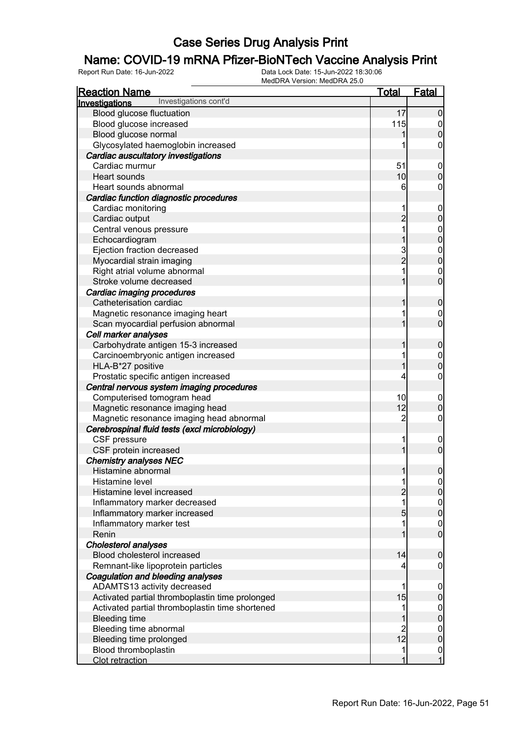# Case Series Drug Analysis Print

## Name: COVID-19 mRNA Pfizer-BioNTech Vaccine Analysis Print

Report Run Date: 16-Jun-2022    Data Lock Date: 15-Jun-2022 18:30:06
MedDRA Version: MedDRA 25.0

| Reaction Name | Total | Fatal |
|---|---|---|
| **Investigations** Investigations cont'd | | |
| Blood glucose fluctuation | 17 | 0 |
| Blood glucose increased | 115 | 0 |
| Blood glucose normal | 1 | 0 |
| Glycosylated haemoglobin increased | 1 | 0 |
| ***Cardiac auscultatory investigations*** | | |
| Cardiac murmur | 51 | 0 |
| Heart sounds | 10 | 0 |
| Heart sounds abnormal | 6 | 0 |
| ***Cardiac function diagnostic procedures*** | | |
| Cardiac monitoring | 1 | 0 |
| Cardiac output | 2 | 0 |
| Central venous pressure | 1 | 0 |
| Echocardiogram | 1 | 0 |
| Ejection fraction decreased | 3 | 0 |
| Myocardial strain imaging | 2 | 0 |
| Right atrial volume abnormal | 1 | 0 |
| Stroke volume decreased | 1 | 0 |
| ***Cardiac imaging procedures*** | | |
| Catheterisation cardiac | 1 | 0 |
| Magnetic resonance imaging heart | 1 | 0 |
| Scan myocardial perfusion abnormal | 1 | 0 |
| ***Cell marker analyses*** | | |
| Carbohydrate antigen 15-3 increased | 1 | 0 |
| Carcinoembryonic antigen increased | 1 | 0 |
| HLA-B*27 positive | 1 | 0 |
| Prostatic specific antigen increased | 4 | 0 |
| ***Central nervous system imaging procedures*** | | |
| Computerised tomogram head | 10 | 0 |
| Magnetic resonance imaging head | 12 | 0 |
| Magnetic resonance imaging head abnormal | 2 | 0 |
| ***Cerebrospinal fluid tests (excl microbiology)*** | | |
| CSF pressure | 1 | 0 |
| CSF protein increased | 1 | 0 |
| ***Chemistry analyses NEC*** | | |
| Histamine abnormal | 1 | 0 |
| Histamine level | 1 | 0 |
| Histamine level increased | 2 | 0 |
| Inflammatory marker decreased | 1 | 0 |
| Inflammatory marker increased | 5 | 0 |
| Inflammatory marker test | 1 | 0 |
| Renin | 1 | 0 |
| ***Cholesterol analyses*** | | |
| Blood cholesterol increased | 14 | 0 |
| Remnant-like lipoprotein particles | 4 | 0 |
| ***Coagulation and bleeding analyses*** | | |
| ADAMTS13 activity decreased | 1 | 0 |
| Activated partial thromboplastin time prolonged | 15 | 0 |
| Activated partial thromboplastin time shortened | 1 | 0 |
| Bleeding time | 1 | 0 |
| Bleeding time abnormal | 2 | 0 |
| Bleeding time prolonged | 12 | 0 |
| Blood thromboplastin | 1 | 0 |
| Clot retraction | 1 | 1 |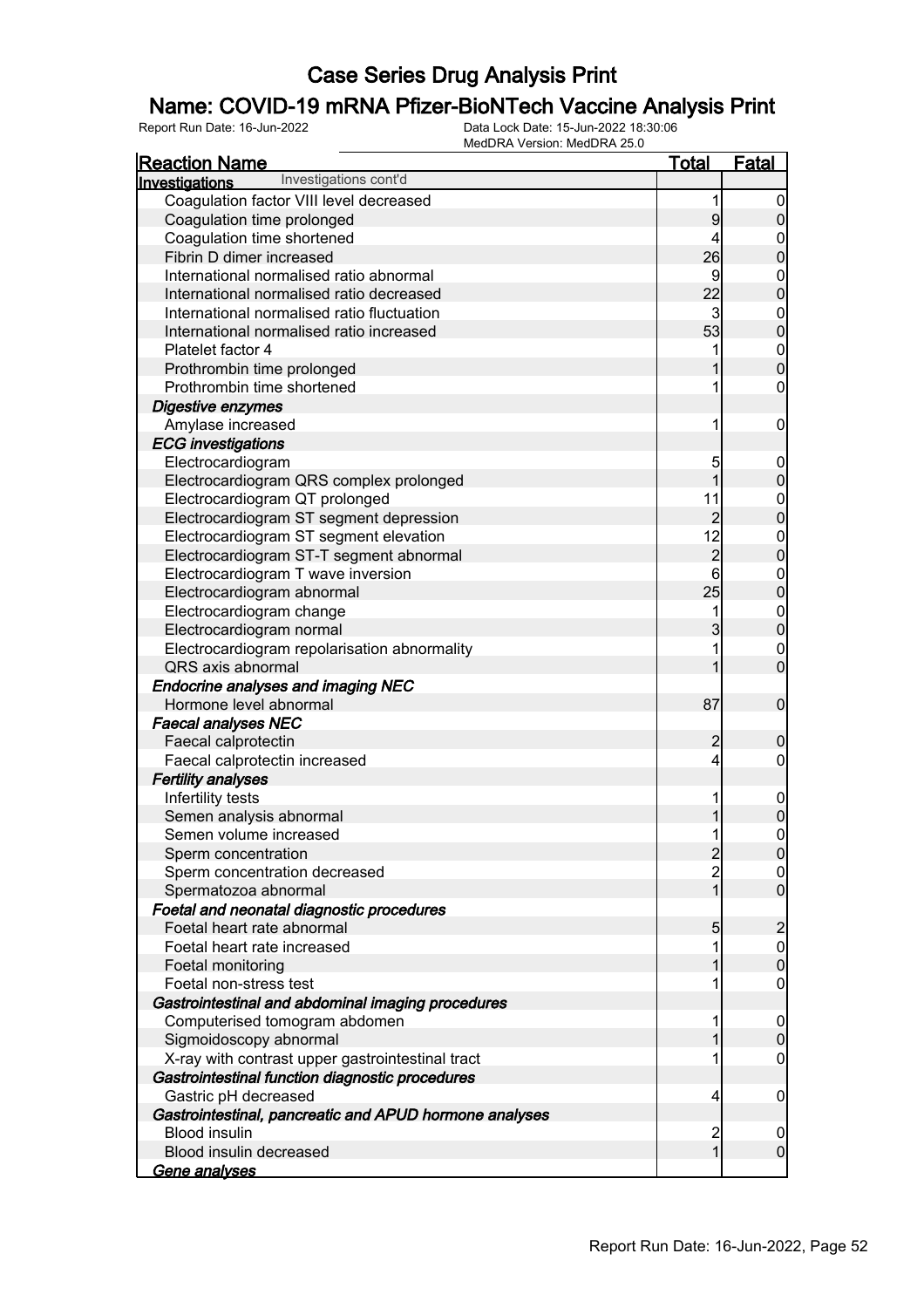# Case Series Drug Analysis Print

## Name: COVID-19 mRNA Pfizer-BioNTech Vaccine Analysis Print

Report Run Date: 16-Jun-2022    Data Lock Date: 15-Jun-2022 18:30:06
MedDRA Version: MedDRA 25.0

| Reaction Name | Total | Fatal |
|---|---|---|
| **Investigations** Investigations cont'd | | |
| Coagulation factor VIII level decreased | 1 | 0 |
| Coagulation time prolonged | 9 | 0 |
| Coagulation time shortened | 4 | 0 |
| Fibrin D dimer increased | 26 | 0 |
| International normalised ratio abnormal | 9 | 0 |
| International normalised ratio decreased | 22 | 0 |
| International normalised ratio fluctuation | 3 | 0 |
| International normalised ratio increased | 53 | 0 |
| Platelet factor 4 | 1 | 0 |
| Prothrombin time prolonged | 1 | 0 |
| Prothrombin time shortened | 1 | 0 |
| ***Digestive enzymes*** | | |
| Amylase increased | 1 | 0 |
| ***ECG investigations*** | | |
| Electrocardiogram | 5 | 0 |
| Electrocardiogram QRS complex prolonged | 1 | 0 |
| Electrocardiogram QT prolonged | 11 | 0 |
| Electrocardiogram ST segment depression | 2 | 0 |
| Electrocardiogram ST segment elevation | 12 | 0 |
| Electrocardiogram ST-T segment abnormal | 2 | 0 |
| Electrocardiogram T wave inversion | 6 | 0 |
| Electrocardiogram abnormal | 25 | 0 |
| Electrocardiogram change | 1 | 0 |
| Electrocardiogram normal | 3 | 0 |
| Electrocardiogram repolarisation abnormality | 1 | 0 |
| QRS axis abnormal | 1 | 0 |
| ***Endocrine analyses and imaging NEC*** | | |
| Hormone level abnormal | 87 | 0 |
| ***Faecal analyses NEC*** | | |
| Faecal calprotectin | 2 | 0 |
| Faecal calprotectin increased | 4 | 0 |
| ***Fertility analyses*** | | |
| Infertility tests | 1 | 0 |
| Semen analysis abnormal | 1 | 0 |
| Semen volume increased | 1 | 0 |
| Sperm concentration | 2 | 0 |
| Sperm concentration decreased | 2 | 0 |
| Spermatozoa abnormal | 1 | 0 |
| ***Foetal and neonatal diagnostic procedures*** | | |
| Foetal heart rate abnormal | 5 | 2 |
| Foetal heart rate increased | 1 | 0 |
| Foetal monitoring | 1 | 0 |
| Foetal non-stress test | 1 | 0 |
| ***Gastrointestinal and abdominal imaging procedures*** | | |
| Computerised tomogram abdomen | 1 | 0 |
| Sigmoidoscopy abnormal | 1 | 0 |
| X-ray with contrast upper gastrointestinal tract | 1 | 0 |
| ***Gastrointestinal function diagnostic procedures*** | | |
| Gastric pH decreased | 4 | 0 |
| ***Gastrointestinal, pancreatic and APUD hormone analyses*** | | |
| Blood insulin | 2 | 0 |
| Blood insulin decreased | 1 | 0 |
| ***Gene analyses*** | | |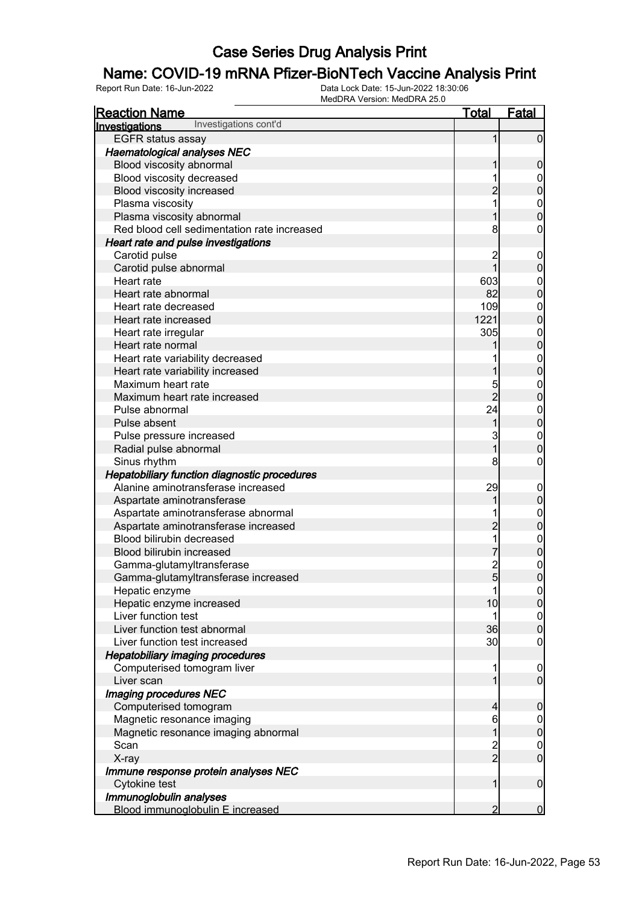# Case Series Drug Analysis Print

## Name: COVID-19 mRNA Pfizer-BioNTech Vaccine Analysis Print

Report Run Date: 16-Jun-2022

Data Lock Date: 15-Jun-2022 18:30:06
MedDRA Version: MedDRA 25.0

| Reaction Name | Total | Fatal |
|---|---|---|
| **Investigations** Investigations cont'd | | |
| EGFR status assay | 1 | 0 |
| ***Haematological analyses NEC*** | | |
| Blood viscosity abnormal | 1 | 0 |
| Blood viscosity decreased | 1 | 0 |
| Blood viscosity increased | 2 | 0 |
| Plasma viscosity | 1 | 0 |
| Plasma viscosity abnormal | 1 | 0 |
| Red blood cell sedimentation rate increased | 8 | 0 |
| ***Heart rate and pulse investigations*** | | |
| Carotid pulse | 2 | 0 |
| Carotid pulse abnormal | 1 | 0 |
| Heart rate | 603 | 0 |
| Heart rate abnormal | 82 | 0 |
| Heart rate decreased | 109 | 0 |
| Heart rate increased | 1221 | 0 |
| Heart rate irregular | 305 | 0 |
| Heart rate normal | 1 | 0 |
| Heart rate variability decreased | 1 | 0 |
| Heart rate variability increased | 1 | 0 |
| Maximum heart rate | 5 | 0 |
| Maximum heart rate increased | 2 | 0 |
| Pulse abnormal | 24 | 0 |
| Pulse absent | 1 | 0 |
| Pulse pressure increased | 3 | 0 |
| Radial pulse abnormal | 1 | 0 |
| Sinus rhythm | 8 | 0 |
| ***Hepatobiliary function diagnostic procedures*** | | |
| Alanine aminotransferase increased | 29 | 0 |
| Aspartate aminotransferase | 1 | 0 |
| Aspartate aminotransferase abnormal | 1 | 0 |
| Aspartate aminotransferase increased | 2 | 0 |
| Blood bilirubin decreased | 1 | 0 |
| Blood bilirubin increased | 7 | 0 |
| Gamma-glutamyltransferase | 2 | 0 |
| Gamma-glutamyltransferase increased | 5 | 0 |
| Hepatic enzyme | 1 | 0 |
| Hepatic enzyme increased | 10 | 0 |
| Liver function test | 1 | 0 |
| Liver function test abnormal | 36 | 0 |
| Liver function test increased | 30 | 0 |
| ***Hepatobiliary imaging procedures*** | | |
| Computerised tomogram liver | 1 | 0 |
| Liver scan | 1 | 0 |
| ***Imaging procedures NEC*** | | |
| Computerised tomogram | 4 | 0 |
| Magnetic resonance imaging | 6 | 0 |
| Magnetic resonance imaging abnormal | 1 | 0 |
| Scan | 2 | 0 |
| X-ray | 2 | 0 |
| ***Immune response protein analyses NEC*** | | |
| Cytokine test | 1 | 0 |
| ***Immunoglobulin analyses*** | | |
| Blood immunoglobulin E increased | 2 | 0 |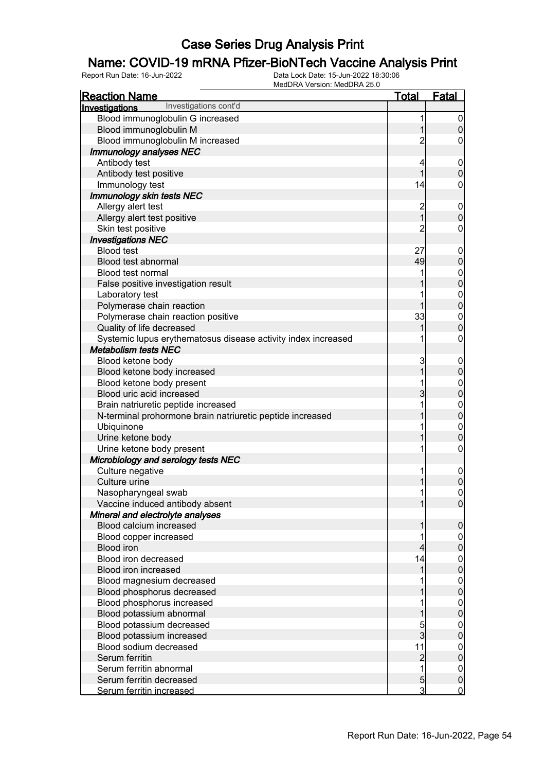# Case Series Drug Analysis Print

## Name: COVID-19 mRNA Pfizer-BioNTech Vaccine Analysis Print

Report Run Date: 16-Jun-2022 | Data Lock Date: 15-Jun-2022 18:30:06 | MedDRA Version: MedDRA 25.0

| Reaction Name | Total | Fatal |
|---|---|---|
| **Investigations** Investigations cont'd | | |
| Blood immunoglobulin G increased | 1 | 0 |
| Blood immunoglobulin M | 1 | 0 |
| Blood immunoglobulin M increased | 2 | 0 |
| ***Immunology analyses NEC*** | | |
| Antibody test | 4 | 0 |
| Antibody test positive | 1 | 0 |
| Immunology test | 14 | 0 |
| ***Immunology skin tests NEC*** | | |
| Allergy alert test | 2 | 0 |
| Allergy alert test positive | 1 | 0 |
| Skin test positive | 2 | 0 |
| ***Investigations NEC*** | | |
| Blood test | 27 | 0 |
| Blood test abnormal | 49 | 0 |
| Blood test normal | 1 | 0 |
| False positive investigation result | 1 | 0 |
| Laboratory test | 1 | 0 |
| Polymerase chain reaction | 1 | 0 |
| Polymerase chain reaction positive | 33 | 0 |
| Quality of life decreased | 1 | 0 |
| Systemic lupus erythematosus disease activity index increased | 1 | 0 |
| ***Metabolism tests NEC*** | | |
| Blood ketone body | 3 | 0 |
| Blood ketone body increased | 1 | 0 |
| Blood ketone body present | 1 | 0 |
| Blood uric acid increased | 3 | 0 |
| Brain natriuretic peptide increased | 1 | 0 |
| N-terminal prohormone brain natriuretic peptide increased | 1 | 0 |
| Ubiquinone | 1 | 0 |
| Urine ketone body | 1 | 0 |
| Urine ketone body present | 1 | 0 |
| ***Microbiology and serology tests NEC*** | | |
| Culture negative | 1 | 0 |
| Culture urine | 1 | 0 |
| Nasopharyngeal swab | 1 | 0 |
| Vaccine induced antibody absent | 1 | 0 |
| ***Mineral and electrolyte analyses*** | | |
| Blood calcium increased | 1 | 0 |
| Blood copper increased | 1 | 0 |
| Blood iron | 4 | 0 |
| Blood iron decreased | 14 | 0 |
| Blood iron increased | 1 | 0 |
| Blood magnesium decreased | 1 | 0 |
| Blood phosphorus decreased | 1 | 0 |
| Blood phosphorus increased | 1 | 0 |
| Blood potassium abnormal | 1 | 0 |
| Blood potassium decreased | 5 | 0 |
| Blood potassium increased | 3 | 0 |
| Blood sodium decreased | 11 | 0 |
| Serum ferritin | 2 | 0 |
| Serum ferritin abnormal | 1 | 0 |
| Serum ferritin decreased | 5 | 0 |
| Serum ferritin increased | 3 | 0 |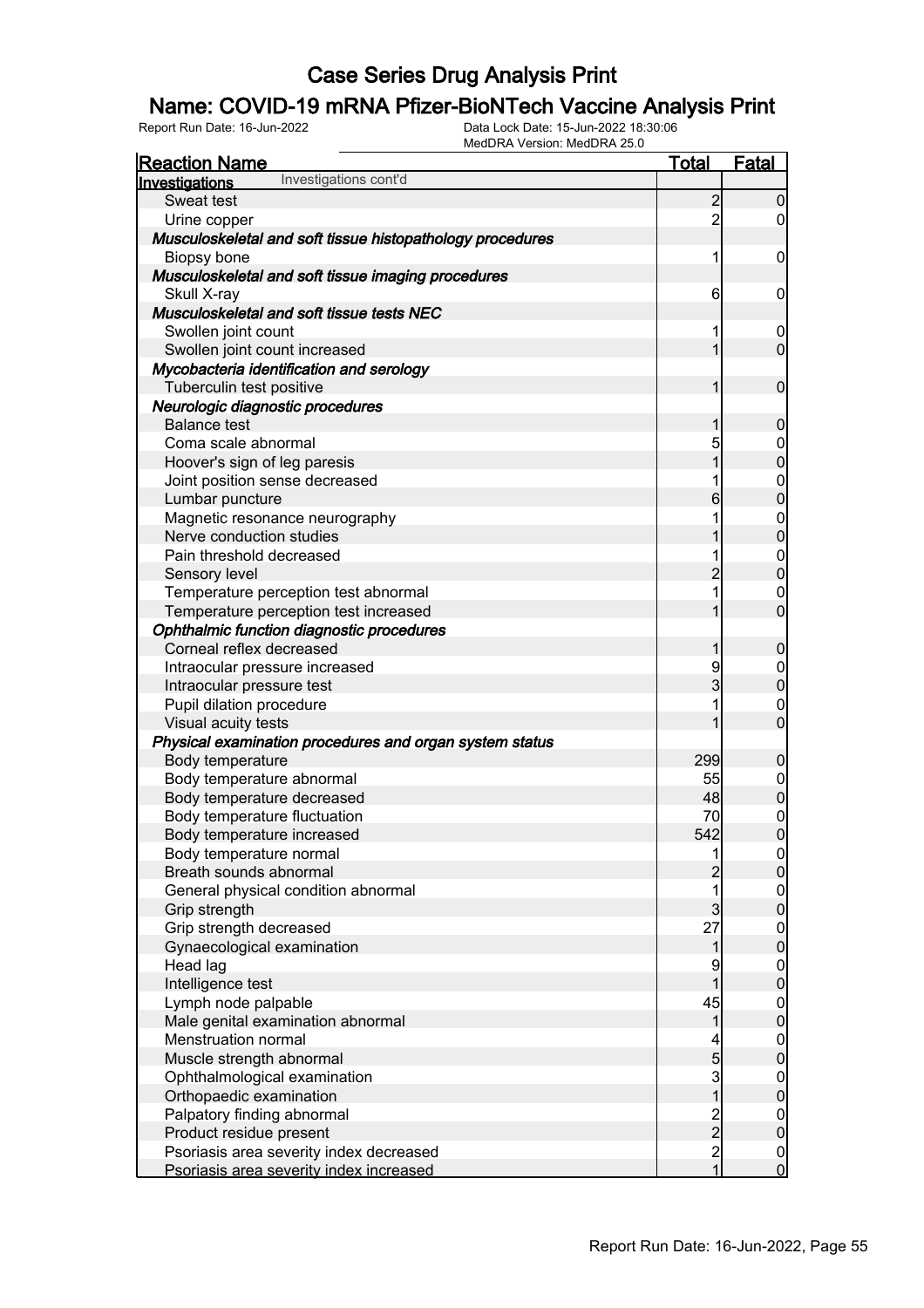# Case Series Drug Analysis Print

## Name: COVID-19 mRNA Pfizer-BioNTech Vaccine Analysis Print

Report Run Date: 16-Jun-2022 | Data Lock Date: 15-Jun-2022 18:30:06 | MedDRA Version: MedDRA 25.0

| Reaction Name | Total | Fatal |
|---|---|---|
| **Investigations** Investigations cont'd | | |
| Sweat test | 2 | 0 |
| Urine copper | 2 | 0 |
| ***Musculoskeletal and soft tissue histopathology procedures*** | | |
| Biopsy bone | 1 | 0 |
| ***Musculoskeletal and soft tissue imaging procedures*** | | |
| Skull X-ray | 6 | 0 |
| ***Musculoskeletal and soft tissue tests NEC*** | | |
| Swollen joint count | 1 | 0 |
| Swollen joint count increased | 1 | 0 |
| ***Mycobacteria identification and serology*** | | |
| Tuberculin test positive | 1 | 0 |
| ***Neurologic diagnostic procedures*** | | |
| Balance test | 1 | 0 |
| Coma scale abnormal | 5 | 0 |
| Hoover's sign of leg paresis | 1 | 0 |
| Joint position sense decreased | 1 | 0 |
| Lumbar puncture | 6 | 0 |
| Magnetic resonance neurography | 1 | 0 |
| Nerve conduction studies | 1 | 0 |
| Pain threshold decreased | 1 | 0 |
| Sensory level | 2 | 0 |
| Temperature perception test abnormal | 1 | 0 |
| Temperature perception test increased | 1 | 0 |
| ***Ophthalmic function diagnostic procedures*** | | |
| Corneal reflex decreased | 1 | 0 |
| Intraocular pressure increased | 9 | 0 |
| Intraocular pressure test | 3 | 0 |
| Pupil dilation procedure | 1 | 0 |
| Visual acuity tests | 1 | 0 |
| ***Physical examination procedures and organ system status*** | | |
| Body temperature | 299 | 0 |
| Body temperature abnormal | 55 | 0 |
| Body temperature decreased | 48 | 0 |
| Body temperature fluctuation | 70 | 0 |
| Body temperature increased | 542 | 0 |
| Body temperature normal | 1 | 0 |
| Breath sounds abnormal | 2 | 0 |
| General physical condition abnormal | 1 | 0 |
| Grip strength | 3 | 0 |
| Grip strength decreased | 27 | 0 |
| Gynaecological examination | 1 | 0 |
| Head lag | 9 | 0 |
| Intelligence test | 1 | 0 |
| Lymph node palpable | 45 | 0 |
| Male genital examination abnormal | 1 | 0 |
| Menstruation normal | 4 | 0 |
| Muscle strength abnormal | 5 | 0 |
| Ophthalmological examination | 3 | 0 |
| Orthopaedic examination | 1 | 0 |
| Palpatory finding abnormal | 2 | 0 |
| Product residue present | 2 | 0 |
| Psoriasis area severity index decreased | 2 | 0 |
| Psoriasis area severity index increased | 1 | 0 |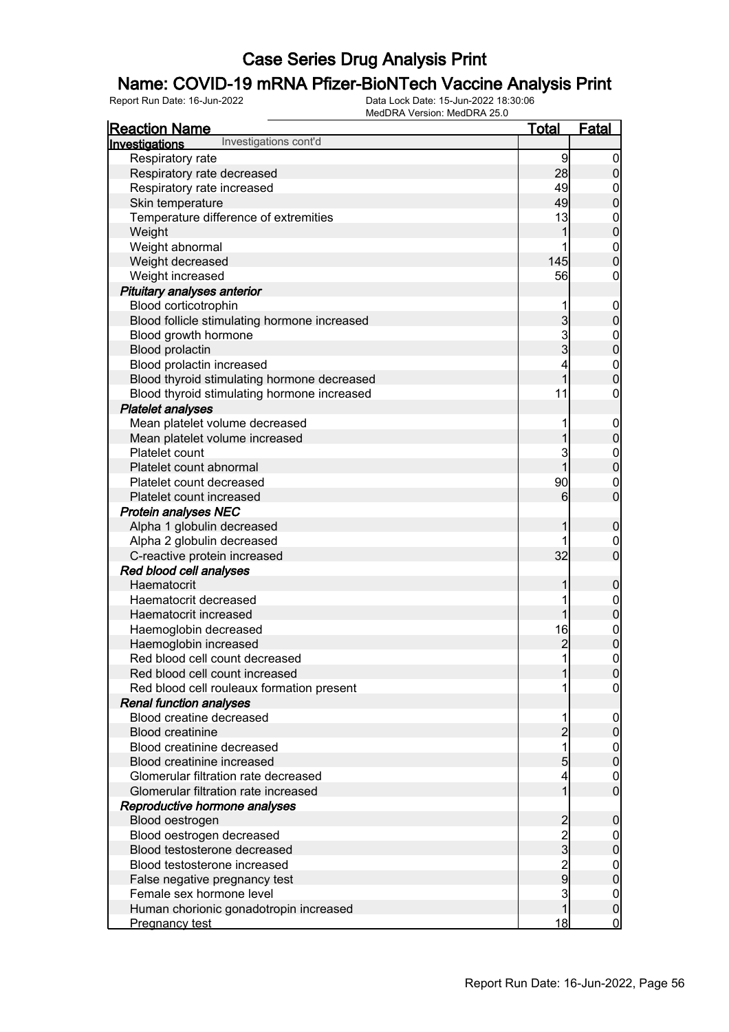# Case Series Drug Analysis Print

## Name: COVID-19 mRNA Pfizer-BioNTech Vaccine Analysis Print

Report Run Date: 16-Jun-2022 | Data Lock Date: 15-Jun-2022 18:30:06 | MedDRA Version: MedDRA 25.0

| Reaction Name | Total | Fatal |
|---|---|---|
| **Investigations** Investigations cont'd | | |
| Respiratory rate | 9 | 0 |
| Respiratory rate decreased | 28 | 0 |
| Respiratory rate increased | 49 | 0 |
| Skin temperature | 49 | 0 |
| Temperature difference of extremities | 13 | 0 |
| Weight | 1 | 0 |
| Weight abnormal | 1 | 0 |
| Weight decreased | 145 | 0 |
| Weight increased | 56 | 0 |
| ***Pituitary analyses anterior*** | | |
| Blood corticotrophin | 1 | 0 |
| Blood follicle stimulating hormone increased | 3 | 0 |
| Blood growth hormone | 3 | 0 |
| Blood prolactin | 3 | 0 |
| Blood prolactin increased | 4 | 0 |
| Blood thyroid stimulating hormone decreased | 1 | 0 |
| Blood thyroid stimulating hormone increased | 11 | 0 |
| ***Platelet analyses*** | | |
| Mean platelet volume decreased | 1 | 0 |
| Mean platelet volume increased | 1 | 0 |
| Platelet count | 3 | 0 |
| Platelet count abnormal | 1 | 0 |
| Platelet count decreased | 90 | 0 |
| Platelet count increased | 6 | 0 |
| ***Protein analyses NEC*** | | |
| Alpha 1 globulin decreased | 1 | 0 |
| Alpha 2 globulin decreased | 1 | 0 |
| C-reactive protein increased | 32 | 0 |
| ***Red blood cell analyses*** | | |
| Haematocrit | 1 | 0 |
| Haematocrit decreased | 1 | 0 |
| Haematocrit increased | 1 | 0 |
| Haemoglobin decreased | 16 | 0 |
| Haemoglobin increased | 2 | 0 |
| Red blood cell count decreased | 1 | 0 |
| Red blood cell count increased | 1 | 0 |
| Red blood cell rouleaux formation present | 1 | 0 |
| ***Renal function analyses*** | | |
| Blood creatine decreased | 1 | 0 |
| Blood creatinine | 2 | 0 |
| Blood creatinine decreased | 1 | 0 |
| Blood creatinine increased | 5 | 0 |
| Glomerular filtration rate decreased | 4 | 0 |
| Glomerular filtration rate increased | 1 | 0 |
| ***Reproductive hormone analyses*** | | |
| Blood oestrogen | 2 | 0 |
| Blood oestrogen decreased | 2 | 0 |
| Blood testosterone decreased | 3 | 0 |
| Blood testosterone increased | 2 | 0 |
| False negative pregnancy test | 9 | 0 |
| Female sex hormone level | 3 | 0 |
| Human chorionic gonadotropin increased | 1 | 0 |
| Pregnancy test | 18 | 0 |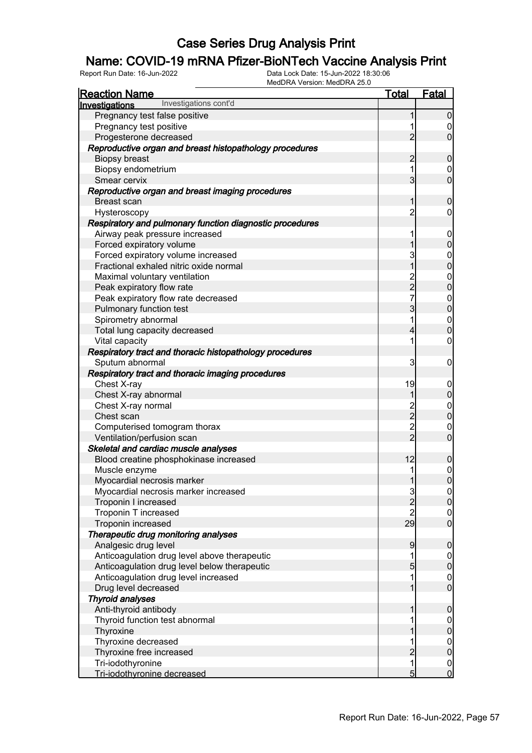# Case Series Drug Analysis Print

## Name: COVID-19 mRNA Pfizer-BioNTech Vaccine Analysis Print

Report Run Date: 16-Jun-2022 | Data Lock Date: 15-Jun-2022 18:30:06 | MedDRA Version: MedDRA 25.0

| Reaction Name | Total | Fatal |
|---|---|---|
| **Investigations** Investigations cont'd | | |
| Pregnancy test false positive | 1 | 0 |
| Pregnancy test positive | 1 | 0 |
| Progesterone decreased | 2 | 0 |
| *Reproductive organ and breast histopathology procedures* | | |
| Biopsy breast | 2 | 0 |
| Biopsy endometrium | 1 | 0 |
| Smear cervix | 3 | 0 |
| *Reproductive organ and breast imaging procedures* | | |
| Breast scan | 1 | 0 |
| Hysteroscopy | 2 | 0 |
| *Respiratory and pulmonary function diagnostic procedures* | | |
| Airway peak pressure increased | 1 | 0 |
| Forced expiratory volume | 1 | 0 |
| Forced expiratory volume increased | 3 | 0 |
| Fractional exhaled nitric oxide normal | 1 | 0 |
| Maximal voluntary ventilation | 2 | 0 |
| Peak expiratory flow rate | 2 | 0 |
| Peak expiratory flow rate decreased | 7 | 0 |
| Pulmonary function test | 3 | 0 |
| Spirometry abnormal | 1 | 0 |
| Total lung capacity decreased | 4 | 0 |
| Vital capacity | 1 | 0 |
| *Respiratory tract and thoracic histopathology procedures* | | |
| Sputum abnormal | 3 | 0 |
| *Respiratory tract and thoracic imaging procedures* | | |
| Chest X-ray | 19 | 0 |
| Chest X-ray abnormal | 1 | 0 |
| Chest X-ray normal | 2 | 0 |
| Chest scan | 2 | 0 |
| Computerised tomogram thorax | 2 | 0 |
| Ventilation/perfusion scan | 2 | 0 |
| *Skeletal and cardiac muscle analyses* | | |
| Blood creatine phosphokinase increased | 12 | 0 |
| Muscle enzyme | 1 | 0 |
| Myocardial necrosis marker | 1 | 0 |
| Myocardial necrosis marker increased | 3 | 0 |
| Troponin I increased | 2 | 0 |
| Troponin T increased | 2 | 0 |
| Troponin increased | 29 | 0 |
| *Therapeutic drug monitoring analyses* | | |
| Analgesic drug level | 9 | 0 |
| Anticoagulation drug level above therapeutic | 1 | 0 |
| Anticoagulation drug level below therapeutic | 5 | 0 |
| Anticoagulation drug level increased | 1 | 0 |
| Drug level decreased | 1 | 0 |
| *Thyroid analyses* | | |
| Anti-thyroid antibody | 1 | 0 |
| Thyroid function test abnormal | 1 | 0 |
| Thyroxine | 1 | 0 |
| Thyroxine decreased | 1 | 0 |
| Thyroxine free increased | 2 | 0 |
| Tri-iodothyronine | 1 | 0 |
| Tri-iodothyronine decreased | 5 | 0 |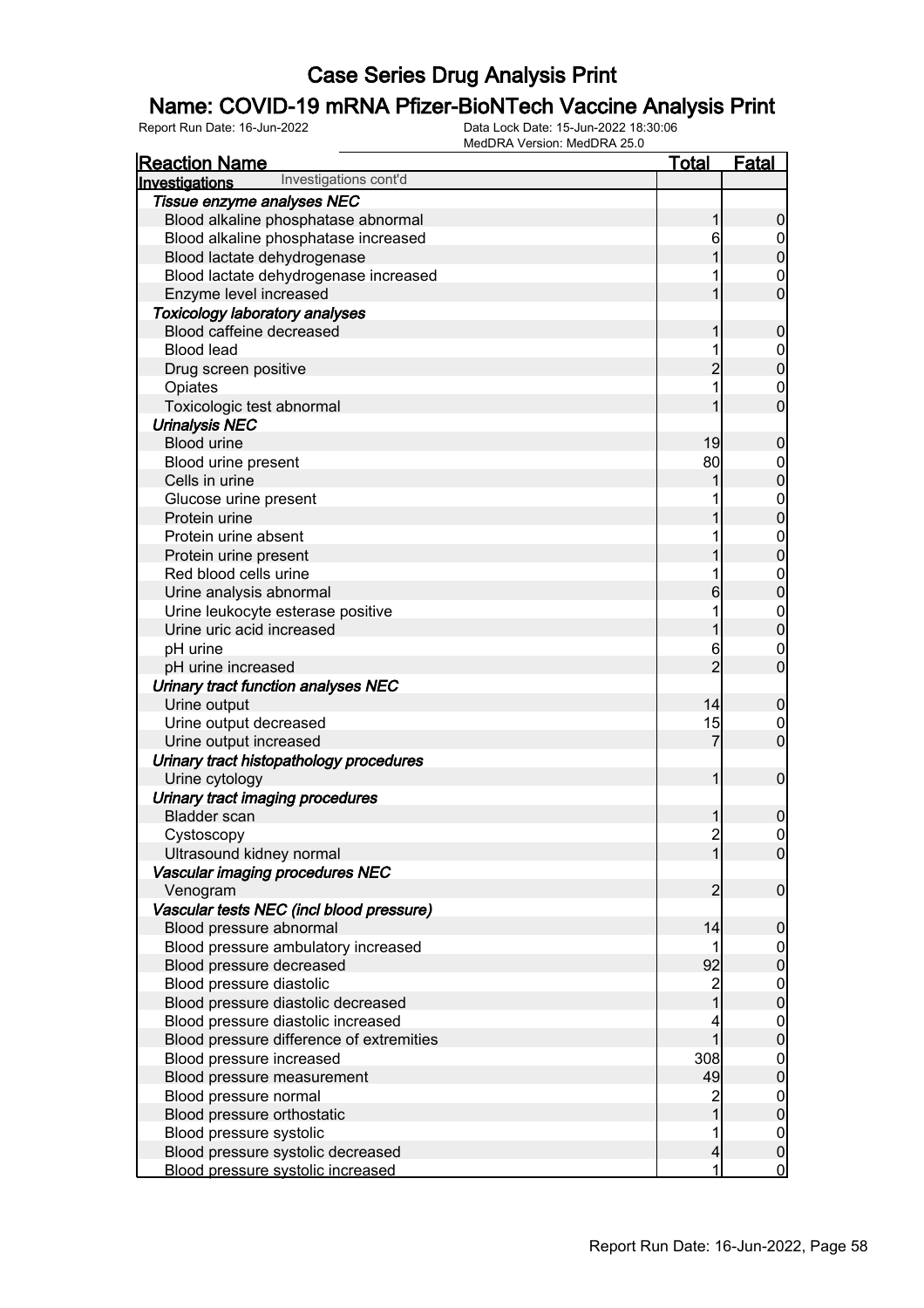# Case Series Drug Analysis Print

## Name: COVID-19 mRNA Pfizer-BioNTech Vaccine Analysis Print

Report Run Date: 16-Jun-2022

Data Lock Date: 15-Jun-2022 18:30:06

MedDRA Version: MedDRA 25.0

| Reaction Name | Total | Fatal |
|---|---|---|
| **Investigations** Investigations cont'd | | |
| ***Tissue enzyme analyses NEC*** | | |
| Blood alkaline phosphatase abnormal | 1 | 0 |
| Blood alkaline phosphatase increased | 6 | 0 |
| Blood lactate dehydrogenase | 1 | 0 |
| Blood lactate dehydrogenase increased | 1 | 0 |
| Enzyme level increased | 1 | 0 |
| ***Toxicology laboratory analyses*** | | |
| Blood caffeine decreased | 1 | 0 |
| Blood lead | 1 | 0 |
| Drug screen positive | 2 | 0 |
| Opiates | 1 | 0 |
| Toxicologic test abnormal | 1 | 0 |
| ***Urinalysis NEC*** | | |
| Blood urine | 19 | 0 |
| Blood urine present | 80 | 0 |
| Cells in urine | 1 | 0 |
| Glucose urine present | 1 | 0 |
| Protein urine | 1 | 0 |
| Protein urine absent | 1 | 0 |
| Protein urine present | 1 | 0 |
| Red blood cells urine | 1 | 0 |
| Urine analysis abnormal | 6 | 0 |
| Urine leukocyte esterase positive | 1 | 0 |
| Urine uric acid increased | 1 | 0 |
| pH urine | 6 | 0 |
| pH urine increased | 2 | 0 |
| ***Urinary tract function analyses NEC*** | | |
| Urine output | 14 | 0 |
| Urine output decreased | 15 | 0 |
| Urine output increased | 7 | 0 |
| ***Urinary tract histopathology procedures*** | | |
| Urine cytology | 1 | 0 |
| ***Urinary tract imaging procedures*** | | |
| Bladder scan | 1 | 0 |
| Cystoscopy | 2 | 0 |
| Ultrasound kidney normal | 1 | 0 |
| ***Vascular imaging procedures NEC*** | | |
| Venogram | 2 | 0 |
| ***Vascular tests NEC (incl blood pressure)*** | | |
| Blood pressure abnormal | 14 | 0 |
| Blood pressure ambulatory increased | 1 | 0 |
| Blood pressure decreased | 92 | 0 |
| Blood pressure diastolic | 2 | 0 |
| Blood pressure diastolic decreased | 1 | 0 |
| Blood pressure diastolic increased | 4 | 0 |
| Blood pressure difference of extremities | 1 | 0 |
| Blood pressure increased | 308 | 0 |
| Blood pressure measurement | 49 | 0 |
| Blood pressure normal | 2 | 0 |
| Blood pressure orthostatic | 1 | 0 |
| Blood pressure systolic | 1 | 0 |
| Blood pressure systolic decreased | 4 | 0 |
| Blood pressure systolic increased | 1 | 0 |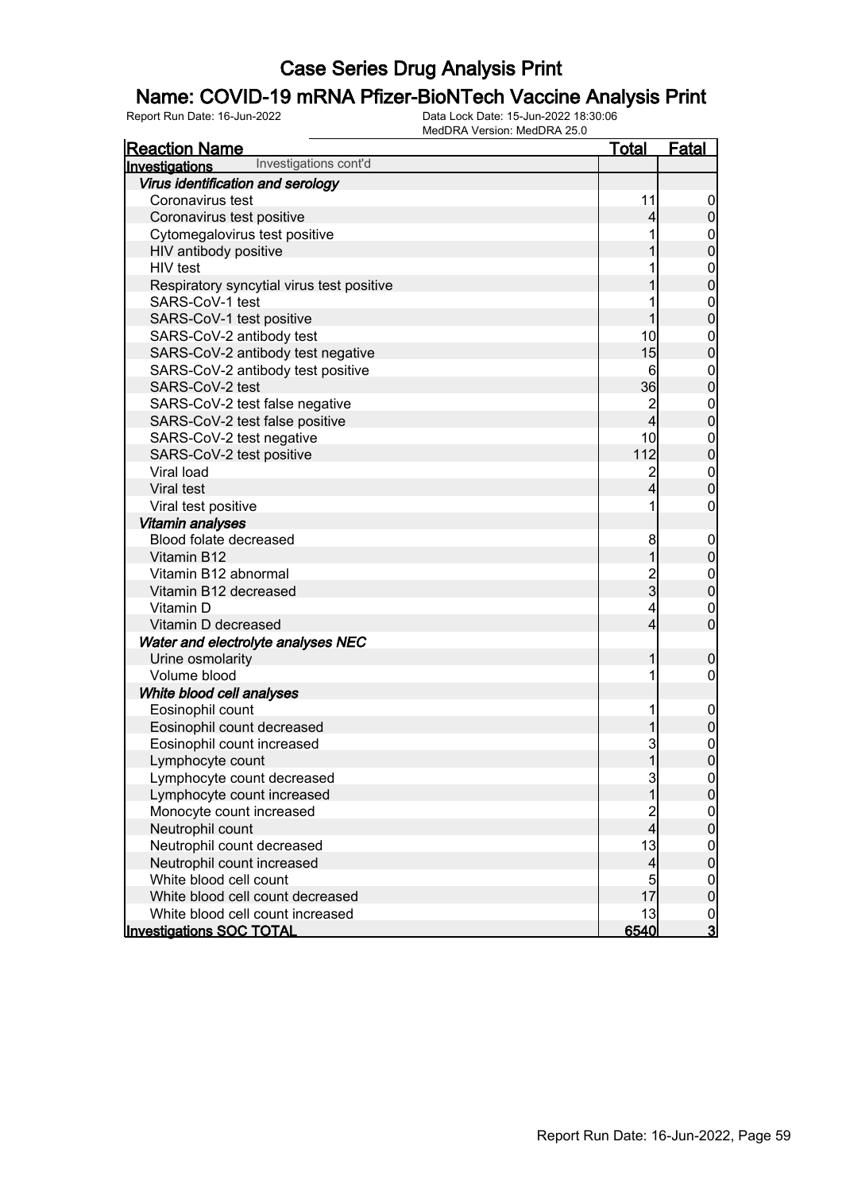# Case Series Drug Analysis Print

## Name: COVID-19 mRNA Pfizer-BioNTech Vaccine Analysis Print

Report Run Date: 16-Jun-2022 | Data Lock Date: 15-Jun-2022 18:30:06 | MedDRA Version: MedDRA 25.0

| Reaction Name | Total | Fatal |
|---|---|---|
| **Investigations** Investigations cont'd | | |
| ***Virus identification and serology*** | | |
| Coronavirus test | 11 | 0 |
| Coronavirus test positive | 4 | 0 |
| Cytomegalovirus test positive | 1 | 0 |
| HIV antibody positive | 1 | 0 |
| HIV test | 1 | 0 |
| Respiratory syncytial virus test positive | 1 | 0 |
| SARS-CoV-1 test | 1 | 0 |
| SARS-CoV-1 test positive | 1 | 0 |
| SARS-CoV-2 antibody test | 10 | 0 |
| SARS-CoV-2 antibody test negative | 15 | 0 |
| SARS-CoV-2 antibody test positive | 6 | 0 |
| SARS-CoV-2 test | 36 | 0 |
| SARS-CoV-2 test false negative | 2 | 0 |
| SARS-CoV-2 test false positive | 4 | 0 |
| SARS-CoV-2 test negative | 10 | 0 |
| SARS-CoV-2 test positive | 112 | 0 |
| Viral load | 2 | 0 |
| Viral test | 4 | 0 |
| Viral test positive | 1 | 0 |
| ***Vitamin analyses*** | | |
| Blood folate decreased | 8 | 0 |
| Vitamin B12 | 1 | 0 |
| Vitamin B12 abnormal | 2 | 0 |
| Vitamin B12 decreased | 3 | 0 |
| Vitamin D | 4 | 0 |
| Vitamin D decreased | 4 | 0 |
| ***Water and electrolyte analyses NEC*** | | |
| Urine osmolarity | 1 | 0 |
| Volume blood | 1 | 0 |
| ***White blood cell analyses*** | | |
| Eosinophil count | 1 | 0 |
| Eosinophil count decreased | 1 | 0 |
| Eosinophil count increased | 3 | 0 |
| Lymphocyte count | 1 | 0 |
| Lymphocyte count decreased | 3 | 0 |
| Lymphocyte count increased | 1 | 0 |
| Monocyte count increased | 2 | 0 |
| Neutrophil count | 4 | 0 |
| Neutrophil count decreased | 13 | 0 |
| Neutrophil count increased | 4 | 0 |
| White blood cell count | 5 | 0 |
| White blood cell count decreased | 17 | 0 |
| White blood cell count increased | 13 | 0 |
| **Investigations SOC TOTAL** | **6540** | **3** |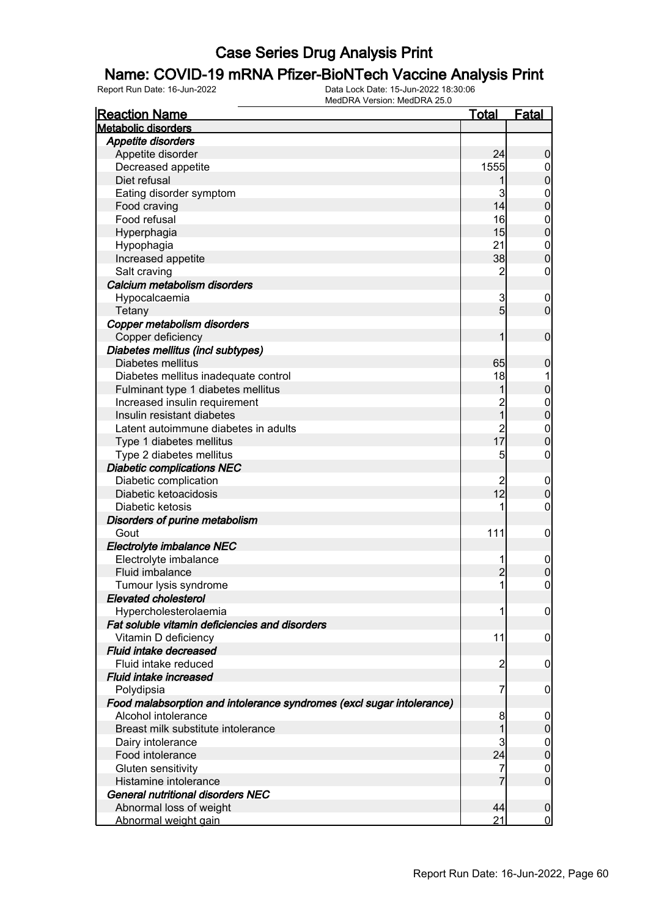# Case Series Drug Analysis Print

## Name: COVID-19 mRNA Pfizer-BioNTech Vaccine Analysis Print

Report Run Date: 16-Jun-2022    Data Lock Date: 15-Jun-2022 18:30:06
MedDRA Version: MedDRA 25.0

| Reaction Name | Total | Fatal |
|---|---|---|
| **Metabolic disorders** | | |
| ***Appetite disorders*** | | |
| Appetite disorder | 24 | 0 |
| Decreased appetite | 1555 | 0 |
| Diet refusal | 1 | 0 |
| Eating disorder symptom | 3 | 0 |
| Food craving | 14 | 0 |
| Food refusal | 16 | 0 |
| Hyperphagia | 15 | 0 |
| Hypophagia | 21 | 0 |
| Increased appetite | 38 | 0 |
| Salt craving | 2 | 0 |
| ***Calcium metabolism disorders*** | | |
| Hypocalcaemia | 3 | 0 |
| Tetany | 5 | 0 |
| ***Copper metabolism disorders*** | | |
| Copper deficiency | 1 | 0 |
| ***Diabetes mellitus (incl subtypes)*** | | |
| Diabetes mellitus | 65 | 0 |
| Diabetes mellitus inadequate control | 18 | 1 |
| Fulminant type 1 diabetes mellitus | 1 | 0 |
| Increased insulin requirement | 2 | 0 |
| Insulin resistant diabetes | 1 | 0 |
| Latent autoimmune diabetes in adults | 2 | 0 |
| Type 1 diabetes mellitus | 17 | 0 |
| Type 2 diabetes mellitus | 5 | 0 |
| ***Diabetic complications NEC*** | | |
| Diabetic complication | 2 | 0 |
| Diabetic ketoacidosis | 12 | 0 |
| Diabetic ketosis | 1 | 0 |
| ***Disorders of purine metabolism*** | | |
| Gout | 111 | 0 |
| ***Electrolyte imbalance NEC*** | | |
| Electrolyte imbalance | 1 | 0 |
| Fluid imbalance | 2 | 0 |
| Tumour lysis syndrome | 1 | 0 |
| ***Elevated cholesterol*** | | |
| Hypercholesterolaemia | 1 | 0 |
| ***Fat soluble vitamin deficiencies and disorders*** | | |
| Vitamin D deficiency | 11 | 0 |
| ***Fluid intake decreased*** | | |
| Fluid intake reduced | 2 | 0 |
| ***Fluid intake increased*** | | |
| Polydipsia | 7 | 0 |
| ***Food malabsorption and intolerance syndromes (excl sugar intolerance)*** | | |
| Alcohol intolerance | 8 | 0 |
| Breast milk substitute intolerance | 1 | 0 |
| Dairy intolerance | 3 | 0 |
| Food intolerance | 24 | 0 |
| Gluten sensitivity | 7 | 0 |
| Histamine intolerance | 7 | 0 |
| ***General nutritional disorders NEC*** | | |
| Abnormal loss of weight | 44 | 0 |
| Abnormal weight gain | 21 | 0 |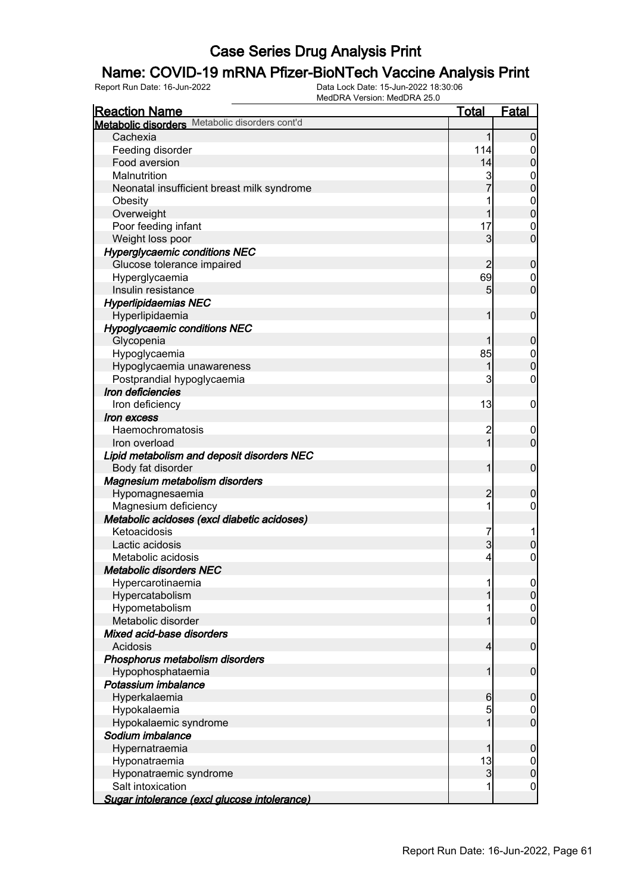# Case Series Drug Analysis Print

## Name: COVID-19 mRNA Pfizer-BioNTech Vaccine Analysis Print

Report Run Date: 16-Jun-2022

Data Lock Date: 15-Jun-2022 18:30:06
MedDRA Version: MedDRA 25.0

| Reaction Name | Total | Fatal |
|---|---|---|
| **Metabolic disorders** Metabolic disorders cont'd | | |
| Cachexia | 1 | 0 |
| Feeding disorder | 114 | 0 |
| Food aversion | 14 | 0 |
| Malnutrition | 3 | 0 |
| Neonatal insufficient breast milk syndrome | 7 | 0 |
| Obesity | 1 | 0 |
| Overweight | 1 | 0 |
| Poor feeding infant | 17 | 0 |
| Weight loss poor | 3 | 0 |
| ***Hyperglycaemic conditions NEC*** | | |
| Glucose tolerance impaired | 2 | 0 |
| Hyperglycaemia | 69 | 0 |
| Insulin resistance | 5 | 0 |
| ***Hyperlipidaemias NEC*** | | |
| Hyperlipidaemia | 1 | 0 |
| ***Hypoglycaemic conditions NEC*** | | |
| Glycopenia | 1 | 0 |
| Hypoglycaemia | 85 | 0 |
| Hypoglycaemia unawareness | 1 | 0 |
| Postprandial hypoglycaemia | 3 | 0 |
| ***Iron deficiencies*** | | |
| Iron deficiency | 13 | 0 |
| ***Iron excess*** | | |
| Haemochromatosis | 2 | 0 |
| Iron overload | 1 | 0 |
| ***Lipid metabolism and deposit disorders NEC*** | | |
| Body fat disorder | 1 | 0 |
| ***Magnesium metabolism disorders*** | | |
| Hypomagnesaemia | 2 | 0 |
| Magnesium deficiency | 1 | 0 |
| ***Metabolic acidoses (excl diabetic acidoses)*** | | |
| Ketoacidosis | 7 | 1 |
| Lactic acidosis | 3 | 0 |
| Metabolic acidosis | 4 | 0 |
| ***Metabolic disorders NEC*** | | |
| Hypercarotinaemia | 1 | 0 |
| Hypercatabolism | 1 | 0 |
| Hypometabolism | 1 | 0 |
| Metabolic disorder | 1 | 0 |
| ***Mixed acid-base disorders*** | | |
| Acidosis | 4 | 0 |
| ***Phosphorus metabolism disorders*** | | |
| Hypophosphataemia | 1 | 0 |
| ***Potassium imbalance*** | | |
| Hyperkalaemia | 6 | 0 |
| Hypokalaemia | 5 | 0 |
| Hypokalaemic syndrome | 1 | 0 |
| ***Sodium imbalance*** | | |
| Hypernatraemia | 1 | 0 |
| Hyponatraemia | 13 | 0 |
| Hyponatraemic syndrome | 3 | 0 |
| Salt intoxication | 1 | 0 |
| ***Sugar intolerance (excl glucose intolerance)*** | | |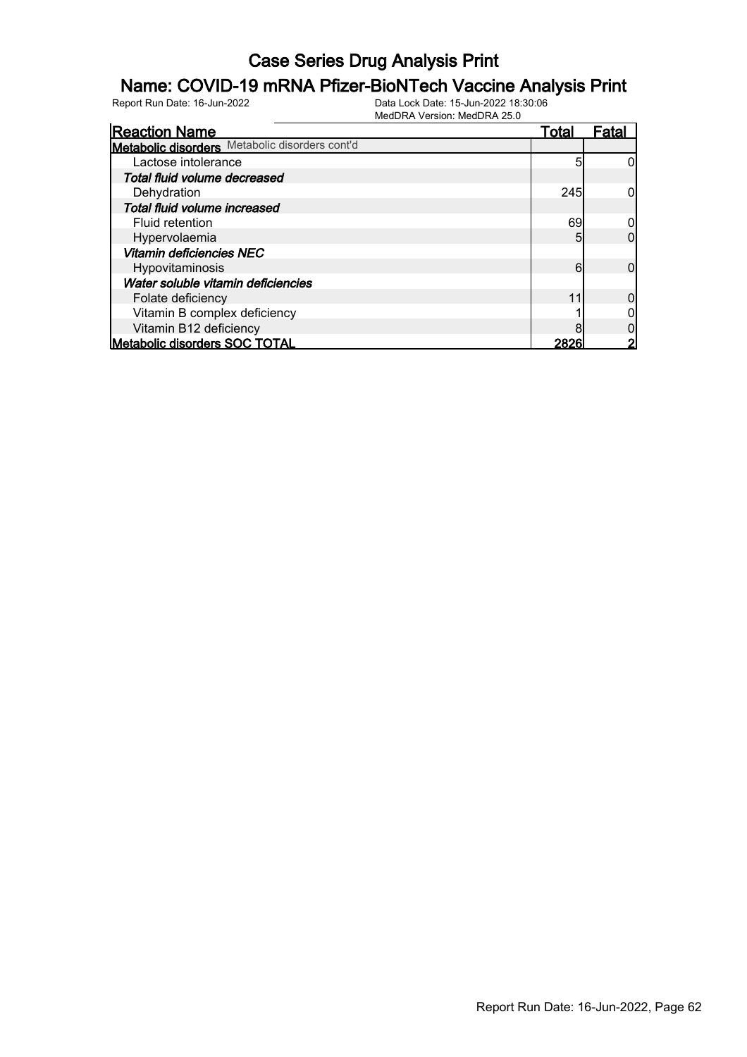# Case Series Drug Analysis Print

## Name: COVID-19 mRNA Pfizer-BioNTech Vaccine Analysis Print

Report Run Date: 16-Jun-2022

Data Lock Date: 15-Jun-2022 18:30:06
MedDRA Version: MedDRA 25.0

| Reaction Name | Total | Fatal |
|---|---|---|
| **Metabolic disorders** Metabolic disorders cont'd | | |
| Lactose intolerance | 5 | 0 |
| ***Total fluid volume decreased*** | | |
| Dehydration | 245 | 0 |
| ***Total fluid volume increased*** | | |
| Fluid retention | 69 | 0 |
| Hypervolaemia | 5 | 0 |
| ***Vitamin deficiencies NEC*** | | |
| Hypovitaminosis | 6 | 0 |
| ***Water soluble vitamin deficiencies*** | | |
| Folate deficiency | 11 | 0 |
| Vitamin B complex deficiency | 1 | 0 |
| Vitamin B12 deficiency | 8 | 0 |
| **Metabolic disorders SOC TOTAL** | **2826** | **2** |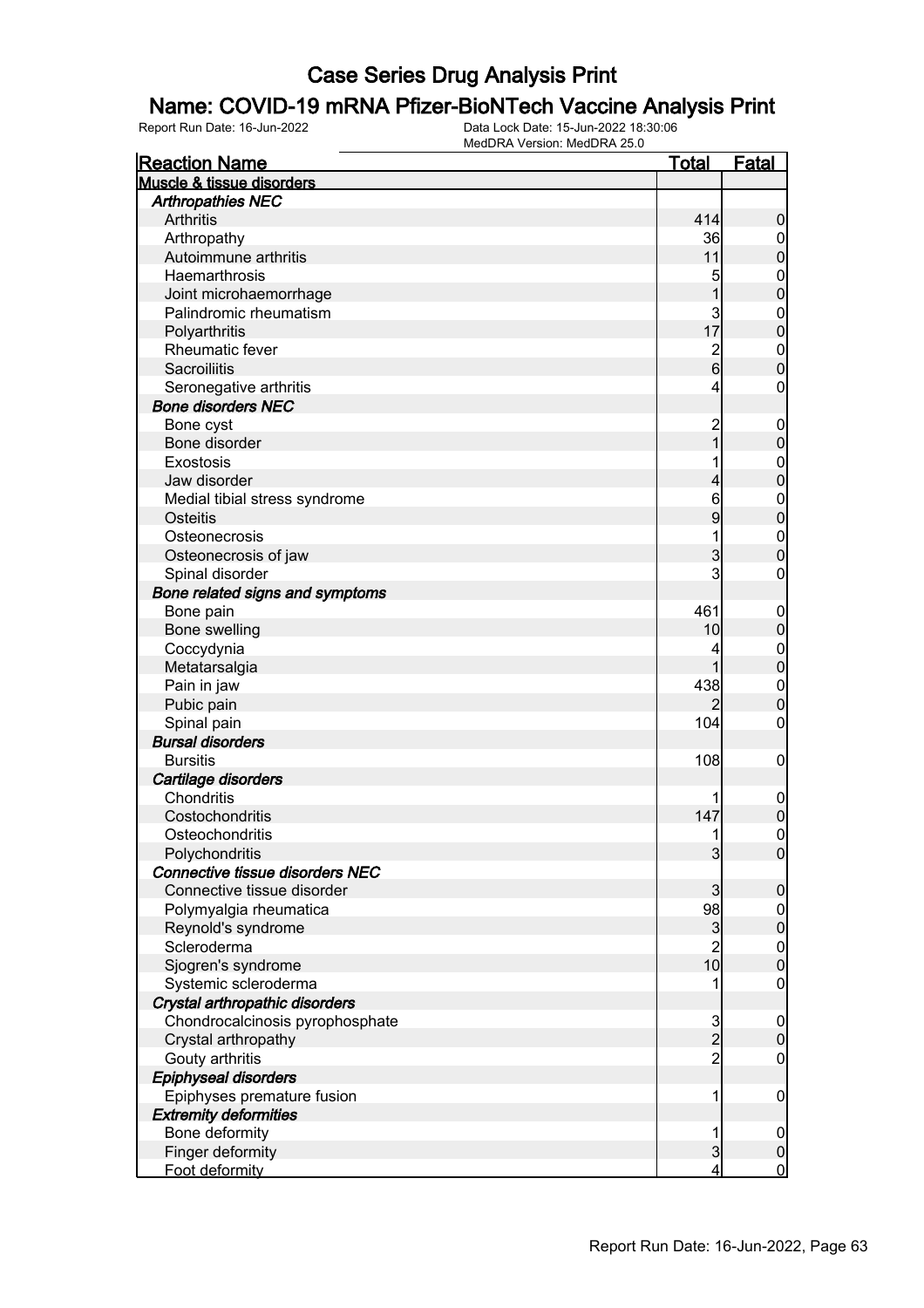# Case Series Drug Analysis Print

## Name: COVID-19 mRNA Pfizer-BioNTech Vaccine Analysis Print

Report Run Date: 16-Jun-2022  
Data Lock Date: 15-Jun-2022 18:30:06  
MedDRA Version: MedDRA 25.0

| Reaction Name | Total | Fatal |
|---|---|---|
| **Muscle & tissue disorders** | | |
| ***Arthropathies NEC*** | | |
| Arthritis | 414 | 0 |
| Arthropathy | 36 | 0 |
| Autoimmune arthritis | 11 | 0 |
| Haemarthrosis | 5 | 0 |
| Joint microhaemorrhage | 1 | 0 |
| Palindromic rheumatism | 3 | 0 |
| Polyarthritis | 17 | 0 |
| Rheumatic fever | 2 | 0 |
| Sacroiliitis | 6 | 0 |
| Seronegative arthritis | 4 | 0 |
| ***Bone disorders NEC*** | | |
| Bone cyst | 2 | 0 |
| Bone disorder | 1 | 0 |
| Exostosis | 1 | 0 |
| Jaw disorder | 4 | 0 |
| Medial tibial stress syndrome | 6 | 0 |
| Osteitis | 9 | 0 |
| Osteonecrosis | 1 | 0 |
| Osteonecrosis of jaw | 3 | 0 |
| Spinal disorder | 3 | 0 |
| ***Bone related signs and symptoms*** | | |
| Bone pain | 461 | 0 |
| Bone swelling | 10 | 0 |
| Coccydynia | 4 | 0 |
| Metatarsalgia | 1 | 0 |
| Pain in jaw | 438 | 0 |
| Pubic pain | 2 | 0 |
| Spinal pain | 104 | 0 |
| ***Bursal disorders*** | | |
| Bursitis | 108 | 0 |
| ***Cartilage disorders*** | | |
| Chondritis | 1 | 0 |
| Costochondritis | 147 | 0 |
| Osteochondritis | 1 | 0 |
| Polychondritis | 3 | 0 |
| ***Connective tissue disorders NEC*** | | |
| Connective tissue disorder | 3 | 0 |
| Polymyalgia rheumatica | 98 | 0 |
| Reynold's syndrome | 3 | 0 |
| Scleroderma | 2 | 0 |
| Sjogren's syndrome | 10 | 0 |
| Systemic scleroderma | 1 | 0 |
| ***Crystal arthropathic disorders*** | | |
| Chondrocalcinosis pyrophosphate | 3 | 0 |
| Crystal arthropathy | 2 | 0 |
| Gouty arthritis | 2 | 0 |
| ***Epiphyseal disorders*** | | |
| Epiphyses premature fusion | 1 | 0 |
| ***Extremity deformities*** | | |
| Bone deformity | 1 | 0 |
| Finger deformity | 3 | 0 |
| Foot deformity | 4 | 0 |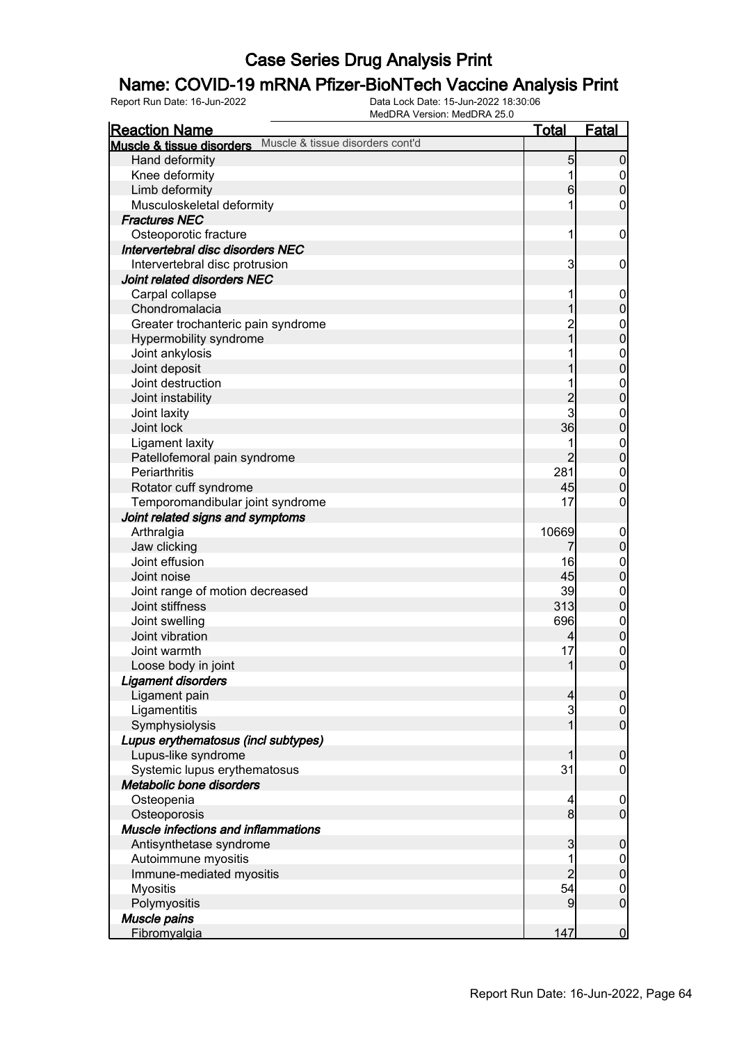# Case Series Drug Analysis Print

## Name: COVID-19 mRNA Pfizer-BioNTech Vaccine Analysis Print

Report Run Date: 16-Jun-2022    Data Lock Date: 15-Jun-2022 18:30:06
MedDRA Version: MedDRA 25.0

| Reaction Name | Total | Fatal |
|---|---|---|
| **Muscle & tissue disorders** Muscle & tissue disorders cont'd | | |
| Hand deformity | 5 | 0 |
| Knee deformity | 1 | 0 |
| Limb deformity | 6 | 0 |
| Musculoskeletal deformity | 1 | 0 |
| ***Fractures NEC*** | | |
| Osteoporotic fracture | 1 | 0 |
| ***Intervertebral disc disorders NEC*** | | |
| Intervertebral disc protrusion | 3 | 0 |
| ***Joint related disorders NEC*** | | |
| Carpal collapse | 1 | 0 |
| Chondromalacia | 1 | 0 |
| Greater trochanteric pain syndrome | 2 | 0 |
| Hypermobility syndrome | 1 | 0 |
| Joint ankylosis | 1 | 0 |
| Joint deposit | 1 | 0 |
| Joint destruction | 1 | 0 |
| Joint instability | 2 | 0 |
| Joint laxity | 3 | 0 |
| Joint lock | 36 | 0 |
| Ligament laxity | 1 | 0 |
| Patellofemoral pain syndrome | 2 | 0 |
| Periarthritis | 281 | 0 |
| Rotator cuff syndrome | 45 | 0 |
| Temporomandibular joint syndrome | 17 | 0 |
| ***Joint related signs and symptoms*** | | |
| Arthralgia | 10669 | 0 |
| Jaw clicking | 7 | 0 |
| Joint effusion | 16 | 0 |
| Joint noise | 45 | 0 |
| Joint range of motion decreased | 39 | 0 |
| Joint stiffness | 313 | 0 |
| Joint swelling | 696 | 0 |
| Joint vibration | 4 | 0 |
| Joint warmth | 17 | 0 |
| Loose body in joint | 1 | 0 |
| ***Ligament disorders*** | | |
| Ligament pain | 4 | 0 |
| Ligamentitis | 3 | 0 |
| Symphysiolysis | 1 | 0 |
| ***Lupus erythematosus (incl subtypes)*** | | |
| Lupus-like syndrome | 1 | 0 |
| Systemic lupus erythematosus | 31 | 0 |
| ***Metabolic bone disorders*** | | |
| Osteopenia | 4 | 0 |
| Osteoporosis | 8 | 0 |
| ***Muscle infections and inflammations*** | | |
| Antisynthetase syndrome | 3 | 0 |
| Autoimmune myositis | 1 | 0 |
| Immune-mediated myositis | 2 | 0 |
| Myositis | 54 | 0 |
| Polymyositis | 9 | 0 |
| ***Muscle pains*** | | |
| Fibromyalgia | 147 | 0 |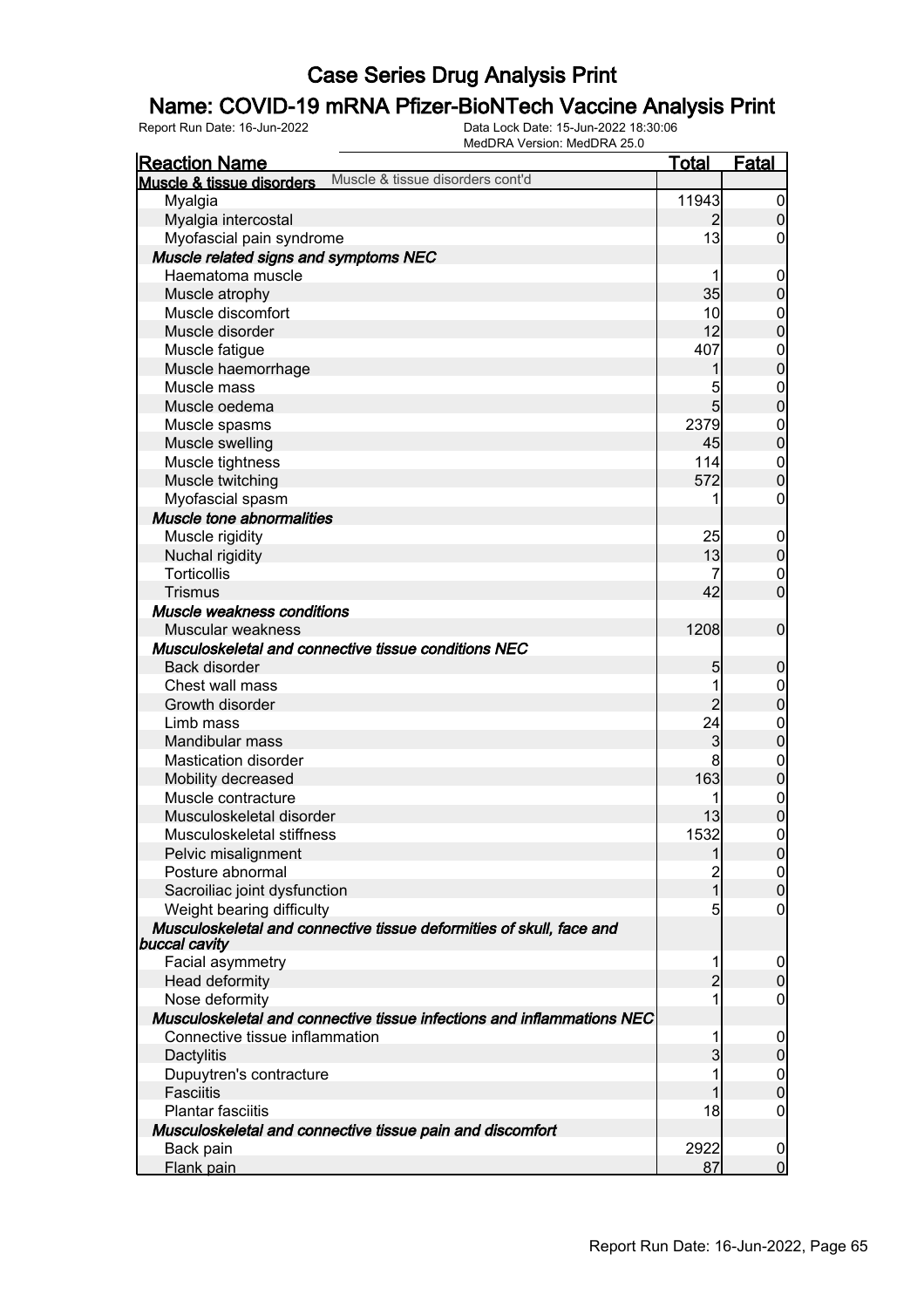# Case Series Drug Analysis Print

## Name: COVID-19 mRNA Pfizer-BioNTech Vaccine Analysis Print

Report Run Date: 16-Jun-2022    Data Lock Date: 15-Jun-2022 18:30:06
MedDRA Version: MedDRA 25.0

| Reaction Name | Total | Fatal |
|---|---|---|
| **Muscle & tissue disorders** Muscle & tissue disorders cont'd | | |
| Myalgia | 11943 | 0 |
| Myalgia intercostal | 2 | 0 |
| Myofascial pain syndrome | 13 | 0 |
| ***Muscle related signs and symptoms NEC*** | | |
| Haematoma muscle | 1 | 0 |
| Muscle atrophy | 35 | 0 |
| Muscle discomfort | 10 | 0 |
| Muscle disorder | 12 | 0 |
| Muscle fatigue | 407 | 0 |
| Muscle haemorrhage | 1 | 0 |
| Muscle mass | 5 | 0 |
| Muscle oedema | 5 | 0 |
| Muscle spasms | 2379 | 0 |
| Muscle swelling | 45 | 0 |
| Muscle tightness | 114 | 0 |
| Muscle twitching | 572 | 0 |
| Myofascial spasm | 1 | 0 |
| ***Muscle tone abnormalities*** | | |
| Muscle rigidity | 25 | 0 |
| Nuchal rigidity | 13 | 0 |
| Torticollis | 7 | 0 |
| Trismus | 42 | 0 |
| ***Muscle weakness conditions*** | | |
| Muscular weakness | 1208 | 0 |
| ***Musculoskeletal and connective tissue conditions NEC*** | | |
| Back disorder | 5 | 0 |
| Chest wall mass | 1 | 0 |
| Growth disorder | 2 | 0 |
| Limb mass | 24 | 0 |
| Mandibular mass | 3 | 0 |
| Mastication disorder | 8 | 0 |
| Mobility decreased | 163 | 0 |
| Muscle contracture | 1 | 0 |
| Musculoskeletal disorder | 13 | 0 |
| Musculoskeletal stiffness | 1532 | 0 |
| Pelvic misalignment | 1 | 0 |
| Posture abnormal | 2 | 0 |
| Sacroiliac joint dysfunction | 1 | 0 |
| Weight bearing difficulty | 5 | 0 |
| ***Musculoskeletal and connective tissue deformities of skull, face and buccal cavity*** | | |
| Facial asymmetry | 1 | 0 |
| Head deformity | 2 | 0 |
| Nose deformity | 1 | 0 |
| ***Musculoskeletal and connective tissue infections and inflammations NEC*** | | |
| Connective tissue inflammation | 1 | 0 |
| Dactylitis | 3 | 0 |
| Dupuytren's contracture | 1 | 0 |
| Fasciitis | 1 | 0 |
| Plantar fasciitis | 18 | 0 |
| ***Musculoskeletal and connective tissue pain and discomfort*** | | |
| Back pain | 2922 | 0 |
| Flank pain | 87 | 0 |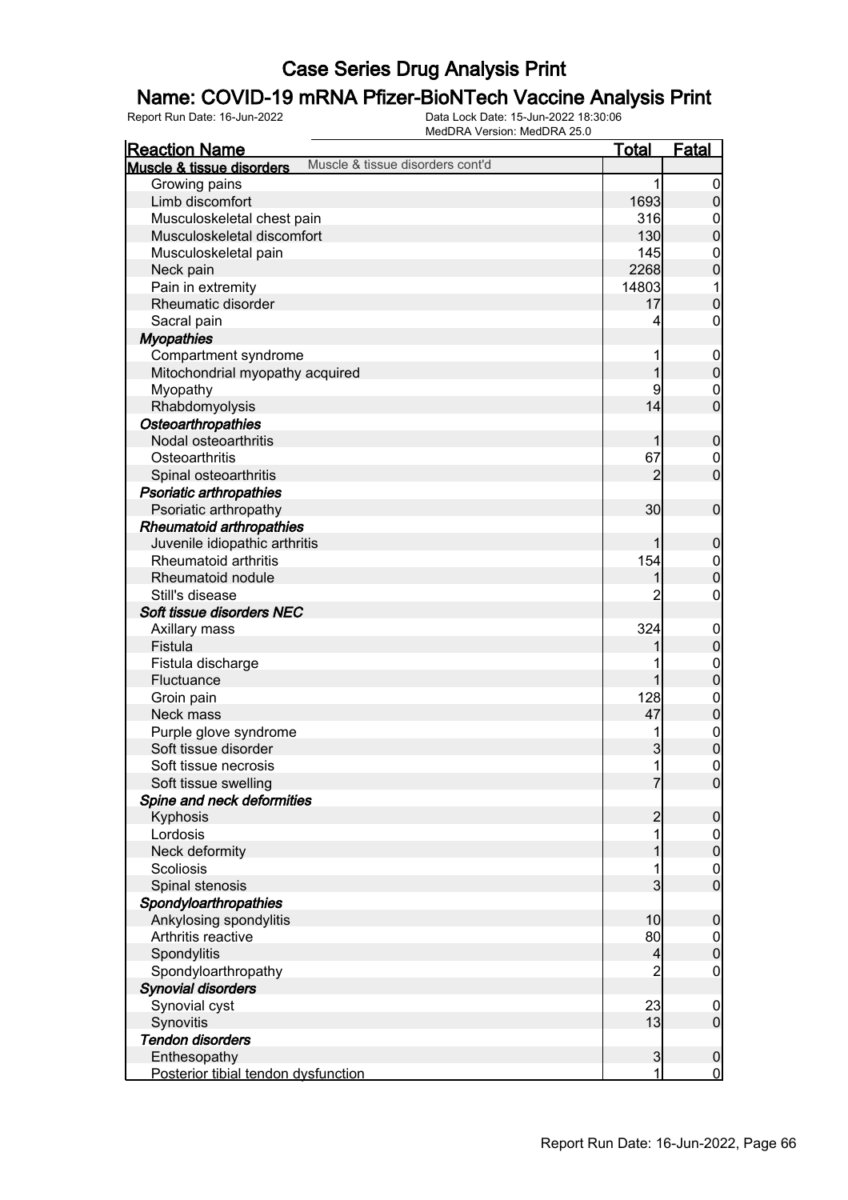# Case Series Drug Analysis Print

## Name: COVID-19 mRNA Pfizer-BioNTech Vaccine Analysis Print

Report Run Date: 16-Jun-2022 | Data Lock Date: 15-Jun-2022 18:30:06 | MedDRA Version: MedDRA 25.0

| Reaction Name | Total | Fatal |
|---|---|---|
| **Muscle & tissue disorders** Muscle & tissue disorders cont'd | | |
| Growing pains | 1 | 0 |
| Limb discomfort | 1693 | 0 |
| Musculoskeletal chest pain | 316 | 0 |
| Musculoskeletal discomfort | 130 | 0 |
| Musculoskeletal pain | 145 | 0 |
| Neck pain | 2268 | 0 |
| Pain in extremity | 14803 | 1 |
| Rheumatic disorder | 17 | 0 |
| Sacral pain | 4 | 0 |
| ***Myopathies*** | | |
| Compartment syndrome | 1 | 0 |
| Mitochondrial myopathy acquired | 1 | 0 |
| Myopathy | 9 | 0 |
| Rhabdomyolysis | 14 | 0 |
| ***Osteoarthropathies*** | | |
| Nodal osteoarthritis | 1 | 0 |
| Osteoarthritis | 67 | 0 |
| Spinal osteoarthritis | 2 | 0 |
| ***Psoriatic arthropathies*** | | |
| Psoriatic arthropathy | 30 | 0 |
| ***Rheumatoid arthropathies*** | | |
| Juvenile idiopathic arthritis | 1 | 0 |
| Rheumatoid arthritis | 154 | 0 |
| Rheumatoid nodule | 1 | 0 |
| Still's disease | 2 | 0 |
| ***Soft tissue disorders NEC*** | | |
| Axillary mass | 324 | 0 |
| Fistula | 1 | 0 |
| Fistula discharge | 1 | 0 |
| Fluctuance | 1 | 0 |
| Groin pain | 128 | 0 |
| Neck mass | 47 | 0 |
| Purple glove syndrome | 1 | 0 |
| Soft tissue disorder | 3 | 0 |
| Soft tissue necrosis | 1 | 0 |
| Soft tissue swelling | 7 | 0 |
| ***Spine and neck deformities*** | | |
| Kyphosis | 2 | 0 |
| Lordosis | 1 | 0 |
| Neck deformity | 1 | 0 |
| Scoliosis | 1 | 0 |
| Spinal stenosis | 3 | 0 |
| ***Spondyloarthropathies*** | | |
| Ankylosing spondylitis | 10 | 0 |
| Arthritis reactive | 80 | 0 |
| Spondylitis | 4 | 0 |
| Spondyloarthropathy | 2 | 0 |
| ***Synovial disorders*** | | |
| Synovial cyst | 23 | 0 |
| Synovitis | 13 | 0 |
| ***Tendon disorders*** | | |
| Enthesopathy | 3 | 0 |
| Posterior tibial tendon dysfunction | 1 | 0 |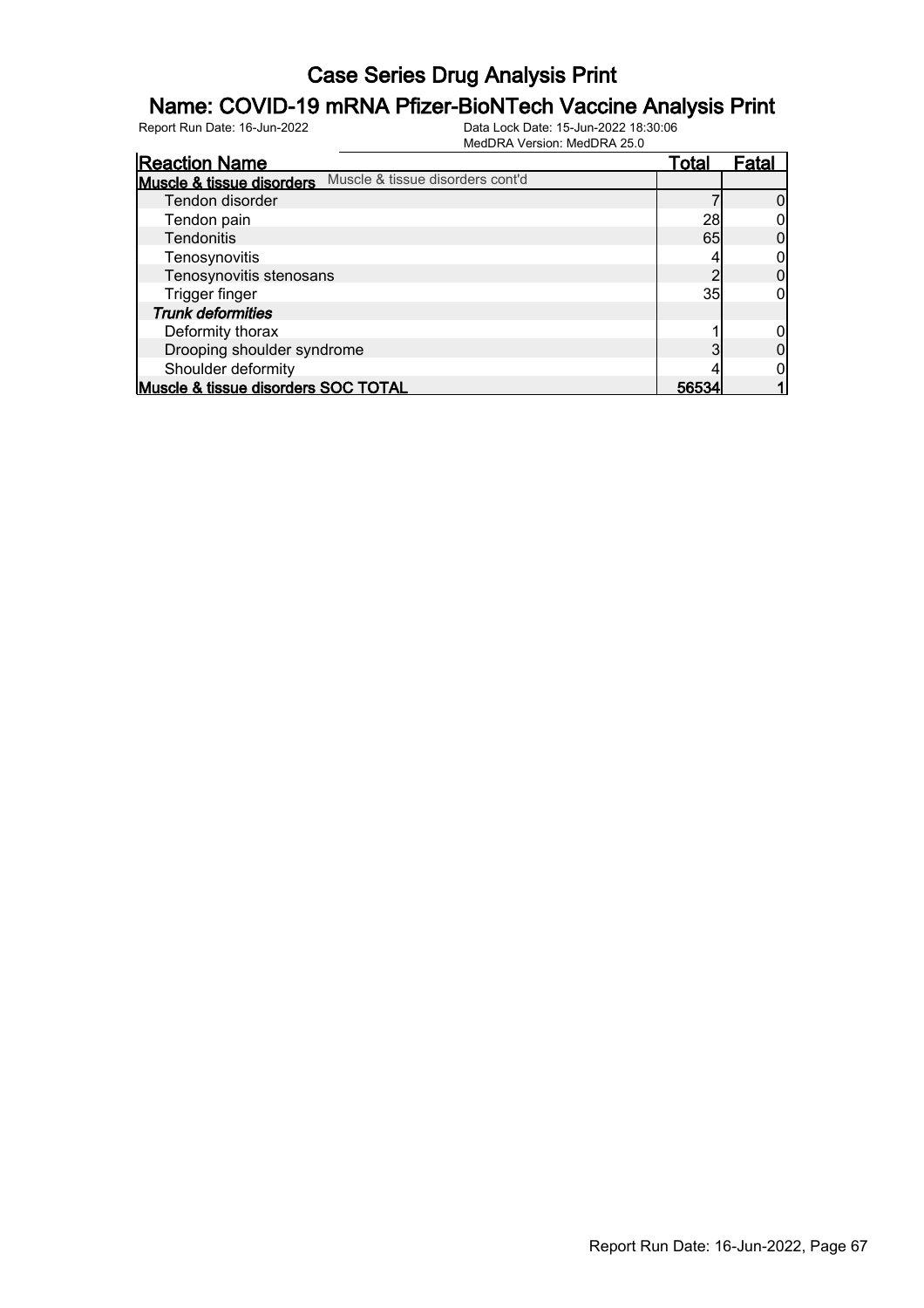# Case Series Drug Analysis Print

## Name: COVID-19 mRNA Pfizer-BioNTech Vaccine Analysis Print

Report Run Date: 16-Jun-2022    Data Lock Date: 15-Jun-2022 18:30:06
MedDRA Version: MedDRA 25.0

| Reaction Name | Total | Fatal |
|---|---|---|
| **Muscle & tissue disorders** Muscle & tissue disorders cont'd | | |
| Tendon disorder | 7 | 0 |
| Tendon pain | 28 | 0 |
| Tendonitis | 65 | 0 |
| Tenosynovitis | 4 | 0 |
| Tenosynovitis stenosans | 2 | 0 |
| Trigger finger | 35 | 0 |
| ***Trunk deformities*** | | |
| Deformity thorax | 1 | 0 |
| Drooping shoulder syndrome | 3 | 0 |
| Shoulder deformity | 4 | 0 |
| **Muscle & tissue disorders SOC TOTAL** | **56534** | **1** |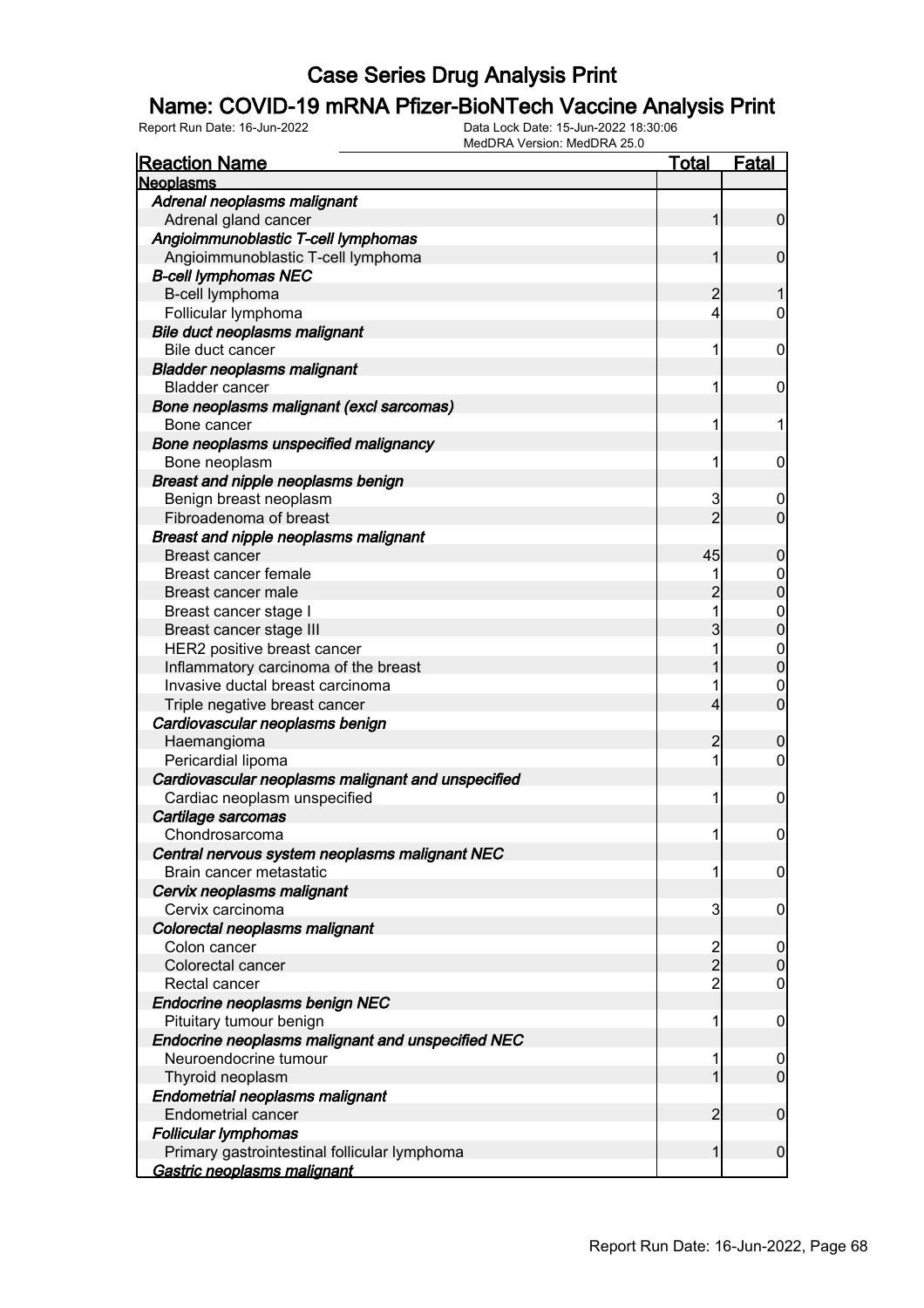# Case Series Drug Analysis Print

## Name: COVID-19 mRNA Pfizer-BioNTech Vaccine Analysis Print

Report Run Date: 16-Jun-2022 | Data Lock Date: 15-Jun-2022 18:30:06 | MedDRA Version: MedDRA 25.0

| Reaction Name | Total | Fatal |
|---|---|---|
| **Neoplasms** | | |
| *Adrenal neoplasms malignant* | | |
| Adrenal gland cancer | 1 | 0 |
| *Angioimmunoblastic T-cell lymphomas* | | |
| Angioimmunoblastic T-cell lymphoma | 1 | 0 |
| *B-cell lymphomas NEC* | | |
| B-cell lymphoma | 2 | 1 |
| Follicular lymphoma | 4 | 0 |
| *Bile duct neoplasms malignant* | | |
| Bile duct cancer | 1 | 0 |
| *Bladder neoplasms malignant* | | |
| Bladder cancer | 1 | 0 |
| *Bone neoplasms malignant (excl sarcomas)* | | |
| Bone cancer | 1 | 1 |
| *Bone neoplasms unspecified malignancy* | | |
| Bone neoplasm | 1 | 0 |
| *Breast and nipple neoplasms benign* | | |
| Benign breast neoplasm | 3 | 0 |
| Fibroadenoma of breast | 2 | 0 |
| *Breast and nipple neoplasms malignant* | | |
| Breast cancer | 45 | 0 |
| Breast cancer female | 1 | 0 |
| Breast cancer male | 2 | 0 |
| Breast cancer stage I | 1 | 0 |
| Breast cancer stage III | 3 | 0 |
| HER2 positive breast cancer | 1 | 0 |
| Inflammatory carcinoma of the breast | 1 | 0 |
| Invasive ductal breast carcinoma | 1 | 0 |
| Triple negative breast cancer | 4 | 0 |
| *Cardiovascular neoplasms benign* | | |
| Haemangioma | 2 | 0 |
| Pericardial lipoma | 1 | 0 |
| *Cardiovascular neoplasms malignant and unspecified* | | |
| Cardiac neoplasm unspecified | 1 | 0 |
| *Cartilage sarcomas* | | |
| Chondrosarcoma | 1 | 0 |
| *Central nervous system neoplasms malignant NEC* | | |
| Brain cancer metastatic | 1 | 0 |
| *Cervix neoplasms malignant* | | |
| Cervix carcinoma | 3 | 0 |
| *Colorectal neoplasms malignant* | | |
| Colon cancer | 2 | 0 |
| Colorectal cancer | 2 | 0 |
| Rectal cancer | 2 | 0 |
| *Endocrine neoplasms benign NEC* | | |
| Pituitary tumour benign | 1 | 0 |
| *Endocrine neoplasms malignant and unspecified NEC* | | |
| Neuroendocrine tumour | 1 | 0 |
| Thyroid neoplasm | 1 | 0 |
| *Endometrial neoplasms malignant* | | |
| Endometrial cancer | 2 | 0 |
| *Follicular lymphomas* | | |
| Primary gastrointestinal follicular lymphoma | 1 | 0 |
| *Gastric neoplasms malignant* | | |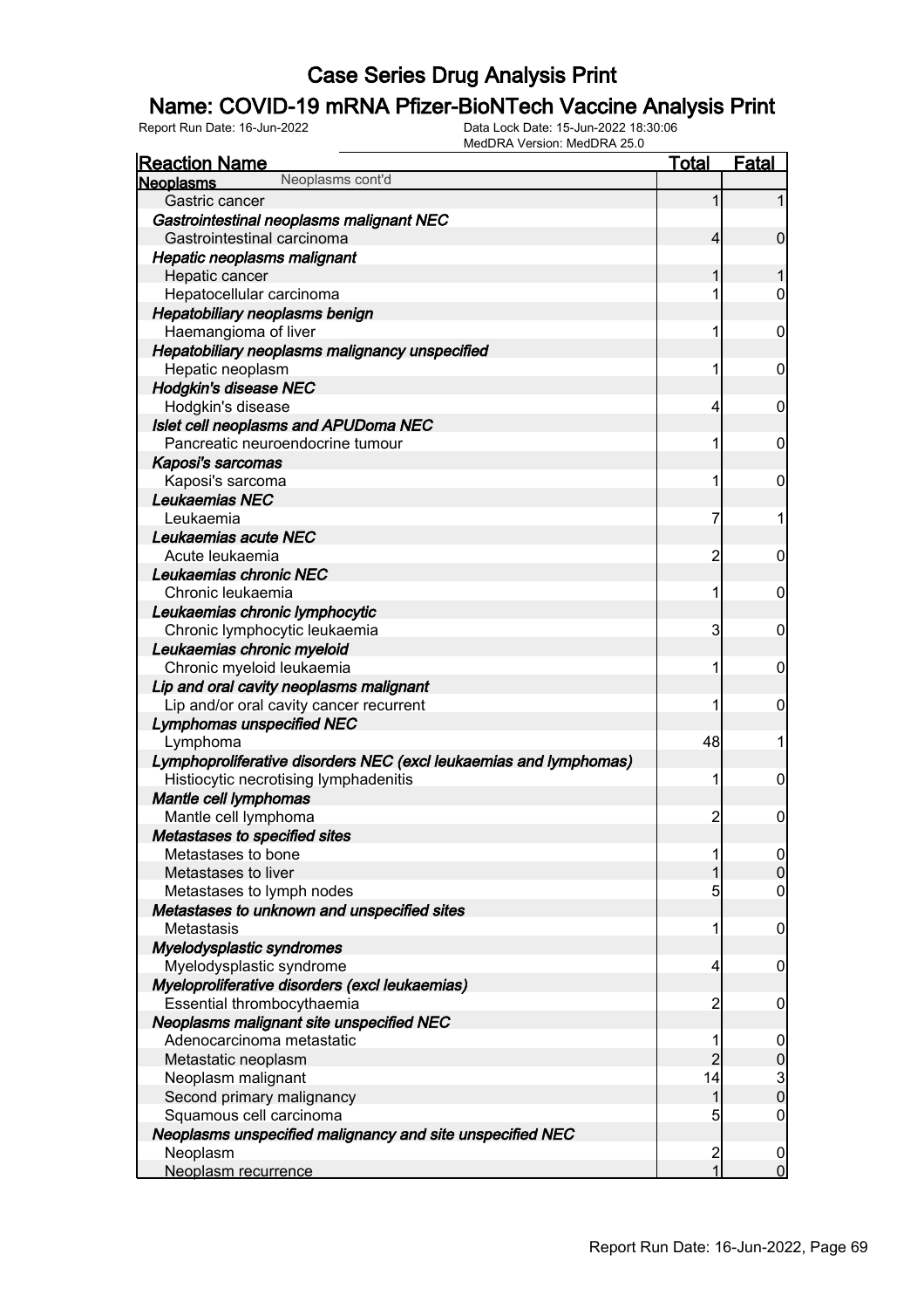# Case Series Drug Analysis Print

## Name: COVID-19 mRNA Pfizer-BioNTech Vaccine Analysis Print

Report Run Date: 16-Jun-2022

Data Lock Date: 15-Jun-2022 18:30:06
MedDRA Version: MedDRA 25.0

| Reaction Name | Total | Fatal |
|---|---|---|
| **Neoplasms** Neoplasms cont'd | | |
| Gastric cancer | 1 | 1 |
| ***Gastrointestinal neoplasms malignant NEC*** | | |
| Gastrointestinal carcinoma | 4 | 0 |
| ***Hepatic neoplasms malignant*** | | |
| Hepatic cancer | 1 | 1 |
| Hepatocellular carcinoma | 1 | 0 |
| ***Hepatobiliary neoplasms benign*** | | |
| Haemangioma of liver | 1 | 0 |
| ***Hepatobiliary neoplasms malignancy unspecified*** | | |
| Hepatic neoplasm | 1 | 0 |
| ***Hodgkin's disease NEC*** | | |
| Hodgkin's disease | 4 | 0 |
| ***Islet cell neoplasms and APUDoma NEC*** | | |
| Pancreatic neuroendocrine tumour | 1 | 0 |
| ***Kaposi's sarcomas*** | | |
| Kaposi's sarcoma | 1 | 0 |
| ***Leukaemias NEC*** | | |
| Leukaemia | 7 | 1 |
| ***Leukaemias acute NEC*** | | |
| Acute leukaemia | 2 | 0 |
| ***Leukaemias chronic NEC*** | | |
| Chronic leukaemia | 1 | 0 |
| ***Leukaemias chronic lymphocytic*** | | |
| Chronic lymphocytic leukaemia | 3 | 0 |
| ***Leukaemias chronic myeloid*** | | |
| Chronic myeloid leukaemia | 1 | 0 |
| ***Lip and oral cavity neoplasms malignant*** | | |
| Lip and/or oral cavity cancer recurrent | 1 | 0 |
| ***Lymphomas unspecified NEC*** | | |
| Lymphoma | 48 | 1 |
| ***Lymphoproliferative disorders NEC (excl leukaemias and lymphomas)*** | | |
| Histiocytic necrotising lymphadenitis | 1 | 0 |
| ***Mantle cell lymphomas*** | | |
| Mantle cell lymphoma | 2 | 0 |
| ***Metastases to specified sites*** | | |
| Metastases to bone | 1 | 0 |
| Metastases to liver | 1 | 0 |
| Metastases to lymph nodes | 5 | 0 |
| ***Metastases to unknown and unspecified sites*** | | |
| Metastasis | 1 | 0 |
| ***Myelodysplastic syndromes*** | | |
| Myelodysplastic syndrome | 4 | 0 |
| ***Myeloproliferative disorders (excl leukaemias)*** | | |
| Essential thrombocythaemia | 2 | 0 |
| ***Neoplasms malignant site unspecified NEC*** | | |
| Adenocarcinoma metastatic | 1 | 0 |
| Metastatic neoplasm | 2 | 0 |
| Neoplasm malignant | 14 | 3 |
| Second primary malignancy | 1 | 0 |
| Squamous cell carcinoma | 5 | 0 |
| ***Neoplasms unspecified malignancy and site unspecified NEC*** | | |
| Neoplasm | 2 | 0 |
| Neoplasm recurrence | 1 | 0 |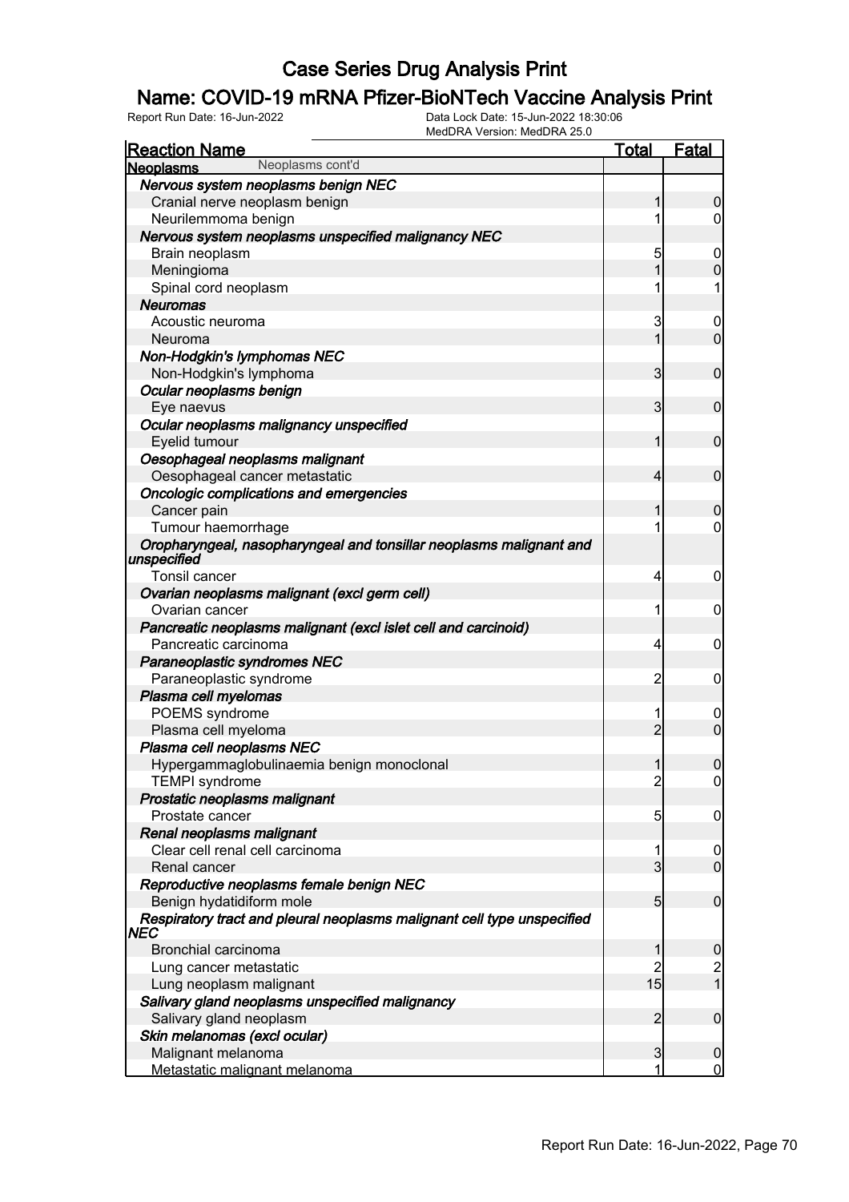# Case Series Drug Analysis Print

## Name: COVID-19 mRNA Pfizer-BioNTech Vaccine Analysis Print

Report Run Date: 16-Jun-2022    Data Lock Date: 15-Jun-2022 18:30:06
MedDRA Version: MedDRA 25.0

| Reaction Name | Total | Fatal |
|---|---|---|
| **Neoplasms** Neoplasms cont'd | | |
| ***Nervous system neoplasms benign NEC*** | | |
| Cranial nerve neoplasm benign | 1 | 0 |
| Neurilemmoma benign | 1 | 0 |
| ***Nervous system neoplasms unspecified malignancy NEC*** | | |
| Brain neoplasm | 5 | 0 |
| Meningioma | 1 | 0 |
| Spinal cord neoplasm | 1 | 1 |
| ***Neuromas*** | | |
| Acoustic neuroma | 3 | 0 |
| Neuroma | 1 | 0 |
| ***Non-Hodgkin's lymphomas NEC*** | | |
| Non-Hodgkin's lymphoma | 3 | 0 |
| ***Ocular neoplasms benign*** | | |
| Eye naevus | 3 | 0 |
| ***Ocular neoplasms malignancy unspecified*** | | |
| Eyelid tumour | 1 | 0 |
| ***Oesophageal neoplasms malignant*** | | |
| Oesophageal cancer metastatic | 4 | 0 |
| ***Oncologic complications and emergencies*** | | |
| Cancer pain | 1 | 0 |
| Tumour haemorrhage | 1 | 0 |
| ***Oropharyngeal, nasopharyngeal and tonsillar neoplasms malignant and unspecified*** | | |
| Tonsil cancer | 4 | 0 |
| ***Ovarian neoplasms malignant (excl germ cell)*** | | |
| Ovarian cancer | 1 | 0 |
| ***Pancreatic neoplasms malignant (excl islet cell and carcinoid)*** | | |
| Pancreatic carcinoma | 4 | 0 |
| ***Paraneoplastic syndromes NEC*** | | |
| Paraneoplastic syndrome | 2 | 0 |
| ***Plasma cell myelomas*** | | |
| POEMS syndrome | 1 | 0 |
| Plasma cell myeloma | 2 | 0 |
| ***Plasma cell neoplasms NEC*** | | |
| Hypergammaglobulinaemia benign monoclonal | 1 | 0 |
| TEMPI syndrome | 2 | 0 |
| ***Prostatic neoplasms malignant*** | | |
| Prostate cancer | 5 | 0 |
| ***Renal neoplasms malignant*** | | |
| Clear cell renal cell carcinoma | 1 | 0 |
| Renal cancer | 3 | 0 |
| ***Reproductive neoplasms female benign NEC*** | | |
| Benign hydatidiform mole | 5 | 0 |
| ***Respiratory tract and pleural neoplasms malignant cell type unspecified NEC*** | | |
| Bronchial carcinoma | 1 | 0 |
| Lung cancer metastatic | 2 | 2 |
| Lung neoplasm malignant | 15 | 1 |
| ***Salivary gland neoplasms unspecified malignancy*** | | |
| Salivary gland neoplasm | 2 | 0 |
| ***Skin melanomas (excl ocular)*** | | |
| Malignant melanoma | 3 | 0 |
| Metastatic malignant melanoma | 1 | 0 |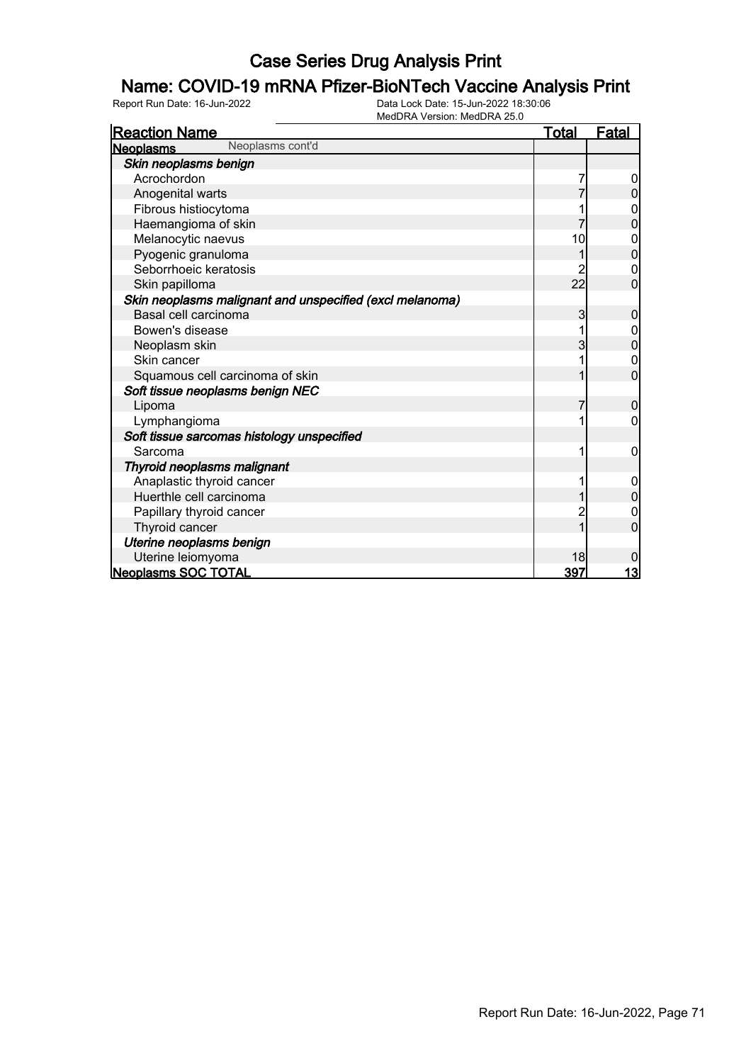# Case Series Drug Analysis Print

## Name: COVID-19 mRNA Pfizer-BioNTech Vaccine Analysis Print

Report Run Date: 16-Jun-2022    Data Lock Date: 15-Jun-2022 18:30:06
MedDRA Version: MedDRA 25.0

| Reaction Name | Total | Fatal |
|---|---|---|
| **Neoplasms** Neoplasms cont'd | | |
| ***Skin neoplasms benign*** | | |
| Acrochordon | 7 | 0 |
| Anogenital warts | 7 | 0 |
| Fibrous histiocytoma | 1 | 0 |
| Haemangioma of skin | 7 | 0 |
| Melanocytic naevus | 10 | 0 |
| Pyogenic granuloma | 1 | 0 |
| Seborrhoeic keratosis | 2 | 0 |
| Skin papilloma | 22 | 0 |
| ***Skin neoplasms malignant and unspecified (excl melanoma)*** | | |
| Basal cell carcinoma | 3 | 0 |
| Bowen's disease | 1 | 0 |
| Neoplasm skin | 3 | 0 |
| Skin cancer | 1 | 0 |
| Squamous cell carcinoma of skin | 1 | 0 |
| ***Soft tissue neoplasms benign NEC*** | | |
| Lipoma | 7 | 0 |
| Lymphangioma | 1 | 0 |
| ***Soft tissue sarcomas histology unspecified*** | | |
| Sarcoma | 1 | 0 |
| ***Thyroid neoplasms malignant*** | | |
| Anaplastic thyroid cancer | 1 | 0 |
| Huerthle cell carcinoma | 1 | 0 |
| Papillary thyroid cancer | 2 | 0 |
| Thyroid cancer | 1 | 0 |
| ***Uterine neoplasms benign*** | | |
| Uterine leiomyoma | 18 | 0 |
| **Neoplasms SOC TOTAL** | **397** | **13** |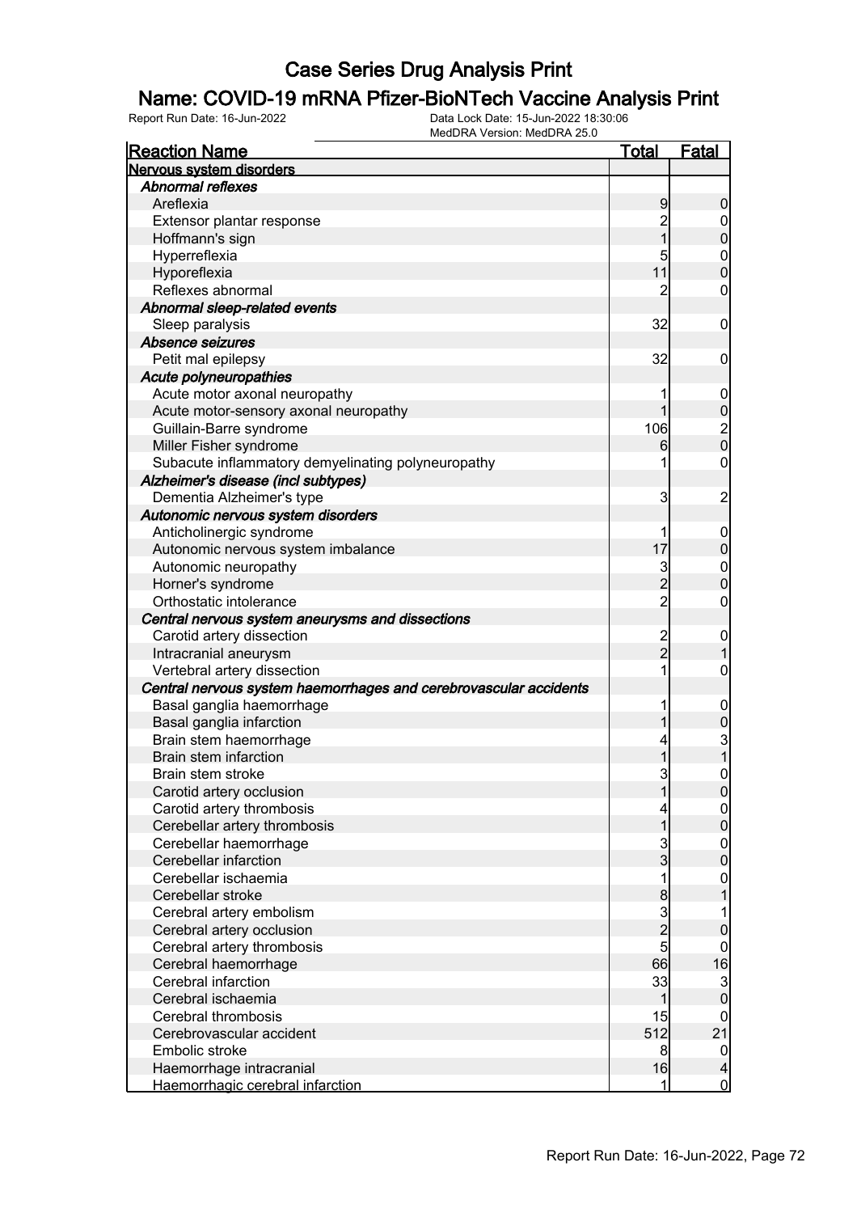# Case Series Drug Analysis Print

## Name: COVID-19 mRNA Pfizer-BioNTech Vaccine Analysis Print

Report Run Date: 16-Jun-2022 | Data Lock Date: 15-Jun-2022 18:30:06 | MedDRA Version: MedDRA 25.0

| Reaction Name | Total | Fatal |
|---|---|---|
| **Nervous system disorders** | | |
| ***Abnormal reflexes*** | | |
| Areflexia | 9 | 0 |
| Extensor plantar response | 2 | 0 |
| Hoffmann's sign | 1 | 0 |
| Hyperreflexia | 5 | 0 |
| Hyporeflexia | 11 | 0 |
| Reflexes abnormal | 2 | 0 |
| ***Abnormal sleep-related events*** | | |
| Sleep paralysis | 32 | 0 |
| ***Absence seizures*** | | |
| Petit mal epilepsy | 32 | 0 |
| ***Acute polyneuropathies*** | | |
| Acute motor axonal neuropathy | 1 | 0 |
| Acute motor-sensory axonal neuropathy | 1 | 0 |
| Guillain-Barre syndrome | 106 | 2 |
| Miller Fisher syndrome | 6 | 0 |
| Subacute inflammatory demyelinating polyneuropathy | 1 | 0 |
| ***Alzheimer's disease (incl subtypes)*** | | |
| Dementia Alzheimer's type | 3 | 2 |
| ***Autonomic nervous system disorders*** | | |
| Anticholinergic syndrome | 1 | 0 |
| Autonomic nervous system imbalance | 17 | 0 |
| Autonomic neuropathy | 3 | 0 |
| Horner's syndrome | 2 | 0 |
| Orthostatic intolerance | 2 | 0 |
| ***Central nervous system aneurysms and dissections*** | | |
| Carotid artery dissection | 2 | 0 |
| Intracranial aneurysm | 2 | 1 |
| Vertebral artery dissection | 1 | 0 |
| ***Central nervous system haemorrhages and cerebrovascular accidents*** | | |
| Basal ganglia haemorrhage | 1 | 0 |
| Basal ganglia infarction | 1 | 0 |
| Brain stem haemorrhage | 4 | 3 |
| Brain stem infarction | 1 | 1 |
| Brain stem stroke | 3 | 0 |
| Carotid artery occlusion | 1 | 0 |
| Carotid artery thrombosis | 4 | 0 |
| Cerebellar artery thrombosis | 1 | 0 |
| Cerebellar haemorrhage | 3 | 0 |
| Cerebellar infarction | 3 | 0 |
| Cerebellar ischaemia | 1 | 0 |
| Cerebellar stroke | 8 | 1 |
| Cerebral artery embolism | 3 | 1 |
| Cerebral artery occlusion | 2 | 0 |
| Cerebral artery thrombosis | 5 | 0 |
| Cerebral haemorrhage | 66 | 16 |
| Cerebral infarction | 33 | 3 |
| Cerebral ischaemia | 1 | 0 |
| Cerebral thrombosis | 15 | 0 |
| Cerebrovascular accident | 512 | 21 |
| Embolic stroke | 8 | 0 |
| Haemorrhage intracranial | 16 | 4 |
| Haemorrhagic cerebral infarction | 1 | 0 |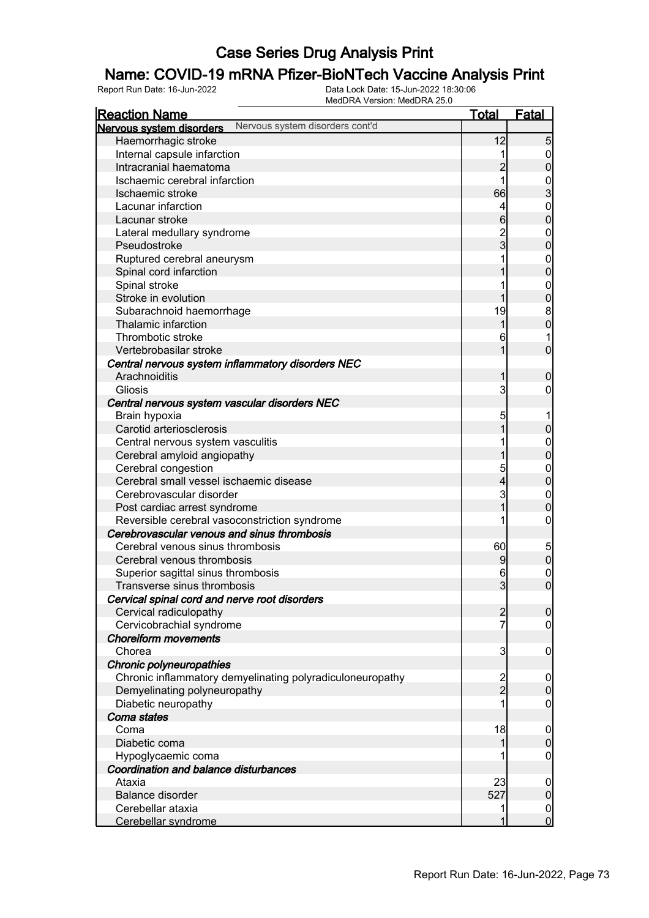# Case Series Drug Analysis Print

## Name: COVID-19 mRNA Pfizer-BioNTech Vaccine Analysis Print

Report Run Date: 16-Jun-2022 | Data Lock Date: 15-Jun-2022 18:30:06 | MedDRA Version: MedDRA 25.0

| Reaction Name | Total | Fatal |
|---|---|---|
| **Nervous system disorders** Nervous system disorders cont'd | | |
| Haemorrhagic stroke | 12 | 5 |
| Internal capsule infarction | 1 | 0 |
| Intracranial haematoma | 2 | 0 |
| Ischaemic cerebral infarction | 1 | 0 |
| Ischaemic stroke | 66 | 3 |
| Lacunar infarction | 4 | 0 |
| Lacunar stroke | 6 | 0 |
| Lateral medullary syndrome | 2 | 0 |
| Pseudostroke | 3 | 0 |
| Ruptured cerebral aneurysm | 1 | 0 |
| Spinal cord infarction | 1 | 0 |
| Spinal stroke | 1 | 0 |
| Stroke in evolution | 1 | 0 |
| Subarachnoid haemorrhage | 19 | 8 |
| Thalamic infarction | 1 | 0 |
| Thrombotic stroke | 6 | 1 |
| Vertebrobasilar stroke | 1 | 0 |
| ***Central nervous system inflammatory disorders NEC*** | | |
| Arachnoiditis | 1 | 0 |
| Gliosis | 3 | 0 |
| ***Central nervous system vascular disorders NEC*** | | |
| Brain hypoxia | 5 | 1 |
| Carotid arteriosclerosis | 1 | 0 |
| Central nervous system vasculitis | 1 | 0 |
| Cerebral amyloid angiopathy | 1 | 0 |
| Cerebral congestion | 5 | 0 |
| Cerebral small vessel ischaemic disease | 4 | 0 |
| Cerebrovascular disorder | 3 | 0 |
| Post cardiac arrest syndrome | 1 | 0 |
| Reversible cerebral vasoconstriction syndrome | 1 | 0 |
| ***Cerebrovascular venous and sinus thrombosis*** | | |
| Cerebral venous sinus thrombosis | 60 | 5 |
| Cerebral venous thrombosis | 9 | 0 |
| Superior sagittal sinus thrombosis | 6 | 0 |
| Transverse sinus thrombosis | 3 | 0 |
| ***Cervical spinal cord and nerve root disorders*** | | |
| Cervical radiculopathy | 2 | 0 |
| Cervicobrachial syndrome | 7 | 0 |
| ***Choreiform movements*** | | |
| Chorea | 3 | 0 |
| ***Chronic polyneuropathies*** | | |
| Chronic inflammatory demyelinating polyradiculoneuropathy | 2 | 0 |
| Demyelinating polyneuropathy | 2 | 0 |
| Diabetic neuropathy | 1 | 0 |
| ***Coma states*** | | |
| Coma | 18 | 0 |
| Diabetic coma | 1 | 0 |
| Hypoglycaemic coma | 1 | 0 |
| ***Coordination and balance disturbances*** | | |
| Ataxia | 23 | 0 |
| Balance disorder | 527 | 0 |
| Cerebellar ataxia | 1 | 0 |
| Cerebellar syndrome | 1 | 0 |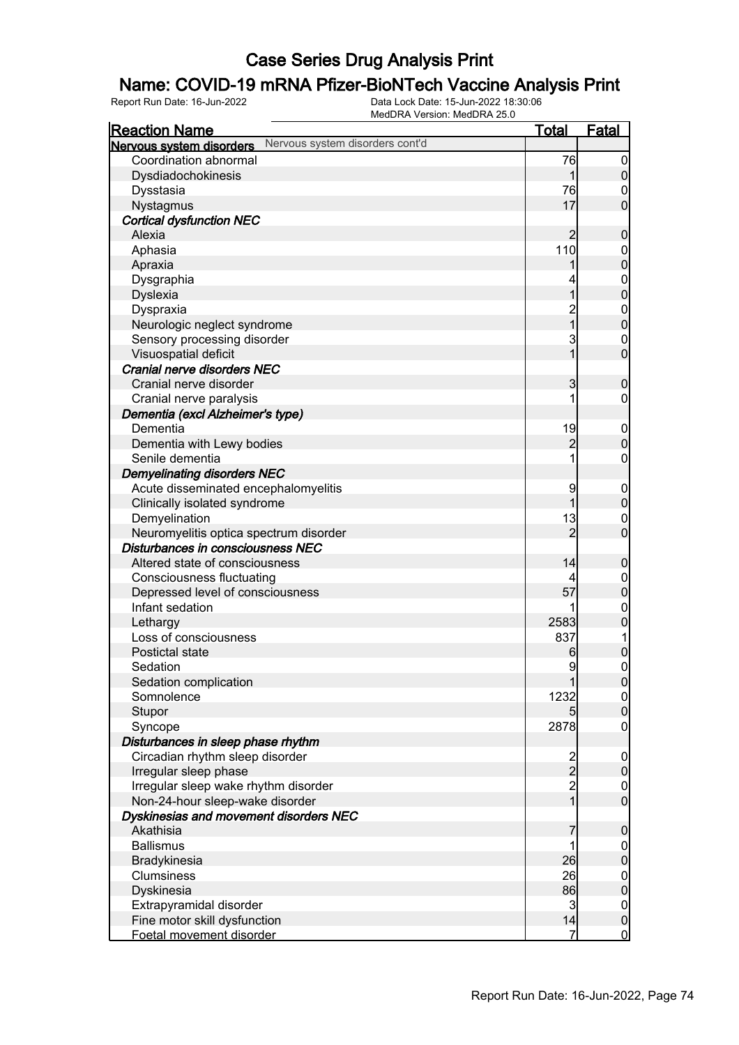# Case Series Drug Analysis Print

## Name: COVID-19 mRNA Pfizer-BioNTech Vaccine Analysis Print

Report Run Date: 16-Jun-2022 | Data Lock Date: 15-Jun-2022 18:30:06 | MedDRA Version: MedDRA 25.0

| Reaction Name | Total | Fatal |
|---|---|---|
| **Nervous system disorders** Nervous system disorders cont'd | | |
| Coordination abnormal | 76 | 0 |
| Dysdiadochokinesis | 1 | 0 |
| Dysstasia | 76 | 0 |
| Nystagmus | 17 | 0 |
| ***Cortical dysfunction NEC*** | | |
| Alexia | 2 | 0 |
| Aphasia | 110 | 0 |
| Apraxia | 1 | 0 |
| Dysgraphia | 4 | 0 |
| Dyslexia | 1 | 0 |
| Dyspraxia | 2 | 0 |
| Neurologic neglect syndrome | 1 | 0 |
| Sensory processing disorder | 3 | 0 |
| Visuospatial deficit | 1 | 0 |
| ***Cranial nerve disorders NEC*** | | |
| Cranial nerve disorder | 3 | 0 |
| Cranial nerve paralysis | 1 | 0 |
| ***Dementia (excl Alzheimer's type)*** | | |
| Dementia | 19 | 0 |
| Dementia with Lewy bodies | 2 | 0 |
| Senile dementia | 1 | 0 |
| ***Demyelinating disorders NEC*** | | |
| Acute disseminated encephalomyelitis | 9 | 0 |
| Clinically isolated syndrome | 1 | 0 |
| Demyelination | 13 | 0 |
| Neuromyelitis optica spectrum disorder | 2 | 0 |
| ***Disturbances in consciousness NEC*** | | |
| Altered state of consciousness | 14 | 0 |
| Consciousness fluctuating | 4 | 0 |
| Depressed level of consciousness | 57 | 0 |
| Infant sedation | 1 | 0 |
| Lethargy | 2583 | 0 |
| Loss of consciousness | 837 | 1 |
| Postictal state | 6 | 0 |
| Sedation | 9 | 0 |
| Sedation complication | 1 | 0 |
| Somnolence | 1232 | 0 |
| Stupor | 5 | 0 |
| Syncope | 2878 | 0 |
| ***Disturbances in sleep phase rhythm*** | | |
| Circadian rhythm sleep disorder | 2 | 0 |
| Irregular sleep phase | 2 | 0 |
| Irregular sleep wake rhythm disorder | 2 | 0 |
| Non-24-hour sleep-wake disorder | 1 | 0 |
| ***Dyskinesias and movement disorders NEC*** | | |
| Akathisia | 7 | 0 |
| Ballismus | 1 | 0 |
| Bradykinesia | 26 | 0 |
| Clumsiness | 26 | 0 |
| Dyskinesia | 86 | 0 |
| Extrapyramidal disorder | 3 | 0 |
| Fine motor skill dysfunction | 14 | 0 |
| Foetal movement disorder | 7 | 0 |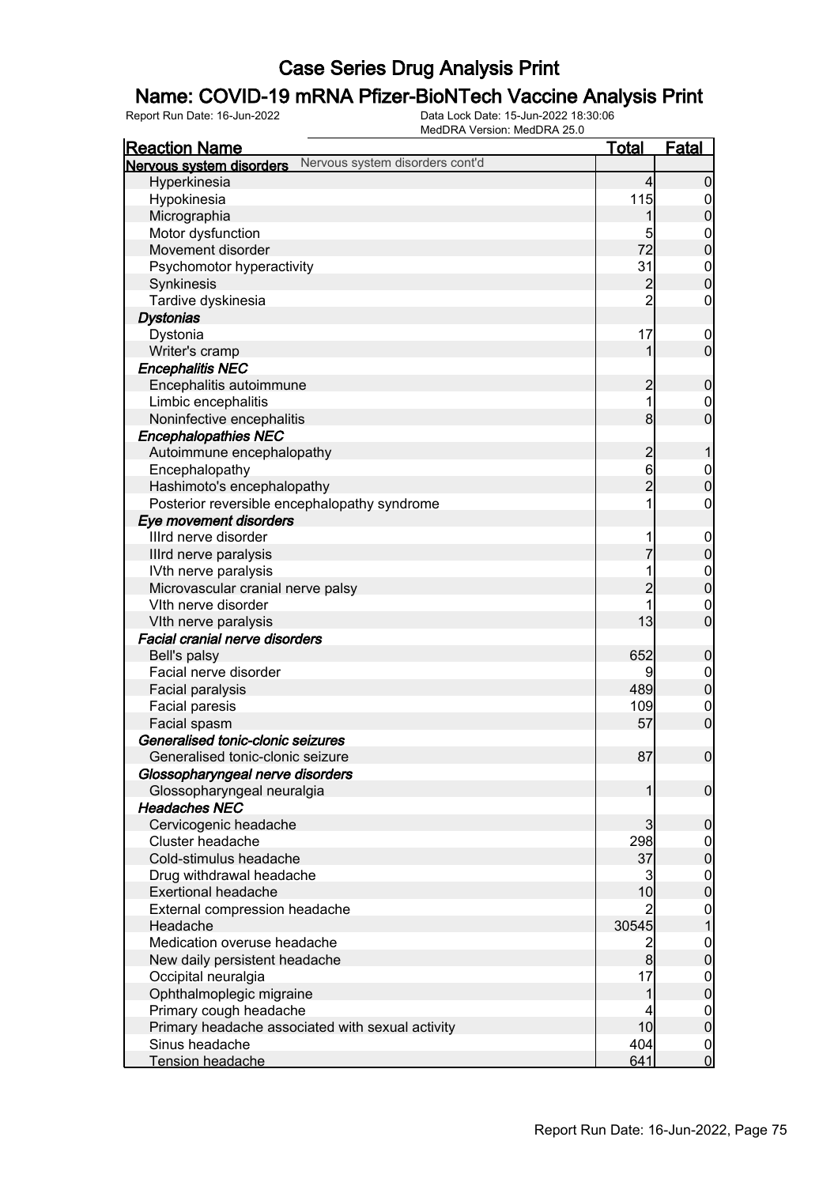# Case Series Drug Analysis Print

## Name: COVID-19 mRNA Pfizer-BioNTech Vaccine Analysis Print

Report Run Date: 16-Jun-2022 | Data Lock Date: 15-Jun-2022 18:30:06 | MedDRA Version: MedDRA 25.0

| Reaction Name | Total | Fatal |
|---|---|---|
| **Nervous system disorders** Nervous system disorders cont'd | | |
| Hyperkinesia | 4 | 0 |
| Hypokinesia | 115 | 0 |
| Micrographia | 1 | 0 |
| Motor dysfunction | 5 | 0 |
| Movement disorder | 72 | 0 |
| Psychomotor hyperactivity | 31 | 0 |
| Synkinesis | 2 | 0 |
| Tardive dyskinesia | 2 | 0 |
| ***Dystonias*** | | |
| Dystonia | 17 | 0 |
| Writer's cramp | 1 | 0 |
| ***Encephalitis NEC*** | | |
| Encephalitis autoimmune | 2 | 0 |
| Limbic encephalitis | 1 | 0 |
| Noninfective encephalitis | 8 | 0 |
| ***Encephalopathies NEC*** | | |
| Autoimmune encephalopathy | 2 | 1 |
| Encephalopathy | 6 | 0 |
| Hashimoto's encephalopathy | 2 | 0 |
| Posterior reversible encephalopathy syndrome | 1 | 0 |
| ***Eye movement disorders*** | | |
| IIIrd nerve disorder | 1 | 0 |
| IIIrd nerve paralysis | 7 | 0 |
| IVth nerve paralysis | 1 | 0 |
| Microvascular cranial nerve palsy | 2 | 0 |
| VIth nerve disorder | 1 | 0 |
| VIth nerve paralysis | 13 | 0 |
| ***Facial cranial nerve disorders*** | | |
| Bell's palsy | 652 | 0 |
| Facial nerve disorder | 9 | 0 |
| Facial paralysis | 489 | 0 |
| Facial paresis | 109 | 0 |
| Facial spasm | 57 | 0 |
| ***Generalised tonic-clonic seizures*** | | |
| Generalised tonic-clonic seizure | 87 | 0 |
| ***Glossopharyngeal nerve disorders*** | | |
| Glossopharyngeal neuralgia | 1 | 0 |
| ***Headaches NEC*** | | |
| Cervicogenic headache | 3 | 0 |
| Cluster headache | 298 | 0 |
| Cold-stimulus headache | 37 | 0 |
| Drug withdrawal headache | 3 | 0 |
| Exertional headache | 10 | 0 |
| External compression headache | 2 | 0 |
| Headache | 30545 | 1 |
| Medication overuse headache | 2 | 0 |
| New daily persistent headache | 8 | 0 |
| Occipital neuralgia | 17 | 0 |
| Ophthalmoplegic migraine | 1 | 0 |
| Primary cough headache | 4 | 0 |
| Primary headache associated with sexual activity | 10 | 0 |
| Sinus headache | 404 | 0 |
| Tension headache | 641 | 0 |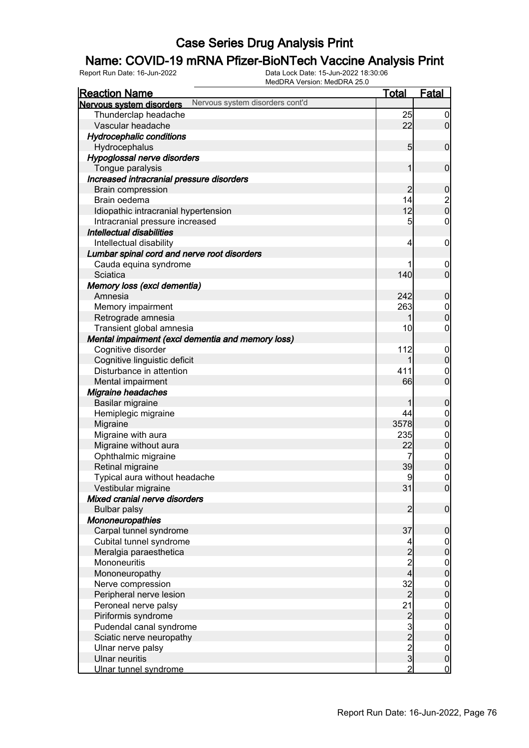# Case Series Drug Analysis Print

## Name: COVID-19 mRNA Pfizer-BioNTech Vaccine Analysis Print

Report Run Date: 16-Jun-2022 | Data Lock Date: 15-Jun-2022 18:30:06 | MedDRA Version: MedDRA 25.0

| Reaction Name | Total | Fatal |
|---|---|---|
| **Nervous system disorders** Nervous system disorders cont'd | | |
| Thunderclap headache | 25 | 0 |
| Vascular headache | 22 | 0 |
| ***Hydrocephalic conditions*** | | |
| Hydrocephalus | 5 | 0 |
| ***Hypoglossal nerve disorders*** | | |
| Tongue paralysis | 1 | 0 |
| ***Increased intracranial pressure disorders*** | | |
| Brain compression | 2 | 0 |
| Brain oedema | 14 | 2 |
| Idiopathic intracranial hypertension | 12 | 0 |
| Intracranial pressure increased | 5 | 0 |
| ***Intellectual disabilities*** | | |
| Intellectual disability | 4 | 0 |
| ***Lumbar spinal cord and nerve root disorders*** | | |
| Cauda equina syndrome | 1 | 0 |
| Sciatica | 140 | 0 |
| ***Memory loss (excl dementia)*** | | |
| Amnesia | 242 | 0 |
| Memory impairment | 263 | 0 |
| Retrograde amnesia | 1 | 0 |
| Transient global amnesia | 10 | 0 |
| ***Mental impairment (excl dementia and memory loss)*** | | |
| Cognitive disorder | 112 | 0 |
| Cognitive linguistic deficit | 1 | 0 |
| Disturbance in attention | 411 | 0 |
| Mental impairment | 66 | 0 |
| ***Migraine headaches*** | | |
| Basilar migraine | 1 | 0 |
| Hemiplegic migraine | 44 | 0 |
| Migraine | 3578 | 0 |
| Migraine with aura | 235 | 0 |
| Migraine without aura | 22 | 0 |
| Ophthalmic migraine | 7 | 0 |
| Retinal migraine | 39 | 0 |
| Typical aura without headache | 9 | 0 |
| Vestibular migraine | 31 | 0 |
| ***Mixed cranial nerve disorders*** | | |
| Bulbar palsy | 2 | 0 |
| ***Mononeuropathies*** | | |
| Carpal tunnel syndrome | 37 | 0 |
| Cubital tunnel syndrome | 4 | 0 |
| Meralgia paraesthetica | 2 | 0 |
| Mononeuritis | 2 | 0 |
| Mononeuropathy | 4 | 0 |
| Nerve compression | 32 | 0 |
| Peripheral nerve lesion | 2 | 0 |
| Peroneal nerve palsy | 21 | 0 |
| Piriformis syndrome | 2 | 0 |
| Pudendal canal syndrome | 3 | 0 |
| Sciatic nerve neuropathy | 2 | 0 |
| Ulnar nerve palsy | 2 | 0 |
| Ulnar neuritis | 3 | 0 |
| Ulnar tunnel syndrome | 2 | 0 |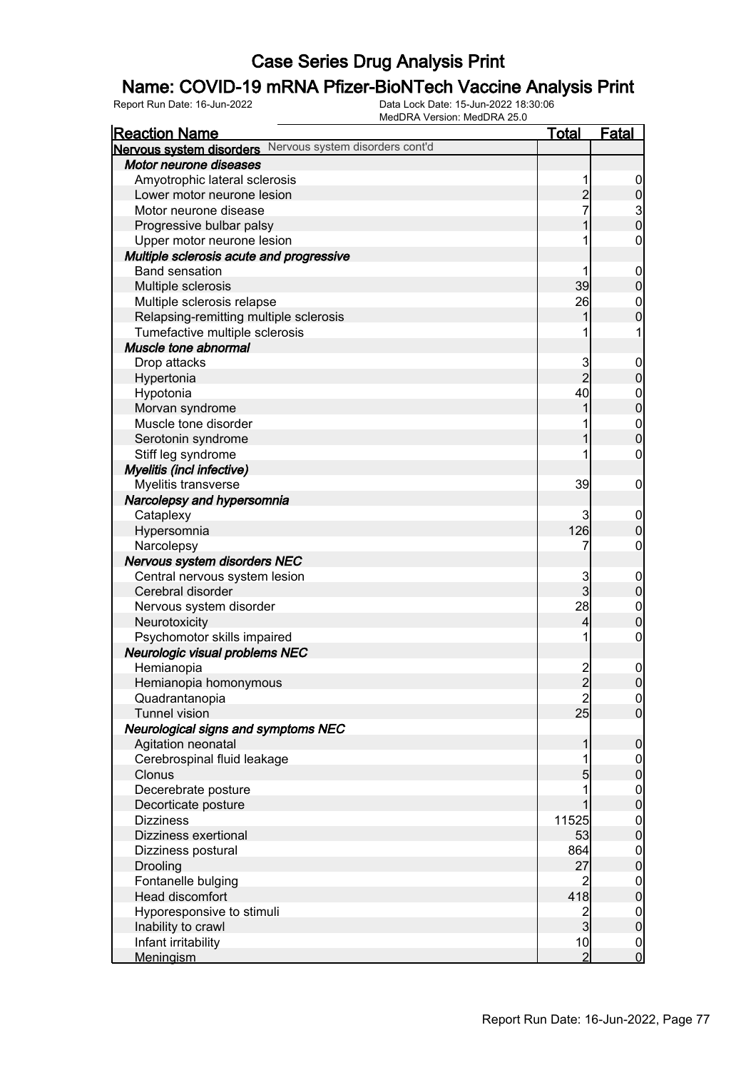# Case Series Drug Analysis Print

## Name: COVID-19 mRNA Pfizer-BioNTech Vaccine Analysis Print

Report Run Date: 16-Jun-2022    Data Lock Date: 15-Jun-2022 18:30:06
MedDRA Version: MedDRA 25.0

| Reaction Name | Total | Fatal |
|---|---|---|
| **Nervous system disorders** Nervous system disorders cont'd | | |
| ***Motor neurone diseases*** | | |
| Amyotrophic lateral sclerosis | 1 | 0 |
| Lower motor neurone lesion | 2 | 0 |
| Motor neurone disease | 7 | 3 |
| Progressive bulbar palsy | 1 | 0 |
| Upper motor neurone lesion | 1 | 0 |
| ***Multiple sclerosis acute and progressive*** | | |
| Band sensation | 1 | 0 |
| Multiple sclerosis | 39 | 0 |
| Multiple sclerosis relapse | 26 | 0 |
| Relapsing-remitting multiple sclerosis | 1 | 0 |
| Tumefactive multiple sclerosis | 1 | 1 |
| ***Muscle tone abnormal*** | | |
| Drop attacks | 3 | 0 |
| Hypertonia | 2 | 0 |
| Hypotonia | 40 | 0 |
| Morvan syndrome | 1 | 0 |
| Muscle tone disorder | 1 | 0 |
| Serotonin syndrome | 1 | 0 |
| Stiff leg syndrome | 1 | 0 |
| ***Myelitis (incl infective)*** | | |
| Myelitis transverse | 39 | 0 |
| ***Narcolepsy and hypersomnia*** | | |
| Cataplexy | 3 | 0 |
| Hypersomnia | 126 | 0 |
| Narcolepsy | 7 | 0 |
| ***Nervous system disorders NEC*** | | |
| Central nervous system lesion | 3 | 0 |
| Cerebral disorder | 3 | 0 |
| Nervous system disorder | 28 | 0 |
| Neurotoxicity | 4 | 0 |
| Psychomotor skills impaired | 1 | 0 |
| ***Neurologic visual problems NEC*** | | |
| Hemianopia | 2 | 0 |
| Hemianopia homonymous | 2 | 0 |
| Quadrantanopia | 2 | 0 |
| Tunnel vision | 25 | 0 |
| ***Neurological signs and symptoms NEC*** | | |
| Agitation neonatal | 1 | 0 |
| Cerebrospinal fluid leakage | 1 | 0 |
| Clonus | 5 | 0 |
| Decerebrate posture | 1 | 0 |
| Decorticate posture | 1 | 0 |
| Dizziness | 11525 | 0 |
| Dizziness exertional | 53 | 0 |
| Dizziness postural | 864 | 0 |
| Drooling | 27 | 0 |
| Fontanelle bulging | 2 | 0 |
| Head discomfort | 418 | 0 |
| Hyporesponsive to stimuli | 2 | 0 |
| Inability to crawl | 3 | 0 |
| Infant irritability | 10 | 0 |
| Meningism | 2 | 0 |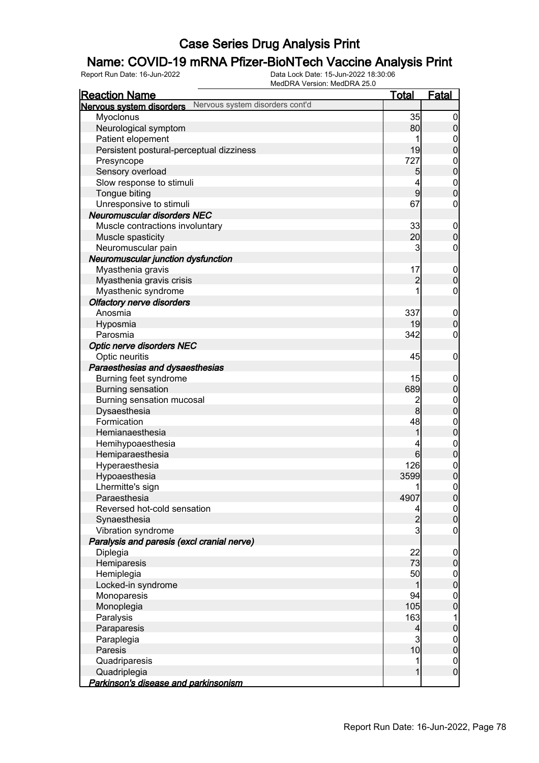# Case Series Drug Analysis Print

## Name: COVID-19 mRNA Pfizer-BioNTech Vaccine Analysis Print

Report Run Date: 16-Jun-2022    Data Lock Date: 15-Jun-2022 18:30:06
MedDRA Version: MedDRA 25.0

| Reaction Name | Total | Fatal |
|---|---|---|
| **Nervous system disorders** Nervous system disorders cont'd | | |
| Myoclonus | 35 | 0 |
| Neurological symptom | 80 | 0 |
| Patient elopement | 1 | 0 |
| Persistent postural-perceptual dizziness | 19 | 0 |
| Presyncope | 727 | 0 |
| Sensory overload | 5 | 0 |
| Slow response to stimuli | 4 | 0 |
| Tongue biting | 9 | 0 |
| Unresponsive to stimuli | 67 | 0 |
| ***Neuromuscular disorders NEC*** | | |
| Muscle contractions involuntary | 33 | 0 |
| Muscle spasticity | 20 | 0 |
| Neuromuscular pain | 3 | 0 |
| ***Neuromuscular junction dysfunction*** | | |
| Myasthenia gravis | 17 | 0 |
| Myasthenia gravis crisis | 2 | 0 |
| Myasthenic syndrome | 1 | 0 |
| ***Olfactory nerve disorders*** | | |
| Anosmia | 337 | 0 |
| Hyposmia | 19 | 0 |
| Parosmia | 342 | 0 |
| ***Optic nerve disorders NEC*** | | |
| Optic neuritis | 45 | 0 |
| ***Paraesthesias and dysaesthesias*** | | |
| Burning feet syndrome | 15 | 0 |
| Burning sensation | 689 | 0 |
| Burning sensation mucosal | 2 | 0 |
| Dysaesthesia | 8 | 0 |
| Formication | 48 | 0 |
| Hemianaesthesia | 1 | 0 |
| Hemihypoaesthesia | 4 | 0 |
| Hemiparaesthesia | 6 | 0 |
| Hyperaesthesia | 126 | 0 |
| Hypoaesthesia | 3599 | 0 |
| Lhermitte's sign | 1 | 0 |
| Paraesthesia | 4907 | 0 |
| Reversed hot-cold sensation | 4 | 0 |
| Synaesthesia | 2 | 0 |
| Vibration syndrome | 3 | 0 |
| ***Paralysis and paresis (excl cranial nerve)*** | | |
| Diplegia | 22 | 0 |
| Hemiparesis | 73 | 0 |
| Hemiplegia | 50 | 0 |
| Locked-in syndrome | 1 | 0 |
| Monoparesis | 94 | 0 |
| Monoplegia | 105 | 0 |
| Paralysis | 163 | 1 |
| Paraparesis | 4 | 0 |
| Paraplegia | 3 | 0 |
| Paresis | 10 | 0 |
| Quadriparesis | 1 | 0 |
| Quadriplegia | 1 | 0 |
| ***Parkinson's disease and parkinsonism*** | | |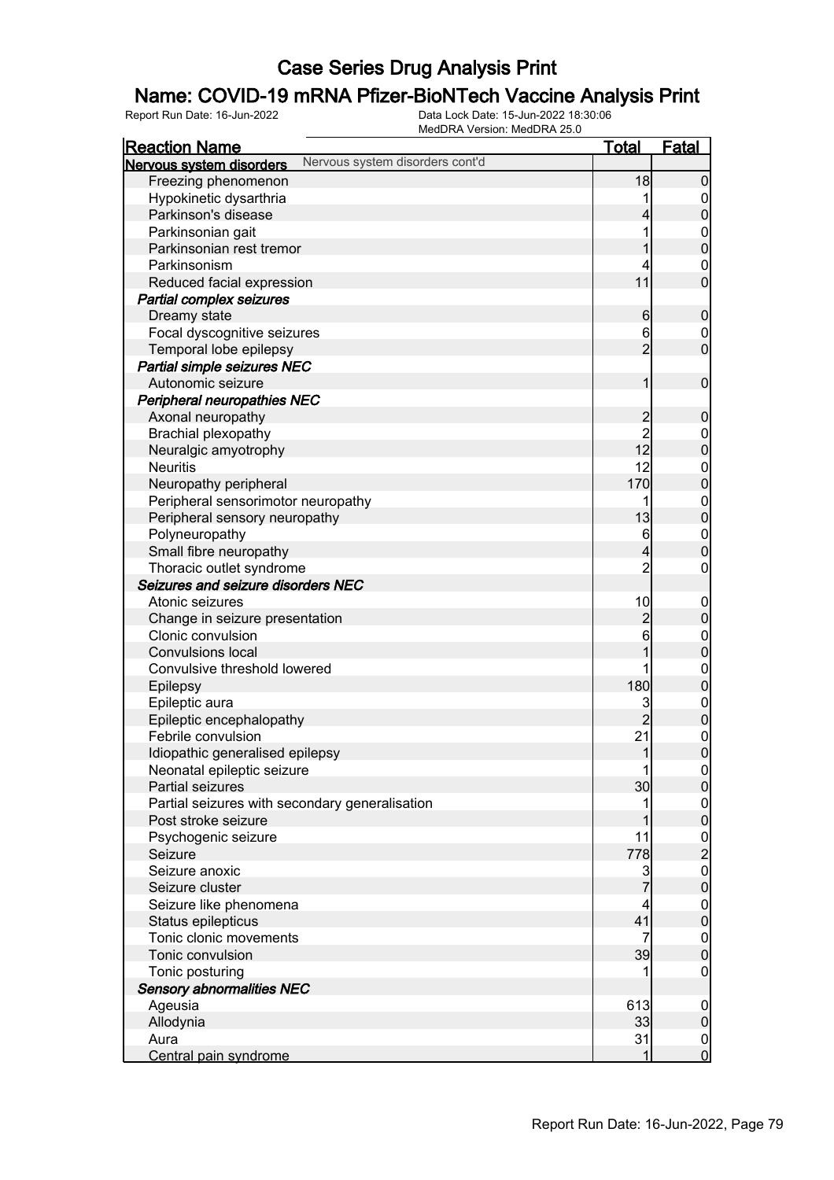# Case Series Drug Analysis Print

## Name: COVID-19 mRNA Pfizer-BioNTech Vaccine Analysis Print

Report Run Date: 16-Jun-2022 | Data Lock Date: 15-Jun-2022 18:30:06 | MedDRA Version: MedDRA 25.0

| Reaction Name | Total | Fatal |
|---|---|---|
| **Nervous system disorders** Nervous system disorders cont'd | | |
| Freezing phenomenon | 18 | 0 |
| Hypokinetic dysarthria | 1 | 0 |
| Parkinson's disease | 4 | 0 |
| Parkinsonian gait | 1 | 0 |
| Parkinsonian rest tremor | 1 | 0 |
| Parkinsonism | 4 | 0 |
| Reduced facial expression | 11 | 0 |
| ***Partial complex seizures*** | | |
| Dreamy state | 6 | 0 |
| Focal dyscognitive seizures | 6 | 0 |
| Temporal lobe epilepsy | 2 | 0 |
| ***Partial simple seizures NEC*** | | |
| Autonomic seizure | 1 | 0 |
| ***Peripheral neuropathies NEC*** | | |
| Axonal neuropathy | 2 | 0 |
| Brachial plexopathy | 2 | 0 |
| Neuralgic amyotrophy | 12 | 0 |
| Neuritis | 12 | 0 |
| Neuropathy peripheral | 170 | 0 |
| Peripheral sensorimotor neuropathy | 1 | 0 |
| Peripheral sensory neuropathy | 13 | 0 |
| Polyneuropathy | 6 | 0 |
| Small fibre neuropathy | 4 | 0 |
| Thoracic outlet syndrome | 2 | 0 |
| ***Seizures and seizure disorders NEC*** | | |
| Atonic seizures | 10 | 0 |
| Change in seizure presentation | 2 | 0 |
| Clonic convulsion | 6 | 0 |
| Convulsions local | 1 | 0 |
| Convulsive threshold lowered | 1 | 0 |
| Epilepsy | 180 | 0 |
| Epileptic aura | 3 | 0 |
| Epileptic encephalopathy | 2 | 0 |
| Febrile convulsion | 21 | 0 |
| Idiopathic generalised epilepsy | 1 | 0 |
| Neonatal epileptic seizure | 1 | 0 |
| Partial seizures | 30 | 0 |
| Partial seizures with secondary generalisation | 1 | 0 |
| Post stroke seizure | 1 | 0 |
| Psychogenic seizure | 11 | 0 |
| Seizure | 778 | 2 |
| Seizure anoxic | 3 | 0 |
| Seizure cluster | 7 | 0 |
| Seizure like phenomena | 4 | 0 |
| Status epilepticus | 41 | 0 |
| Tonic clonic movements | 7 | 0 |
| Tonic convulsion | 39 | 0 |
| Tonic posturing | 1 | 0 |
| ***Sensory abnormalities NEC*** | | |
| Ageusia | 613 | 0 |
| Allodynia | 33 | 0 |
| Aura | 31 | 0 |
| Central pain syndrome | 1 | 0 |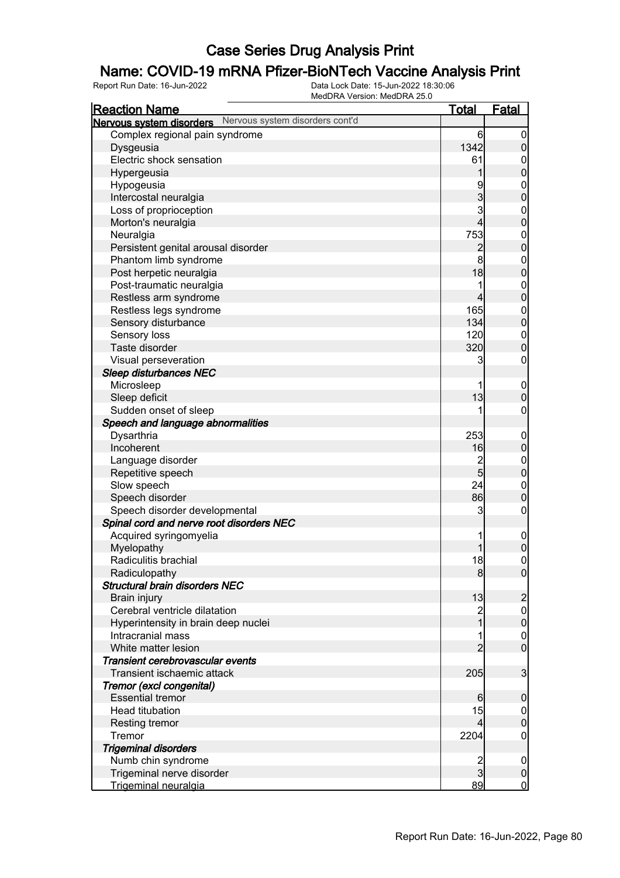# Case Series Drug Analysis Print

## Name: COVID-19 mRNA Pfizer-BioNTech Vaccine Analysis Print

Report Run Date: 16-Jun-2022 | Data Lock Date: 15-Jun-2022 18:30:06 | MedDRA Version: MedDRA 25.0

| Reaction Name | Total | Fatal |
|---|---|---|
| **Nervous system disorders** Nervous system disorders cont'd | | |
| Complex regional pain syndrome | 6 | 0 |
| Dysgeusia | 1342 | 0 |
| Electric shock sensation | 61 | 0 |
| Hypergeusia | 1 | 0 |
| Hypogeusia | 9 | 0 |
| Intercostal neuralgia | 3 | 0 |
| Loss of proprioception | 3 | 0 |
| Morton's neuralgia | 4 | 0 |
| Neuralgia | 753 | 0 |
| Persistent genital arousal disorder | 2 | 0 |
| Phantom limb syndrome | 8 | 0 |
| Post herpetic neuralgia | 18 | 0 |
| Post-traumatic neuralgia | 1 | 0 |
| Restless arm syndrome | 4 | 0 |
| Restless legs syndrome | 165 | 0 |
| Sensory disturbance | 134 | 0 |
| Sensory loss | 120 | 0 |
| Taste disorder | 320 | 0 |
| Visual perseveration | 3 | 0 |
| ***Sleep disturbances NEC*** | | |
| Microsleep | 1 | 0 |
| Sleep deficit | 13 | 0 |
| Sudden onset of sleep | 1 | 0 |
| ***Speech and language abnormalities*** | | |
| Dysarthria | 253 | 0 |
| Incoherent | 16 | 0 |
| Language disorder | 2 | 0 |
| Repetitive speech | 5 | 0 |
| Slow speech | 24 | 0 |
| Speech disorder | 86 | 0 |
| Speech disorder developmental | 3 | 0 |
| ***Spinal cord and nerve root disorders NEC*** | | |
| Acquired syringomyelia | 1 | 0 |
| Myelopathy | 1 | 0 |
| Radiculitis brachial | 18 | 0 |
| Radiculopathy | 8 | 0 |
| ***Structural brain disorders NEC*** | | |
| Brain injury | 13 | 2 |
| Cerebral ventricle dilatation | 2 | 0 |
| Hyperintensity in brain deep nuclei | 1 | 0 |
| Intracranial mass | 1 | 0 |
| White matter lesion | 2 | 0 |
| ***Transient cerebrovascular events*** | | |
| Transient ischaemic attack | 205 | 3 |
| ***Tremor (excl congenital)*** | | |
| Essential tremor | 6 | 0 |
| Head titubation | 15 | 0 |
| Resting tremor | 4 | 0 |
| Tremor | 2204 | 0 |
| ***Trigeminal disorders*** | | |
| Numb chin syndrome | 2 | 0 |
| Trigeminal nerve disorder | 3 | 0 |
| Trigeminal neuralgia | 89 | 0 |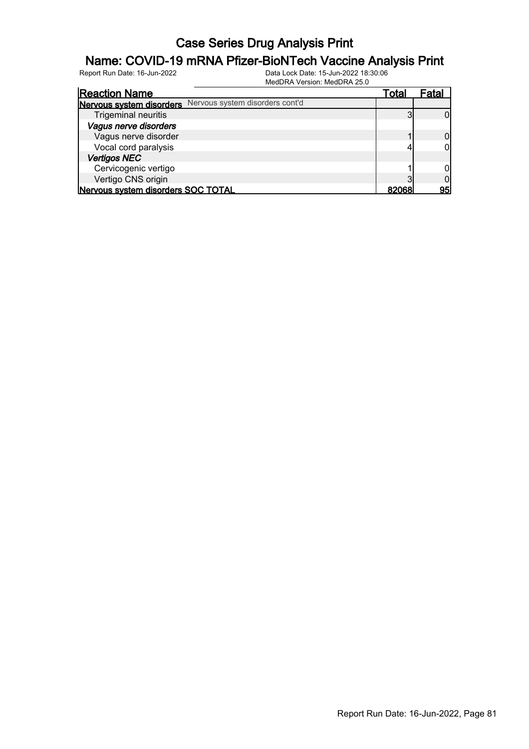# Case Series Drug Analysis Print

## Name: COVID-19 mRNA Pfizer-BioNTech Vaccine Analysis Print

Report Run Date: 16-Jun-2022

Data Lock Date: 15-Jun-2022 18:30:06

MedDRA Version: MedDRA 25.0

| Reaction Name | Total | Fatal |
|---|---|---|
| **Nervous system disorders** Nervous system disorders cont'd | | |
| Trigeminal neuritis | 3 | 0 |
| ***Vagus nerve disorders*** | | |
| Vagus nerve disorder | 1 | 0 |
| Vocal cord paralysis | 4 | 0 |
| ***Vertigos NEC*** | | |
| Cervicogenic vertigo | 1 | 0 |
| Vertigo CNS origin | 3 | 0 |
| **Nervous system disorders SOC TOTAL** | **82068** | **95** |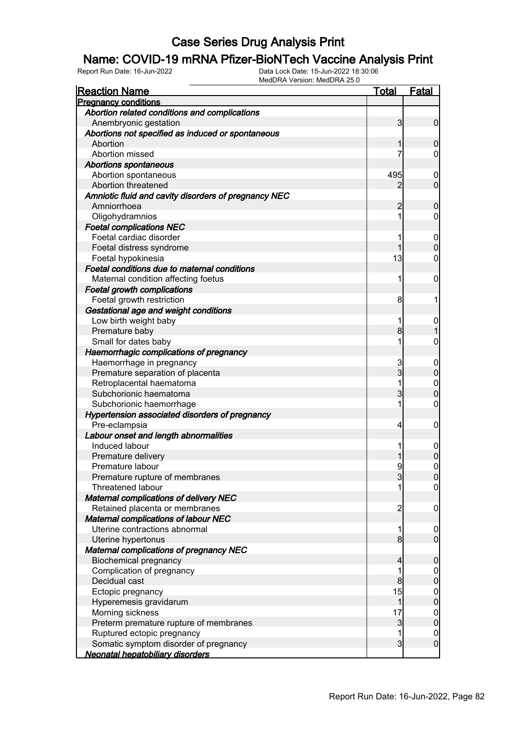# Case Series Drug Analysis Print

## Name: COVID-19 mRNA Pfizer-BioNTech Vaccine Analysis Print

Report Run Date: 16-Jun-2022 | Data Lock Date: 15-Jun-2022 18:30:06 | MedDRA Version: MedDRA 25.0

| Reaction Name | Total | Fatal |
|---|---|---|
| **Pregnancy conditions** | | |
| ***Abortion related conditions and complications*** | | |
| Anembryonic gestation | 3 | 0 |
| ***Abortions not specified as induced or spontaneous*** | | |
| Abortion | 1 | 0 |
| Abortion missed | 7 | 0 |
| ***Abortions spontaneous*** | | |
| Abortion spontaneous | 495 | 0 |
| Abortion threatened | 2 | 0 |
| ***Amniotic fluid and cavity disorders of pregnancy NEC*** | | |
| Amniorrhoea | 2 | 0 |
| Oligohydramnios | 1 | 0 |
| ***Foetal complications NEC*** | | |
| Foetal cardiac disorder | 1 | 0 |
| Foetal distress syndrome | 1 | 0 |
| Foetal hypokinesia | 13 | 0 |
| ***Foetal conditions due to maternal conditions*** | | |
| Maternal condition affecting foetus | 1 | 0 |
| ***Foetal growth complications*** | | |
| Foetal growth restriction | 8 | 1 |
| ***Gestational age and weight conditions*** | | |
| Low birth weight baby | 1 | 0 |
| Premature baby | 8 | 1 |
| Small for dates baby | 1 | 0 |
| ***Haemorrhagic complications of pregnancy*** | | |
| Haemorrhage in pregnancy | 3 | 0 |
| Premature separation of placenta | 3 | 0 |
| Retroplacental haematoma | 1 | 0 |
| Subchorionic haematoma | 3 | 0 |
| Subchorionic haemorrhage | 1 | 0 |
| ***Hypertension associated disorders of pregnancy*** | | |
| Pre-eclampsia | 4 | 0 |
| ***Labour onset and length abnormalities*** | | |
| Induced labour | 1 | 0 |
| Premature delivery | 1 | 0 |
| Premature labour | 9 | 0 |
| Premature rupture of membranes | 3 | 0 |
| Threatened labour | 1 | 0 |
| ***Maternal complications of delivery NEC*** | | |
| Retained placenta or membranes | 2 | 0 |
| ***Maternal complications of labour NEC*** | | |
| Uterine contractions abnormal | 1 | 0 |
| Uterine hypertonus | 8 | 0 |
| ***Maternal complications of pregnancy NEC*** | | |
| Biochemical pregnancy | 4 | 0 |
| Complication of pregnancy | 1 | 0 |
| Decidual cast | 8 | 0 |
| Ectopic pregnancy | 15 | 0 |
| Hyperemesis gravidarum | 1 | 0 |
| Morning sickness | 17 | 0 |
| Preterm premature rupture of membranes | 3 | 0 |
| Ruptured ectopic pregnancy | 1 | 0 |
| Somatic symptom disorder of pregnancy | 3 | 0 |
| **Neonatal hepatobiliary disorders** | | |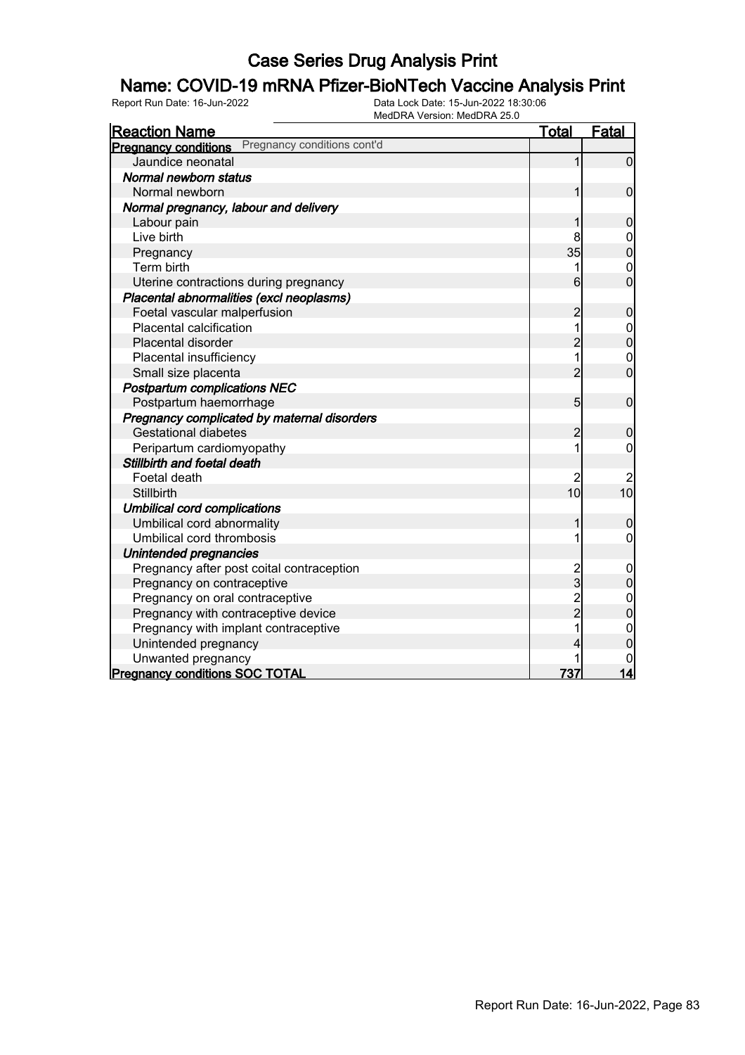# Case Series Drug Analysis Print

## Name: COVID-19 mRNA Pfizer-BioNTech Vaccine Analysis Print

Report Run Date: 16-Jun-2022
Data Lock Date: 15-Jun-2022 18:30:06
MedDRA Version: MedDRA 25.0

| Reaction Name | Total | Fatal |
|---|---|---|
| **Pregnancy conditions** Pregnancy conditions cont'd | | |
| Jaundice neonatal | 1 | 0 |
| ***Normal newborn status*** | | |
| Normal newborn | 1 | 0 |
| ***Normal pregnancy, labour and delivery*** | | |
| Labour pain | 1 | 0 |
| Live birth | 8 | 0 |
| Pregnancy | 35 | 0 |
| Term birth | 1 | 0 |
| Uterine contractions during pregnancy | 6 | 0 |
| ***Placental abnormalities (excl neoplasms)*** | | |
| Foetal vascular malperfusion | 2 | 0 |
| Placental calcification | 1 | 0 |
| Placental disorder | 2 | 0 |
| Placental insufficiency | 1 | 0 |
| Small size placenta | 2 | 0 |
| ***Postpartum complications NEC*** | | |
| Postpartum haemorrhage | 5 | 0 |
| ***Pregnancy complicated by maternal disorders*** | | |
| Gestational diabetes | 2 | 0 |
| Peripartum cardiomyopathy | 1 | 0 |
| ***Stillbirth and foetal death*** | | |
| Foetal death | 2 | 2 |
| Stillbirth | 10 | 10 |
| ***Umbilical cord complications*** | | |
| Umbilical cord abnormality | 1 | 0 |
| Umbilical cord thrombosis | 1 | 0 |
| ***Unintended pregnancies*** | | |
| Pregnancy after post coital contraception | 2 | 0 |
| Pregnancy on contraceptive | 3 | 0 |
| Pregnancy on oral contraceptive | 2 | 0 |
| Pregnancy with contraceptive device | 2 | 0 |
| Pregnancy with implant contraceptive | 1 | 0 |
| Unintended pregnancy | 4 | 0 |
| Unwanted pregnancy | 1 | 0 |
| **Pregnancy conditions SOC TOTAL** | **737** | **14** |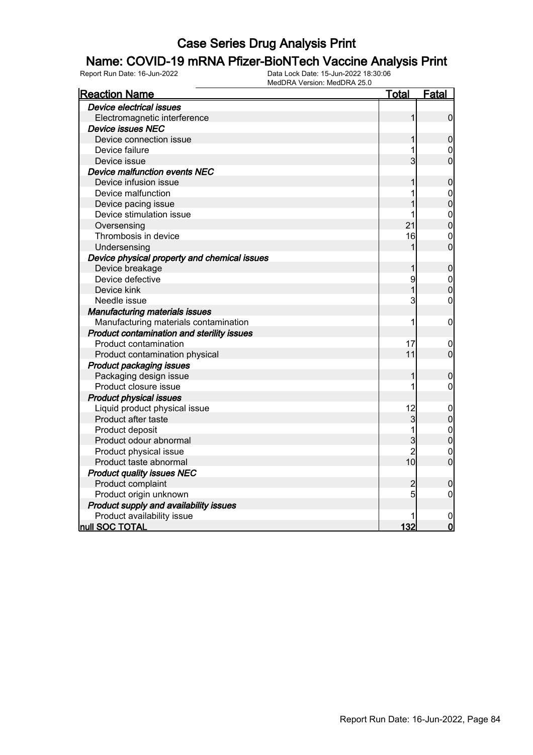# Case Series Drug Analysis Print

## Name: COVID-19 mRNA Pfizer-BioNTech Vaccine Analysis Print

Report Run Date: 16-Jun-2022    Data Lock Date: 15-Jun-2022 18:30:06
MedDRA Version: MedDRA 25.0

| Reaction Name | Total | Fatal |
|---|---|---|
| ***Device electrical issues*** | | |
| Electromagnetic interference | 1 | 0 |
| ***Device issues NEC*** | | |
| Device connection issue | 1 | 0 |
| Device failure | 1 | 0 |
| Device issue | 3 | 0 |
| ***Device malfunction events NEC*** | | |
| Device infusion issue | 1 | 0 |
| Device malfunction | 1 | 0 |
| Device pacing issue | 1 | 0 |
| Device stimulation issue | 1 | 0 |
| Oversensing | 21 | 0 |
| Thrombosis in device | 16 | 0 |
| Undersensing | 1 | 0 |
| ***Device physical property and chemical issues*** | | |
| Device breakage | 1 | 0 |
| Device defective | 9 | 0 |
| Device kink | 1 | 0 |
| Needle issue | 3 | 0 |
| ***Manufacturing materials issues*** | | |
| Manufacturing materials contamination | 1 | 0 |
| ***Product contamination and sterility issues*** | | |
| Product contamination | 17 | 0 |
| Product contamination physical | 11 | 0 |
| ***Product packaging issues*** | | |
| Packaging design issue | 1 | 0 |
| Product closure issue | 1 | 0 |
| ***Product physical issues*** | | |
| Liquid product physical issue | 12 | 0 |
| Product after taste | 3 | 0 |
| Product deposit | 1 | 0 |
| Product odour abnormal | 3 | 0 |
| Product physical issue | 2 | 0 |
| Product taste abnormal | 10 | 0 |
| ***Product quality issues NEC*** | | |
| Product complaint | 2 | 0 |
| Product origin unknown | 5 | 0 |
| ***Product supply and availability issues*** | | |
| Product availability issue | 1 | 0 |
| **null SOC TOTAL** | **132** | **0** |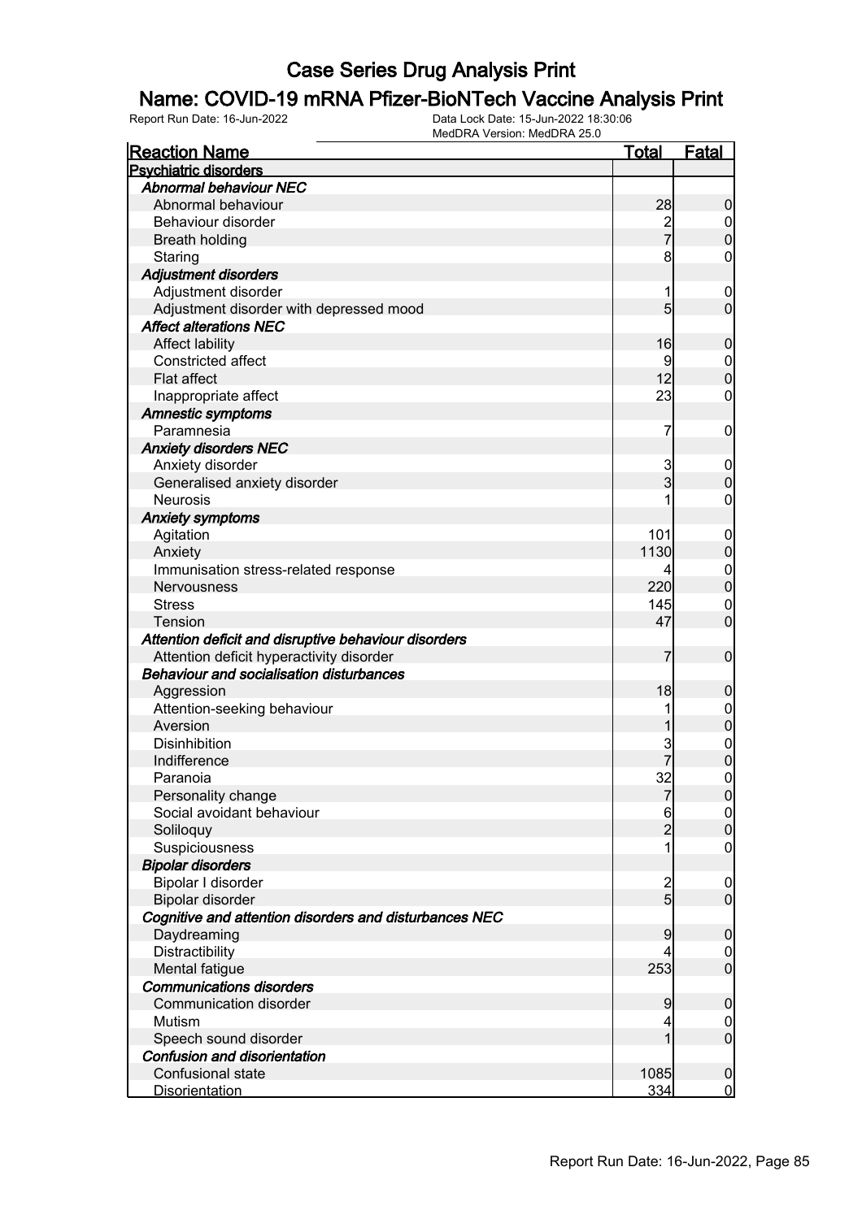# Case Series Drug Analysis Print

## Name: COVID-19 mRNA Pfizer-BioNTech Vaccine Analysis Print

Report Run Date: 16-Jun-2022 | Data Lock Date: 15-Jun-2022 18:30:06 | MedDRA Version: MedDRA 25.0

| Reaction Name | Total | Fatal |
|---|---|---|
| **Psychiatric disorders** | | |
| ***Abnormal behaviour NEC*** | | |
| Abnormal behaviour | 28 | 0 |
| Behaviour disorder | 2 | 0 |
| Breath holding | 7 | 0 |
| Staring | 8 | 0 |
| ***Adjustment disorders*** | | |
| Adjustment disorder | 1 | 0 |
| Adjustment disorder with depressed mood | 5 | 0 |
| ***Affect alterations NEC*** | | |
| Affect lability | 16 | 0 |
| Constricted affect | 9 | 0 |
| Flat affect | 12 | 0 |
| Inappropriate affect | 23 | 0 |
| ***Amnestic symptoms*** | | |
| Paramnesia | 7 | 0 |
| ***Anxiety disorders NEC*** | | |
| Anxiety disorder | 3 | 0 |
| Generalised anxiety disorder | 3 | 0 |
| Neurosis | 1 | 0 |
| ***Anxiety symptoms*** | | |
| Agitation | 101 | 0 |
| Anxiety | 1130 | 0 |
| Immunisation stress-related response | 4 | 0 |
| Nervousness | 220 | 0 |
| Stress | 145 | 0 |
| Tension | 47 | 0 |
| ***Attention deficit and disruptive behaviour disorders*** | | |
| Attention deficit hyperactivity disorder | 7 | 0 |
| ***Behaviour and socialisation disturbances*** | | |
| Aggression | 18 | 0 |
| Attention-seeking behaviour | 1 | 0 |
| Aversion | 1 | 0 |
| Disinhibition | 3 | 0 |
| Indifference | 7 | 0 |
| Paranoia | 32 | 0 |
| Personality change | 7 | 0 |
| Social avoidant behaviour | 6 | 0 |
| Soliloquy | 2 | 0 |
| Suspiciousness | 1 | 0 |
| ***Bipolar disorders*** | | |
| Bipolar I disorder | 2 | 0 |
| Bipolar disorder | 5 | 0 |
| ***Cognitive and attention disorders and disturbances NEC*** | | |
| Daydreaming | 9 | 0 |
| Distractibility | 4 | 0 |
| Mental fatigue | 253 | 0 |
| ***Communications disorders*** | | |
| Communication disorder | 9 | 0 |
| Mutism | 4 | 0 |
| Speech sound disorder | 1 | 0 |
| ***Confusion and disorientation*** | | |
| Confusional state | 1085 | 0 |
| Disorientation | 334 | 0 |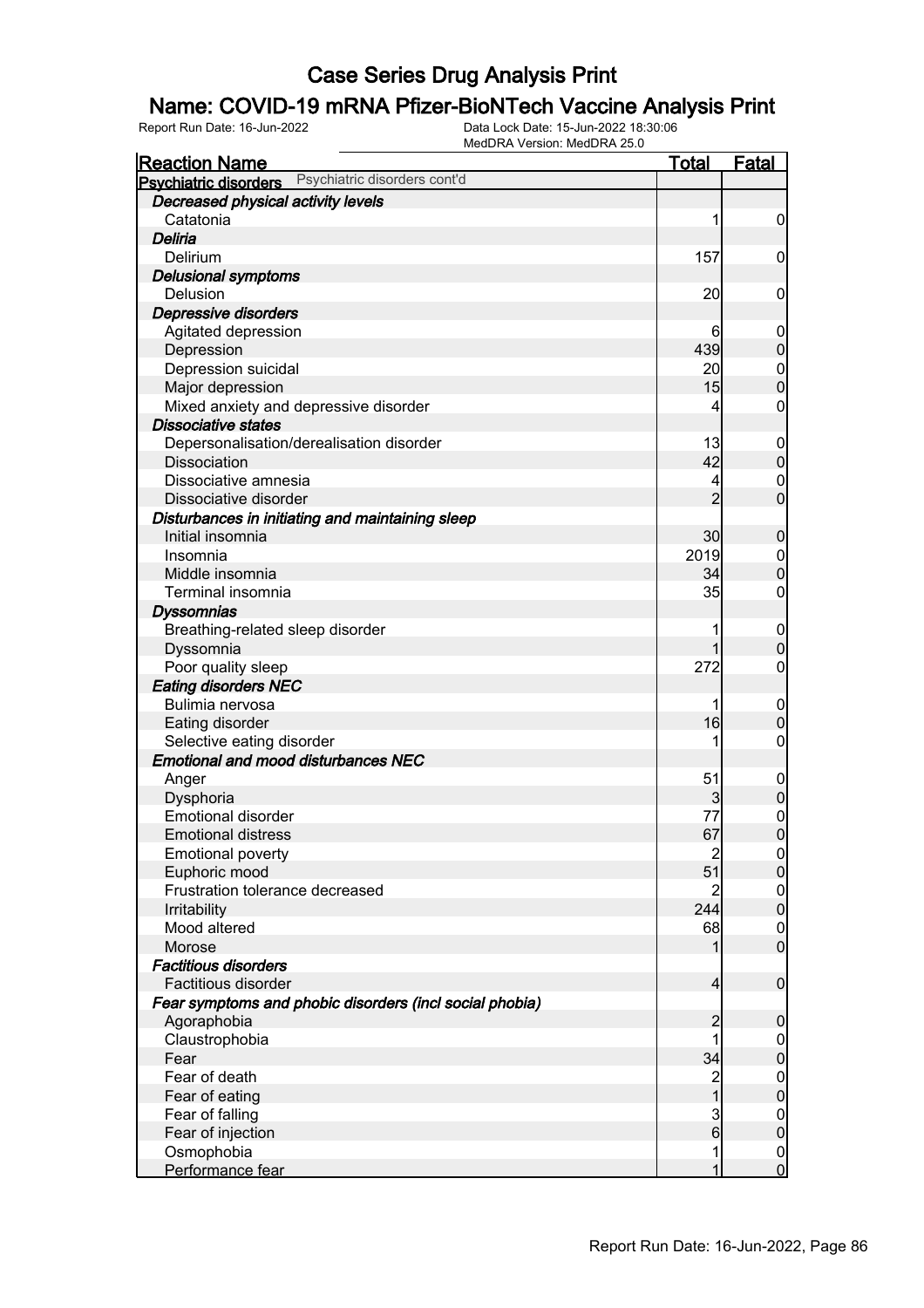# Case Series Drug Analysis Print

## Name: COVID-19 mRNA Pfizer-BioNTech Vaccine Analysis Print

Report Run Date: 16-Jun-2022    Data Lock Date: 15-Jun-2022 18:30:06
MedDRA Version: MedDRA 25.0

| Reaction Name | Total | Fatal |
|---|---|---|
| **Psychiatric disorders** Psychiatric disorders cont'd | | |
| ***Decreased physical activity levels*** | | |
| Catatonia | 1 | 0 |
| ***Deliria*** | | |
| Delirium | 157 | 0 |
| ***Delusional symptoms*** | | |
| Delusion | 20 | 0 |
| ***Depressive disorders*** | | |
| Agitated depression | 6 | 0 |
| Depression | 439 | 0 |
| Depression suicidal | 20 | 0 |
| Major depression | 15 | 0 |
| Mixed anxiety and depressive disorder | 4 | 0 |
| ***Dissociative states*** | | |
| Depersonalisation/derealisation disorder | 13 | 0 |
| Dissociation | 42 | 0 |
| Dissociative amnesia | 4 | 0 |
| Dissociative disorder | 2 | 0 |
| ***Disturbances in initiating and maintaining sleep*** | | |
| Initial insomnia | 30 | 0 |
| Insomnia | 2019 | 0 |
| Middle insomnia | 34 | 0 |
| Terminal insomnia | 35 | 0 |
| ***Dyssomnias*** | | |
| Breathing-related sleep disorder | 1 | 0 |
| Dyssomnia | 1 | 0 |
| Poor quality sleep | 272 | 0 |
| ***Eating disorders NEC*** | | |
| Bulimia nervosa | 1 | 0 |
| Eating disorder | 16 | 0 |
| Selective eating disorder | 1 | 0 |
| ***Emotional and mood disturbances NEC*** | | |
| Anger | 51 | 0 |
| Dysphoria | 3 | 0 |
| Emotional disorder | 77 | 0 |
| Emotional distress | 67 | 0 |
| Emotional poverty | 2 | 0 |
| Euphoric mood | 51 | 0 |
| Frustration tolerance decreased | 2 | 0 |
| Irritability | 244 | 0 |
| Mood altered | 68 | 0 |
| Morose | 1 | 0 |
| ***Factitious disorders*** | | |
| Factitious disorder | 4 | 0 |
| ***Fear symptoms and phobic disorders (incl social phobia)*** | | |
| Agoraphobia | 2 | 0 |
| Claustrophobia | 1 | 0 |
| Fear | 34 | 0 |
| Fear of death | 2 | 0 |
| Fear of eating | 1 | 0 |
| Fear of falling | 3 | 0 |
| Fear of injection | 6 | 0 |
| Osmophobia | 1 | 0 |
| Performance fear | 1 | 0 |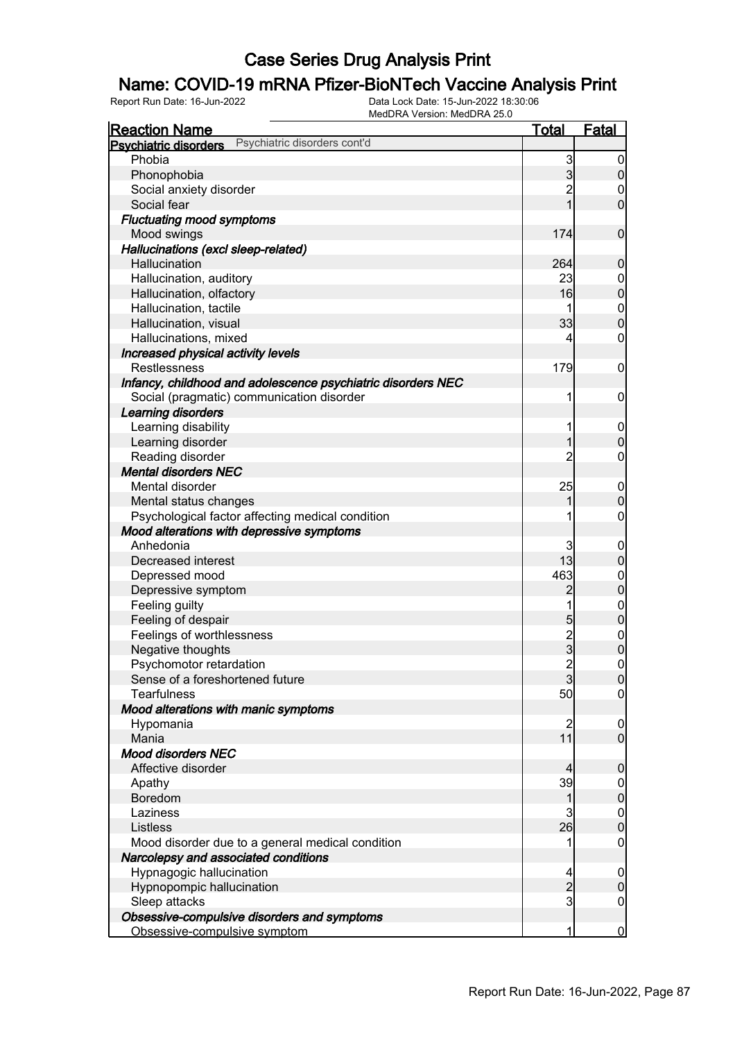# Case Series Drug Analysis Print

## Name: COVID-19 mRNA Pfizer-BioNTech Vaccine Analysis Print

Report Run Date: 16-Jun-2022    Data Lock Date: 15-Jun-2022 18:30:06
MedDRA Version: MedDRA 25.0

| Reaction Name | Total | Fatal |
|---|---|---|
| **Psychiatric disorders** Psychiatric disorders cont'd | | |
| Phobia | 3 | 0 |
| Phonophobia | 3 | 0 |
| Social anxiety disorder | 2 | 0 |
| Social fear | 1 | 0 |
| ***Fluctuating mood symptoms*** | | |
| Mood swings | 174 | 0 |
| ***Hallucinations (excl sleep-related)*** | | |
| Hallucination | 264 | 0 |
| Hallucination, auditory | 23 | 0 |
| Hallucination, olfactory | 16 | 0 |
| Hallucination, tactile | 1 | 0 |
| Hallucination, visual | 33 | 0 |
| Hallucinations, mixed | 4 | 0 |
| ***Increased physical activity levels*** | | |
| Restlessness | 179 | 0 |
| ***Infancy, childhood and adolescence psychiatric disorders NEC*** | | |
| Social (pragmatic) communication disorder | 1 | 0 |
| ***Learning disorders*** | | |
| Learning disability | 1 | 0 |
| Learning disorder | 1 | 0 |
| Reading disorder | 2 | 0 |
| ***Mental disorders NEC*** | | |
| Mental disorder | 25 | 0 |
| Mental status changes | 1 | 0 |
| Psychological factor affecting medical condition | 1 | 0 |
| ***Mood alterations with depressive symptoms*** | | |
| Anhedonia | 3 | 0 |
| Decreased interest | 13 | 0 |
| Depressed mood | 463 | 0 |
| Depressive symptom | 2 | 0 |
| Feeling guilty | 1 | 0 |
| Feeling of despair | 5 | 0 |
| Feelings of worthlessness | 2 | 0 |
| Negative thoughts | 3 | 0 |
| Psychomotor retardation | 2 | 0 |
| Sense of a foreshortened future | 3 | 0 |
| Tearfulness | 50 | 0 |
| ***Mood alterations with manic symptoms*** | | |
| Hypomania | 2 | 0 |
| Mania | 11 | 0 |
| ***Mood disorders NEC*** | | |
| Affective disorder | 4 | 0 |
| Apathy | 39 | 0 |
| Boredom | 1 | 0 |
| Laziness | 3 | 0 |
| Listless | 26 | 0 |
| Mood disorder due to a general medical condition | 1 | 0 |
| ***Narcolepsy and associated conditions*** | | |
| Hypnagogic hallucination | 4 | 0 |
| Hypnopompic hallucination | 2 | 0 |
| Sleep attacks | 3 | 0 |
| ***Obsessive-compulsive disorders and symptoms*** | | |
| Obsessive-compulsive symptom | 1 | 0 |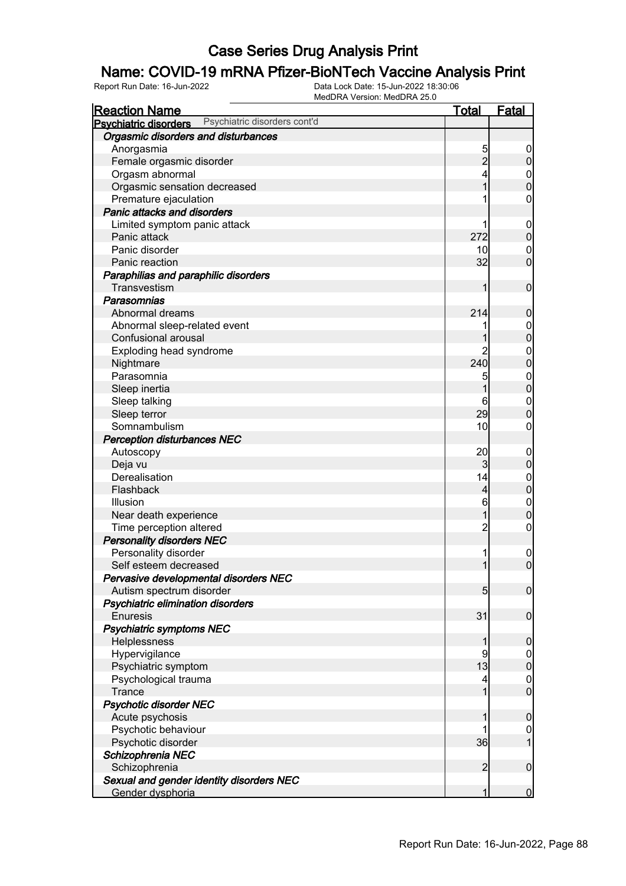# Case Series Drug Analysis Print

## Name: COVID-19 mRNA Pfizer-BioNTech Vaccine Analysis Print

Report Run Date: 16-Jun-2022 | Data Lock Date: 15-Jun-2022 18:30:06 | MedDRA Version: MedDRA 25.0

| Reaction Name | Total | Fatal |
|---|---|---|
| **Psychiatric disorders** Psychiatric disorders cont'd | | |
| ***Orgasmic disorders and disturbances*** | | |
| Anorgasmia | 5 | 0 |
| Female orgasmic disorder | 2 | 0 |
| Orgasm abnormal | 4 | 0 |
| Orgasmic sensation decreased | 1 | 0 |
| Premature ejaculation | 1 | 0 |
| ***Panic attacks and disorders*** | | |
| Limited symptom panic attack | 1 | 0 |
| Panic attack | 272 | 0 |
| Panic disorder | 10 | 0 |
| Panic reaction | 32 | 0 |
| ***Paraphilias and paraphilic disorders*** | | |
| Transvestism | 1 | 0 |
| ***Parasomnias*** | | |
| Abnormal dreams | 214 | 0 |
| Abnormal sleep-related event | 1 | 0 |
| Confusional arousal | 1 | 0 |
| Exploding head syndrome | 2 | 0 |
| Nightmare | 240 | 0 |
| Parasomnia | 5 | 0 |
| Sleep inertia | 1 | 0 |
| Sleep talking | 6 | 0 |
| Sleep terror | 29 | 0 |
| Somnambulism | 10 | 0 |
| ***Perception disturbances NEC*** | | |
| Autoscopy | 20 | 0 |
| Deja vu | 3 | 0 |
| Derealisation | 14 | 0 |
| Flashback | 4 | 0 |
| Illusion | 6 | 0 |
| Near death experience | 1 | 0 |
| Time perception altered | 2 | 0 |
| ***Personality disorders NEC*** | | |
| Personality disorder | 1 | 0 |
| Self esteem decreased | 1 | 0 |
| ***Pervasive developmental disorders NEC*** | | |
| Autism spectrum disorder | 5 | 0 |
| ***Psychiatric elimination disorders*** | | |
| Enuresis | 31 | 0 |
| ***Psychiatric symptoms NEC*** | | |
| Helplessness | 1 | 0 |
| Hypervigilance | 9 | 0 |
| Psychiatric symptom | 13 | 0 |
| Psychological trauma | 4 | 0 |
| Trance | 1 | 0 |
| ***Psychotic disorder NEC*** | | |
| Acute psychosis | 1 | 0 |
| Psychotic behaviour | 1 | 0 |
| Psychotic disorder | 36 | 1 |
| ***Schizophrenia NEC*** | | |
| Schizophrenia | 2 | 0 |
| ***Sexual and gender identity disorders NEC*** | | |
| Gender dysphoria | 1 | 0 |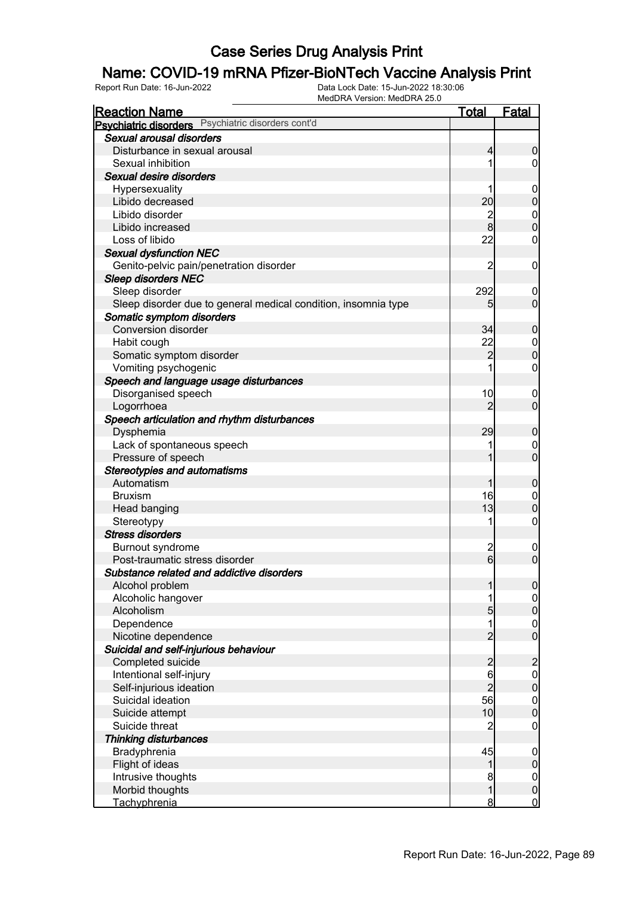# Case Series Drug Analysis Print

## Name: COVID-19 mRNA Pfizer-BioNTech Vaccine Analysis Print

Report Run Date: 16-Jun-2022    Data Lock Date: 15-Jun-2022 18:30:06
MedDRA Version: MedDRA 25.0

| Reaction Name | Total | Fatal |
|---|---|---|
| **Psychiatric disorders** Psychiatric disorders cont'd | | |
| ***Sexual arousal disorders*** | | |
| Disturbance in sexual arousal | 4 | 0 |
| Sexual inhibition | 1 | 0 |
| ***Sexual desire disorders*** | | |
| Hypersexuality | 1 | 0 |
| Libido decreased | 20 | 0 |
| Libido disorder | 2 | 0 |
| Libido increased | 8 | 0 |
| Loss of libido | 22 | 0 |
| ***Sexual dysfunction NEC*** | | |
| Genito-pelvic pain/penetration disorder | 2 | 0 |
| ***Sleep disorders NEC*** | | |
| Sleep disorder | 292 | 0 |
| Sleep disorder due to general medical condition, insomnia type | 5 | 0 |
| ***Somatic symptom disorders*** | | |
| Conversion disorder | 34 | 0 |
| Habit cough | 22 | 0 |
| Somatic symptom disorder | 2 | 0 |
| Vomiting psychogenic | 1 | 0 |
| ***Speech and language usage disturbances*** | | |
| Disorganised speech | 10 | 0 |
| Logorrhoea | 2 | 0 |
| ***Speech articulation and rhythm disturbances*** | | |
| Dysphemia | 29 | 0 |
| Lack of spontaneous speech | 1 | 0 |
| Pressure of speech | 1 | 0 |
| ***Stereotypies and automatisms*** | | |
| Automatism | 1 | 0 |
| Bruxism | 16 | 0 |
| Head banging | 13 | 0 |
| Stereotypy | 1 | 0 |
| ***Stress disorders*** | | |
| Burnout syndrome | 2 | 0 |
| Post-traumatic stress disorder | 6 | 0 |
| ***Substance related and addictive disorders*** | | |
| Alcohol problem | 1 | 0 |
| Alcoholic hangover | 1 | 0 |
| Alcoholism | 5 | 0 |
| Dependence | 1 | 0 |
| Nicotine dependence | 2 | 0 |
| ***Suicidal and self-injurious behaviour*** | | |
| Completed suicide | 2 | 2 |
| Intentional self-injury | 6 | 0 |
| Self-injurious ideation | 2 | 0 |
| Suicidal ideation | 56 | 0 |
| Suicide attempt | 10 | 0 |
| Suicide threat | 2 | 0 |
| ***Thinking disturbances*** | | |
| Bradyphrenia | 45 | 0 |
| Flight of ideas | 1 | 0 |
| Intrusive thoughts | 8 | 0 |
| Morbid thoughts | 1 | 0 |
| Tachyphrenia | 8 | 0 |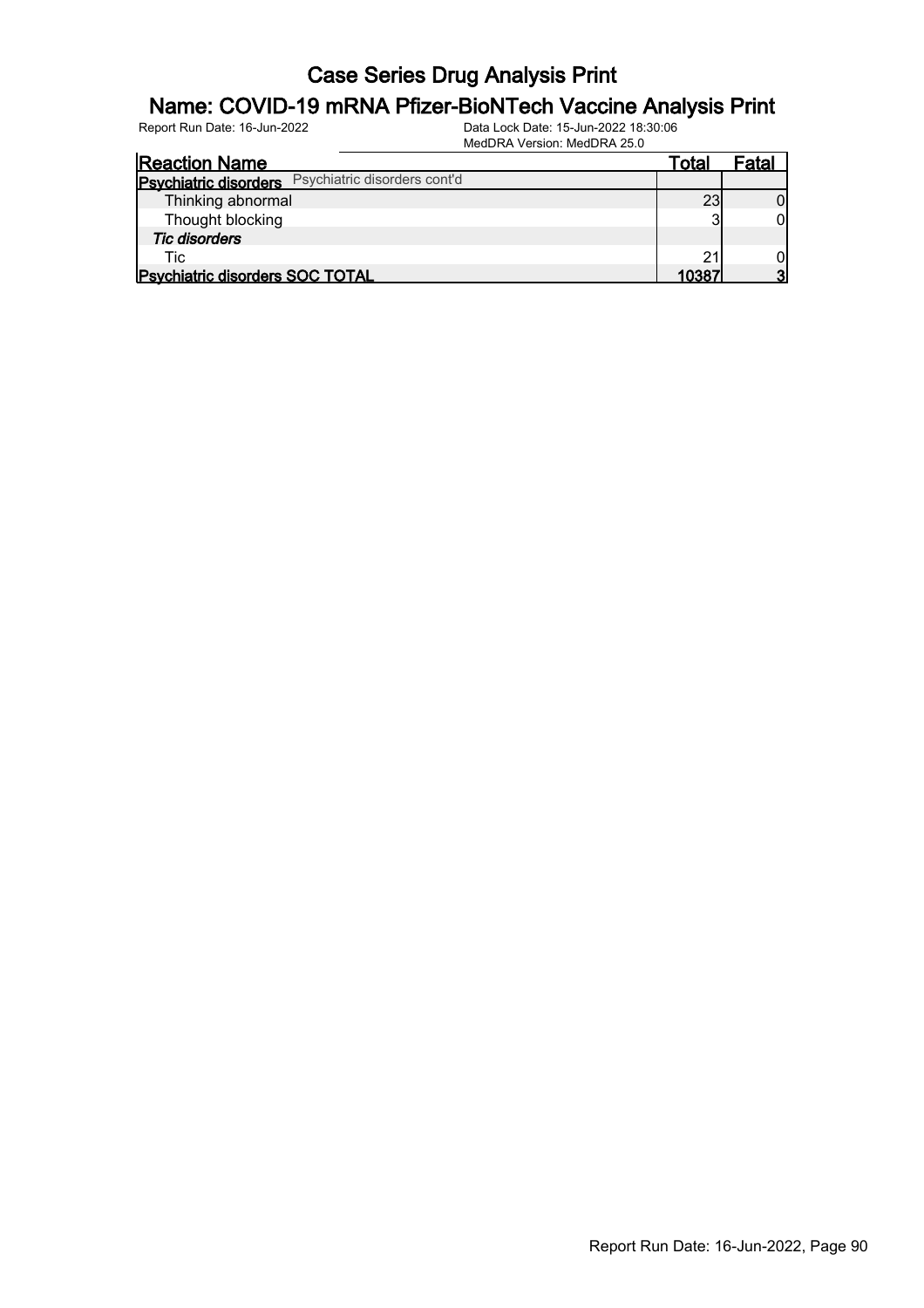# Case Series Drug Analysis Print

## Name: COVID-19 mRNA Pfizer-BioNTech Vaccine Analysis Print

Report Run Date: 16-Jun-2022    Data Lock Date: 15-Jun-2022 18:30:06
MedDRA Version: MedDRA 25.0

| Reaction Name | Total | Fatal |
|---|---|---|
| **Psychiatric disorders** Psychiatric disorders cont'd | | |
| Thinking abnormal | 23 | 0 |
| Thought blocking | 3 | 0 |
| ***Tic disorders*** | | |
| Tic | 21 | 0 |
| **Psychiatric disorders SOC TOTAL** | **10387** | **3** |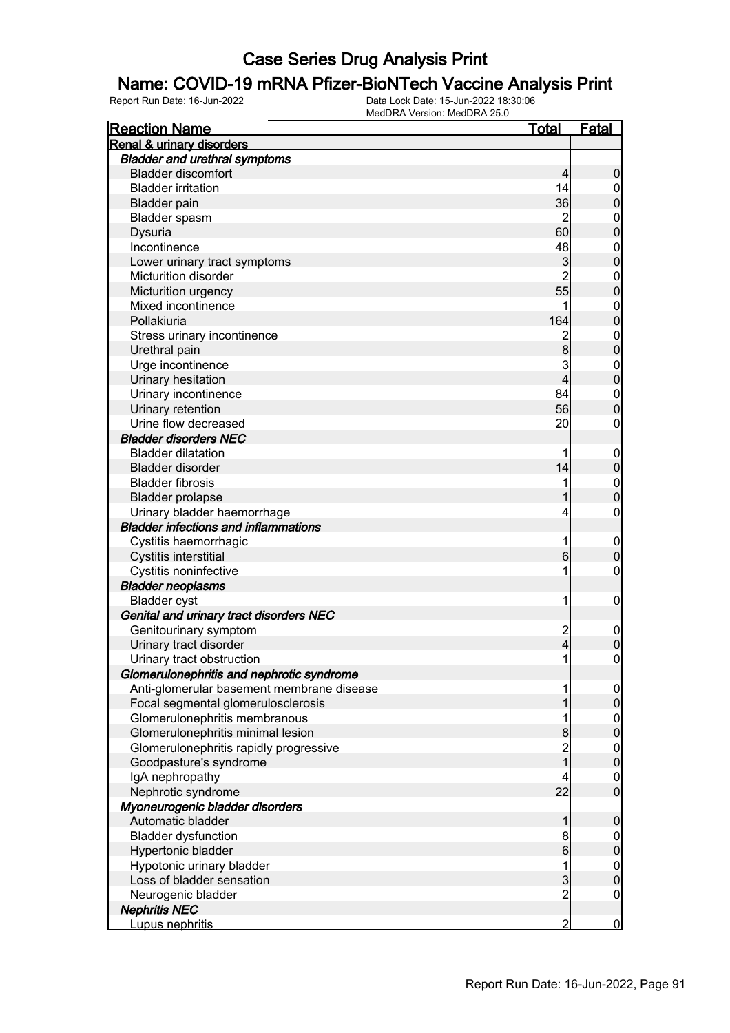# Case Series Drug Analysis Print

## Name: COVID-19 mRNA Pfizer-BioNTech Vaccine Analysis Print

Report Run Date: 16-Jun-2022    Data Lock Date: 15-Jun-2022 18:30:06
MedDRA Version: MedDRA 25.0

| Reaction Name | Total | Fatal |
|---|---|---|
| **Renal & urinary disorders** | | |
| ***Bladder and urethral symptoms*** | | |
| Bladder discomfort | 4 | 0 |
| Bladder irritation | 14 | 0 |
| Bladder pain | 36 | 0 |
| Bladder spasm | 2 | 0 |
| Dysuria | 60 | 0 |
| Incontinence | 48 | 0 |
| Lower urinary tract symptoms | 3 | 0 |
| Micturition disorder | 2 | 0 |
| Micturition urgency | 55 | 0 |
| Mixed incontinence | 1 | 0 |
| Pollakiuria | 164 | 0 |
| Stress urinary incontinence | 2 | 0 |
| Urethral pain | 8 | 0 |
| Urge incontinence | 3 | 0 |
| Urinary hesitation | 4 | 0 |
| Urinary incontinence | 84 | 0 |
| Urinary retention | 56 | 0 |
| Urine flow decreased | 20 | 0 |
| ***Bladder disorders NEC*** | | |
| Bladder dilatation | 1 | 0 |
| Bladder disorder | 14 | 0 |
| Bladder fibrosis | 1 | 0 |
| Bladder prolapse | 1 | 0 |
| Urinary bladder haemorrhage | 4 | 0 |
| ***Bladder infections and inflammations*** | | |
| Cystitis haemorrhagic | 1 | 0 |
| Cystitis interstitial | 6 | 0 |
| Cystitis noninfective | 1 | 0 |
| ***Bladder neoplasms*** | | |
| Bladder cyst | 1 | 0 |
| ***Genital and urinary tract disorders NEC*** | | |
| Genitourinary symptom | 2 | 0 |
| Urinary tract disorder | 4 | 0 |
| Urinary tract obstruction | 1 | 0 |
| ***Glomerulonephritis and nephrotic syndrome*** | | |
| Anti-glomerular basement membrane disease | 1 | 0 |
| Focal segmental glomerulosclerosis | 1 | 0 |
| Glomerulonephritis membranous | 1 | 0 |
| Glomerulonephritis minimal lesion | 8 | 0 |
| Glomerulonephritis rapidly progressive | 2 | 0 |
| Goodpasture's syndrome | 1 | 0 |
| IgA nephropathy | 4 | 0 |
| Nephrotic syndrome | 22 | 0 |
| ***Myoneurogenic bladder disorders*** | | |
| Automatic bladder | 1 | 0 |
| Bladder dysfunction | 8 | 0 |
| Hypertonic bladder | 6 | 0 |
| Hypotonic urinary bladder | 1 | 0 |
| Loss of bladder sensation | 3 | 0 |
| Neurogenic bladder | 2 | 0 |
| ***Nephritis NEC*** | | |
| Lupus nephritis | 2 | 0 |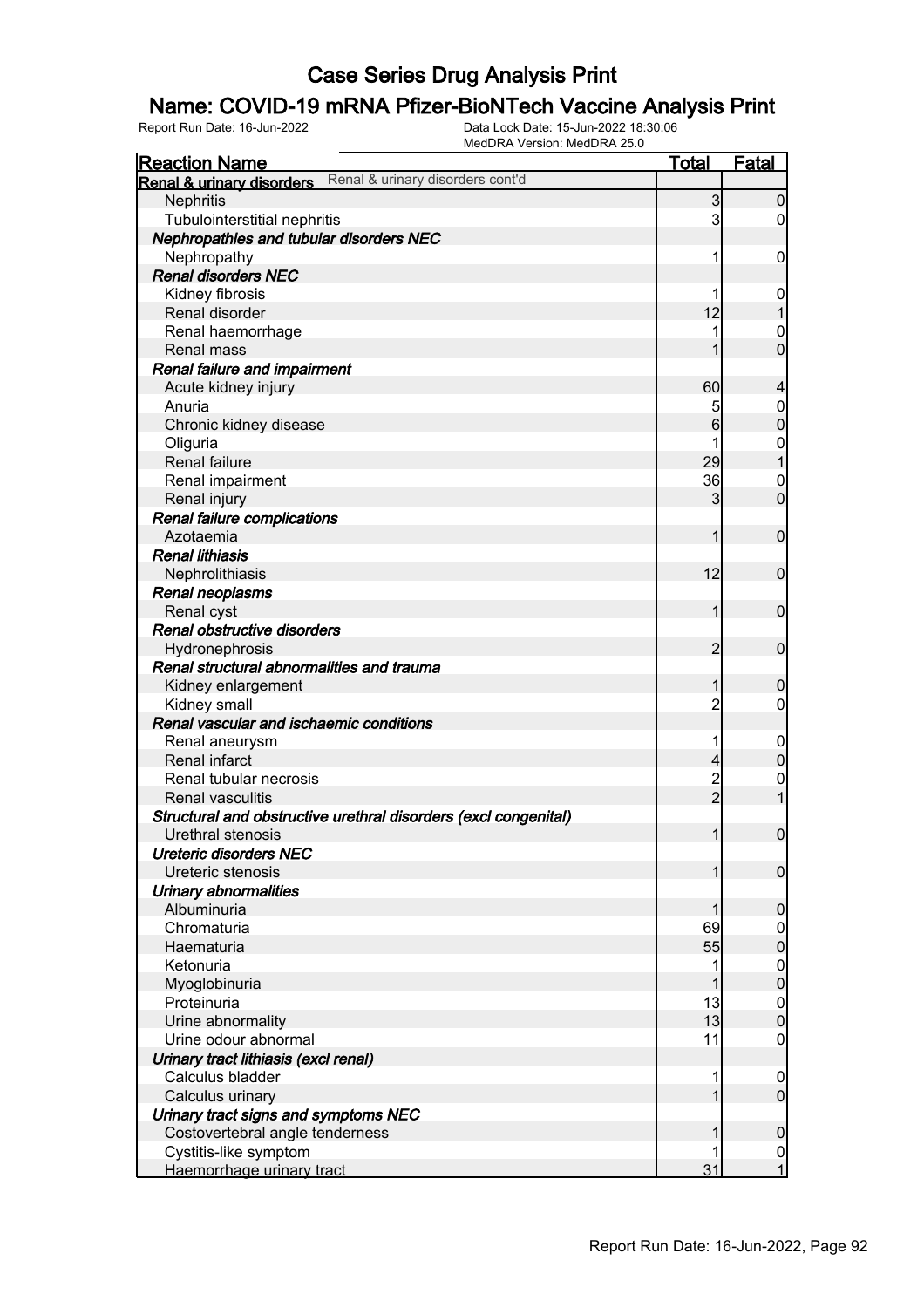# Case Series Drug Analysis Print

## Name: COVID-19 mRNA Pfizer-BioNTech Vaccine Analysis Print

Report Run Date: 16-Jun-2022 | Data Lock Date: 15-Jun-2022 18:30:06 | MedDRA Version: MedDRA 25.0

| Reaction Name | Total | Fatal |
|---|---|---|
| **Renal & urinary disorders** Renal & urinary disorders cont'd | | |
| Nephritis | 3 | 0 |
| Tubulointerstitial nephritis | 3 | 0 |
| ***Nephropathies and tubular disorders NEC*** | | |
| Nephropathy | 1 | 0 |
| ***Renal disorders NEC*** | | |
| Kidney fibrosis | 1 | 0 |
| Renal disorder | 12 | 1 |
| Renal haemorrhage | 1 | 0 |
| Renal mass | 1 | 0 |
| ***Renal failure and impairment*** | | |
| Acute kidney injury | 60 | 4 |
| Anuria | 5 | 0 |
| Chronic kidney disease | 6 | 0 |
| Oliguria | 1 | 0 |
| Renal failure | 29 | 1 |
| Renal impairment | 36 | 0 |
| Renal injury | 3 | 0 |
| ***Renal failure complications*** | | |
| Azotaemia | 1 | 0 |
| ***Renal lithiasis*** | | |
| Nephrolithiasis | 12 | 0 |
| ***Renal neoplasms*** | | |
| Renal cyst | 1 | 0 |
| ***Renal obstructive disorders*** | | |
| Hydronephrosis | 2 | 0 |
| ***Renal structural abnormalities and trauma*** | | |
| Kidney enlargement | 1 | 0 |
| Kidney small | 2 | 0 |
| ***Renal vascular and ischaemic conditions*** | | |
| Renal aneurysm | 1 | 0 |
| Renal infarct | 4 | 0 |
| Renal tubular necrosis | 2 | 0 |
| Renal vasculitis | 2 | 1 |
| ***Structural and obstructive urethral disorders (excl congenital)*** | | |
| Urethral stenosis | 1 | 0 |
| ***Ureteric disorders NEC*** | | |
| Ureteric stenosis | 1 | 0 |
| ***Urinary abnormalities*** | | |
| Albuminuria | 1 | 0 |
| Chromaturia | 69 | 0 |
| Haematuria | 55 | 0 |
| Ketonuria | 1 | 0 |
| Myoglobinuria | 1 | 0 |
| Proteinuria | 13 | 0 |
| Urine abnormality | 13 | 0 |
| Urine odour abnormal | 11 | 0 |
| ***Urinary tract lithiasis (excl renal)*** | | |
| Calculus bladder | 1 | 0 |
| Calculus urinary | 1 | 0 |
| ***Urinary tract signs and symptoms NEC*** | | |
| Costovertebral angle tenderness | 1 | 0 |
| Cystitis-like symptom | 1 | 0 |
| Haemorrhage urinary tract | 31 | 1 |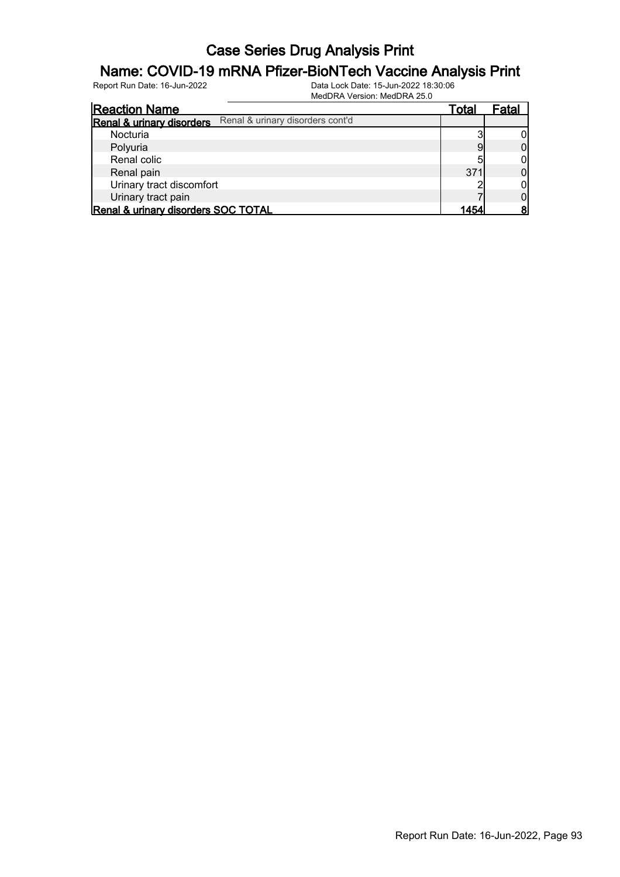# Case Series Drug Analysis Print

## Name: COVID-19 mRNA Pfizer-BioNTech Vaccine Analysis Print

Report Run Date: 16-Jun-2022    Data Lock Date: 15-Jun-2022 18:30:06
MedDRA Version: MedDRA 25.0

| Reaction Name | Total | Fatal |
|---|---|---|
| **Renal & urinary disorders** Renal & urinary disorders cont'd | | |
| Nocturia | 3 | 0 |
| Polyuria | 9 | 0 |
| Renal colic | 5 | 0 |
| Renal pain | 371 | 0 |
| Urinary tract discomfort | 2 | 0 |
| Urinary tract pain | 7 | 0 |
| **Renal & urinary disorders SOC TOTAL** | **1454** | **8** |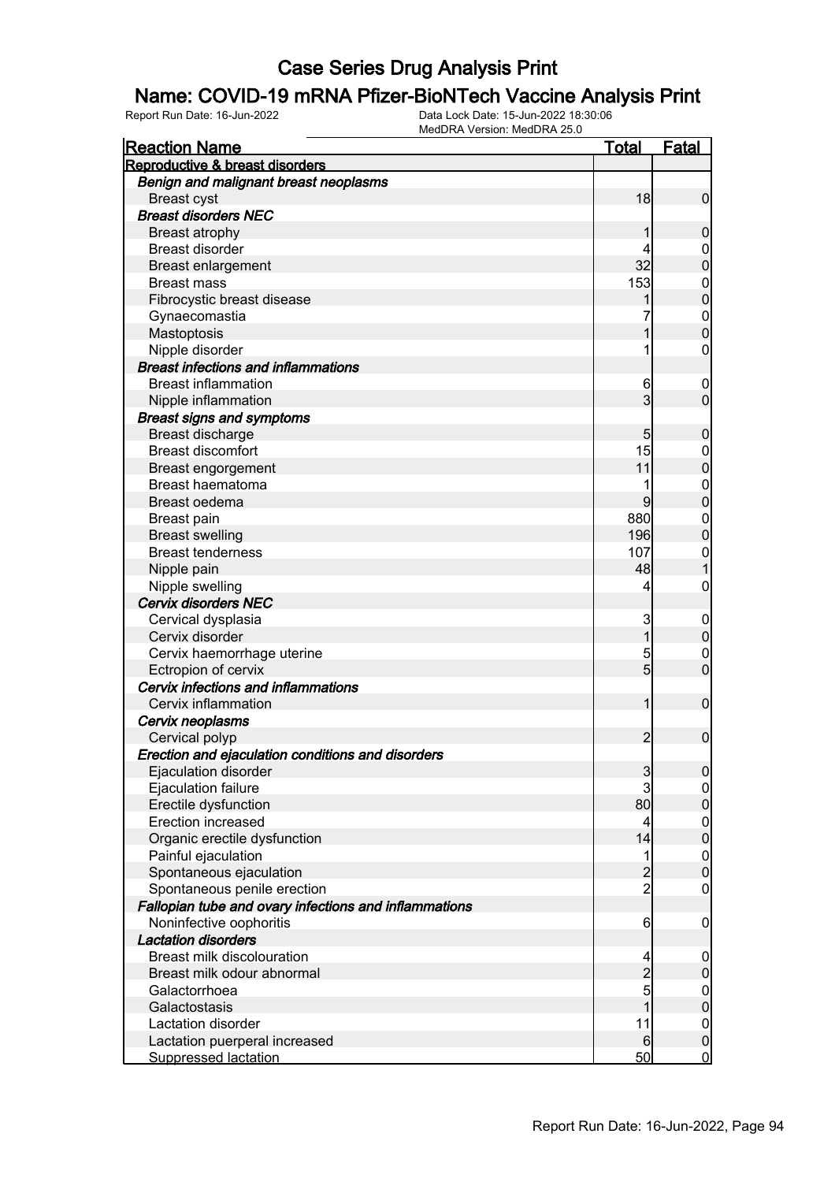# Case Series Drug Analysis Print

## Name: COVID-19 mRNA Pfizer-BioNTech Vaccine Analysis Print

Report Run Date: 16-Jun-2022    Data Lock Date: 15-Jun-2022 18:30:06
MedDRA Version: MedDRA 25.0

| Reaction Name | Total | Fatal |
|---|---|---|
| **Reproductive & breast disorders** | | |
| ***Benign and malignant breast neoplasms*** | | |
| Breast cyst | 18 | 0 |
| ***Breast disorders NEC*** | | |
| Breast atrophy | 1 | 0 |
| Breast disorder | 4 | 0 |
| Breast enlargement | 32 | 0 |
| Breast mass | 153 | 0 |
| Fibrocystic breast disease | 1 | 0 |
| Gynaecomastia | 7 | 0 |
| Mastoptosis | 1 | 0 |
| Nipple disorder | 1 | 0 |
| ***Breast infections and inflammations*** | | |
| Breast inflammation | 6 | 0 |
| Nipple inflammation | 3 | 0 |
| ***Breast signs and symptoms*** | | |
| Breast discharge | 5 | 0 |
| Breast discomfort | 15 | 0 |
| Breast engorgement | 11 | 0 |
| Breast haematoma | 1 | 0 |
| Breast oedema | 9 | 0 |
| Breast pain | 880 | 0 |
| Breast swelling | 196 | 0 |
| Breast tenderness | 107 | 0 |
| Nipple pain | 48 | 1 |
| Nipple swelling | 4 | 0 |
| ***Cervix disorders NEC*** | | |
| Cervical dysplasia | 3 | 0 |
| Cervix disorder | 1 | 0 |
| Cervix haemorrhage uterine | 5 | 0 |
| Ectropion of cervix | 5 | 0 |
| ***Cervix infections and inflammations*** | | |
| Cervix inflammation | 1 | 0 |
| ***Cervix neoplasms*** | | |
| Cervical polyp | 2 | 0 |
| ***Erection and ejaculation conditions and disorders*** | | |
| Ejaculation disorder | 3 | 0 |
| Ejaculation failure | 3 | 0 |
| Erectile dysfunction | 80 | 0 |
| Erection increased | 4 | 0 |
| Organic erectile dysfunction | 14 | 0 |
| Painful ejaculation | 1 | 0 |
| Spontaneous ejaculation | 2 | 0 |
| Spontaneous penile erection | 2 | 0 |
| ***Fallopian tube and ovary infections and inflammations*** | | |
| Noninfective oophoritis | 6 | 0 |
| ***Lactation disorders*** | | |
| Breast milk discolouration | 4 | 0 |
| Breast milk odour abnormal | 2 | 0 |
| Galactorrhoea | 5 | 0 |
| Galactostasis | 1 | 0 |
| Lactation disorder | 11 | 0 |
| Lactation puerperal increased | 6 | 0 |
| Suppressed lactation | 50 | 0 |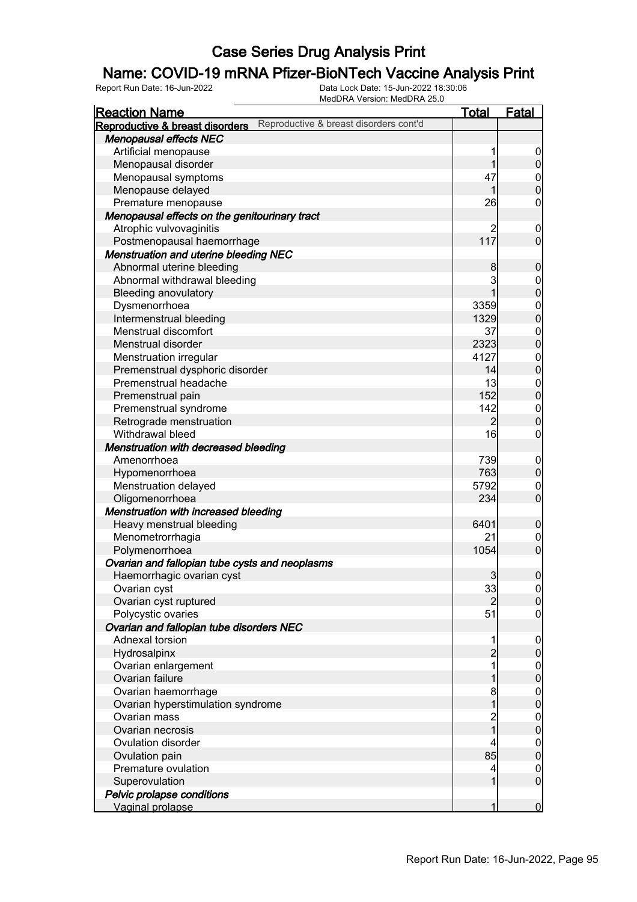# Case Series Drug Analysis Print

## Name: COVID-19 mRNA Pfizer-BioNTech Vaccine Analysis Print

Report Run Date: 16-Jun-2022 | Data Lock Date: 15-Jun-2022 18:30:06 | MedDRA Version: MedDRA 25.0

| Reaction Name | Total | Fatal |
|---|---|---|
| **Reproductive & breast disorders** Reproductive & breast disorders cont'd | | |
| ***Menopausal effects NEC*** | | |
| Artificial menopause | 1 | 0 |
| Menopausal disorder | 1 | 0 |
| Menopausal symptoms | 47 | 0 |
| Menopause delayed | 1 | 0 |
| Premature menopause | 26 | 0 |
| ***Menopausal effects on the genitourinary tract*** | | |
| Atrophic vulvovaginitis | 2 | 0 |
| Postmenopausal haemorrhage | 117 | 0 |
| ***Menstruation and uterine bleeding NEC*** | | |
| Abnormal uterine bleeding | 8 | 0 |
| Abnormal withdrawal bleeding | 3 | 0 |
| Bleeding anovulatory | 1 | 0 |
| Dysmenorrhoea | 3359 | 0 |
| Intermenstrual bleeding | 1329 | 0 |
| Menstrual discomfort | 37 | 0 |
| Menstrual disorder | 2323 | 0 |
| Menstruation irregular | 4127 | 0 |
| Premenstrual dysphoric disorder | 14 | 0 |
| Premenstrual headache | 13 | 0 |
| Premenstrual pain | 152 | 0 |
| Premenstrual syndrome | 142 | 0 |
| Retrograde menstruation | 2 | 0 |
| Withdrawal bleed | 16 | 0 |
| ***Menstruation with decreased bleeding*** | | |
| Amenorrhoea | 739 | 0 |
| Hypomenorrhoea | 763 | 0 |
| Menstruation delayed | 5792 | 0 |
| Oligomenorrhoea | 234 | 0 |
| ***Menstruation with increased bleeding*** | | |
| Heavy menstrual bleeding | 6401 | 0 |
| Menometrorrhagia | 21 | 0 |
| Polymenorrhoea | 1054 | 0 |
| ***Ovarian and fallopian tube cysts and neoplasms*** | | |
| Haemorrhagic ovarian cyst | 3 | 0 |
| Ovarian cyst | 33 | 0 |
| Ovarian cyst ruptured | 2 | 0 |
| Polycystic ovaries | 51 | 0 |
| ***Ovarian and fallopian tube disorders NEC*** | | |
| Adnexal torsion | 1 | 0 |
| Hydrosalpinx | 2 | 0 |
| Ovarian enlargement | 1 | 0 |
| Ovarian failure | 1 | 0 |
| Ovarian haemorrhage | 8 | 0 |
| Ovarian hyperstimulation syndrome | 1 | 0 |
| Ovarian mass | 2 | 0 |
| Ovarian necrosis | 1 | 0 |
| Ovulation disorder | 4 | 0 |
| Ovulation pain | 85 | 0 |
| Premature ovulation | 4 | 0 |
| Superovulation | 1 | 0 |
| ***Pelvic prolapse conditions*** | | |
| Vaginal prolapse | 1 | 0 |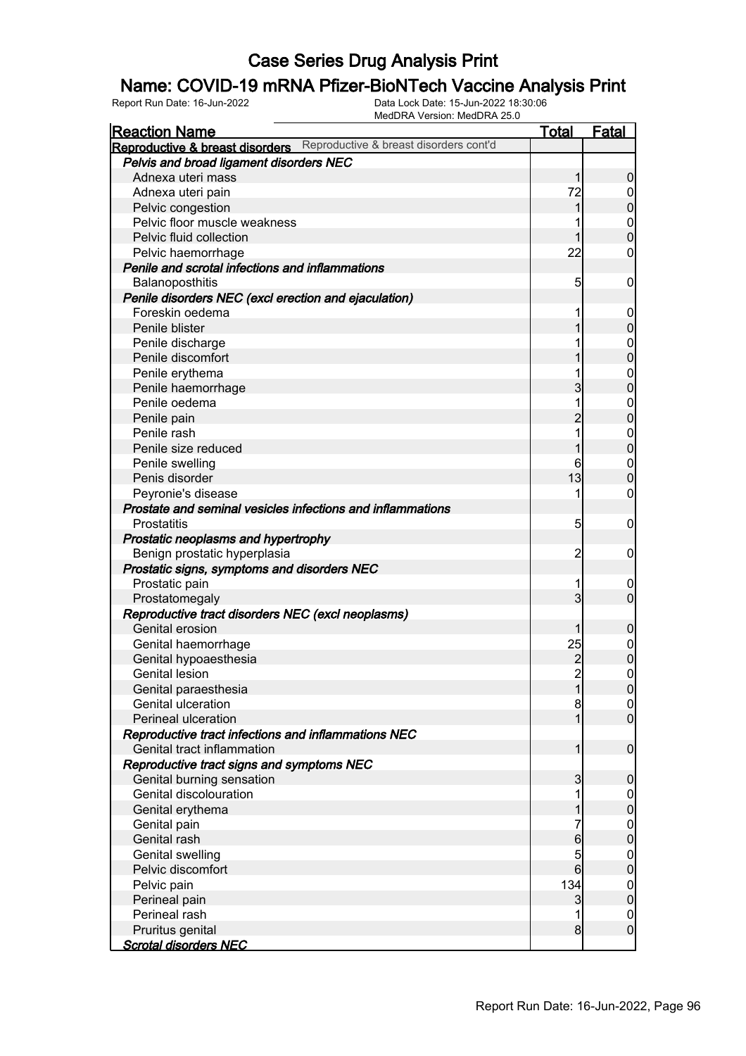# Case Series Drug Analysis Print

## Name: COVID-19 mRNA Pfizer-BioNTech Vaccine Analysis Print

Report Run Date: 16-Jun-2022

Data Lock Date: 15-Jun-2022 18:30:06
MedDRA Version: MedDRA 25.0

| Reaction Name | Total | Fatal |
|---|---|---|
| **Reproductive & breast disorders** Reproductive & breast disorders cont'd | | |
| ***Pelvis and broad ligament disorders NEC*** | | |
| Adnexa uteri mass | 1 | 0 |
| Adnexa uteri pain | 72 | 0 |
| Pelvic congestion | 1 | 0 |
| Pelvic floor muscle weakness | 1 | 0 |
| Pelvic fluid collection | 1 | 0 |
| Pelvic haemorrhage | 22 | 0 |
| ***Penile and scrotal infections and inflammations*** | | |
| Balanoposthitis | 5 | 0 |
| ***Penile disorders NEC (excl erection and ejaculation)*** | | |
| Foreskin oedema | 1 | 0 |
| Penile blister | 1 | 0 |
| Penile discharge | 1 | 0 |
| Penile discomfort | 1 | 0 |
| Penile erythema | 1 | 0 |
| Penile haemorrhage | 3 | 0 |
| Penile oedema | 1 | 0 |
| Penile pain | 2 | 0 |
| Penile rash | 1 | 0 |
| Penile size reduced | 1 | 0 |
| Penile swelling | 6 | 0 |
| Penis disorder | 13 | 0 |
| Peyronie's disease | 1 | 0 |
| ***Prostate and seminal vesicles infections and inflammations*** | | |
| Prostatitis | 5 | 0 |
| ***Prostatic neoplasms and hypertrophy*** | | |
| Benign prostatic hyperplasia | 2 | 0 |
| ***Prostatic signs, symptoms and disorders NEC*** | | |
| Prostatic pain | 1 | 0 |
| Prostatomegaly | 3 | 0 |
| ***Reproductive tract disorders NEC (excl neoplasms)*** | | |
| Genital erosion | 1 | 0 |
| Genital haemorrhage | 25 | 0 |
| Genital hypoaesthesia | 2 | 0 |
| Genital lesion | 2 | 0 |
| Genital paraesthesia | 1 | 0 |
| Genital ulceration | 8 | 0 |
| Perineal ulceration | 1 | 0 |
| ***Reproductive tract infections and inflammations NEC*** | | |
| Genital tract inflammation | 1 | 0 |
| ***Reproductive tract signs and symptoms NEC*** | | |
| Genital burning sensation | 3 | 0 |
| Genital discolouration | 1 | 0 |
| Genital erythema | 1 | 0 |
| Genital pain | 7 | 0 |
| Genital rash | 6 | 0 |
| Genital swelling | 5 | 0 |
| Pelvic discomfort | 6 | 0 |
| Pelvic pain | 134 | 0 |
| Perineal pain | 3 | 0 |
| Perineal rash | 1 | 0 |
| Pruritus genital | 8 | 0 |
| ***Scrotal disorders NEC*** | | |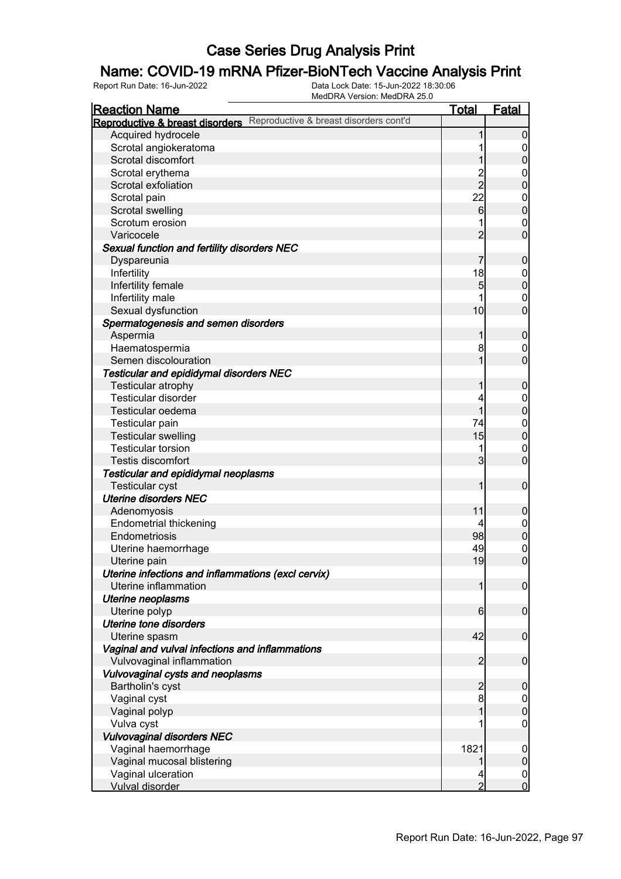# Case Series Drug Analysis Print

## Name: COVID-19 mRNA Pfizer-BioNTech Vaccine Analysis Print

Report Run Date: 16-Jun-2022    Data Lock Date: 15-Jun-2022 18:30:06
MedDRA Version: MedDRA 25.0

| Reaction Name | Total | Fatal |
|---|---|---|
| **Reproductive & breast disorders** Reproductive & breast disorders cont'd | | |
| Acquired hydrocele | 1 | 0 |
| Scrotal angiokeratoma | 1 | 0 |
| Scrotal discomfort | 1 | 0 |
| Scrotal erythema | 2 | 0 |
| Scrotal exfoliation | 2 | 0 |
| Scrotal pain | 22 | 0 |
| Scrotal swelling | 6 | 0 |
| Scrotum erosion | 1 | 0 |
| Varicocele | 2 | 0 |
| ***Sexual function and fertility disorders NEC*** | | |
| Dyspareunia | 7 | 0 |
| Infertility | 18 | 0 |
| Infertility female | 5 | 0 |
| Infertility male | 1 | 0 |
| Sexual dysfunction | 10 | 0 |
| ***Spermatogenesis and semen disorders*** | | |
| Aspermia | 1 | 0 |
| Haematospermia | 8 | 0 |
| Semen discolouration | 1 | 0 |
| ***Testicular and epididymal disorders NEC*** | | |
| Testicular atrophy | 1 | 0 |
| Testicular disorder | 4 | 0 |
| Testicular oedema | 1 | 0 |
| Testicular pain | 74 | 0 |
| Testicular swelling | 15 | 0 |
| Testicular torsion | 1 | 0 |
| Testis discomfort | 3 | 0 |
| ***Testicular and epididymal neoplasms*** | | |
| Testicular cyst | 1 | 0 |
| ***Uterine disorders NEC*** | | |
| Adenomyosis | 11 | 0 |
| Endometrial thickening | 4 | 0 |
| Endometriosis | 98 | 0 |
| Uterine haemorrhage | 49 | 0 |
| Uterine pain | 19 | 0 |
| ***Uterine infections and inflammations (excl cervix)*** | | |
| Uterine inflammation | 1 | 0 |
| ***Uterine neoplasms*** | | |
| Uterine polyp | 6 | 0 |
| ***Uterine tone disorders*** | | |
| Uterine spasm | 42 | 0 |
| ***Vaginal and vulval infections and inflammations*** | | |
| Vulvovaginal inflammation | 2 | 0 |
| ***Vulvovaginal cysts and neoplasms*** | | |
| Bartholin's cyst | 2 | 0 |
| Vaginal cyst | 8 | 0 |
| Vaginal polyp | 1 | 0 |
| Vulva cyst | 1 | 0 |
| ***Vulvovaginal disorders NEC*** | | |
| Vaginal haemorrhage | 1821 | 0 |
| Vaginal mucosal blistering | 1 | 0 |
| Vaginal ulceration | 4 | 0 |
| Vulval disorder | 2 | 0 |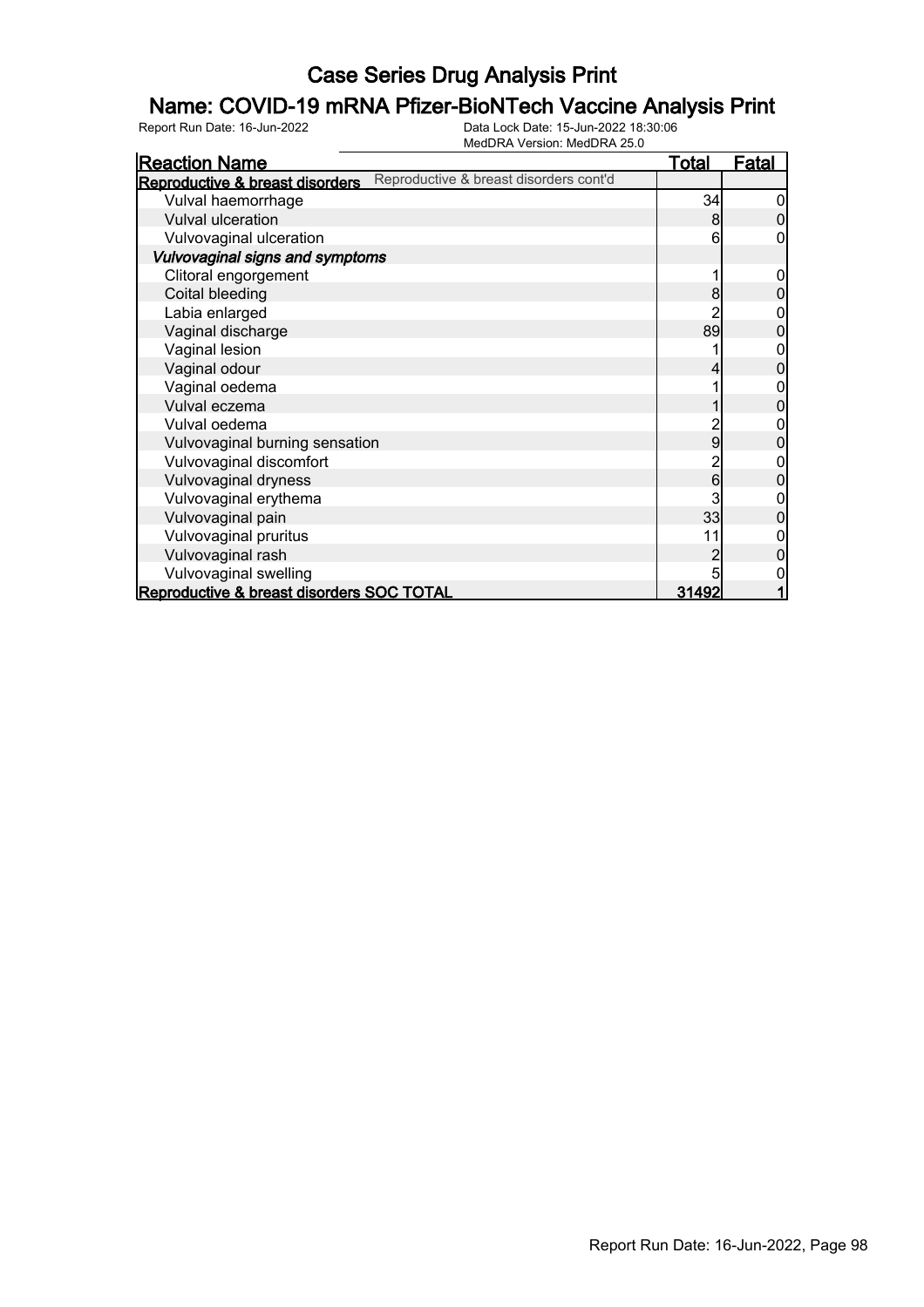# Case Series Drug Analysis Print

## Name: COVID-19 mRNA Pfizer-BioNTech Vaccine Analysis Print

Report Run Date: 16-Jun-2022    Data Lock Date: 15-Jun-2022 18:30:06
MedDRA Version: MedDRA 25.0

| Reaction Name | Total | Fatal |
|---|---|---|
| **Reproductive & breast disorders** Reproductive & breast disorders cont'd | | |
| Vulval haemorrhage | 34 | 0 |
| Vulval ulceration | 8 | 0 |
| Vulvovaginal ulceration | 6 | 0 |
| ***Vulvovaginal signs and symptoms*** | | |
| Clitoral engorgement | 1 | 0 |
| Coital bleeding | 8 | 0 |
| Labia enlarged | 2 | 0 |
| Vaginal discharge | 89 | 0 |
| Vaginal lesion | 1 | 0 |
| Vaginal odour | 4 | 0 |
| Vaginal oedema | 1 | 0 |
| Vulval eczema | 1 | 0 |
| Vulval oedema | 2 | 0 |
| Vulvovaginal burning sensation | 9 | 0 |
| Vulvovaginal discomfort | 2 | 0 |
| Vulvovaginal dryness | 6 | 0 |
| Vulvovaginal erythema | 3 | 0 |
| Vulvovaginal pain | 33 | 0 |
| Vulvovaginal pruritus | 11 | 0 |
| Vulvovaginal rash | 2 | 0 |
| Vulvovaginal swelling | 5 | 0 |
| **Reproductive & breast disorders SOC TOTAL** | **31492** | **1** |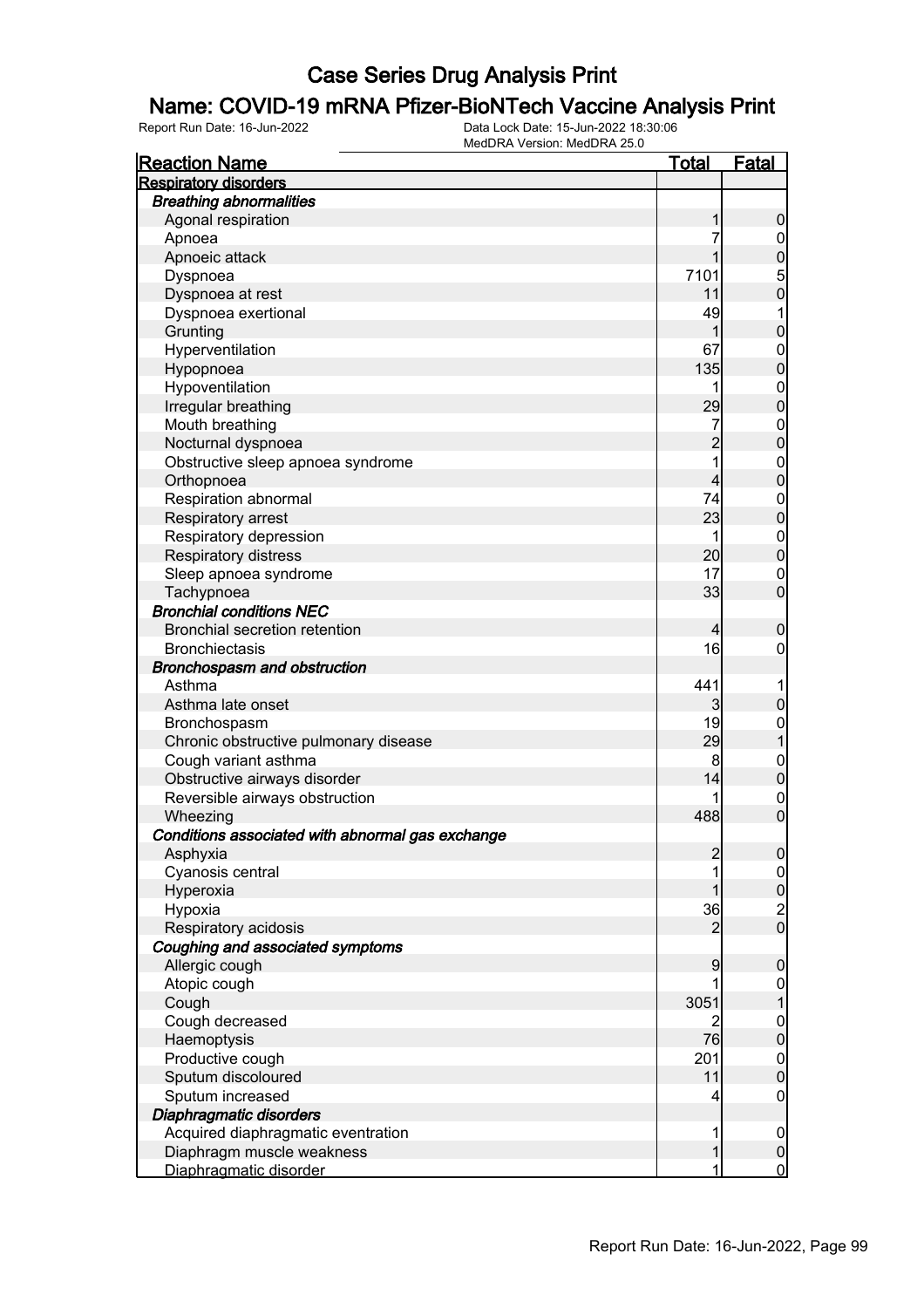# Case Series Drug Analysis Print

## Name: COVID-19 mRNA Pfizer-BioNTech Vaccine Analysis Print

Report Run Date: 16-Jun-2022    Data Lock Date: 15-Jun-2022 18:30:06
MedDRA Version: MedDRA 25.0

| Reaction Name | Total | Fatal |
|---|---|---|
| **Respiratory disorders** | | |
| ***Breathing abnormalities*** | | |
| Agonal respiration | 1 | 0 |
| Apnoea | 7 | 0 |
| Apnoeic attack | 1 | 0 |
| Dyspnoea | 7101 | 5 |
| Dyspnoea at rest | 11 | 0 |
| Dyspnoea exertional | 49 | 1 |
| Grunting | 1 | 0 |
| Hyperventilation | 67 | 0 |
| Hypopnoea | 135 | 0 |
| Hypoventilation | 1 | 0 |
| Irregular breathing | 29 | 0 |
| Mouth breathing | 7 | 0 |
| Nocturnal dyspnoea | 2 | 0 |
| Obstructive sleep apnoea syndrome | 1 | 0 |
| Orthopnoea | 4 | 0 |
| Respiration abnormal | 74 | 0 |
| Respiratory arrest | 23 | 0 |
| Respiratory depression | 1 | 0 |
| Respiratory distress | 20 | 0 |
| Sleep apnoea syndrome | 17 | 0 |
| Tachypnoea | 33 | 0 |
| ***Bronchial conditions NEC*** | | |
| Bronchial secretion retention | 4 | 0 |
| Bronchiectasis | 16 | 0 |
| ***Bronchospasm and obstruction*** | | |
| Asthma | 441 | 1 |
| Asthma late onset | 3 | 0 |
| Bronchospasm | 19 | 0 |
| Chronic obstructive pulmonary disease | 29 | 1 |
| Cough variant asthma | 8 | 0 |
| Obstructive airways disorder | 14 | 0 |
| Reversible airways obstruction | 1 | 0 |
| Wheezing | 488 | 0 |
| ***Conditions associated with abnormal gas exchange*** | | |
| Asphyxia | 2 | 0 |
| Cyanosis central | 1 | 0 |
| Hyperoxia | 1 | 0 |
| Hypoxia | 36 | 2 |
| Respiratory acidosis | 2 | 0 |
| ***Coughing and associated symptoms*** | | |
| Allergic cough | 9 | 0 |
| Atopic cough | 1 | 0 |
| Cough | 3051 | 1 |
| Cough decreased | 2 | 0 |
| Haemoptysis | 76 | 0 |
| Productive cough | 201 | 0 |
| Sputum discoloured | 11 | 0 |
| Sputum increased | 4 | 0 |
| ***Diaphragmatic disorders*** | | |
| Acquired diaphragmatic eventration | 1 | 0 |
| Diaphragm muscle weakness | 1 | 0 |
| Diaphragmatic disorder | 1 | 0 |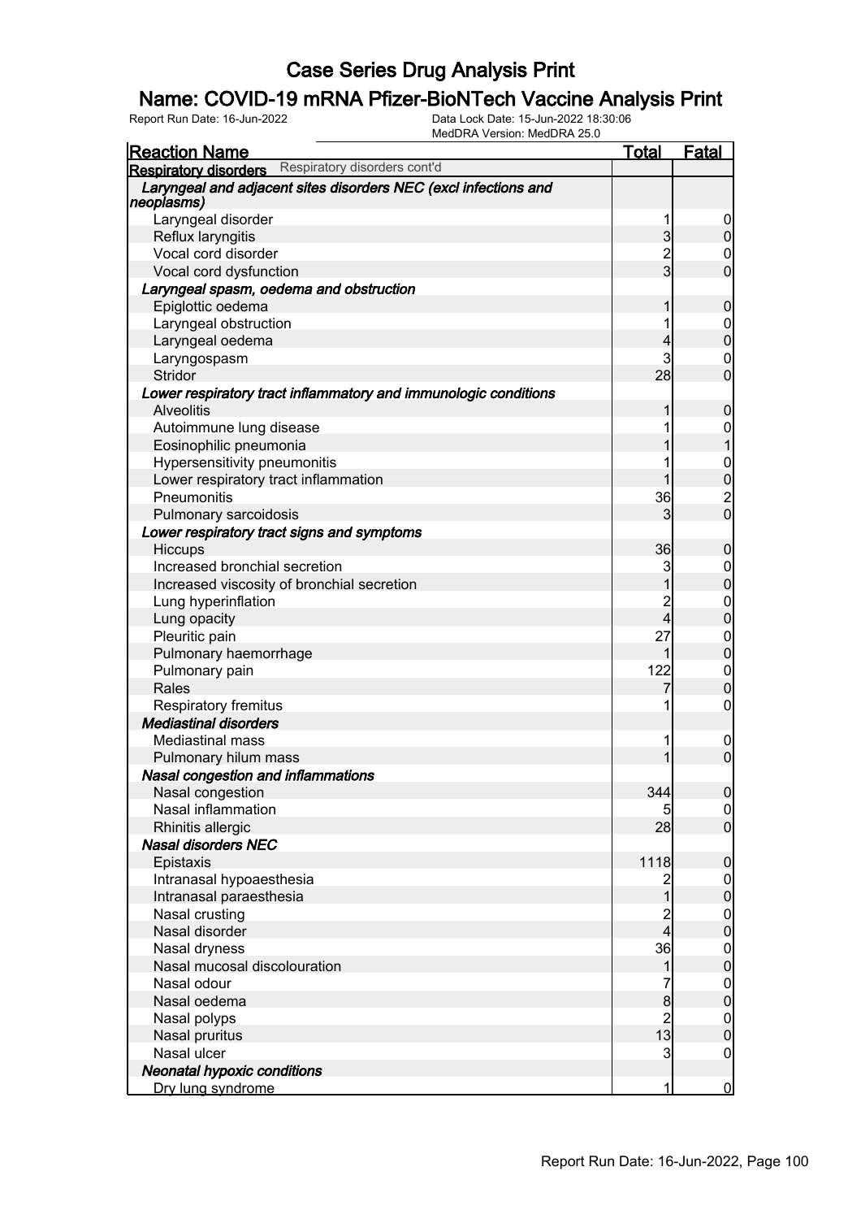# Case Series Drug Analysis Print

## Name: COVID-19 mRNA Pfizer-BioNTech Vaccine Analysis Print

Report Run Date: 16-Jun-2022    Data Lock Date: 15-Jun-2022 18:30:06
MedDRA Version: MedDRA 25.0

| Reaction Name | Total | Fatal |
|---|---|---|
| **Respiratory disorders** Respiratory disorders cont'd | | |
| ***Laryngeal and adjacent sites disorders NEC (excl infections and neoplasms)*** | | |
| Laryngeal disorder | 1 | 0 |
| Reflux laryngitis | 3 | 0 |
| Vocal cord disorder | 2 | 0 |
| Vocal cord dysfunction | 3 | 0 |
| ***Laryngeal spasm, oedema and obstruction*** | | |
| Epiglottic oedema | 1 | 0 |
| Laryngeal obstruction | 1 | 0 |
| Laryngeal oedema | 4 | 0 |
| Laryngospasm | 3 | 0 |
| Stridor | 28 | 0 |
| ***Lower respiratory tract inflammatory and immunologic conditions*** | | |
| Alveolitis | 1 | 0 |
| Autoimmune lung disease | 1 | 0 |
| Eosinophilic pneumonia | 1 | 1 |
| Hypersensitivity pneumonitis | 1 | 0 |
| Lower respiratory tract inflammation | 1 | 0 |
| Pneumonitis | 36 | 2 |
| Pulmonary sarcoidosis | 3 | 0 |
| ***Lower respiratory tract signs and symptoms*** | | |
| Hiccups | 36 | 0 |
| Increased bronchial secretion | 3 | 0 |
| Increased viscosity of bronchial secretion | 1 | 0 |
| Lung hyperinflation | 2 | 0 |
| Lung opacity | 4 | 0 |
| Pleuritic pain | 27 | 0 |
| Pulmonary haemorrhage | 1 | 0 |
| Pulmonary pain | 122 | 0 |
| Rales | 7 | 0 |
| Respiratory fremitus | 1 | 0 |
| ***Mediastinal disorders*** | | |
| Mediastinal mass | 1 | 0 |
| Pulmonary hilum mass | 1 | 0 |
| ***Nasal congestion and inflammations*** | | |
| Nasal congestion | 344 | 0 |
| Nasal inflammation | 5 | 0 |
| Rhinitis allergic | 28 | 0 |
| ***Nasal disorders NEC*** | | |
| Epistaxis | 1118 | 0 |
| Intranasal hypoaesthesia | 2 | 0 |
| Intranasal paraesthesia | 1 | 0 |
| Nasal crusting | 2 | 0 |
| Nasal disorder | 4 | 0 |
| Nasal dryness | 36 | 0 |
| Nasal mucosal discolouration | 1 | 0 |
| Nasal odour | 7 | 0 |
| Nasal oedema | 8 | 0 |
| Nasal polyps | 2 | 0 |
| Nasal pruritus | 13 | 0 |
| Nasal ulcer | 3 | 0 |
| ***Neonatal hypoxic conditions*** | | |
| Dry lung syndrome | 1 | 0 |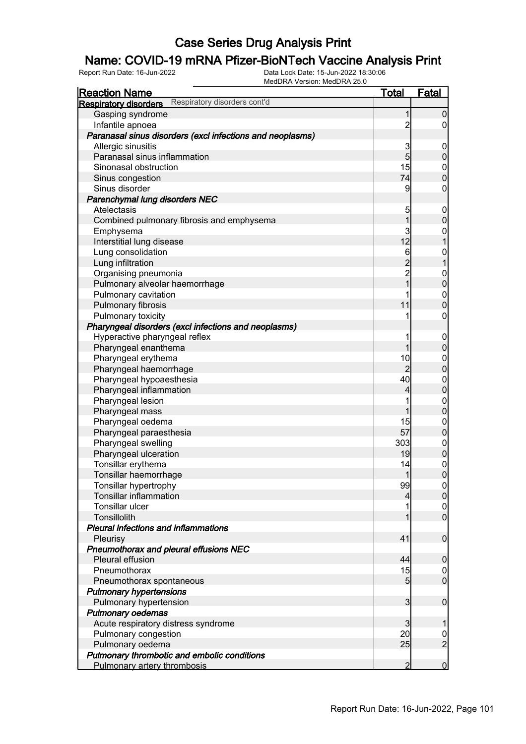# Case Series Drug Analysis Print

## Name: COVID-19 mRNA Pfizer-BioNTech Vaccine Analysis Print

Report Run Date: 16-Jun-2022
Data Lock Date: 15-Jun-2022 18:30:06
MedDRA Version: MedDRA 25.0

| Reaction Name | Total | Fatal |
| --- | --- | --- |
| **Respiratory disorders** Respiratory disorders cont'd | | |
| Gasping syndrome | 1 | 0 |
| Infantile apnoea | 2 | 0 |
| ***Paranasal sinus disorders (excl infections and neoplasms)*** | | |
| Allergic sinusitis | 3 | 0 |
| Paranasal sinus inflammation | 5 | 0 |
| Sinonasal obstruction | 15 | 0 |
| Sinus congestion | 74 | 0 |
| Sinus disorder | 9 | 0 |
| ***Parenchymal lung disorders NEC*** | | |
| Atelectasis | 5 | 0 |
| Combined pulmonary fibrosis and emphysema | 1 | 0 |
| Emphysema | 3 | 0 |
| Interstitial lung disease | 12 | 1 |
| Lung consolidation | 6 | 0 |
| Lung infiltration | 2 | 1 |
| Organising pneumonia | 2 | 0 |
| Pulmonary alveolar haemorrhage | 1 | 0 |
| Pulmonary cavitation | 1 | 0 |
| Pulmonary fibrosis | 11 | 0 |
| Pulmonary toxicity | 1 | 0 |
| ***Pharyngeal disorders (excl infections and neoplasms)*** | | |
| Hyperactive pharyngeal reflex | 1 | 0 |
| Pharyngeal enanthema | 1 | 0 |
| Pharyngeal erythema | 10 | 0 |
| Pharyngeal haemorrhage | 2 | 0 |
| Pharyngeal hypoaesthesia | 40 | 0 |
| Pharyngeal inflammation | 4 | 0 |
| Pharyngeal lesion | 1 | 0 |
| Pharyngeal mass | 1 | 0 |
| Pharyngeal oedema | 15 | 0 |
| Pharyngeal paraesthesia | 57 | 0 |
| Pharyngeal swelling | 303 | 0 |
| Pharyngeal ulceration | 19 | 0 |
| Tonsillar erythema | 14 | 0 |
| Tonsillar haemorrhage | 1 | 0 |
| Tonsillar hypertrophy | 99 | 0 |
| Tonsillar inflammation | 4 | 0 |
| Tonsillar ulcer | 1 | 0 |
| Tonsillolith | 1 | 0 |
| ***Pleural infections and inflammations*** | | |
| Pleurisy | 41 | 0 |
| ***Pneumothorax and pleural effusions NEC*** | | |
| Pleural effusion | 44 | 0 |
| Pneumothorax | 15 | 0 |
| Pneumothorax spontaneous | 5 | 0 |
| ***Pulmonary hypertensions*** | | |
| Pulmonary hypertension | 3 | 0 |
| ***Pulmonary oedemas*** | | |
| Acute respiratory distress syndrome | 3 | 1 |
| Pulmonary congestion | 20 | 0 |
| Pulmonary oedema | 25 | 2 |
| ***Pulmonary thrombotic and embolic conditions*** | | |
| Pulmonary artery thrombosis | 2 | 0 |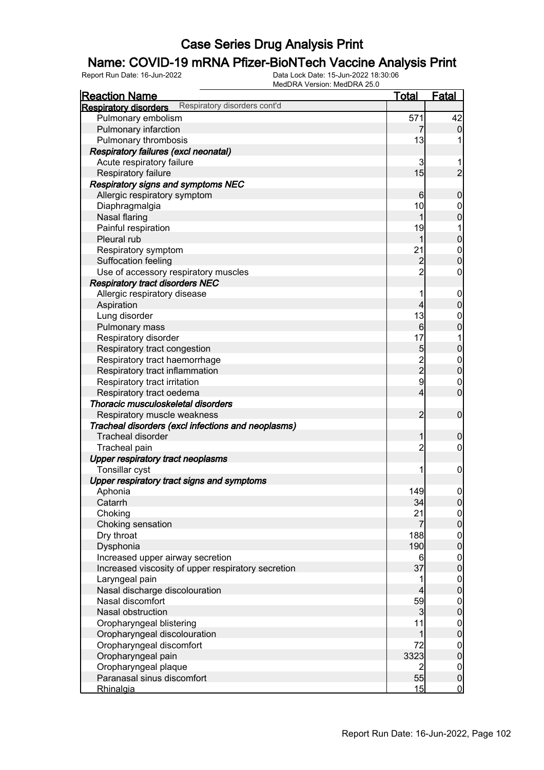# Case Series Drug Analysis Print

## Name: COVID-19 mRNA Pfizer-BioNTech Vaccine Analysis Print

Report Run Date: 16-Jun-2022 | Data Lock Date: 15-Jun-2022 18:30:06 | MedDRA Version: MedDRA 25.0

| Reaction Name | Total | Fatal |
|---|---|---|
| **Respiratory disorders** Respiratory disorders cont'd | | |
| Pulmonary embolism | 571 | 42 |
| Pulmonary infarction | 7 | 0 |
| Pulmonary thrombosis | 13 | 1 |
| ***Respiratory failures (excl neonatal)*** | | |
| Acute respiratory failure | 3 | 1 |
| Respiratory failure | 15 | 2 |
| ***Respiratory signs and symptoms NEC*** | | |
| Allergic respiratory symptom | 6 | 0 |
| Diaphragmalgia | 10 | 0 |
| Nasal flaring | 1 | 0 |
| Painful respiration | 19 | 1 |
| Pleural rub | 1 | 0 |
| Respiratory symptom | 21 | 0 |
| Suffocation feeling | 2 | 0 |
| Use of accessory respiratory muscles | 2 | 0 |
| ***Respiratory tract disorders NEC*** | | |
| Allergic respiratory disease | 1 | 0 |
| Aspiration | 4 | 0 |
| Lung disorder | 13 | 0 |
| Pulmonary mass | 6 | 0 |
| Respiratory disorder | 17 | 1 |
| Respiratory tract congestion | 5 | 0 |
| Respiratory tract haemorrhage | 2 | 0 |
| Respiratory tract inflammation | 2 | 0 |
| Respiratory tract irritation | 9 | 0 |
| Respiratory tract oedema | 4 | 0 |
| ***Thoracic musculoskeletal disorders*** | | |
| Respiratory muscle weakness | 2 | 0 |
| ***Tracheal disorders (excl infections and neoplasms)*** | | |
| Tracheal disorder | 1 | 0 |
| Tracheal pain | 2 | 0 |
| ***Upper respiratory tract neoplasms*** | | |
| Tonsillar cyst | 1 | 0 |
| ***Upper respiratory tract signs and symptoms*** | | |
| Aphonia | 149 | 0 |
| Catarrh | 34 | 0 |
| Choking | 21 | 0 |
| Choking sensation | 7 | 0 |
| Dry throat | 188 | 0 |
| Dysphonia | 190 | 0 |
| Increased upper airway secretion | 6 | 0 |
| Increased viscosity of upper respiratory secretion | 37 | 0 |
| Laryngeal pain | 1 | 0 |
| Nasal discharge discolouration | 4 | 0 |
| Nasal discomfort | 59 | 0 |
| Nasal obstruction | 3 | 0 |
| Oropharyngeal blistering | 11 | 0 |
| Oropharyngeal discolouration | 1 | 0 |
| Oropharyngeal discomfort | 72 | 0 |
| Oropharyngeal pain | 3323 | 0 |
| Oropharyngeal plaque | 2 | 0 |
| Paranasal sinus discomfort | 55 | 0 |
| Rhinalgia | 15 | 0 |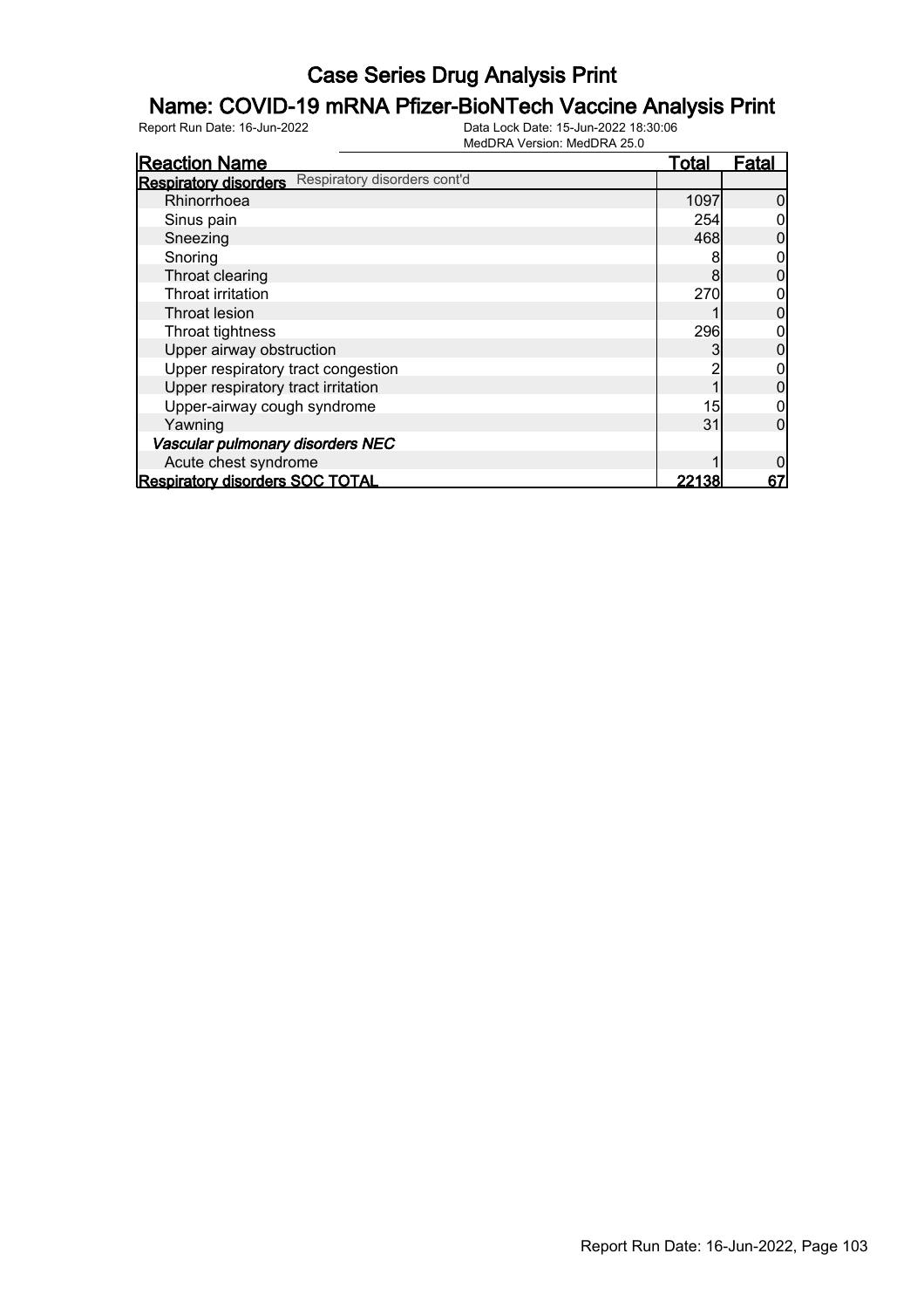# Case Series Drug Analysis Print

## Name: COVID-19 mRNA Pfizer-BioNTech Vaccine Analysis Print

Report Run Date: 16-Jun-2022
Data Lock Date: 15-Jun-2022 18:30:06
MedDRA Version: MedDRA 25.0

| Reaction Name | Total | Fatal |
|---|---|---|
| **Respiratory disorders** Respiratory disorders cont'd | | |
| Rhinorrhoea | 1097 | 0 |
| Sinus pain | 254 | 0 |
| Sneezing | 468 | 0 |
| Snoring | 8 | 0 |
| Throat clearing | 8 | 0 |
| Throat irritation | 270 | 0 |
| Throat lesion | 1 | 0 |
| Throat tightness | 296 | 0 |
| Upper airway obstruction | 3 | 0 |
| Upper respiratory tract congestion | 2 | 0 |
| Upper respiratory tract irritation | 1 | 0 |
| Upper-airway cough syndrome | 15 | 0 |
| Yawning | 31 | 0 |
| ***Vascular pulmonary disorders NEC*** | | |
| Acute chest syndrome | 1 | 0 |
| **Respiratory disorders SOC TOTAL** | **22138** | **67** |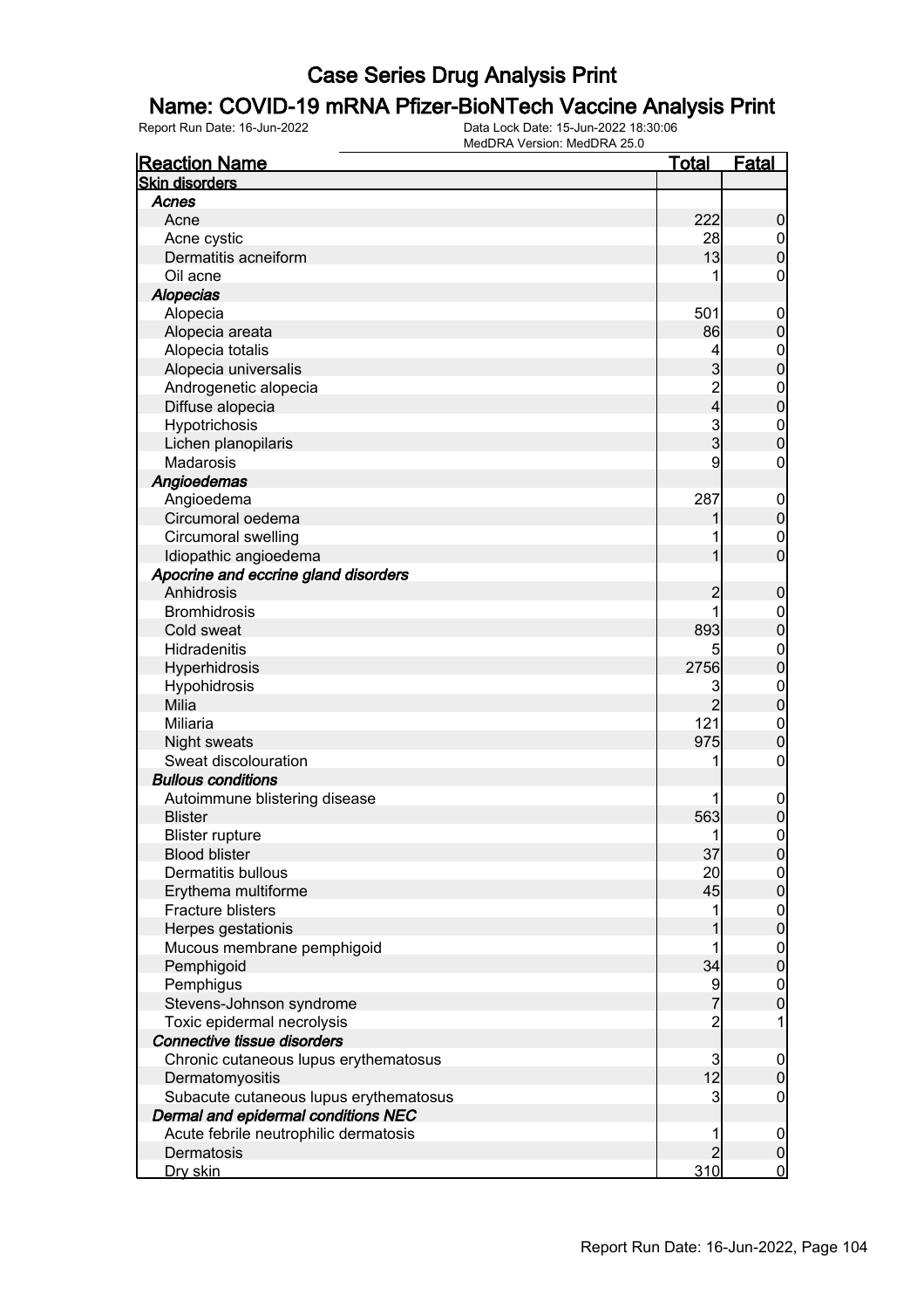# Case Series Drug Analysis Print

## Name: COVID-19 mRNA Pfizer-BioNTech Vaccine Analysis Print

Report Run Date: 16-Jun-2022 | Data Lock Date: 15-Jun-2022 18:30:06 | MedDRA Version: MedDRA 25.0

| Reaction Name | Total | Fatal |
|---|---|---|
| **Skin disorders** | | |
| ***Acnes*** | | |
| Acne | 222 | 0 |
| Acne cystic | 28 | 0 |
| Dermatitis acneiform | 13 | 0 |
| Oil acne | 1 | 0 |
| ***Alopecias*** | | |
| Alopecia | 501 | 0 |
| Alopecia areata | 86 | 0 |
| Alopecia totalis | 4 | 0 |
| Alopecia universalis | 3 | 0 |
| Androgenetic alopecia | 2 | 0 |
| Diffuse alopecia | 4 | 0 |
| Hypotrichosis | 3 | 0 |
| Lichen planopilaris | 3 | 0 |
| Madarosis | 9 | 0 |
| ***Angioedemas*** | | |
| Angioedema | 287 | 0 |
| Circumoral oedema | 1 | 0 |
| Circumoral swelling | 1 | 0 |
| Idiopathic angioedema | 1 | 0 |
| ***Apocrine and eccrine gland disorders*** | | |
| Anhidrosis | 2 | 0 |
| Bromhidrosis | 1 | 0 |
| Cold sweat | 893 | 0 |
| Hidradenitis | 5 | 0 |
| Hyperhidrosis | 2756 | 0 |
| Hypohidrosis | 3 | 0 |
| Milia | 2 | 0 |
| Miliaria | 121 | 0 |
| Night sweats | 975 | 0 |
| Sweat discolouration | 1 | 0 |
| ***Bullous conditions*** | | |
| Autoimmune blistering disease | 1 | 0 |
| Blister | 563 | 0 |
| Blister rupture | 1 | 0 |
| Blood blister | 37 | 0 |
| Dermatitis bullous | 20 | 0 |
| Erythema multiforme | 45 | 0 |
| Fracture blisters | 1 | 0 |
| Herpes gestationis | 1 | 0 |
| Mucous membrane pemphigoid | 1 | 0 |
| Pemphigoid | 34 | 0 |
| Pemphigus | 9 | 0 |
| Stevens-Johnson syndrome | 7 | 0 |
| Toxic epidermal necrolysis | 2 | 1 |
| ***Connective tissue disorders*** | | |
| Chronic cutaneous lupus erythematosus | 3 | 0 |
| Dermatomyositis | 12 | 0 |
| Subacute cutaneous lupus erythematosus | 3 | 0 |
| ***Dermal and epidermal conditions NEC*** | | |
| Acute febrile neutrophilic dermatosis | 1 | 0 |
| Dermatosis | 2 | 0 |
| Dry skin | 310 | 0 |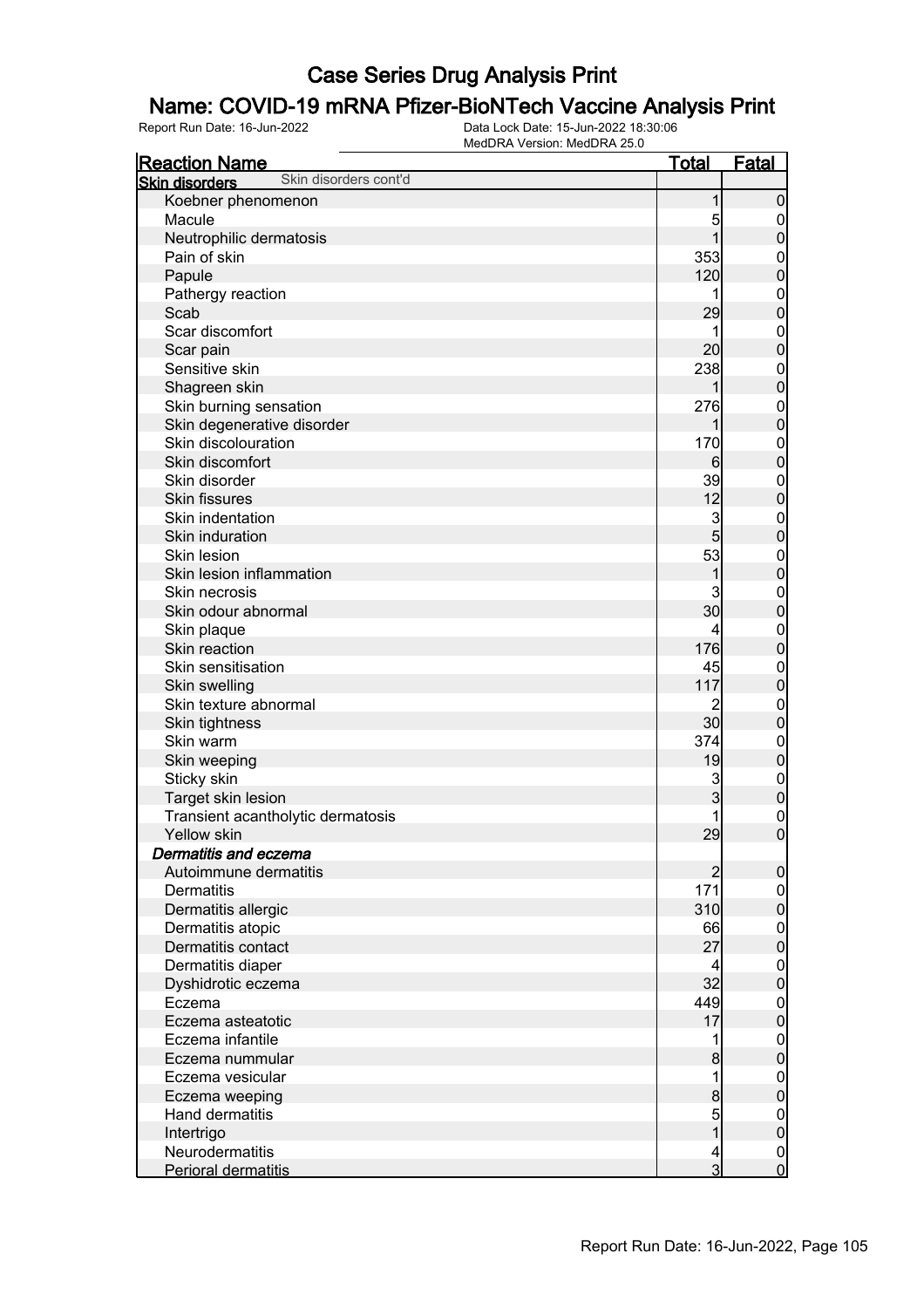# Case Series Drug Analysis Print

## Name: COVID-19 mRNA Pfizer-BioNTech Vaccine Analysis Print

Report Run Date: 16-Jun-2022 | Data Lock Date: 15-Jun-2022 18:30:06 | MedDRA Version: MedDRA 25.0

| Reaction Name | Total | Fatal |
|---|---|---|
| **Skin disorders** Skin disorders cont'd | | |
| Koebner phenomenon | 1 | 0 |
| Macule | 5 | 0 |
| Neutrophilic dermatosis | 1 | 0 |
| Pain of skin | 353 | 0 |
| Papule | 120 | 0 |
| Pathergy reaction | 1 | 0 |
| Scab | 29 | 0 |
| Scar discomfort | 1 | 0 |
| Scar pain | 20 | 0 |
| Sensitive skin | 238 | 0 |
| Shagreen skin | 1 | 0 |
| Skin burning sensation | 276 | 0 |
| Skin degenerative disorder | 1 | 0 |
| Skin discolouration | 170 | 0 |
| Skin discomfort | 6 | 0 |
| Skin disorder | 39 | 0 |
| Skin fissures | 12 | 0 |
| Skin indentation | 3 | 0 |
| Skin induration | 5 | 0 |
| Skin lesion | 53 | 0 |
| Skin lesion inflammation | 1 | 0 |
| Skin necrosis | 3 | 0 |
| Skin odour abnormal | 30 | 0 |
| Skin plaque | 4 | 0 |
| Skin reaction | 176 | 0 |
| Skin sensitisation | 45 | 0 |
| Skin swelling | 117 | 0 |
| Skin texture abnormal | 2 | 0 |
| Skin tightness | 30 | 0 |
| Skin warm | 374 | 0 |
| Skin weeping | 19 | 0 |
| Sticky skin | 3 | 0 |
| Target skin lesion | 3 | 0 |
| Transient acantholytic dermatosis | 1 | 0 |
| Yellow skin | 29 | 0 |
| ***Dermatitis and eczema*** | | |
| Autoimmune dermatitis | 2 | 0 |
| Dermatitis | 171 | 0 |
| Dermatitis allergic | 310 | 0 |
| Dermatitis atopic | 66 | 0 |
| Dermatitis contact | 27 | 0 |
| Dermatitis diaper | 4 | 0 |
| Dyshidrotic eczema | 32 | 0 |
| Eczema | 449 | 0 |
| Eczema asteatotic | 17 | 0 |
| Eczema infantile | 1 | 0 |
| Eczema nummular | 8 | 0 |
| Eczema vesicular | 1 | 0 |
| Eczema weeping | 8 | 0 |
| Hand dermatitis | 5 | 0 |
| Intertrigo | 1 | 0 |
| Neurodermatitis | 4 | 0 |
| Perioral dermatitis | 3 | 0 |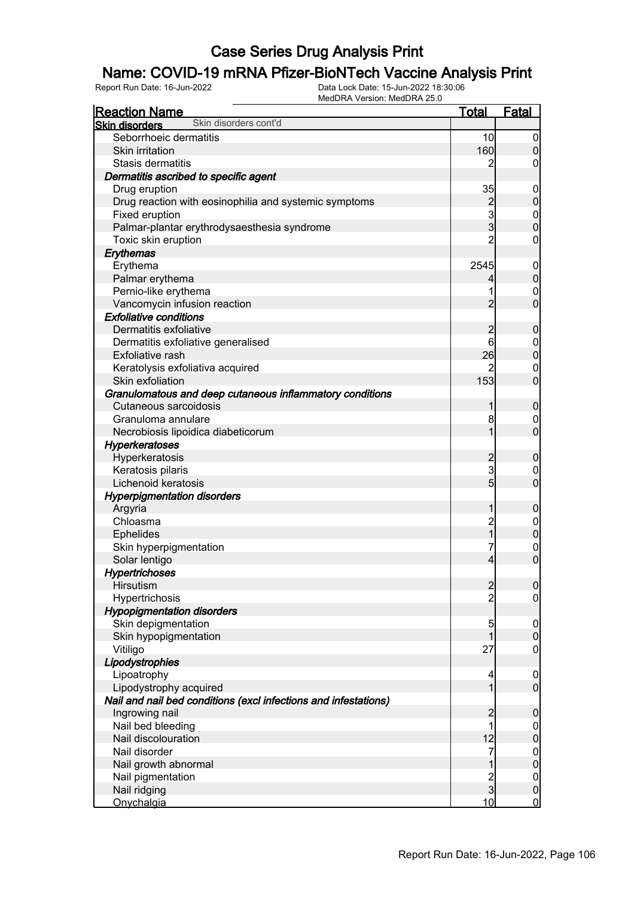# Case Series Drug Analysis Print

## Name: COVID-19 mRNA Pfizer-BioNTech Vaccine Analysis Print

Report Run Date: 16-Jun-2022    Data Lock Date: 15-Jun-2022 18:30:06
MedDRA Version: MedDRA 25.0

| Reaction Name | Total | Fatal |
|---|---|---|
| **Skin disorders** Skin disorders cont'd | | |
| Seborrhoeic dermatitis | 10 | 0 |
| Skin irritation | 160 | 0 |
| Stasis dermatitis | 2 | 0 |
| ***Dermatitis ascribed to specific agent*** | | |
| Drug eruption | 35 | 0 |
| Drug reaction with eosinophilia and systemic symptoms | 2 | 0 |
| Fixed eruption | 3 | 0 |
| Palmar-plantar erythrodysaesthesia syndrome | 3 | 0 |
| Toxic skin eruption | 2 | 0 |
| ***Erythemas*** | | |
| Erythema | 2545 | 0 |
| Palmar erythema | 4 | 0 |
| Pernio-like erythema | 1 | 0 |
| Vancomycin infusion reaction | 2 | 0 |
| ***Exfoliative conditions*** | | |
| Dermatitis exfoliative | 2 | 0 |
| Dermatitis exfoliative generalised | 6 | 0 |
| Exfoliative rash | 26 | 0 |
| Keratolysis exfoliativa acquired | 2 | 0 |
| Skin exfoliation | 153 | 0 |
| ***Granulomatous and deep cutaneous inflammatory conditions*** | | |
| Cutaneous sarcoidosis | 1 | 0 |
| Granuloma annulare | 8 | 0 |
| Necrobiosis lipoidica diabeticorum | 1 | 0 |
| ***Hyperkeratoses*** | | |
| Hyperkeratosis | 2 | 0 |
| Keratosis pilaris | 3 | 0 |
| Lichenoid keratosis | 5 | 0 |
| ***Hyperpigmentation disorders*** | | |
| Argyria | 1 | 0 |
| Chloasma | 2 | 0 |
| Ephelides | 1 | 0 |
| Skin hyperpigmentation | 7 | 0 |
| Solar lentigo | 4 | 0 |
| ***Hypertrichoses*** | | |
| Hirsutism | 2 | 0 |
| Hypertrichosis | 2 | 0 |
| ***Hypopigmentation disorders*** | | |
| Skin depigmentation | 5 | 0 |
| Skin hypopigmentation | 1 | 0 |
| Vitiligo | 27 | 0 |
| ***Lipodystrophies*** | | |
| Lipoatrophy | 4 | 0 |
| Lipodystrophy acquired | 1 | 0 |
| ***Nail and nail bed conditions (excl infections and infestations)*** | | |
| Ingrowing nail | 2 | 0 |
| Nail bed bleeding | 1 | 0 |
| Nail discolouration | 12 | 0 |
| Nail disorder | 7 | 0 |
| Nail growth abnormal | 1 | 0 |
| Nail pigmentation | 2 | 0 |
| Nail ridging | 3 | 0 |
| Onychalgia | 10 | 0 |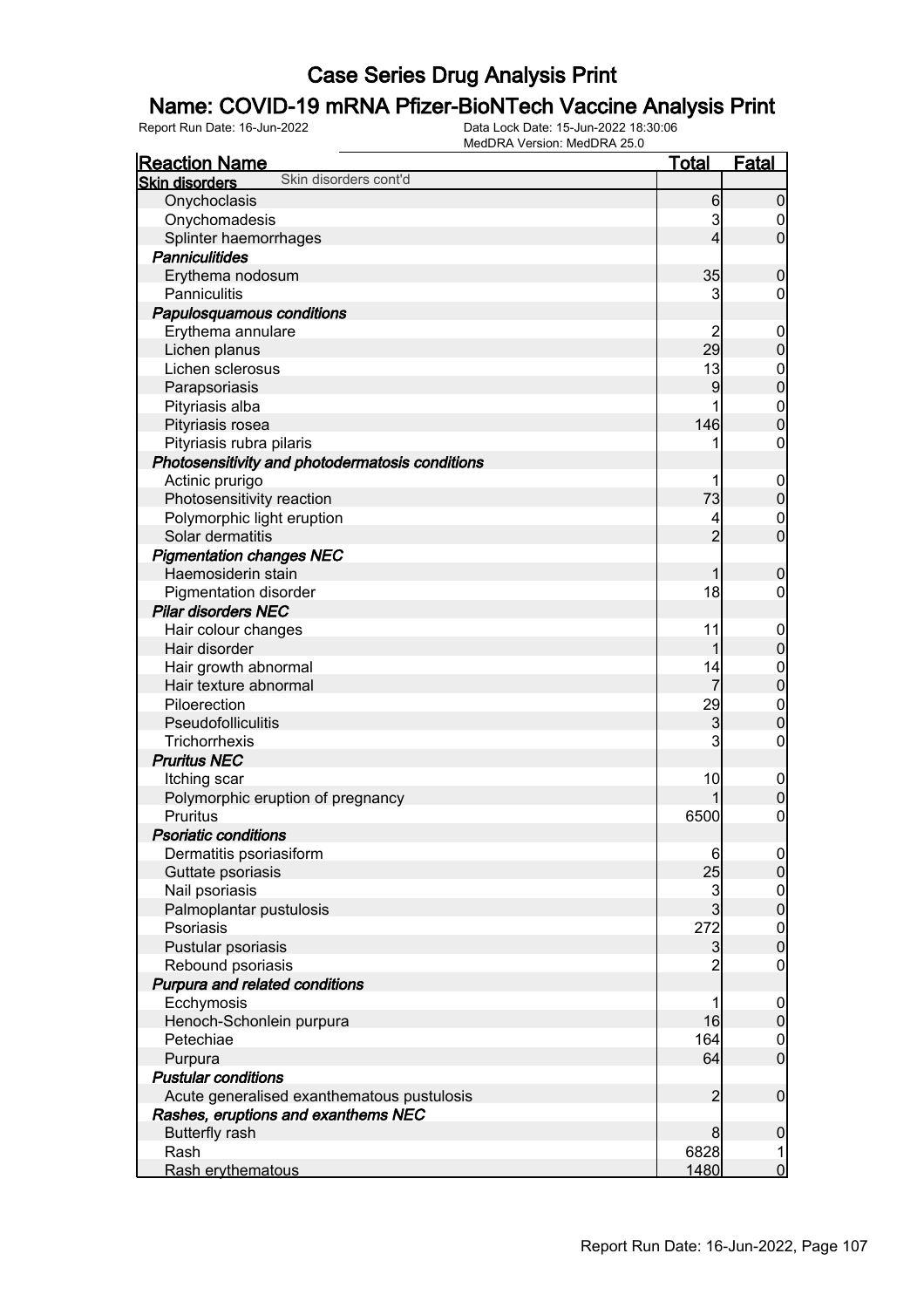# Case Series Drug Analysis Print

## Name: COVID-19 mRNA Pfizer-BioNTech Vaccine Analysis Print

Report Run Date: 16-Jun-2022
Data Lock Date: 15-Jun-2022 18:30:06
MedDRA Version: MedDRA 25.0

| Reaction Name | Total | Fatal |
|---|---|---|
| **Skin disorders** Skin disorders cont'd | | |
| Onychoclasis | 6 | 0 |
| Onychomadesis | 3 | 0 |
| Splinter haemorrhages | 4 | 0 |
| ***Panniculitides*** | | |
| Erythema nodosum | 35 | 0 |
| Panniculitis | 3 | 0 |
| ***Papulosquamous conditions*** | | |
| Erythema annulare | 2 | 0 |
| Lichen planus | 29 | 0 |
| Lichen sclerosus | 13 | 0 |
| Parapsoriasis | 9 | 0 |
| Pityriasis alba | 1 | 0 |
| Pityriasis rosea | 146 | 0 |
| Pityriasis rubra pilaris | 1 | 0 |
| ***Photosensitivity and photodermatosis conditions*** | | |
| Actinic prurigo | 1 | 0 |
| Photosensitivity reaction | 73 | 0 |
| Polymorphic light eruption | 4 | 0 |
| Solar dermatitis | 2 | 0 |
| ***Pigmentation changes NEC*** | | |
| Haemosiderin stain | 1 | 0 |
| Pigmentation disorder | 18 | 0 |
| ***Pilar disorders NEC*** | | |
| Hair colour changes | 11 | 0 |
| Hair disorder | 1 | 0 |
| Hair growth abnormal | 14 | 0 |
| Hair texture abnormal | 7 | 0 |
| Piloerection | 29 | 0 |
| Pseudofolliculitis | 3 | 0 |
| Trichorrhexis | 3 | 0 |
| ***Pruritus NEC*** | | |
| Itching scar | 10 | 0 |
| Polymorphic eruption of pregnancy | 1 | 0 |
| Pruritus | 6500 | 0 |
| ***Psoriatic conditions*** | | |
| Dermatitis psoriasiform | 6 | 0 |
| Guttate psoriasis | 25 | 0 |
| Nail psoriasis | 3 | 0 |
| Palmoplantar pustulosis | 3 | 0 |
| Psoriasis | 272 | 0 |
| Pustular psoriasis | 3 | 0 |
| Rebound psoriasis | 2 | 0 |
| ***Purpura and related conditions*** | | |
| Ecchymosis | 1 | 0 |
| Henoch-Schonlein purpura | 16 | 0 |
| Petechiae | 164 | 0 |
| Purpura | 64 | 0 |
| ***Pustular conditions*** | | |
| Acute generalised exanthematous pustulosis | 2 | 0 |
| ***Rashes, eruptions and exanthems NEC*** | | |
| Butterfly rash | 8 | 0 |
| Rash | 6828 | 1 |
| Rash erythematous | 1480 | 0 |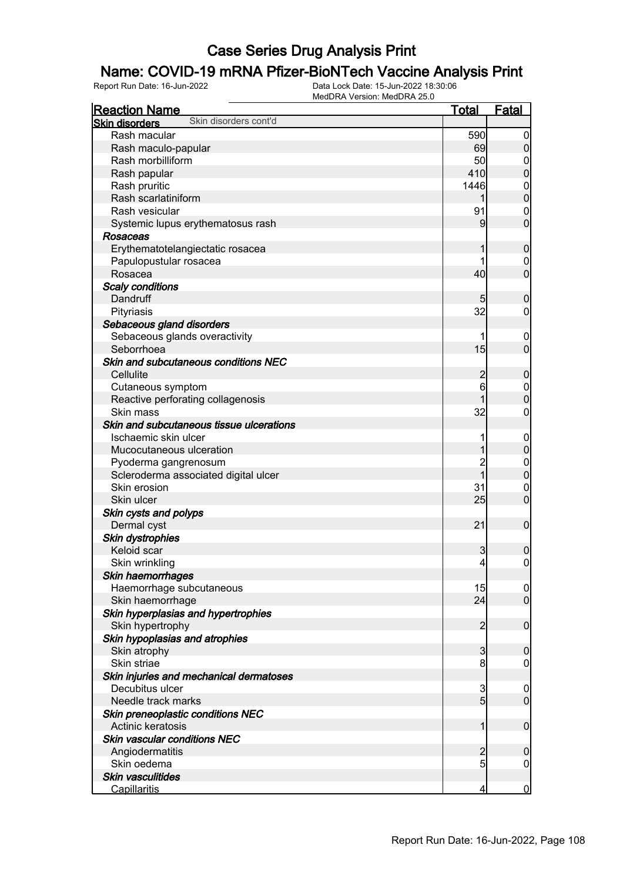# Case Series Drug Analysis Print

## Name: COVID-19 mRNA Pfizer-BioNTech Vaccine Analysis Print

Report Run Date: 16-Jun-2022 | Data Lock Date: 15-Jun-2022 18:30:06
MedDRA Version: MedDRA 25.0

| Reaction Name | Total | Fatal |
|---|---|---|
| **Skin disorders** Skin disorders cont'd | | |
| Rash macular | 590 | 0 |
| Rash maculo-papular | 69 | 0 |
| Rash morbilliform | 50 | 0 |
| Rash papular | 410 | 0 |
| Rash pruritic | 1446 | 0 |
| Rash scarlatiniform | 1 | 0 |
| Rash vesicular | 91 | 0 |
| Systemic lupus erythematosus rash | 9 | 0 |
| ***Rosaceas*** | | |
| Erythematotelangiectatic rosacea | 1 | 0 |
| Papulopustular rosacea | 1 | 0 |
| Rosacea | 40 | 0 |
| ***Scaly conditions*** | | |
| Dandruff | 5 | 0 |
| Pityriasis | 32 | 0 |
| ***Sebaceous gland disorders*** | | |
| Sebaceous glands overactivity | 1 | 0 |
| Seborrhoea | 15 | 0 |
| ***Skin and subcutaneous conditions NEC*** | | |
| Cellulite | 2 | 0 |
| Cutaneous symptom | 6 | 0 |
| Reactive perforating collagenosis | 1 | 0 |
| Skin mass | 32 | 0 |
| ***Skin and subcutaneous tissue ulcerations*** | | |
| Ischaemic skin ulcer | 1 | 0 |
| Mucocutaneous ulceration | 1 | 0 |
| Pyoderma gangrenosum | 2 | 0 |
| Scleroderma associated digital ulcer | 1 | 0 |
| Skin erosion | 31 | 0 |
| Skin ulcer | 25 | 0 |
| ***Skin cysts and polyps*** | | |
| Dermal cyst | 21 | 0 |
| ***Skin dystrophies*** | | |
| Keloid scar | 3 | 0 |
| Skin wrinkling | 4 | 0 |
| ***Skin haemorrhages*** | | |
| Haemorrhage subcutaneous | 15 | 0 |
| Skin haemorrhage | 24 | 0 |
| ***Skin hyperplasias and hypertrophies*** | | |
| Skin hypertrophy | 2 | 0 |
| ***Skin hypoplasias and atrophies*** | | |
| Skin atrophy | 3 | 0 |
| Skin striae | 8 | 0 |
| ***Skin injuries and mechanical dermatoses*** | | |
| Decubitus ulcer | 3 | 0 |
| Needle track marks | 5 | 0 |
| ***Skin preneoplastic conditions NEC*** | | |
| Actinic keratosis | 1 | 0 |
| ***Skin vascular conditions NEC*** | | |
| Angiodermatitis | 2 | 0 |
| Skin oedema | 5 | 0 |
| ***Skin vasculitides*** | | |
| Capillaritis | 4 | 0 |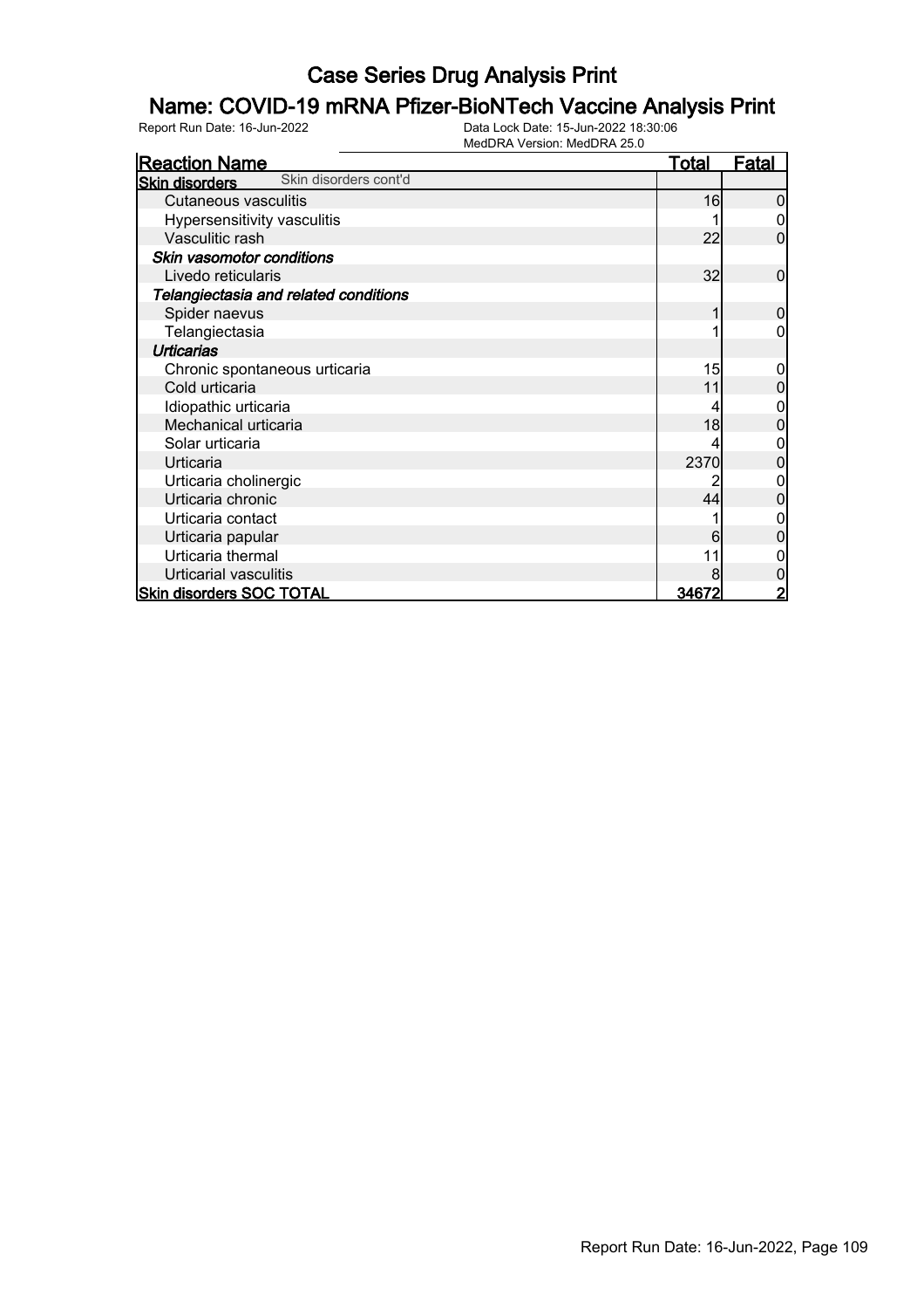# Case Series Drug Analysis Print

## Name: COVID-19 mRNA Pfizer-BioNTech Vaccine Analysis Print

Report Run Date: 16-Jun-2022 | Data Lock Date: 15-Jun-2022 18:30:06 | MedDRA Version: MedDRA 25.0

| Reaction Name | Total | Fatal |
|---|---|---|
| **Skin disorders** Skin disorders cont'd | | |
| Cutaneous vasculitis | 16 | 0 |
| Hypersensitivity vasculitis | 1 | 0 |
| Vasculitic rash | 22 | 0 |
| ***Skin vasomotor conditions*** | | |
| Livedo reticularis | 32 | 0 |
| ***Telangiectasia and related conditions*** | | |
| Spider naevus | 1 | 0 |
| Telangiectasia | 1 | 0 |
| ***Urticarias*** | | |
| Chronic spontaneous urticaria | 15 | 0 |
| Cold urticaria | 11 | 0 |
| Idiopathic urticaria | 4 | 0 |
| Mechanical urticaria | 18 | 0 |
| Solar urticaria | 4 | 0 |
| Urticaria | 2370 | 0 |
| Urticaria cholinergic | 2 | 0 |
| Urticaria chronic | 44 | 0 |
| Urticaria contact | 1 | 0 |
| Urticaria papular | 6 | 0 |
| Urticaria thermal | 11 | 0 |
| Urticarial vasculitis | 8 | 0 |
| **Skin disorders SOC TOTAL** | **34672** | **2** |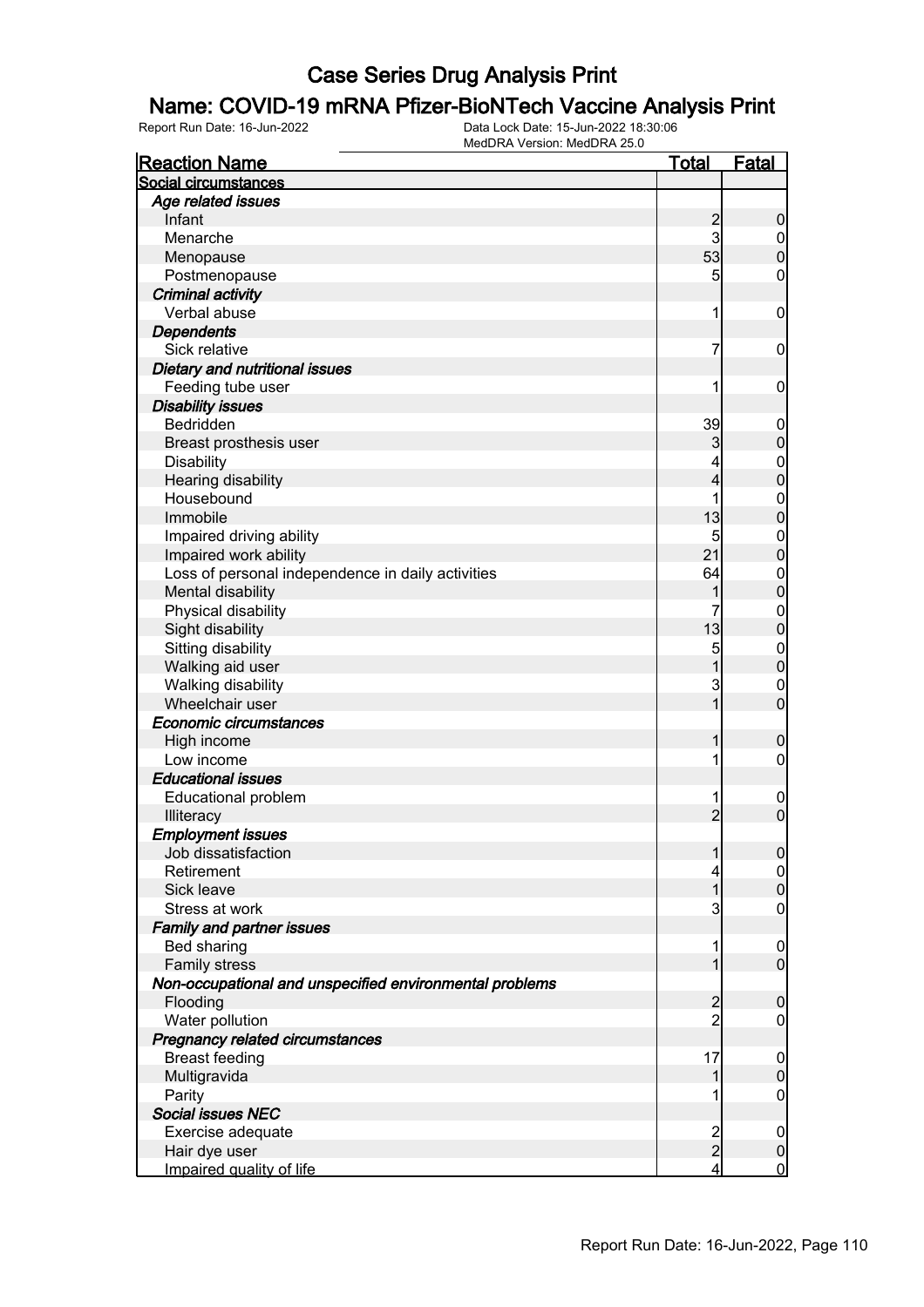# Case Series Drug Analysis Print

## Name: COVID-19 mRNA Pfizer-BioNTech Vaccine Analysis Print

Report Run Date: 16-Jun-2022    Data Lock Date: 15-Jun-2022 18:30:06
MedDRA Version: MedDRA 25.0

| Reaction Name | Total | Fatal |
|---|---|---|
| **Social circumstances** | | |
| *Age related issues* | | |
| Infant | 2 | 0 |
| Menarche | 3 | 0 |
| Menopause | 53 | 0 |
| Postmenopause | 5 | 0 |
| *Criminal activity* | | |
| Verbal abuse | 1 | 0 |
| *Dependents* | | |
| Sick relative | 7 | 0 |
| *Dietary and nutritional issues* | | |
| Feeding tube user | 1 | 0 |
| *Disability issues* | | |
| Bedridden | 39 | 0 |
| Breast prosthesis user | 3 | 0 |
| Disability | 4 | 0 |
| Hearing disability | 4 | 0 |
| Housebound | 1 | 0 |
| Immobile | 13 | 0 |
| Impaired driving ability | 5 | 0 |
| Impaired work ability | 21 | 0 |
| Loss of personal independence in daily activities | 64 | 0 |
| Mental disability | 1 | 0 |
| Physical disability | 7 | 0 |
| Sight disability | 13 | 0 |
| Sitting disability | 5 | 0 |
| Walking aid user | 1 | 0 |
| Walking disability | 3 | 0 |
| Wheelchair user | 1 | 0 |
| *Economic circumstances* | | |
| High income | 1 | 0 |
| Low income | 1 | 0 |
| *Educational issues* | | |
| Educational problem | 1 | 0 |
| Illiteracy | 2 | 0 |
| *Employment issues* | | |
| Job dissatisfaction | 1 | 0 |
| Retirement | 4 | 0 |
| Sick leave | 1 | 0 |
| Stress at work | 3 | 0 |
| *Family and partner issues* | | |
| Bed sharing | 1 | 0 |
| Family stress | 1 | 0 |
| *Non-occupational and unspecified environmental problems* | | |
| Flooding | 2 | 0 |
| Water pollution | 2 | 0 |
| *Pregnancy related circumstances* | | |
| Breast feeding | 17 | 0 |
| Multigravida | 1 | 0 |
| Parity | 1 | 0 |
| *Social issues NEC* | | |
| Exercise adequate | 2 | 0 |
| Hair dye user | 2 | 0 |
| Impaired quality of life | 4 | 0 |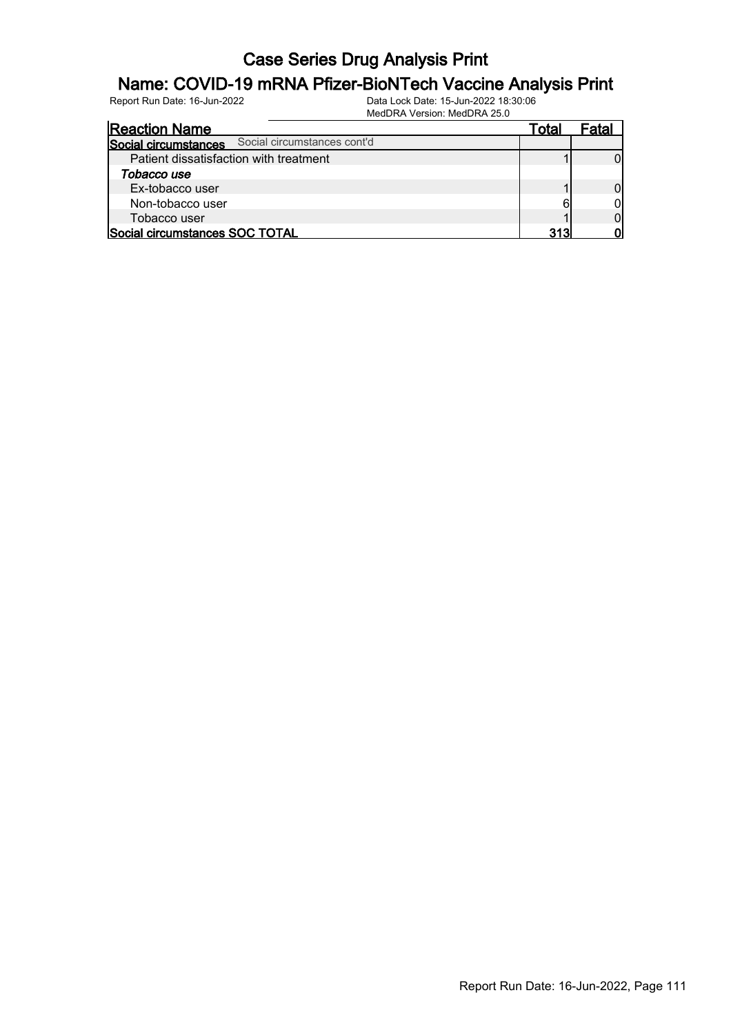# Case Series Drug Analysis Print

## Name: COVID-19 mRNA Pfizer-BioNTech Vaccine Analysis Print

Report Run Date: 16-Jun-2022    Data Lock Date: 15-Jun-2022 18:30:06
MedDRA Version: MedDRA 25.0

| Reaction Name | Total | Fatal |
|---|---|---|
| **Social circumstances** Social circumstances cont'd | | |
| Patient dissatisfaction with treatment | 1 | 0 |
| ***Tobacco use*** | | |
| Ex-tobacco user | 1 | 0 |
| Non-tobacco user | 6 | 0 |
| Tobacco user | 1 | 0 |
| **Social circumstances SOC TOTAL** | **313** | **0** |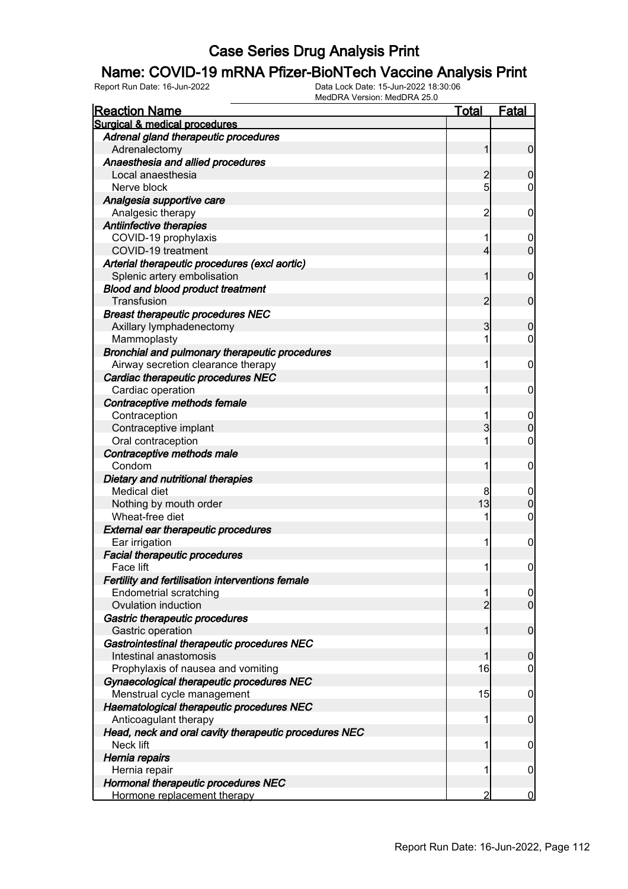# Case Series Drug Analysis Print

## Name: COVID-19 mRNA Pfizer-BioNTech Vaccine Analysis Print

Report Run Date: 16-Jun-2022
Data Lock Date: 15-Jun-2022 18:30:06
MedDRA Version: MedDRA 25.0

| Reaction Name | Total | Fatal |
|---|---|---|
| **Surgical & medical procedures** | | |
| ***Adrenal gland therapeutic procedures*** | | |
| Adrenalectomy | 1 | 0 |
| ***Anaesthesia and allied procedures*** | | |
| Local anaesthesia | 2 | 0 |
| Nerve block | 5 | 0 |
| ***Analgesia supportive care*** | | |
| Analgesic therapy | 2 | 0 |
| ***Antiinfective therapies*** | | |
| COVID-19 prophylaxis | 1 | 0 |
| COVID-19 treatment | 4 | 0 |
| ***Arterial therapeutic procedures (excl aortic)*** | | |
| Splenic artery embolisation | 1 | 0 |
| ***Blood and blood product treatment*** | | |
| Transfusion | 2 | 0 |
| ***Breast therapeutic procedures NEC*** | | |
| Axillary lymphadenectomy | 3 | 0 |
| Mammoplasty | 1 | 0 |
| ***Bronchial and pulmonary therapeutic procedures*** | | |
| Airway secretion clearance therapy | 1 | 0 |
| ***Cardiac therapeutic procedures NEC*** | | |
| Cardiac operation | 1 | 0 |
| ***Contraceptive methods female*** | | |
| Contraception | 1 | 0 |
| Contraceptive implant | 3 | 0 |
| Oral contraception | 1 | 0 |
| ***Contraceptive methods male*** | | |
| Condom | 1 | 0 |
| ***Dietary and nutritional therapies*** | | |
| Medical diet | 8 | 0 |
| Nothing by mouth order | 13 | 0 |
| Wheat-free diet | 1 | 0 |
| ***External ear therapeutic procedures*** | | |
| Ear irrigation | 1 | 0 |
| ***Facial therapeutic procedures*** | | |
| Face lift | 1 | 0 |
| ***Fertility and fertilisation interventions female*** | | |
| Endometrial scratching | 1 | 0 |
| Ovulation induction | 2 | 0 |
| ***Gastric therapeutic procedures*** | | |
| Gastric operation | 1 | 0 |
| ***Gastrointestinal therapeutic procedures NEC*** | | |
| Intestinal anastomosis | 1 | 0 |
| Prophylaxis of nausea and vomiting | 16 | 0 |
| ***Gynaecological therapeutic procedures NEC*** | | |
| Menstrual cycle management | 15 | 0 |
| ***Haematological therapeutic procedures NEC*** | | |
| Anticoagulant therapy | 1 | 0 |
| ***Head, neck and oral cavity therapeutic procedures NEC*** | | |
| Neck lift | 1 | 0 |
| ***Hernia repairs*** | | |
| Hernia repair | 1 | 0 |
| ***Hormonal therapeutic procedures NEC*** | | |
| Hormone replacement therapy | 2 | 0 |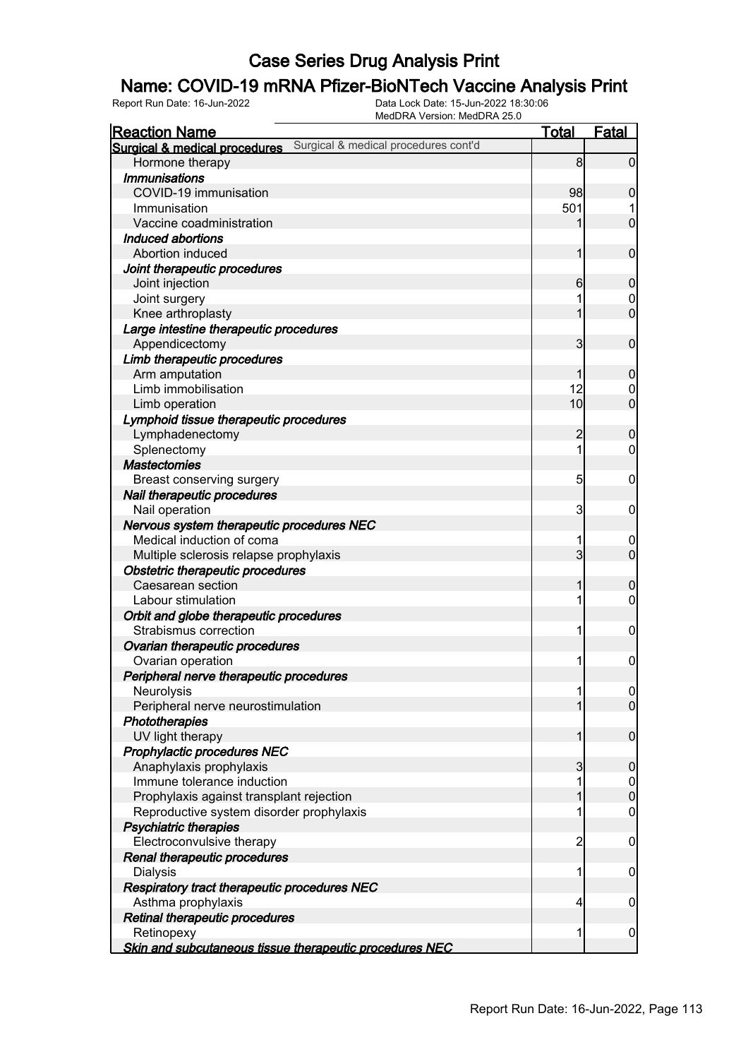# Case Series Drug Analysis Print

## Name: COVID-19 mRNA Pfizer-BioNTech Vaccine Analysis Print

Report Run Date: 16-Jun-2022 | Data Lock Date: 15-Jun-2022 18:30:06 | MedDRA Version: MedDRA 25.0

| Reaction Name | Total | Fatal |
|---|---|---|
| **Surgical & medical procedures** Surgical & medical procedures cont'd | | |
| Hormone therapy | 8 | 0 |
| ***Immunisations*** | | |
| COVID-19 immunisation | 98 | 0 |
| Immunisation | 501 | 1 |
| Vaccine coadministration | 1 | 0 |
| ***Induced abortions*** | | |
| Abortion induced | 1 | 0 |
| ***Joint therapeutic procedures*** | | |
| Joint injection | 6 | 0 |
| Joint surgery | 1 | 0 |
| Knee arthroplasty | 1 | 0 |
| ***Large intestine therapeutic procedures*** | | |
| Appendicectomy | 3 | 0 |
| ***Limb therapeutic procedures*** | | |
| Arm amputation | 1 | 0 |
| Limb immobilisation | 12 | 0 |
| Limb operation | 10 | 0 |
| ***Lymphoid tissue therapeutic procedures*** | | |
| Lymphadenectomy | 2 | 0 |
| Splenectomy | 1 | 0 |
| ***Mastectomies*** | | |
| Breast conserving surgery | 5 | 0 |
| ***Nail therapeutic procedures*** | | |
| Nail operation | 3 | 0 |
| ***Nervous system therapeutic procedures NEC*** | | |
| Medical induction of coma | 1 | 0 |
| Multiple sclerosis relapse prophylaxis | 3 | 0 |
| ***Obstetric therapeutic procedures*** | | |
| Caesarean section | 1 | 0 |
| Labour stimulation | 1 | 0 |
| ***Orbit and globe therapeutic procedures*** | | |
| Strabismus correction | 1 | 0 |
| ***Ovarian therapeutic procedures*** | | |
| Ovarian operation | 1 | 0 |
| ***Peripheral nerve therapeutic procedures*** | | |
| Neurolysis | 1 | 0 |
| Peripheral nerve neurostimulation | 1 | 0 |
| ***Phototherapies*** | | |
| UV light therapy | 1 | 0 |
| ***Prophylactic procedures NEC*** | | |
| Anaphylaxis prophylaxis | 3 | 0 |
| Immune tolerance induction | 1 | 0 |
| Prophylaxis against transplant rejection | 1 | 0 |
| Reproductive system disorder prophylaxis | 1 | 0 |
| ***Psychiatric therapies*** | | |
| Electroconvulsive therapy | 2 | 0 |
| ***Renal therapeutic procedures*** | | |
| Dialysis | 1 | 0 |
| ***Respiratory tract therapeutic procedures NEC*** | | |
| Asthma prophylaxis | 4 | 0 |
| ***Retinal therapeutic procedures*** | | |
| Retinopexy | 1 | 0 |
| ***Skin and subcutaneous tissue therapeutic procedures NEC*** | | |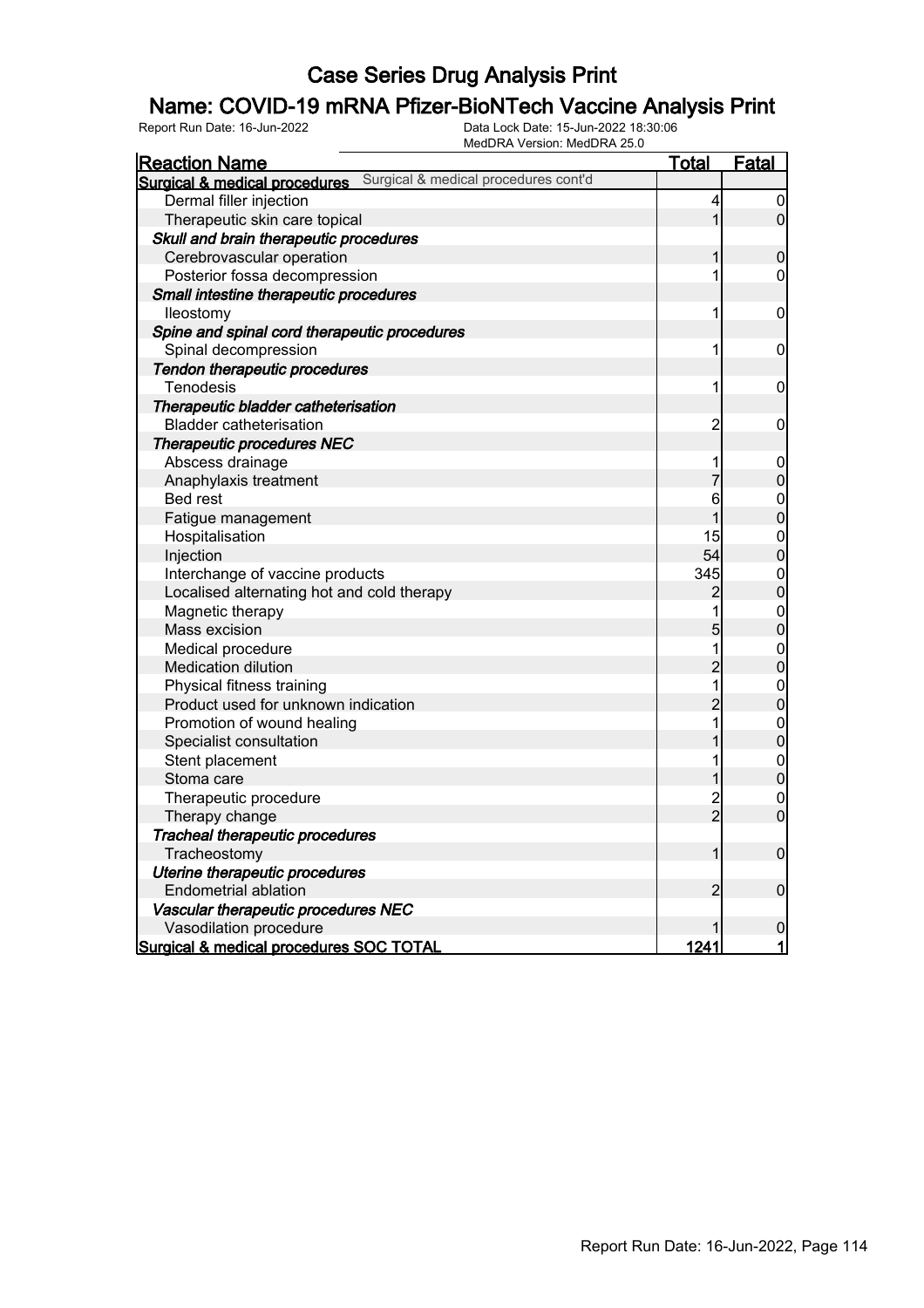# Case Series Drug Analysis Print

## Name: COVID-19 mRNA Pfizer-BioNTech Vaccine Analysis Print

Report Run Date: 16-Jun-2022 | Data Lock Date: 15-Jun-2022 18:30:06 | MedDRA Version: MedDRA 25.0

| Reaction Name | Total | Fatal |
|---|---|---|
| **Surgical & medical procedures** Surgical & medical procedures cont'd | | |
| Dermal filler injection | 4 | 0 |
| Therapeutic skin care topical | 1 | 0 |
| ***Skull and brain therapeutic procedures*** | | |
| Cerebrovascular operation | 1 | 0 |
| Posterior fossa decompression | 1 | 0 |
| ***Small intestine therapeutic procedures*** | | |
| Ileostomy | 1 | 0 |
| ***Spine and spinal cord therapeutic procedures*** | | |
| Spinal decompression | 1 | 0 |
| ***Tendon therapeutic procedures*** | | |
| Tenodesis | 1 | 0 |
| ***Therapeutic bladder catheterisation*** | | |
| Bladder catheterisation | 2 | 0 |
| ***Therapeutic procedures NEC*** | | |
| Abscess drainage | 1 | 0 |
| Anaphylaxis treatment | 7 | 0 |
| Bed rest | 6 | 0 |
| Fatigue management | 1 | 0 |
| Hospitalisation | 15 | 0 |
| Injection | 54 | 0 |
| Interchange of vaccine products | 345 | 0 |
| Localised alternating hot and cold therapy | 2 | 0 |
| Magnetic therapy | 1 | 0 |
| Mass excision | 5 | 0 |
| Medical procedure | 1 | 0 |
| Medication dilution | 2 | 0 |
| Physical fitness training | 1 | 0 |
| Product used for unknown indication | 2 | 0 |
| Promotion of wound healing | 1 | 0 |
| Specialist consultation | 1 | 0 |
| Stent placement | 1 | 0 |
| Stoma care | 1 | 0 |
| Therapeutic procedure | 2 | 0 |
| Therapy change | 2 | 0 |
| ***Tracheal therapeutic procedures*** | | |
| Tracheostomy | 1 | 0 |
| ***Uterine therapeutic procedures*** | | |
| Endometrial ablation | 2 | 0 |
| ***Vascular therapeutic procedures NEC*** | | |
| Vasodilation procedure | 1 | 0 |
| **Surgical & medical procedures SOC TOTAL** | **1241** | **1** |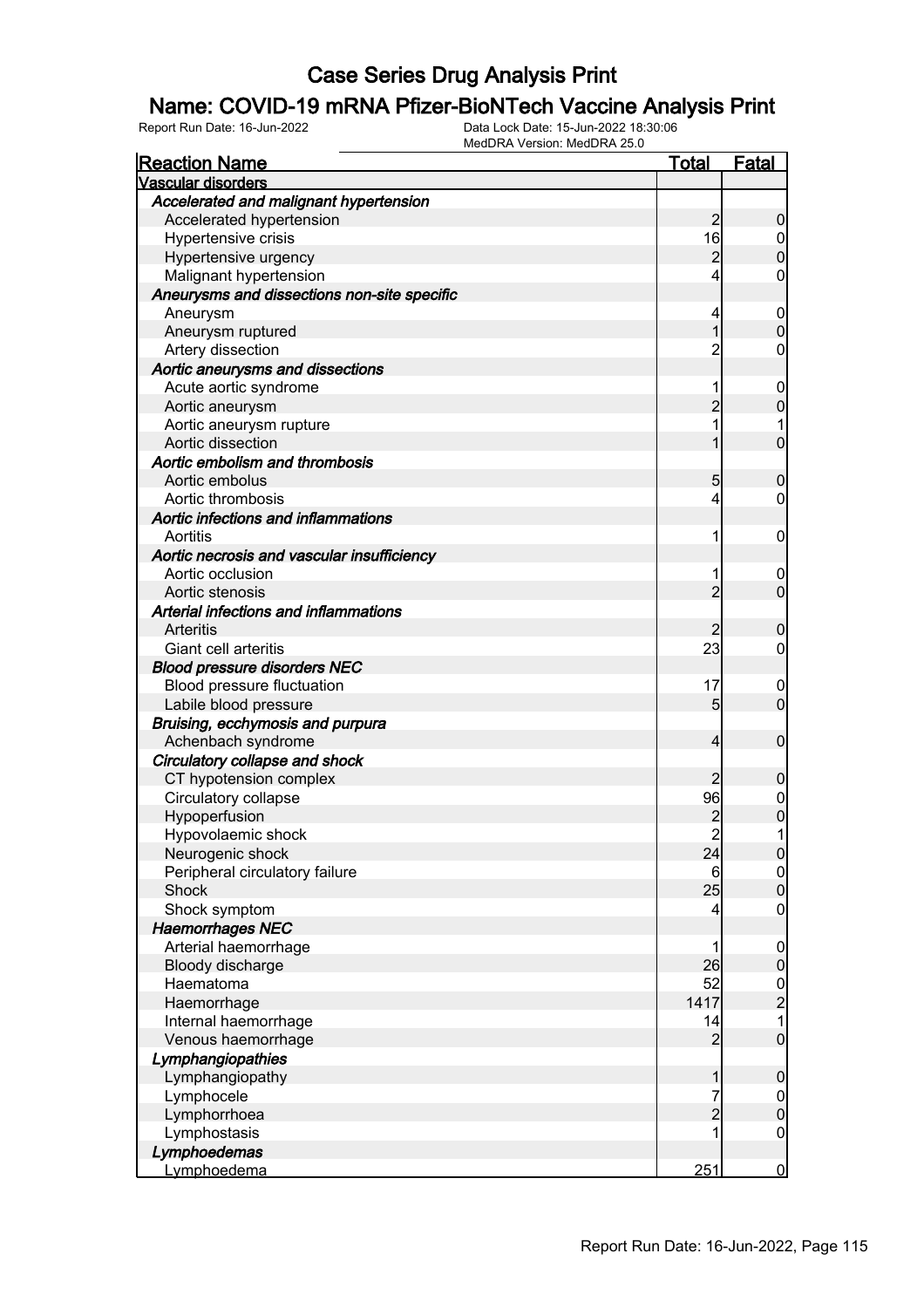# Case Series Drug Analysis Print

## Name: COVID-19 mRNA Pfizer-BioNTech Vaccine Analysis Print

Report Run Date: 16-Jun-2022  
Data Lock Date: 15-Jun-2022 18:30:06  
MedDRA Version: MedDRA 25.0

| Reaction Name | Total | Fatal |
|---|---|---|
| **Vascular disorders** | | |
| ***Accelerated and malignant hypertension*** | | |
| Accelerated hypertension | 2 | 0 |
| Hypertensive crisis | 16 | 0 |
| Hypertensive urgency | 2 | 0 |
| Malignant hypertension | 4 | 0 |
| ***Aneurysms and dissections non-site specific*** | | |
| Aneurysm | 4 | 0 |
| Aneurysm ruptured | 1 | 0 |
| Artery dissection | 2 | 0 |
| ***Aortic aneurysms and dissections*** | | |
| Acute aortic syndrome | 1 | 0 |
| Aortic aneurysm | 2 | 0 |
| Aortic aneurysm rupture | 1 | 1 |
| Aortic dissection | 1 | 0 |
| ***Aortic embolism and thrombosis*** | | |
| Aortic embolus | 5 | 0 |
| Aortic thrombosis | 4 | 0 |
| ***Aortic infections and inflammations*** | | |
| Aortitis | 1 | 0 |
| ***Aortic necrosis and vascular insufficiency*** | | |
| Aortic occlusion | 1 | 0 |
| Aortic stenosis | 2 | 0 |
| ***Arterial infections and inflammations*** | | |
| Arteritis | 2 | 0 |
| Giant cell arteritis | 23 | 0 |
| ***Blood pressure disorders NEC*** | | |
| Blood pressure fluctuation | 17 | 0 |
| Labile blood pressure | 5 | 0 |
| ***Bruising, ecchymosis and purpura*** | | |
| Achenbach syndrome | 4 | 0 |
| ***Circulatory collapse and shock*** | | |
| CT hypotension complex | 2 | 0 |
| Circulatory collapse | 96 | 0 |
| Hypoperfusion | 2 | 0 |
| Hypovolaemic shock | 2 | 1 |
| Neurogenic shock | 24 | 0 |
| Peripheral circulatory failure | 6 | 0 |
| Shock | 25 | 0 |
| Shock symptom | 4 | 0 |
| ***Haemorrhages NEC*** | | |
| Arterial haemorrhage | 1 | 0 |
| Bloody discharge | 26 | 0 |
| Haematoma | 52 | 0 |
| Haemorrhage | 1417 | 2 |
| Internal haemorrhage | 14 | 1 |
| Venous haemorrhage | 2 | 0 |
| ***Lymphangiopathies*** | | |
| Lymphangiopathy | 1 | 0 |
| Lymphocele | 7 | 0 |
| Lymphorrhoea | 2 | 0 |
| Lymphostasis | 1 | 0 |
| ***Lymphoedemas*** | | |
| Lymphoedema | 251 | 0 |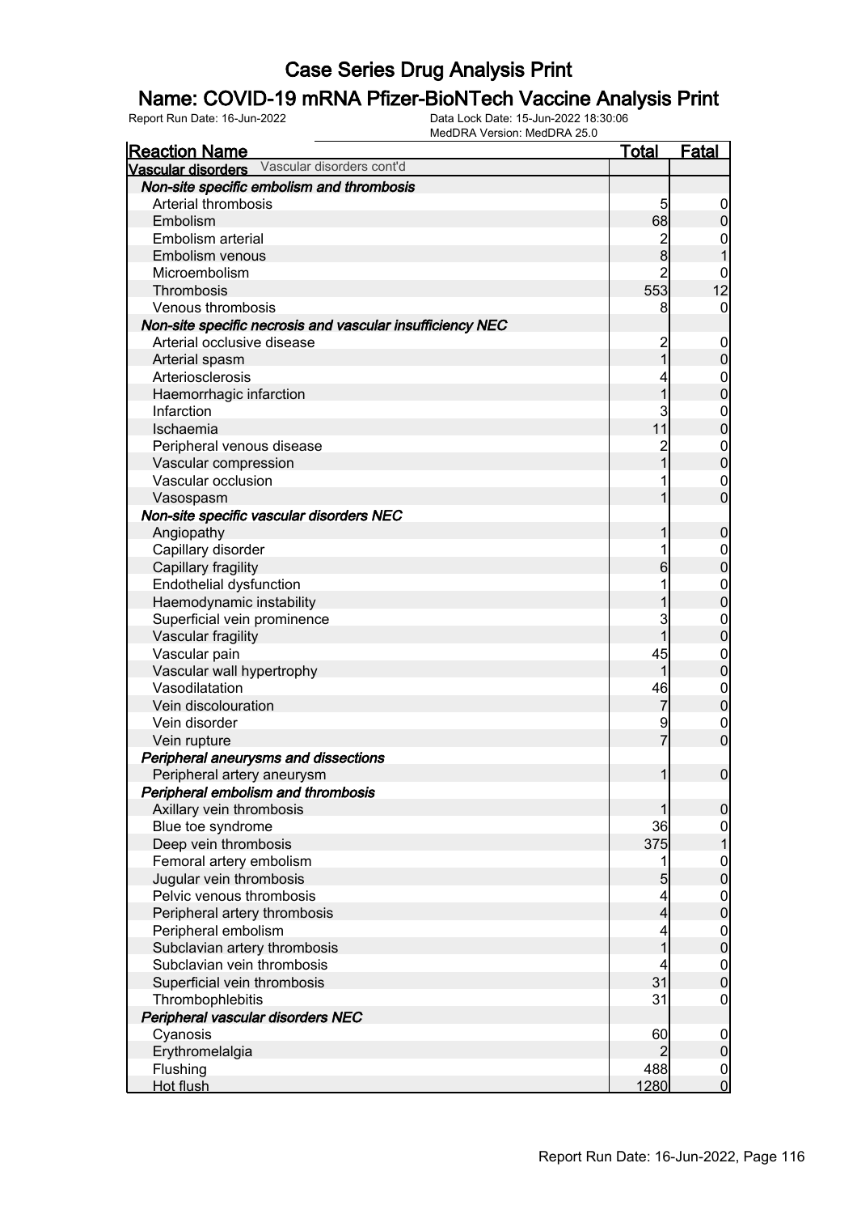# Case Series Drug Analysis Print

## Name: COVID-19 mRNA Pfizer-BioNTech Vaccine Analysis Print

Report Run Date: 16-Jun-2022    Data Lock Date: 15-Jun-2022 18:30:06
MedDRA Version: MedDRA 25.0

| Reaction Name | Total | Fatal |
|---|---|---|
| **Vascular disorders** Vascular disorders cont'd | | |
| ***Non-site specific embolism and thrombosis*** | | |
| Arterial thrombosis | 5 | 0 |
| Embolism | 68 | 0 |
| Embolism arterial | 2 | 0 |
| Embolism venous | 8 | 1 |
| Microembolism | 2 | 0 |
| Thrombosis | 553 | 12 |
| Venous thrombosis | 8 | 0 |
| ***Non-site specific necrosis and vascular insufficiency NEC*** | | |
| Arterial occlusive disease | 2 | 0 |
| Arterial spasm | 1 | 0 |
| Arteriosclerosis | 4 | 0 |
| Haemorrhagic infarction | 1 | 0 |
| Infarction | 3 | 0 |
| Ischaemia | 11 | 0 |
| Peripheral venous disease | 2 | 0 |
| Vascular compression | 1 | 0 |
| Vascular occlusion | 1 | 0 |
| Vasospasm | 1 | 0 |
| ***Non-site specific vascular disorders NEC*** | | |
| Angiopathy | 1 | 0 |
| Capillary disorder | 1 | 0 |
| Capillary fragility | 6 | 0 |
| Endothelial dysfunction | 1 | 0 |
| Haemodynamic instability | 1 | 0 |
| Superficial vein prominence | 3 | 0 |
| Vascular fragility | 1 | 0 |
| Vascular pain | 45 | 0 |
| Vascular wall hypertrophy | 1 | 0 |
| Vasodilatation | 46 | 0 |
| Vein discolouration | 7 | 0 |
| Vein disorder | 9 | 0 |
| Vein rupture | 7 | 0 |
| ***Peripheral aneurysms and dissections*** | | |
| Peripheral artery aneurysm | 1 | 0 |
| ***Peripheral embolism and thrombosis*** | | |
| Axillary vein thrombosis | 1 | 0 |
| Blue toe syndrome | 36 | 0 |
| Deep vein thrombosis | 375 | 1 |
| Femoral artery embolism | 1 | 0 |
| Jugular vein thrombosis | 5 | 0 |
| Pelvic venous thrombosis | 4 | 0 |
| Peripheral artery thrombosis | 4 | 0 |
| Peripheral embolism | 4 | 0 |
| Subclavian artery thrombosis | 1 | 0 |
| Subclavian vein thrombosis | 4 | 0 |
| Superficial vein thrombosis | 31 | 0 |
| Thrombophlebitis | 31 | 0 |
| ***Peripheral vascular disorders NEC*** | | |
| Cyanosis | 60 | 0 |
| Erythromelalgia | 2 | 0 |
| Flushing | 488 | 0 |
| Hot flush | 1280 | 0 |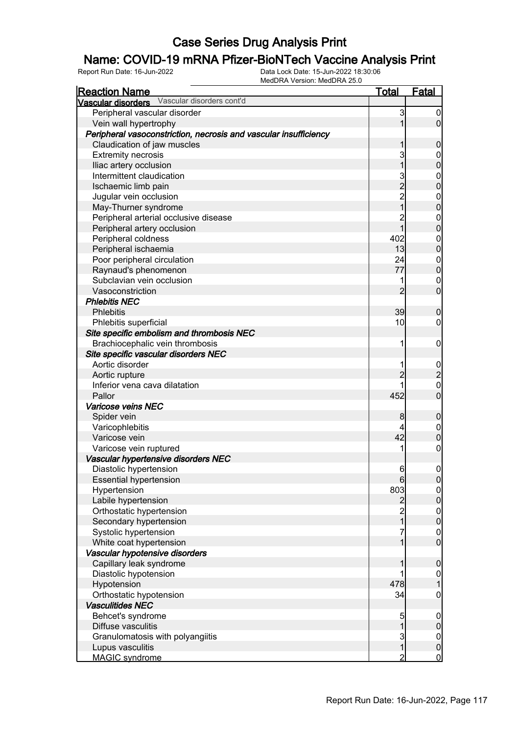# Case Series Drug Analysis Print

## Name: COVID-19 mRNA Pfizer-BioNTech Vaccine Analysis Print

Report Run Date: 16-Jun-2022    Data Lock Date: 15-Jun-2022 18:30:06
MedDRA Version: MedDRA 25.0

| Reaction Name | Total | Fatal |
|---|---|---|
| **Vascular disorders** Vascular disorders cont'd | | |
| Peripheral vascular disorder | 3 | 0 |
| Vein wall hypertrophy | 1 | 0 |
| ***Peripheral vasoconstriction, necrosis and vascular insufficiency*** | | |
| Claudication of jaw muscles | 1 | 0 |
| Extremity necrosis | 3 | 0 |
| Iliac artery occlusion | 1 | 0 |
| Intermittent claudication | 3 | 0 |
| Ischaemic limb pain | 2 | 0 |
| Jugular vein occlusion | 2 | 0 |
| May-Thurner syndrome | 1 | 0 |
| Peripheral arterial occlusive disease | 2 | 0 |
| Peripheral artery occlusion | 1 | 0 |
| Peripheral coldness | 402 | 0 |
| Peripheral ischaemia | 13 | 0 |
| Poor peripheral circulation | 24 | 0 |
| Raynaud's phenomenon | 77 | 0 |
| Subclavian vein occlusion | 1 | 0 |
| Vasoconstriction | 2 | 0 |
| ***Phlebitis NEC*** | | |
| Phlebitis | 39 | 0 |
| Phlebitis superficial | 10 | 0 |
| ***Site specific embolism and thrombosis NEC*** | | |
| Brachiocephalic vein thrombosis | 1 | 0 |
| ***Site specific vascular disorders NEC*** | | |
| Aortic disorder | 1 | 0 |
| Aortic rupture | 2 | 2 |
| Inferior vena cava dilatation | 1 | 0 |
| Pallor | 452 | 0 |
| ***Varicose veins NEC*** | | |
| Spider vein | 8 | 0 |
| Varicophlebitis | 4 | 0 |
| Varicose vein | 42 | 0 |
| Varicose vein ruptured | 1 | 0 |
| ***Vascular hypertensive disorders NEC*** | | |
| Diastolic hypertension | 6 | 0 |
| Essential hypertension | 6 | 0 |
| Hypertension | 803 | 0 |
| Labile hypertension | 2 | 0 |
| Orthostatic hypertension | 2 | 0 |
| Secondary hypertension | 1 | 0 |
| Systolic hypertension | 7 | 0 |
| White coat hypertension | 1 | 0 |
| ***Vascular hypotensive disorders*** | | |
| Capillary leak syndrome | 1 | 0 |
| Diastolic hypotension | 1 | 0 |
| Hypotension | 478 | 1 |
| Orthostatic hypotension | 34 | 0 |
| ***Vasculitides NEC*** | | |
| Behcet's syndrome | 5 | 0 |
| Diffuse vasculitis | 1 | 0 |
| Granulomatosis with polyangiitis | 3 | 0 |
| Lupus vasculitis | 1 | 0 |
| MAGIC syndrome | 2 | 0 |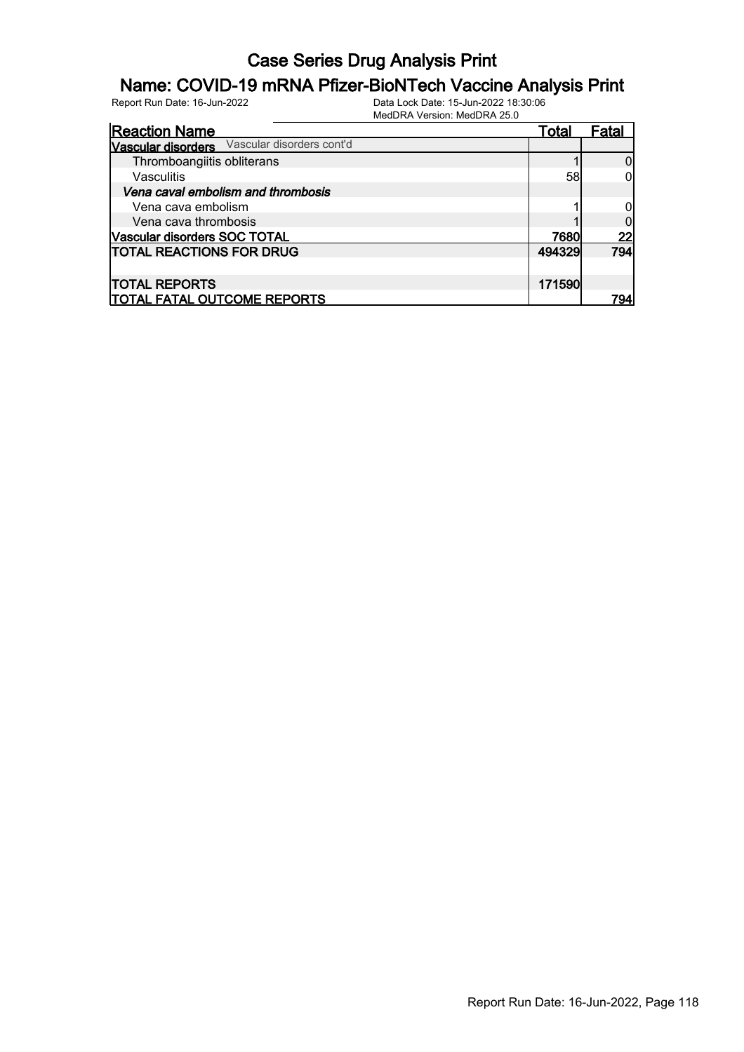# Case Series Drug Analysis Print

## Name: COVID-19 mRNA Pfizer-BioNTech Vaccine Analysis Print

Report Run Date: 16-Jun-2022

Data Lock Date: 15-Jun-2022 18:30:06
MedDRA Version: MedDRA 25.0

| Reaction Name | Total | Fatal |
|---|---|---|
| **Vascular disorders** Vascular disorders cont'd | | |
| Thromboangiitis obliterans | 1 | 0 |
| Vasculitis | 58 | 0 |
| *Vena caval embolism and thrombosis* | | |
| Vena cava embolism | 1 | 0 |
| Vena cava thrombosis | 1 | 0 |
| **Vascular disorders SOC TOTAL** | **7680** | **22** |
| **TOTAL REACTIONS FOR DRUG** | **494329** | **794** |
| | | |
| **TOTAL REPORTS** | **171590** | |
| **TOTAL FATAL OUTCOME REPORTS** | | **794** |